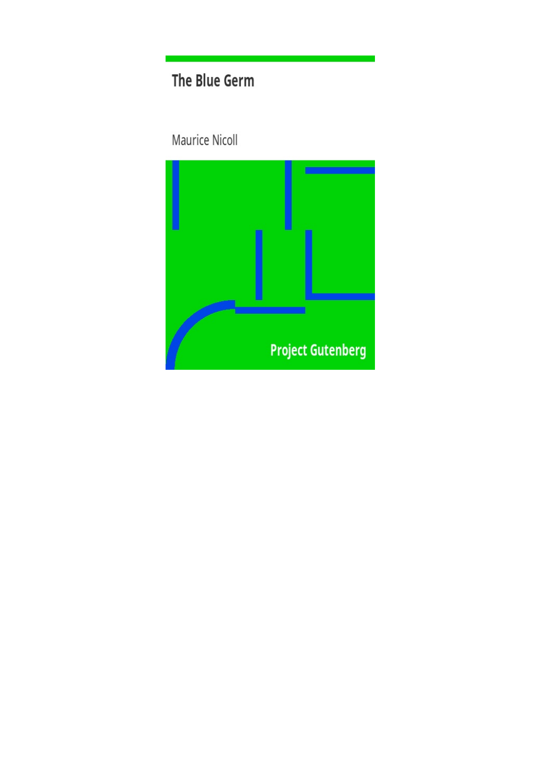# The Blue Germ

Maurice Nicoll

Project Gutenberg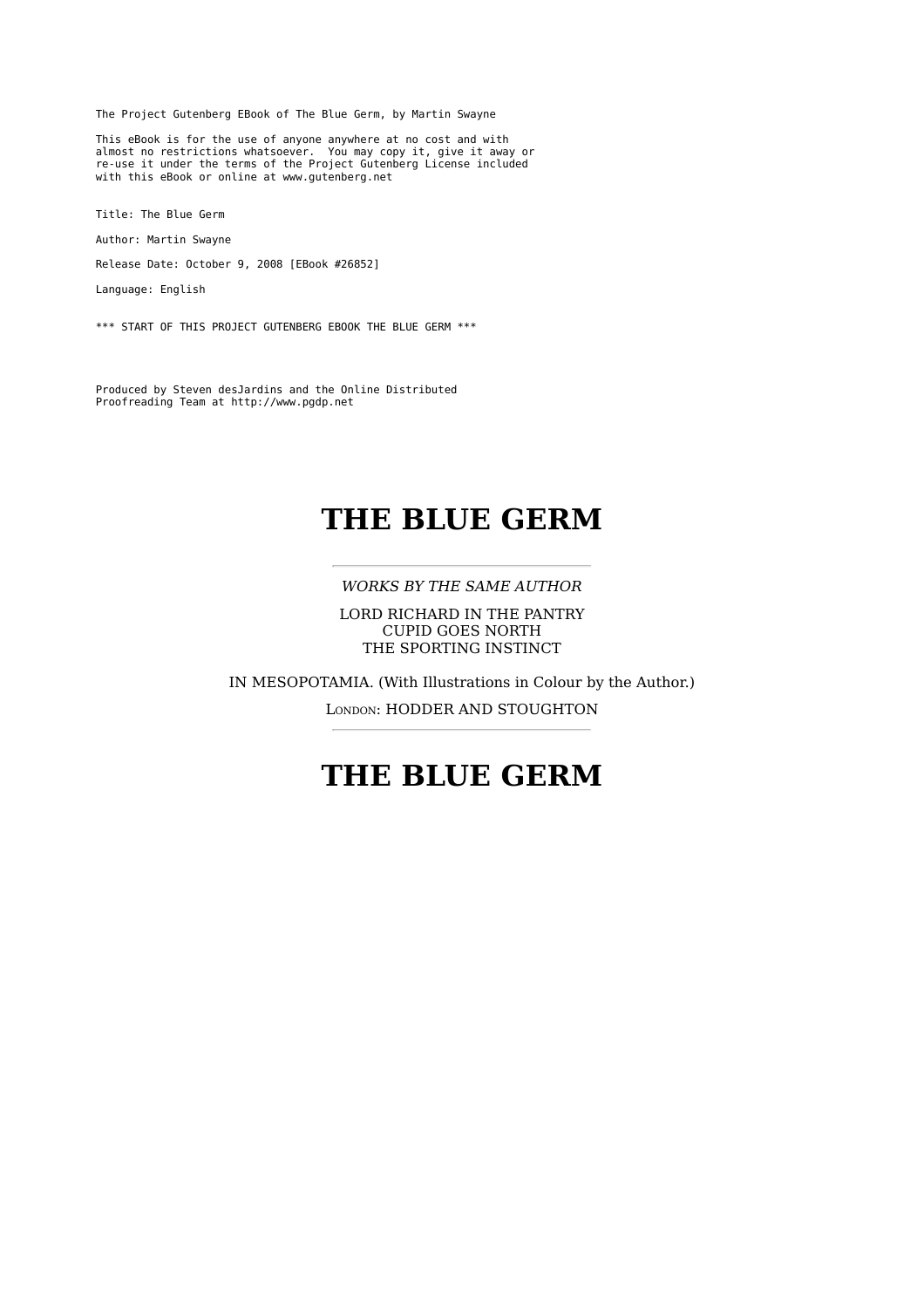The Project Gutenberg EBook of The Blue Germ, by Martin Swayne

This eBook is for the use of anyone anywhere at no cost and with
almost no restrictions whatsoever. You may copy it, give it away or
re-use it under the terms of the Project Gutenberg License included
with this eBook or online at www.gutenberg.net

Title: The Blue Germ

Author: Martin Swayne

Release Date: October 9, 2008 [EBook #26852]

Language: English

*** START OF THIS PROJECT GUTENBERG EBOOK THE BLUE GERM ***

Produced by Steven desJardins and the Online Distributed
Proofreading Team at http://www.pgdp.net

# THE BLUE GERM

---

*WORKS BY THE SAME AUTHOR*

LORD RICHARD IN THE PANTRY
CUPID GOES NORTH
THE SPORTING INSTINCT

IN MESOPOTAMIA. (With Illustrations in Colour by the Author.)

LONDON: HODDER AND STOUGHTON

---

# THE BLUE GERM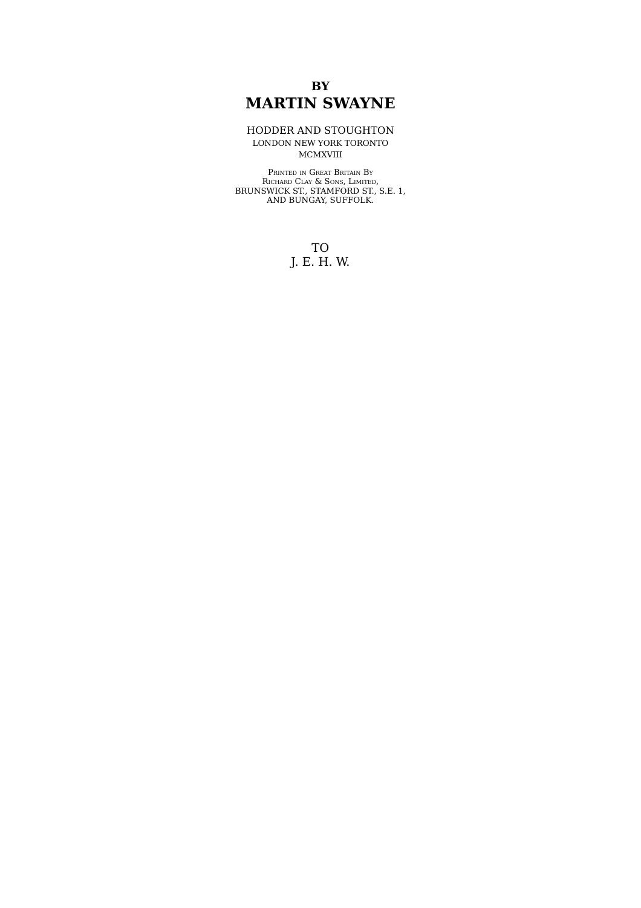**BY**

# MARTIN SWAYNE

HODDER AND STOUGHTON
LONDON NEW YORK TORONTO
MCMXVIII

Printed in Great Britain By
Richard Clay & Sons, Limited,
BRUNSWICK ST., STAMFORD ST., S.E. 1,
AND BUNGAY, SUFFOLK.

TO
J. E. H. W.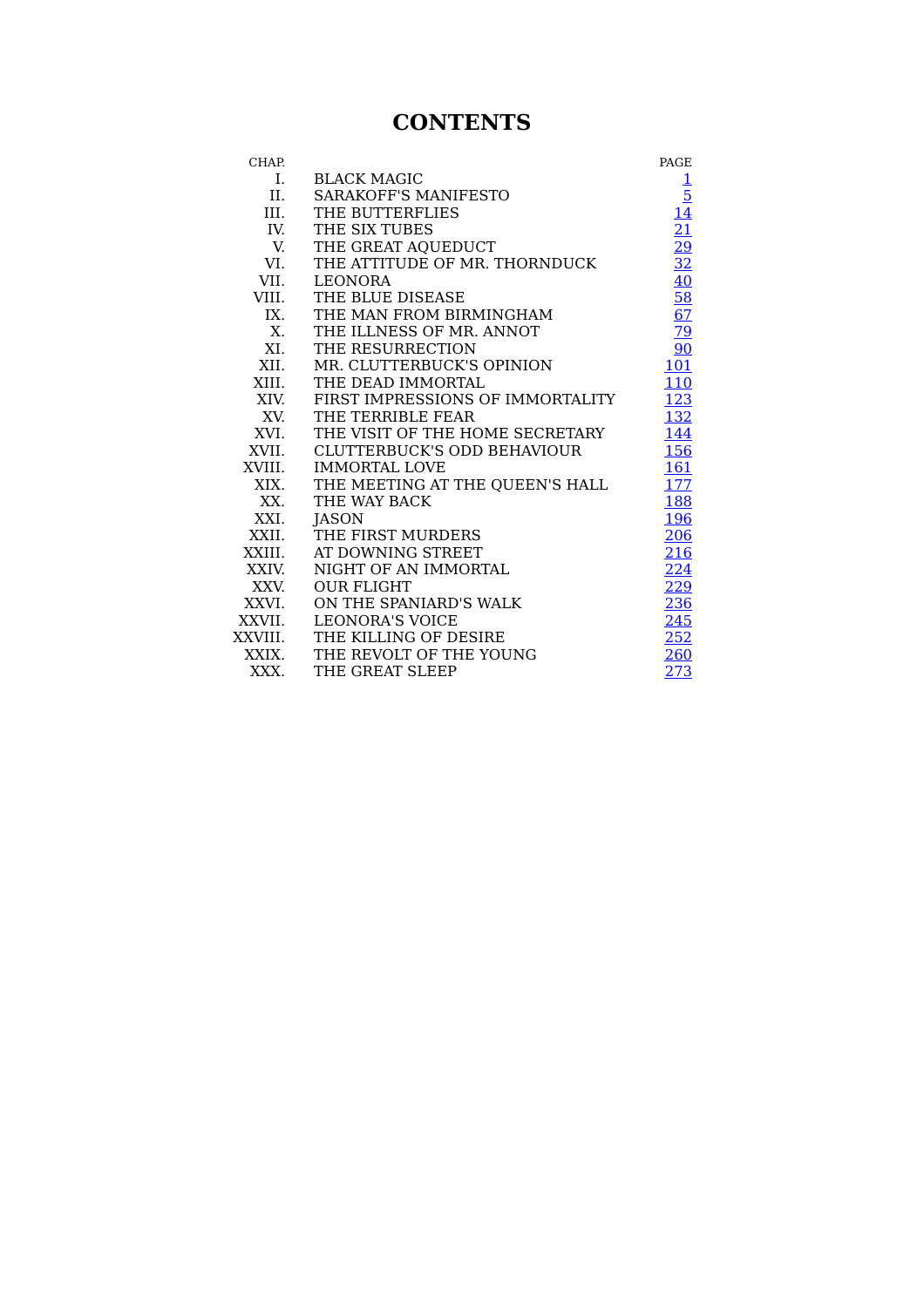# CONTENTS

| CHAP. | | PAGE |
|---|---|---|
| I. | BLACK MAGIC | 1 |
| II. | SARAKOFF'S MANIFESTO | 5 |
| III. | THE BUTTERFLIES | 14 |
| IV. | THE SIX TUBES | 21 |
| V. | THE GREAT AQUEDUCT | 29 |
| VI. | THE ATTITUDE OF MR. THORNDUCK | 32 |
| VII. | LEONORA | 40 |
| VIII. | THE BLUE DISEASE | 58 |
| IX. | THE MAN FROM BIRMINGHAM | 67 |
| X. | THE ILLNESS OF MR. ANNOT | 79 |
| XI. | THE RESURRECTION | 90 |
| XII. | MR. CLUTTERBUCK'S OPINION | 101 |
| XIII. | THE DEAD IMMORTAL | 110 |
| XIV. | FIRST IMPRESSIONS OF IMMORTALITY | 123 |
| XV. | THE TERRIBLE FEAR | 132 |
| XVI. | THE VISIT OF THE HOME SECRETARY | 144 |
| XVII. | CLUTTERBUCK'S ODD BEHAVIOUR | 156 |
| XVIII. | IMMORTAL LOVE | 161 |
| XIX. | THE MEETING AT THE QUEEN'S HALL | 177 |
| XX. | THE WAY BACK | 188 |
| XXI. | JASON | 196 |
| XXII. | THE FIRST MURDERS | 206 |
| XXIII. | AT DOWNING STREET | 216 |
| XXIV. | NIGHT OF AN IMMORTAL | 224 |
| XXV. | OUR FLIGHT | 229 |
| XXVI. | ON THE SPANIARD'S WALK | 236 |
| XXVII. | LEONORA'S VOICE | 245 |
| XXVIII. | THE KILLING OF DESIRE | 252 |
| XXIX. | THE REVOLT OF THE YOUNG | 260 |
| XXX. | THE GREAT SLEEP | 273 |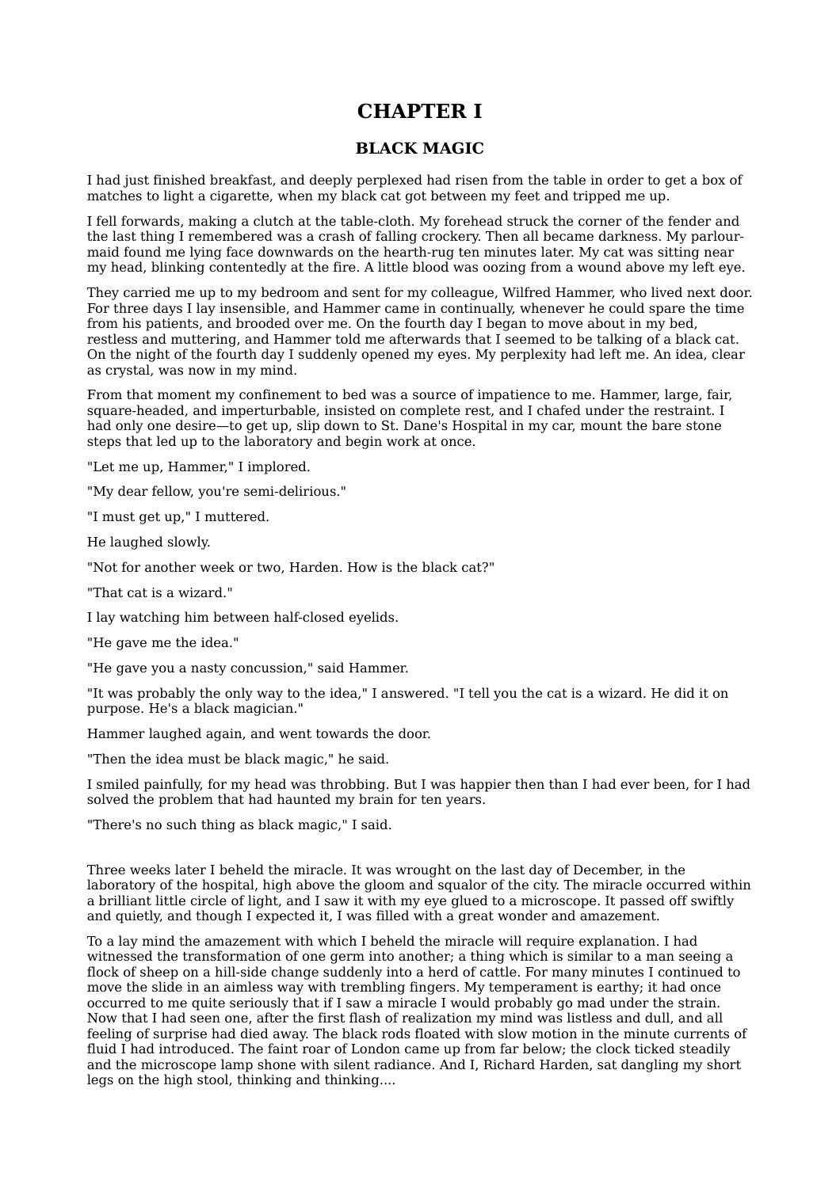# CHAPTER I

## BLACK MAGIC

I had just finished breakfast, and deeply perplexed had risen from the table in order to get a box of matches to light a cigarette, when my black cat got between my feet and tripped me up.

I fell forwards, making a clutch at the table-cloth. My forehead struck the corner of the fender and the last thing I remembered was a crash of falling crockery. Then all became darkness. My parlour-maid found me lying face downwards on the hearth-rug ten minutes later. My cat was sitting near my head, blinking contentedly at the fire. A little blood was oozing from a wound above my left eye.

They carried me up to my bedroom and sent for my colleague, Wilfred Hammer, who lived next door. For three days I lay insensible, and Hammer came in continually, whenever he could spare the time from his patients, and brooded over me. On the fourth day I began to move about in my bed, restless and muttering, and Hammer told me afterwards that I seemed to be talking of a black cat. On the night of the fourth day I suddenly opened my eyes. My perplexity had left me. An idea, clear as crystal, was now in my mind.

From that moment my confinement to bed was a source of impatience to me. Hammer, large, fair, square-headed, and imperturbable, insisted on complete rest, and I chafed under the restraint. I had only one desire—to get up, slip down to St. Dane's Hospital in my car, mount the bare stone steps that led up to the laboratory and begin work at once.

"Let me up, Hammer," I implored.

"My dear fellow, you're semi-delirious."

"I must get up," I muttered.

He laughed slowly.

"Not for another week or two, Harden. How is the black cat?"

"That cat is a wizard."

I lay watching him between half-closed eyelids.

"He gave me the idea."

"He gave you a nasty concussion," said Hammer.

"It was probably the only way to the idea," I answered. "I tell you the cat is a wizard. He did it on purpose. He's a black magician."

Hammer laughed again, and went towards the door.

"Then the idea must be black magic," he said.

I smiled painfully, for my head was throbbing. But I was happier then than I had ever been, for I had solved the problem that had haunted my brain for ten years.

"There's no such thing as black magic," I said.

Three weeks later I beheld the miracle. It was wrought on the last day of December, in the laboratory of the hospital, high above the gloom and squalor of the city. The miracle occurred within a brilliant little circle of light, and I saw it with my eye glued to a microscope. It passed off swiftly and quietly, and though I expected it, I was filled with a great wonder and amazement.

To a lay mind the amazement with which I beheld the miracle will require explanation. I had witnessed the transformation of one germ into another; a thing which is similar to a man seeing a flock of sheep on a hill-side change suddenly into a herd of cattle. For many minutes I continued to move the slide in an aimless way with trembling fingers. My temperament is earthy; it had once occurred to me quite seriously that if I saw a miracle I would probably go mad under the strain. Now that I had seen one, after the first flash of realization my mind was listless and dull, and all feeling of surprise had died away. The black rods floated with slow motion in the minute currents of fluid I had introduced. The faint roar of London came up from far below; the clock ticked steadily and the microscope lamp shone with silent radiance. And I, Richard Harden, sat dangling my short legs on the high stool, thinking and thinking....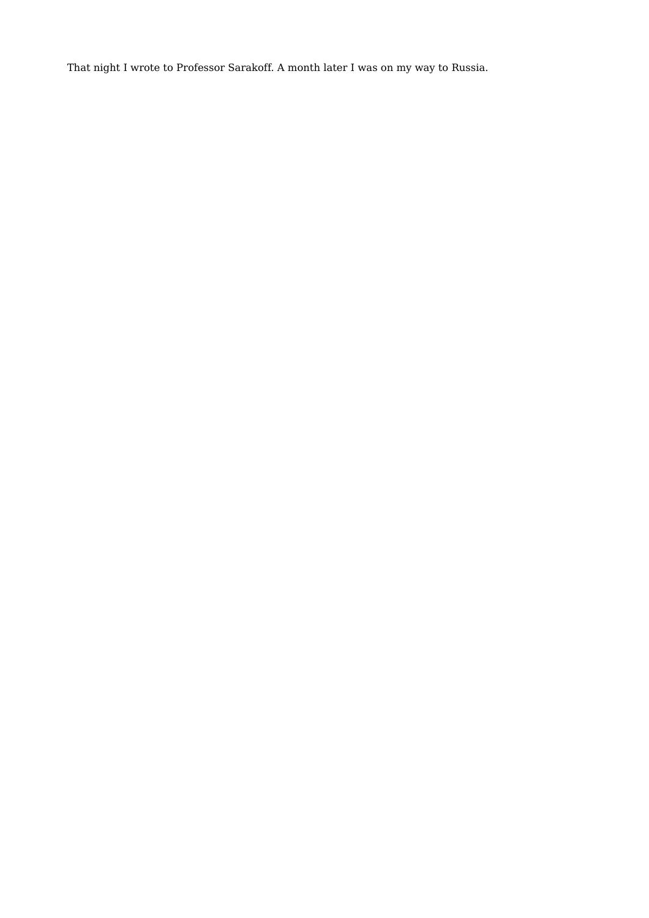That night I wrote to Professor Sarakoff. A month later I was on my way to Russia.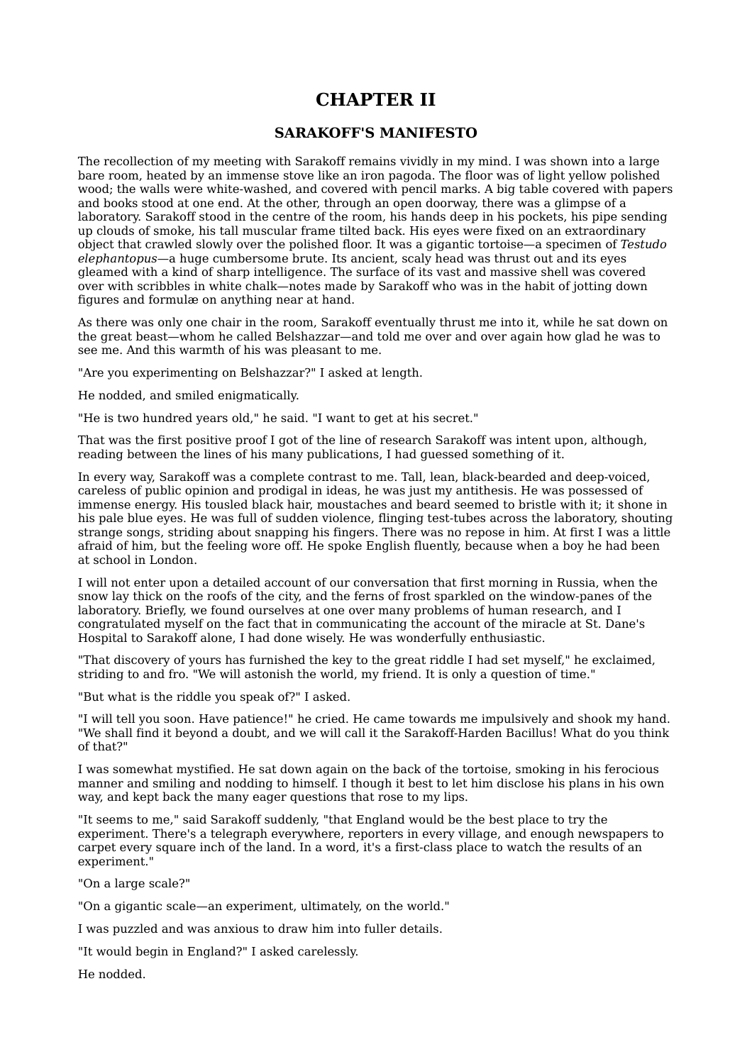# CHAPTER II

## SARAKOFF'S MANIFESTO

The recollection of my meeting with Sarakoff remains vividly in my mind. I was shown into a large bare room, heated by an immense stove like an iron pagoda. The floor was of light yellow polished wood; the walls were white-washed, and covered with pencil marks. A big table covered with papers and books stood at one end. At the other, through an open doorway, there was a glimpse of a laboratory. Sarakoff stood in the centre of the room, his hands deep in his pockets, his pipe sending up clouds of smoke, his tall muscular frame tilted back. His eyes were fixed on an extraordinary object that crawled slowly over the polished floor. It was a gigantic tortoise—a specimen of *Testudo elephantopus*—a huge cumbersome brute. Its ancient, scaly head was thrust out and its eyes gleamed with a kind of sharp intelligence. The surface of its vast and massive shell was covered over with scribbles in white chalk—notes made by Sarakoff who was in the habit of jotting down figures and formulæ on anything near at hand.

As there was only one chair in the room, Sarakoff eventually thrust me into it, while he sat down on the great beast—whom he called Belshazzar—and told me over and over again how glad he was to see me. And this warmth of his was pleasant to me.

"Are you experimenting on Belshazzar?" I asked at length.

He nodded, and smiled enigmatically.

"He is two hundred years old," he said. "I want to get at his secret."

That was the first positive proof I got of the line of research Sarakoff was intent upon, although, reading between the lines of his many publications, I had guessed something of it.

In every way, Sarakoff was a complete contrast to me. Tall, lean, black-bearded and deep-voiced, careless of public opinion and prodigal in ideas, he was just my antithesis. He was possessed of immense energy. His tousled black hair, moustaches and beard seemed to bristle with it; it shone in his pale blue eyes. He was full of sudden violence, flinging test-tubes across the laboratory, shouting strange songs, striding about snapping his fingers. There was no repose in him. At first I was a little afraid of him, but the feeling wore off. He spoke English fluently, because when a boy he had been at school in London.

I will not enter upon a detailed account of our conversation that first morning in Russia, when the snow lay thick on the roofs of the city, and the ferns of frost sparkled on the window-panes of the laboratory. Briefly, we found ourselves at one over many problems of human research, and I congratulated myself on the fact that in communicating the account of the miracle at St. Dane's Hospital to Sarakoff alone, I had done wisely. He was wonderfully enthusiastic.

"That discovery of yours has furnished the key to the great riddle I had set myself," he exclaimed, striding to and fro. "We will astonish the world, my friend. It is only a question of time."

"But what is the riddle you speak of?" I asked.

"I will tell you soon. Have patience!" he cried. He came towards me impulsively and shook my hand. "We shall find it beyond a doubt, and we will call it the Sarakoff-Harden Bacillus! What do you think of that?"

I was somewhat mystified. He sat down again on the back of the tortoise, smoking in his ferocious manner and smiling and nodding to himself. I though it best to let him disclose his plans in his own way, and kept back the many eager questions that rose to my lips.

"It seems to me," said Sarakoff suddenly, "that England would be the best place to try the experiment. There's a telegraph everywhere, reporters in every village, and enough newspapers to carpet every square inch of the land. In a word, it's a first-class place to watch the results of an experiment."

"On a large scale?"

"On a gigantic scale—an experiment, ultimately, on the world."

I was puzzled and was anxious to draw him into fuller details.

"It would begin in England?" I asked carelessly.

He nodded.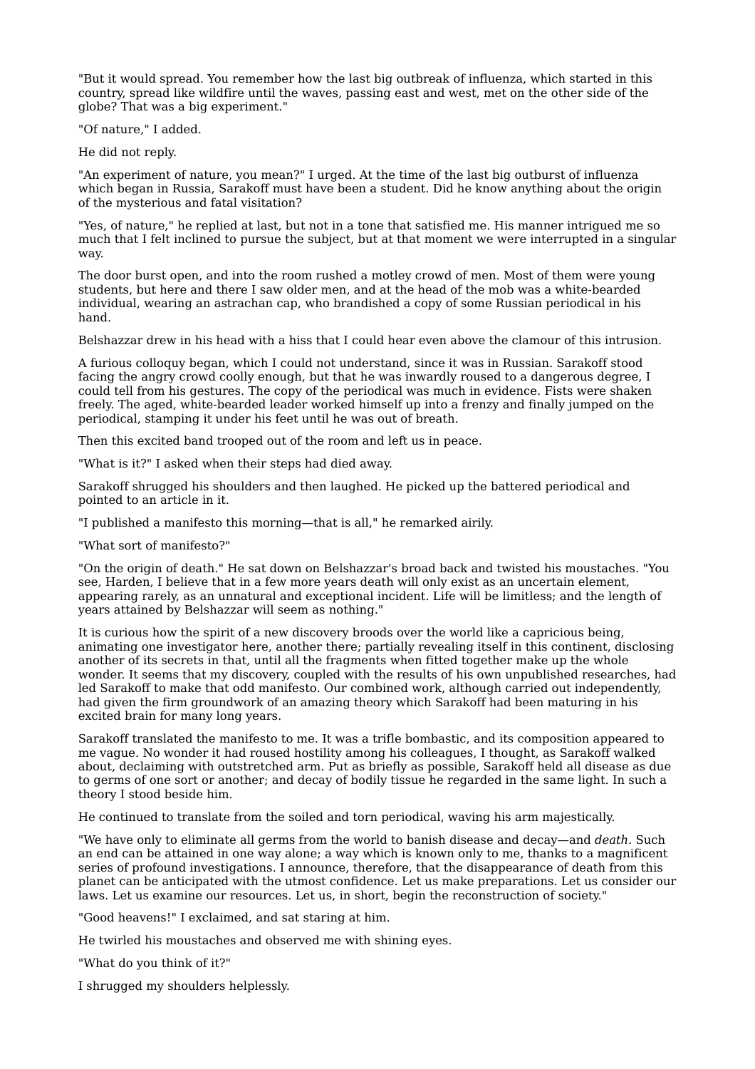"But it would spread. You remember how the last big outbreak of influenza, which started in this country, spread like wildfire until the waves, passing east and west, met on the other side of the globe? That was a big experiment."

"Of nature," I added.

He did not reply.

"An experiment of nature, you mean?" I urged. At the time of the last big outburst of influenza which began in Russia, Sarakoff must have been a student. Did he know anything about the origin of the mysterious and fatal visitation?

"Yes, of nature," he replied at last, but not in a tone that satisfied me. His manner intrigued me so much that I felt inclined to pursue the subject, but at that moment we were interrupted in a singular way.

The door burst open, and into the room rushed a motley crowd of men. Most of them were young students, but here and there I saw older men, and at the head of the mob was a white-bearded individual, wearing an astrachan cap, who brandished a copy of some Russian periodical in his hand.

Belshazzar drew in his head with a hiss that I could hear even above the clamour of this intrusion.

A furious colloquy began, which I could not understand, since it was in Russian. Sarakoff stood facing the angry crowd coolly enough, but that he was inwardly roused to a dangerous degree, I could tell from his gestures. The copy of the periodical was much in evidence. Fists were shaken freely. The aged, white-bearded leader worked himself up into a frenzy and finally jumped on the periodical, stamping it under his feet until he was out of breath.

Then this excited band trooped out of the room and left us in peace.

"What is it?" I asked when their steps had died away.

Sarakoff shrugged his shoulders and then laughed. He picked up the battered periodical and pointed to an article in it.

"I published a manifesto this morning—that is all," he remarked airily.

"What sort of manifesto?"

"On the origin of death." He sat down on Belshazzar's broad back and twisted his moustaches. "You see, Harden, I believe that in a few more years death will only exist as an uncertain element, appearing rarely, as an unnatural and exceptional incident. Life will be limitless; and the length of years attained by Belshazzar will seem as nothing."

It is curious how the spirit of a new discovery broods over the world like a capricious being, animating one investigator here, another there; partially revealing itself in this continent, disclosing another of its secrets in that, until all the fragments when fitted together make up the whole wonder. It seems that my discovery, coupled with the results of his own unpublished researches, had led Sarakoff to make that odd manifesto. Our combined work, although carried out independently, had given the firm groundwork of an amazing theory which Sarakoff had been maturing in his excited brain for many long years.

Sarakoff translated the manifesto to me. It was a trifle bombastic, and its composition appeared to me vague. No wonder it had roused hostility among his colleagues, I thought, as Sarakoff walked about, declaiming with outstretched arm. Put as briefly as possible, Sarakoff held all disease as due to germs of one sort or another; and decay of bodily tissue he regarded in the same light. In such a theory I stood beside him.

He continued to translate from the soiled and torn periodical, waving his arm majestically.

"We have only to eliminate all germs from the world to banish disease and decay—and *death*. Such an end can be attained in one way alone; a way which is known only to me, thanks to a magnificent series of profound investigations. I announce, therefore, that the disappearance of death from this planet can be anticipated with the utmost confidence. Let us make preparations. Let us consider our laws. Let us examine our resources. Let us, in short, begin the reconstruction of society."

"Good heavens!" I exclaimed, and sat staring at him.

He twirled his moustaches and observed me with shining eyes.

"What do you think of it?"

I shrugged my shoulders helplessly.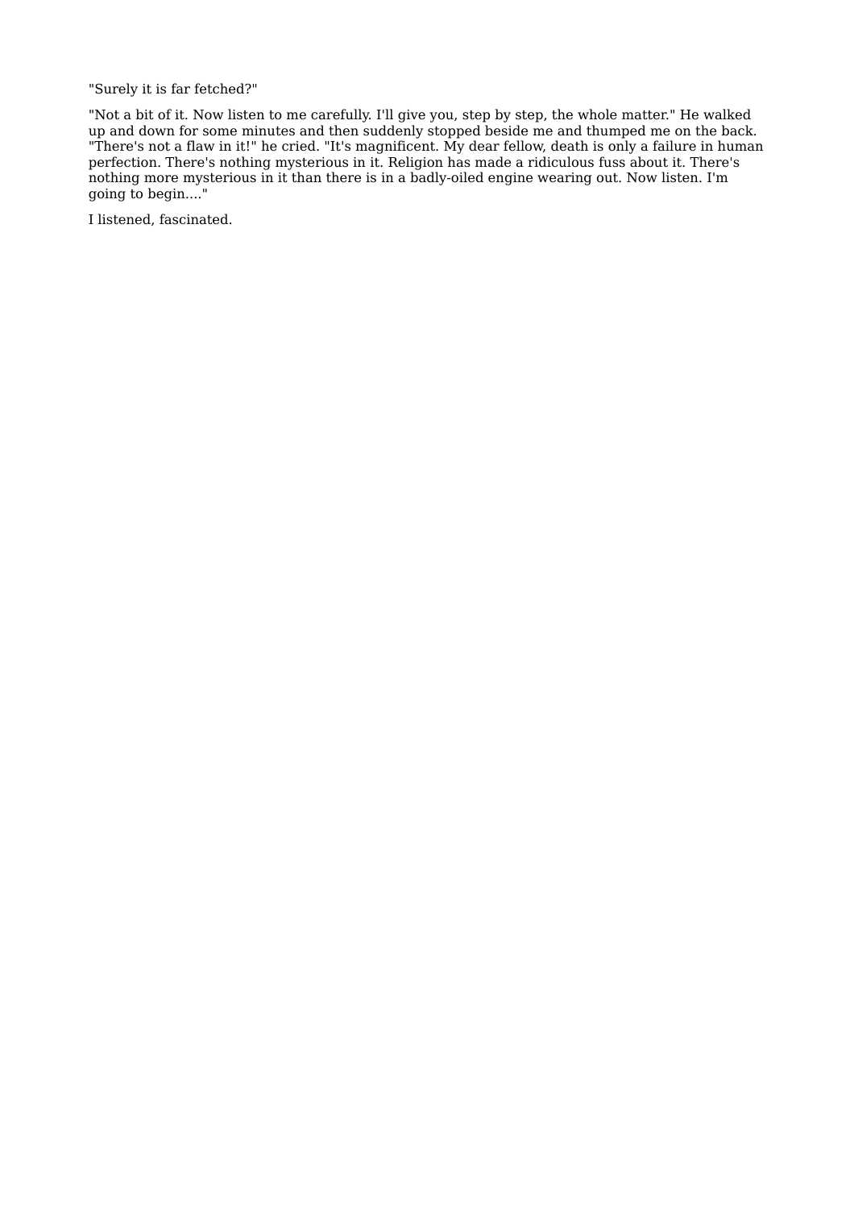"Surely it is far fetched?"

"Not a bit of it. Now listen to me carefully. I'll give you, step by step, the whole matter." He walked up and down for some minutes and then suddenly stopped beside me and thumped me on the back. "There's not a flaw in it!" he cried. "It's magnificent. My dear fellow, death is only a failure in human perfection. There's nothing mysterious in it. Religion has made a ridiculous fuss about it. There's nothing more mysterious in it than there is in a badly-oiled engine wearing out. Now listen. I'm going to begin...."

I listened, fascinated.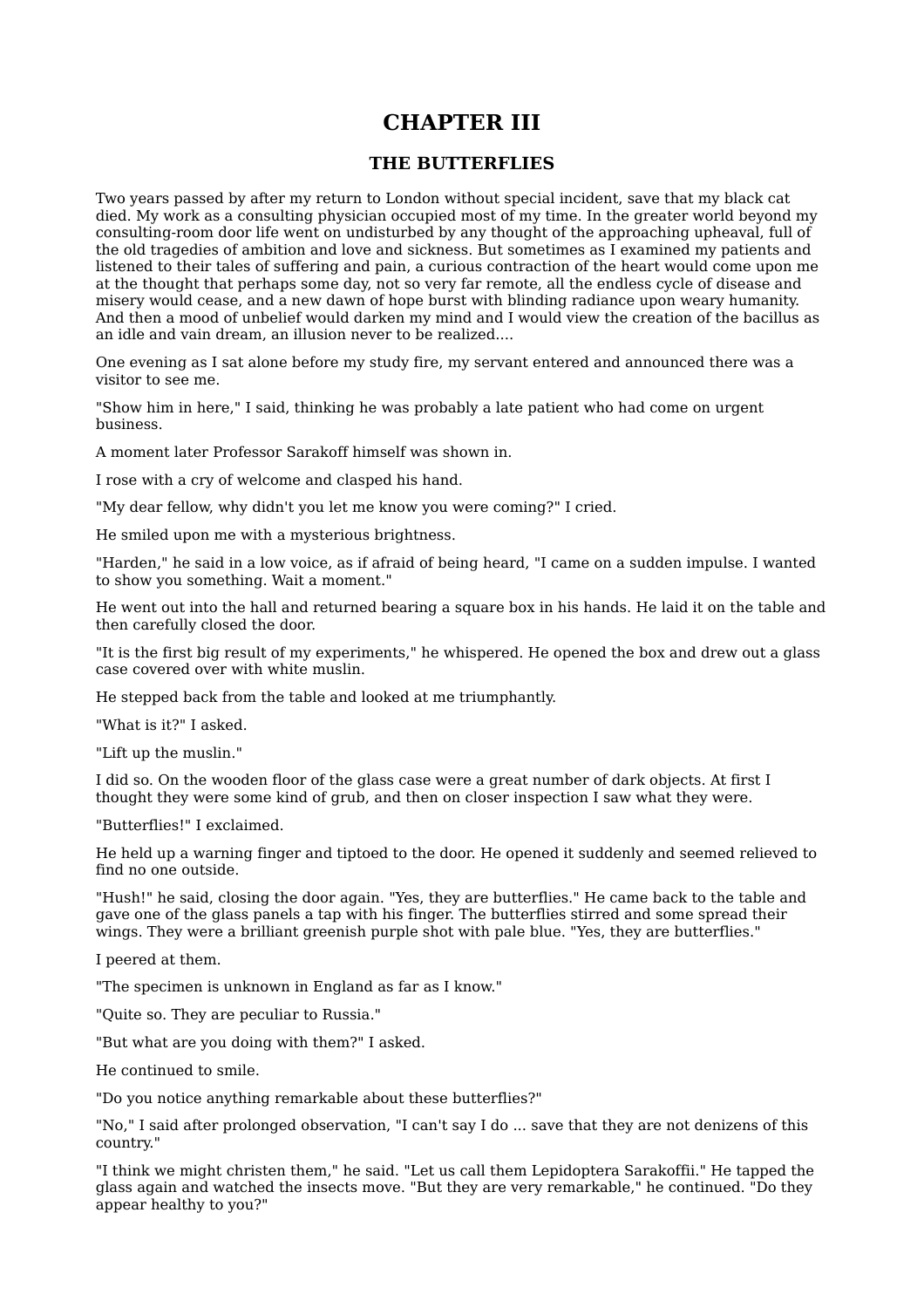# CHAPTER III

## THE BUTTERFLIES

Two years passed by after my return to London without special incident, save that my black cat died. My work as a consulting physician occupied most of my time. In the greater world beyond my consulting-room door life went on undisturbed by any thought of the approaching upheaval, full of the old tragedies of ambition and love and sickness. But sometimes as I examined my patients and listened to their tales of suffering and pain, a curious contraction of the heart would come upon me at the thought that perhaps some day, not so very far remote, all the endless cycle of disease and misery would cease, and a new dawn of hope burst with blinding radiance upon weary humanity. And then a mood of unbelief would darken my mind and I would view the creation of the bacillus as an idle and vain dream, an illusion never to be realized....

One evening as I sat alone before my study fire, my servant entered and announced there was a visitor to see me.

"Show him in here," I said, thinking he was probably a late patient who had come on urgent business.

A moment later Professor Sarakoff himself was shown in.

I rose with a cry of welcome and clasped his hand.

"My dear fellow, why didn't you let me know you were coming?" I cried.

He smiled upon me with a mysterious brightness.

"Harden," he said in a low voice, as if afraid of being heard, "I came on a sudden impulse. I wanted to show you something. Wait a moment."

He went out into the hall and returned bearing a square box in his hands. He laid it on the table and then carefully closed the door.

"It is the first big result of my experiments," he whispered. He opened the box and drew out a glass case covered over with white muslin.

He stepped back from the table and looked at me triumphantly.

"What is it?" I asked.

"Lift up the muslin."

I did so. On the wooden floor of the glass case were a great number of dark objects. At first I thought they were some kind of grub, and then on closer inspection I saw what they were.

"Butterflies!" I exclaimed.

He held up a warning finger and tiptoed to the door. He opened it suddenly and seemed relieved to find no one outside.

"Hush!" he said, closing the door again. "Yes, they are butterflies." He came back to the table and gave one of the glass panels a tap with his finger. The butterflies stirred and some spread their wings. They were a brilliant greenish purple shot with pale blue. "Yes, they are butterflies."

I peered at them.

"The specimen is unknown in England as far as I know."

"Quite so. They are peculiar to Russia."

"But what are you doing with them?" I asked.

He continued to smile.

"Do you notice anything remarkable about these butterflies?"

"No," I said after prolonged observation, "I can't say I do ... save that they are not denizens of this country."

"I think we might christen them," he said. "Let us call them Lepidoptera Sarakoffii." He tapped the glass again and watched the insects move. "But they are very remarkable," he continued. "Do they appear healthy to you?"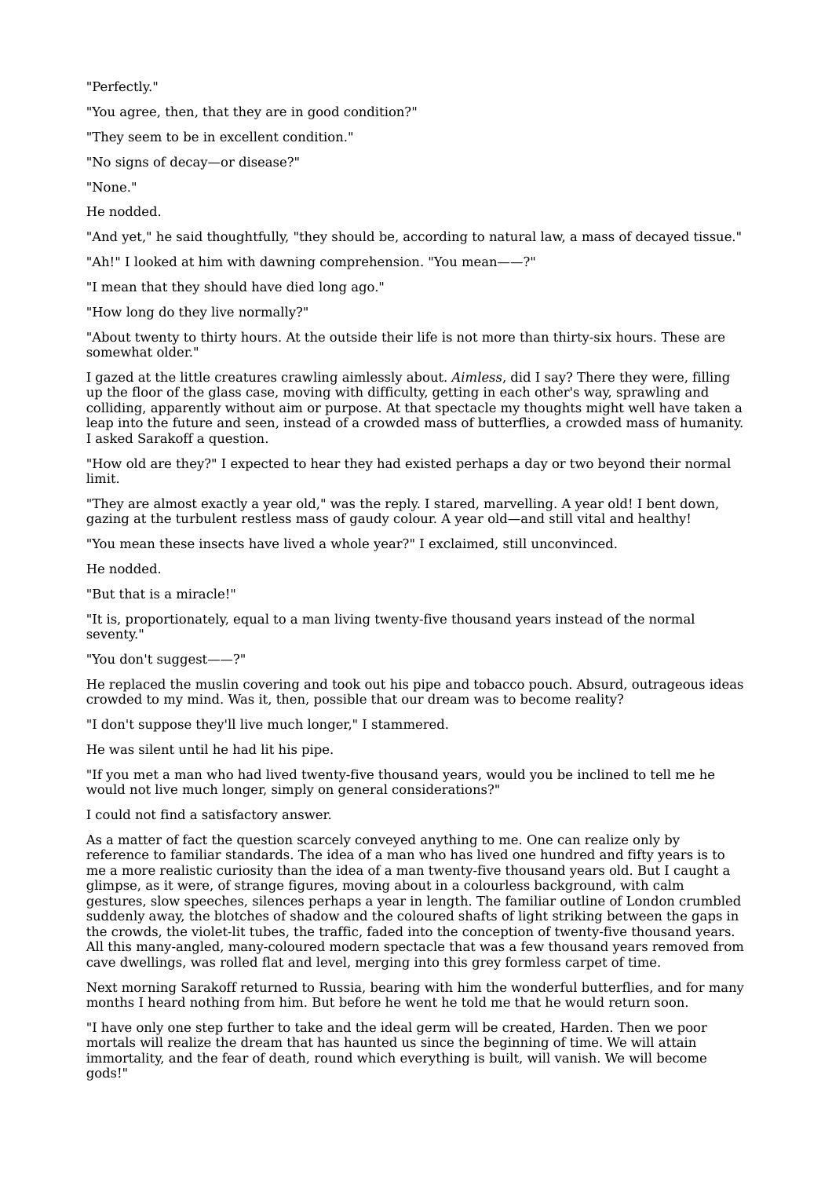"Perfectly."

"You agree, then, that they are in good condition?"

"They seem to be in excellent condition."

"No signs of decay—or disease?"

"None."

He nodded.

"And yet," he said thoughtfully, "they should be, according to natural law, a mass of decayed tissue."

"Ah!" I looked at him with dawning comprehension. "You mean——?"

"I mean that they should have died long ago."

"How long do they live normally?"

"About twenty to thirty hours. At the outside their life is not more than thirty-six hours. These are somewhat older."

I gazed at the little creatures crawling aimlessly about. *Aimless*, did I say? There they were, filling up the floor of the glass case, moving with difficulty, getting in each other's way, sprawling and colliding, apparently without aim or purpose. At that spectacle my thoughts might well have taken a leap into the future and seen, instead of a crowded mass of butterflies, a crowded mass of humanity. I asked Sarakoff a question.

"How old are they?" I expected to hear they had existed perhaps a day or two beyond their normal limit.

"They are almost exactly a year old," was the reply. I stared, marvelling. A year old! I bent down, gazing at the turbulent restless mass of gaudy colour. A year old—and still vital and healthy!

"You mean these insects have lived a whole year?" I exclaimed, still unconvinced.

He nodded.

"But that is a miracle!"

"It is, proportionately, equal to a man living twenty-five thousand years instead of the normal seventy."

"You don't suggest——?"

He replaced the muslin covering and took out his pipe and tobacco pouch. Absurd, outrageous ideas crowded to my mind. Was it, then, possible that our dream was to become reality?

"I don't suppose they'll live much longer," I stammered.

He was silent until he had lit his pipe.

"If you met a man who had lived twenty-five thousand years, would you be inclined to tell me he would not live much longer, simply on general considerations?"

I could not find a satisfactory answer.

As a matter of fact the question scarcely conveyed anything to me. One can realize only by reference to familiar standards. The idea of a man who has lived one hundred and fifty years is to me a more realistic curiosity than the idea of a man twenty-five thousand years old. But I caught a glimpse, as it were, of strange figures, moving about in a colourless background, with calm gestures, slow speeches, silences perhaps a year in length. The familiar outline of London crumbled suddenly away, the blotches of shadow and the coloured shafts of light striking between the gaps in the crowds, the violet-lit tubes, the traffic, faded into the conception of twenty-five thousand years. All this many-angled, many-coloured modern spectacle that was a few thousand years removed from cave dwellings, was rolled flat and level, merging into this grey formless carpet of time.

Next morning Sarakoff returned to Russia, bearing with him the wonderful butterflies, and for many months I heard nothing from him. But before he went he told me that he would return soon.

"I have only one step further to take and the ideal germ will be created, Harden. Then we poor mortals will realize the dream that has haunted us since the beginning of time. We will attain immortality, and the fear of death, round which everything is built, will vanish. We will become gods!"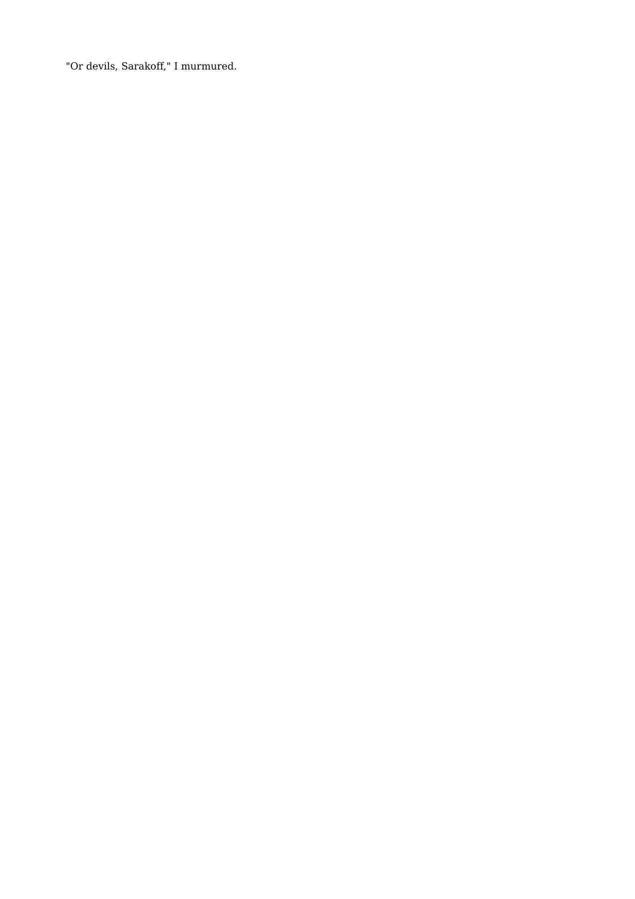"Or devils, Sarakoff," I murmured.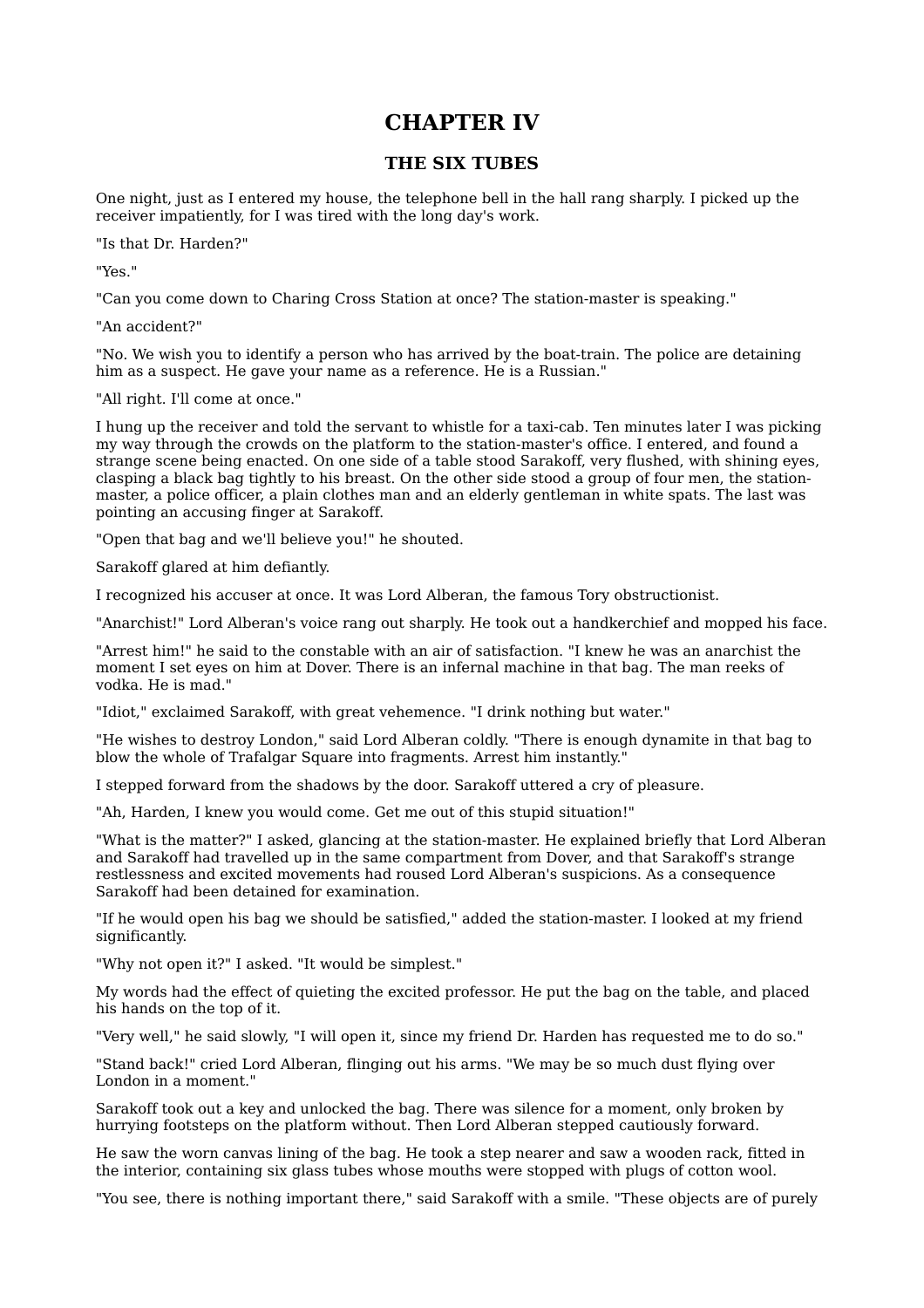# CHAPTER IV

## THE SIX TUBES

One night, just as I entered my house, the telephone bell in the hall rang sharply. I picked up the receiver impatiently, for I was tired with the long day's work.

"Is that Dr. Harden?"

"Yes."

"Can you come down to Charing Cross Station at once? The station-master is speaking."

"An accident?"

"No. We wish you to identify a person who has arrived by the boat-train. The police are detaining him as a suspect. He gave your name as a reference. He is a Russian."

"All right. I'll come at once."

I hung up the receiver and told the servant to whistle for a taxi-cab. Ten minutes later I was picking my way through the crowds on the platform to the station-master's office. I entered, and found a strange scene being enacted. On one side of a table stood Sarakoff, very flushed, with shining eyes, clasping a black bag tightly to his breast. On the other side stood a group of four men, the station-master, a police officer, a plain clothes man and an elderly gentleman in white spats. The last was pointing an accusing finger at Sarakoff.

"Open that bag and we'll believe you!" he shouted.

Sarakoff glared at him defiantly.

I recognized his accuser at once. It was Lord Alberan, the famous Tory obstructionist.

"Anarchist!" Lord Alberan's voice rang out sharply. He took out a handkerchief and mopped his face.

"Arrest him!" he said to the constable with an air of satisfaction. "I knew he was an anarchist the moment I set eyes on him at Dover. There is an infernal machine in that bag. The man reeks of vodka. He is mad."

"Idiot," exclaimed Sarakoff, with great vehemence. "I drink nothing but water."

"He wishes to destroy London," said Lord Alberan coldly. "There is enough dynamite in that bag to blow the whole of Trafalgar Square into fragments. Arrest him instantly."

I stepped forward from the shadows by the door. Sarakoff uttered a cry of pleasure.

"Ah, Harden, I knew you would come. Get me out of this stupid situation!"

"What is the matter?" I asked, glancing at the station-master. He explained briefly that Lord Alberan and Sarakoff had travelled up in the same compartment from Dover, and that Sarakoff's strange restlessness and excited movements had roused Lord Alberan's suspicions. As a consequence Sarakoff had been detained for examination.

"If he would open his bag we should be satisfied," added the station-master. I looked at my friend significantly.

"Why not open it?" I asked. "It would be simplest."

My words had the effect of quieting the excited professor. He put the bag on the table, and placed his hands on the top of it.

"Very well," he said slowly, "I will open it, since my friend Dr. Harden has requested me to do so."

"Stand back!" cried Lord Alberan, flinging out his arms. "We may be so much dust flying over London in a moment."

Sarakoff took out a key and unlocked the bag. There was silence for a moment, only broken by hurrying footsteps on the platform without. Then Lord Alberan stepped cautiously forward.

He saw the worn canvas lining of the bag. He took a step nearer and saw a wooden rack, fitted in the interior, containing six glass tubes whose mouths were stopped with plugs of cotton wool.

"You see, there is nothing important there," said Sarakoff with a smile. "These objects are of purely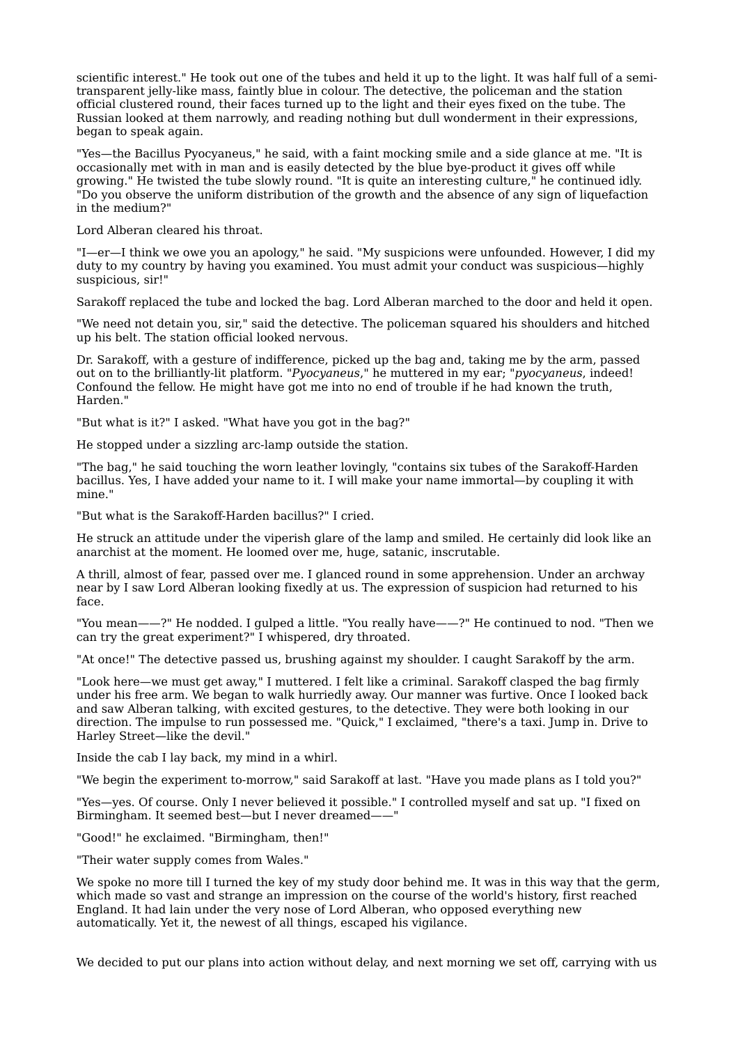scientific interest." He took out one of the tubes and held it up to the light. It was half full of a semi-transparent jelly-like mass, faintly blue in colour. The detective, the policeman and the station official clustered round, their faces turned up to the light and their eyes fixed on the tube. The Russian looked at them narrowly, and reading nothing but dull wonderment in their expressions, began to speak again.

"Yes—the Bacillus Pyocyaneus," he said, with a faint mocking smile and a side glance at me. "It is occasionally met with in man and is easily detected by the blue bye-product it gives off while growing." He twisted the tube slowly round. "It is quite an interesting culture," he continued idly. "Do you observe the uniform distribution of the growth and the absence of any sign of liquefaction in the medium?"

Lord Alberan cleared his throat.

"I—er—I think we owe you an apology," he said. "My suspicions were unfounded. However, I did my duty to my country by having you examined. You must admit your conduct was suspicious—highly suspicious, sir!"

Sarakoff replaced the tube and locked the bag. Lord Alberan marched to the door and held it open.

"We need not detain you, sir," said the detective. The policeman squared his shoulders and hitched up his belt. The station official looked nervous.

Dr. Sarakoff, with a gesture of indifference, picked up the bag and, taking me by the arm, passed out on to the brilliantly-lit platform. "*Pyocyaneus*," he muttered in my ear; "*pyocyaneus*, indeed! Confound the fellow. He might have got me into no end of trouble if he had known the truth, Harden."

"But what is it?" I asked. "What have you got in the bag?"

He stopped under a sizzling arc-lamp outside the station.

"The bag," he said touching the worn leather lovingly, "contains six tubes of the Sarakoff-Harden bacillus. Yes, I have added your name to it. I will make your name immortal—by coupling it with mine."

"But what is the Sarakoff-Harden bacillus?" I cried.

He struck an attitude under the viperish glare of the lamp and smiled. He certainly did look like an anarchist at the moment. He loomed over me, huge, satanic, inscrutable.

A thrill, almost of fear, passed over me. I glanced round in some apprehension. Under an archway near by I saw Lord Alberan looking fixedly at us. The expression of suspicion had returned to his face.

"You mean——?" He nodded. I gulped a little. "You really have——?" He continued to nod. "Then we can try the great experiment?" I whispered, dry throated.

"At once!" The detective passed us, brushing against my shoulder. I caught Sarakoff by the arm.

"Look here—we must get away," I muttered. I felt like a criminal. Sarakoff clasped the bag firmly under his free arm. We began to walk hurriedly away. Our manner was furtive. Once I looked back and saw Alberan talking, with excited gestures, to the detective. They were both looking in our direction. The impulse to run possessed me. "Quick," I exclaimed, "there's a taxi. Jump in. Drive to Harley Street—like the devil."

Inside the cab I lay back, my mind in a whirl.

"We begin the experiment to-morrow," said Sarakoff at last. "Have you made plans as I told you?"

"Yes—yes. Of course. Only I never believed it possible." I controlled myself and sat up. "I fixed on Birmingham. It seemed best—but I never dreamed——"

"Good!" he exclaimed. "Birmingham, then!"

"Their water supply comes from Wales."

We spoke no more till I turned the key of my study door behind me. It was in this way that the germ, which made so vast and strange an impression on the course of the world's history, first reached England. It had lain under the very nose of Lord Alberan, who opposed everything new automatically. Yet it, the newest of all things, escaped his vigilance.

We decided to put our plans into action without delay, and next morning we set off, carrying with us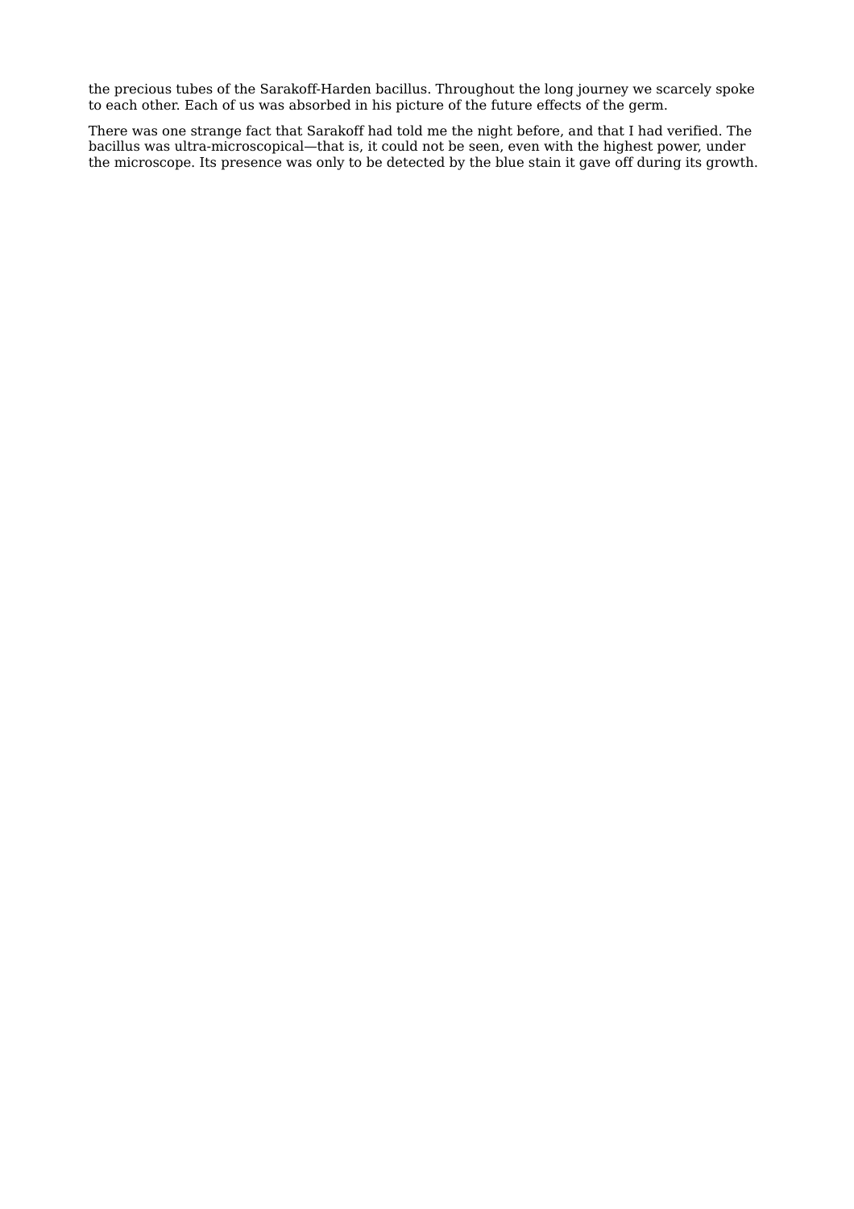the precious tubes of the Sarakoff-Harden bacillus. Throughout the long journey we scarcely spoke to each other. Each of us was absorbed in his picture of the future effects of the germ.

There was one strange fact that Sarakoff had told me the night before, and that I had verified. The bacillus was ultra-microscopical—that is, it could not be seen, even with the highest power, under the microscope. Its presence was only to be detected by the blue stain it gave off during its growth.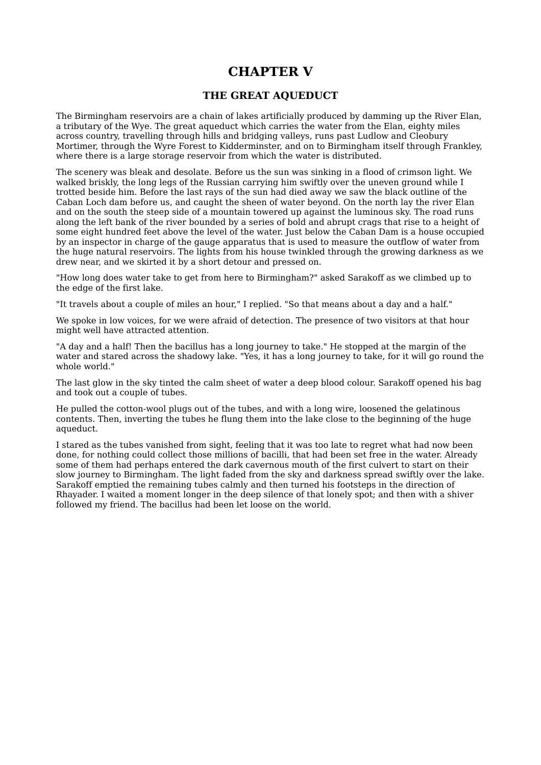# CHAPTER V

## THE GREAT AQUEDUCT

The Birmingham reservoirs are a chain of lakes artificially produced by damming up the River Elan, a tributary of the Wye. The great aqueduct which carries the water from the Elan, eighty miles across country, travelling through hills and bridging valleys, runs past Ludlow and Cleobury Mortimer, through the Wyre Forest to Kidderminster, and on to Birmingham itself through Frankley, where there is a large storage reservoir from which the water is distributed.

The scenery was bleak and desolate. Before us the sun was sinking in a flood of crimson light. We walked briskly, the long legs of the Russian carrying him swiftly over the uneven ground while I trotted beside him. Before the last rays of the sun had died away we saw the black outline of the Caban Loch dam before us, and caught the sheen of water beyond. On the north lay the river Elan and on the south the steep side of a mountain towered up against the luminous sky. The road runs along the left bank of the river bounded by a series of bold and abrupt crags that rise to a height of some eight hundred feet above the level of the water. Just below the Caban Dam is a house occupied by an inspector in charge of the gauge apparatus that is used to measure the outflow of water from the huge natural reservoirs. The lights from his house twinkled through the growing darkness as we drew near, and we skirted it by a short detour and pressed on.

"How long does water take to get from here to Birmingham?" asked Sarakoff as we climbed up to the edge of the first lake.

"It travels about a couple of miles an hour," I replied. "So that means about a day and a half."

We spoke in low voices, for we were afraid of detection. The presence of two visitors at that hour might well have attracted attention.

"A day and a half! Then the bacillus has a long journey to take." He stopped at the margin of the water and stared across the shadowy lake. "Yes, it has a long journey to take, for it will go round the whole world."

The last glow in the sky tinted the calm sheet of water a deep blood colour. Sarakoff opened his bag and took out a couple of tubes.

He pulled the cotton-wool plugs out of the tubes, and with a long wire, loosened the gelatinous contents. Then, inverting the tubes he flung them into the lake close to the beginning of the huge aqueduct.

I stared as the tubes vanished from sight, feeling that it was too late to regret what had now been done, for nothing could collect those millions of bacilli, that had been set free in the water. Already some of them had perhaps entered the dark cavernous mouth of the first culvert to start on their slow journey to Birmingham. The light faded from the sky and darkness spread swiftly over the lake. Sarakoff emptied the remaining tubes calmly and then turned his footsteps in the direction of Rhayader. I waited a moment longer in the deep silence of that lonely spot; and then with a shiver followed my friend. The bacillus had been let loose on the world.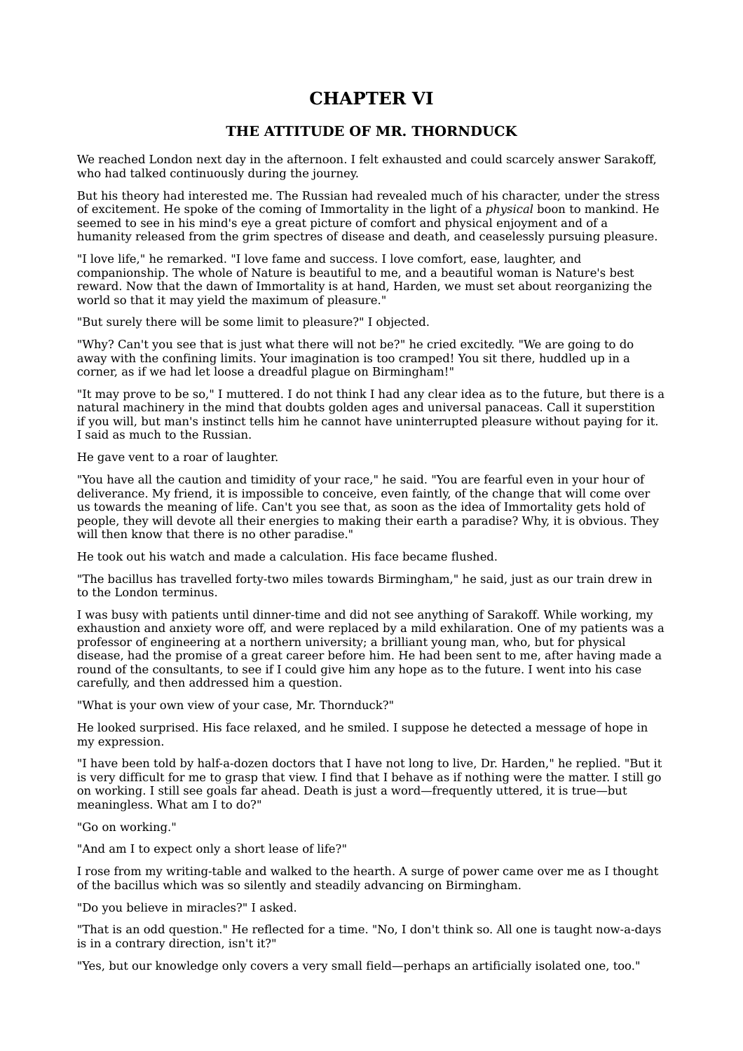# CHAPTER VI

## THE ATTITUDE OF MR. THORNDUCK

We reached London next day in the afternoon. I felt exhausted and could scarcely answer Sarakoff, who had talked continuously during the journey.

But his theory had interested me. The Russian had revealed much of his character, under the stress of excitement. He spoke of the coming of Immortality in the light of a *physical* boon to mankind. He seemed to see in his mind's eye a great picture of comfort and physical enjoyment and of a humanity released from the grim spectres of disease and death, and ceaselessly pursuing pleasure.

"I love life," he remarked. "I love fame and success. I love comfort, ease, laughter, and companionship. The whole of Nature is beautiful to me, and a beautiful woman is Nature's best reward. Now that the dawn of Immortality is at hand, Harden, we must set about reorganizing the world so that it may yield the maximum of pleasure."

"But surely there will be some limit to pleasure?" I objected.

"Why? Can't you see that is just what there will not be?" he cried excitedly. "We are going to do away with the confining limits. Your imagination is too cramped! You sit there, huddled up in a corner, as if we had let loose a dreadful plague on Birmingham!"

"It may prove to be so," I muttered. I do not think I had any clear idea as to the future, but there is a natural machinery in the mind that doubts golden ages and universal panaceas. Call it superstition if you will, but man's instinct tells him he cannot have uninterrupted pleasure without paying for it. I said as much to the Russian.

He gave vent to a roar of laughter.

"You have all the caution and timidity of your race," he said. "You are fearful even in your hour of deliverance. My friend, it is impossible to conceive, even faintly, of the change that will come over us towards the meaning of life. Can't you see that, as soon as the idea of Immortality gets hold of people, they will devote all their energies to making their earth a paradise? Why, it is obvious. They will then know that there is no other paradise."

He took out his watch and made a calculation. His face became flushed.

"The bacillus has travelled forty-two miles towards Birmingham," he said, just as our train drew in to the London terminus.

I was busy with patients until dinner-time and did not see anything of Sarakoff. While working, my exhaustion and anxiety wore off, and were replaced by a mild exhilaration. One of my patients was a professor of engineering at a northern university; a brilliant young man, who, but for physical disease, had the promise of a great career before him. He had been sent to me, after having made a round of the consultants, to see if I could give him any hope as to the future. I went into his case carefully, and then addressed him a question.

"What is your own view of your case, Mr. Thornduck?"

He looked surprised. His face relaxed, and he smiled. I suppose he detected a message of hope in my expression.

"I have been told by half-a-dozen doctors that I have not long to live, Dr. Harden," he replied. "But it is very difficult for me to grasp that view. I find that I behave as if nothing were the matter. I still go on working. I still see goals far ahead. Death is just a word—frequently uttered, it is true—but meaningless. What am I to do?"

"Go on working."

"And am I to expect only a short lease of life?"

I rose from my writing-table and walked to the hearth. A surge of power came over me as I thought of the bacillus which was so silently and steadily advancing on Birmingham.

"Do you believe in miracles?" I asked.

"That is an odd question." He reflected for a time. "No, I don't think so. All one is taught now-a-days is in a contrary direction, isn't it?"

"Yes, but our knowledge only covers a very small field—perhaps an artificially isolated one, too."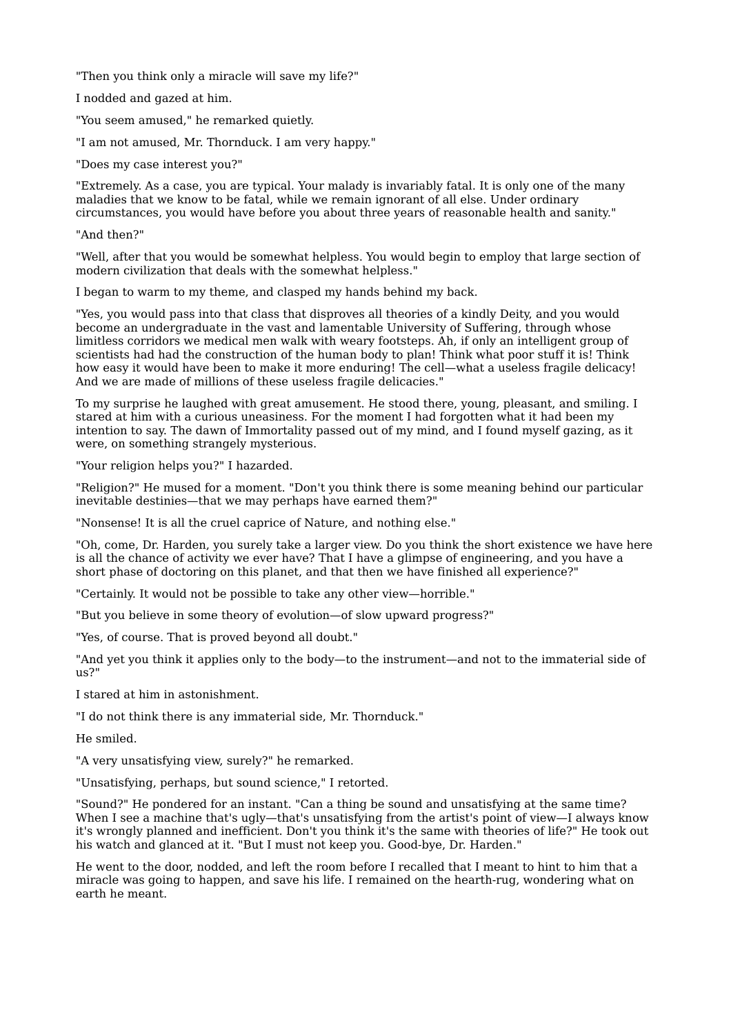"Then you think only a miracle will save my life?"

I nodded and gazed at him.

"You seem amused," he remarked quietly.

"I am not amused, Mr. Thornduck. I am very happy."

"Does my case interest you?"

"Extremely. As a case, you are typical. Your malady is invariably fatal. It is only one of the many maladies that we know to be fatal, while we remain ignorant of all else. Under ordinary circumstances, you would have before you about three years of reasonable health and sanity."

"And then?"

"Well, after that you would be somewhat helpless. You would begin to employ that large section of modern civilization that deals with the somewhat helpless."

I began to warm to my theme, and clasped my hands behind my back.

"Yes, you would pass into that class that disproves all theories of a kindly Deity, and you would become an undergraduate in the vast and lamentable University of Suffering, through whose limitless corridors we medical men walk with weary footsteps. Ah, if only an intelligent group of scientists had had the construction of the human body to plan! Think what poor stuff it is! Think how easy it would have been to make it more enduring! The cell—what a useless fragile delicacy! And we are made of millions of these useless fragile delicacies."

To my surprise he laughed with great amusement. He stood there, young, pleasant, and smiling. I stared at him with a curious uneasiness. For the moment I had forgotten what it had been my intention to say. The dawn of Immortality passed out of my mind, and I found myself gazing, as it were, on something strangely mysterious.

"Your religion helps you?" I hazarded.

"Religion?" He mused for a moment. "Don't you think there is some meaning behind our particular inevitable destinies—that we may perhaps have earned them?"

"Nonsense! It is all the cruel caprice of Nature, and nothing else."

"Oh, come, Dr. Harden, you surely take a larger view. Do you think the short existence we have here is all the chance of activity we ever have? That I have a glimpse of engineering, and you have a short phase of doctoring on this planet, and that then we have finished all experience?"

"Certainly. It would not be possible to take any other view—horrible."

"But you believe in some theory of evolution—of slow upward progress?"

"Yes, of course. That is proved beyond all doubt."

"And yet you think it applies only to the body—to the instrument—and not to the immaterial side of us?"

I stared at him in astonishment.

"I do not think there is any immaterial side, Mr. Thornduck."

He smiled.

"A very unsatisfying view, surely?" he remarked.

"Unsatisfying, perhaps, but sound science," I retorted.

"Sound?" He pondered for an instant. "Can a thing be sound and unsatisfying at the same time? When I see a machine that's ugly—that's unsatisfying from the artist's point of view—I always know it's wrongly planned and inefficient. Don't you think it's the same with theories of life?" He took out his watch and glanced at it. "But I must not keep you. Good-bye, Dr. Harden."

He went to the door, nodded, and left the room before I recalled that I meant to hint to him that a miracle was going to happen, and save his life. I remained on the hearth-rug, wondering what on earth he meant.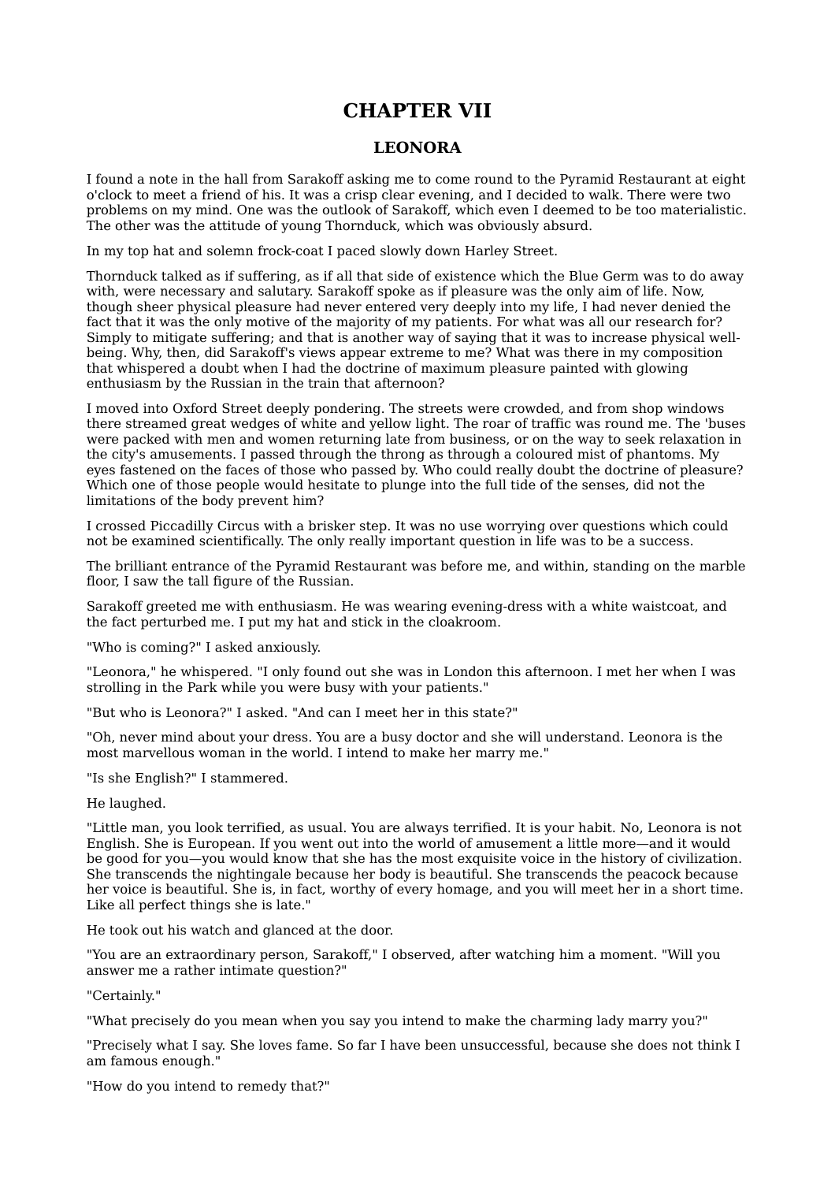# CHAPTER VII

## LEONORA

I found a note in the hall from Sarakoff asking me to come round to the Pyramid Restaurant at eight o'clock to meet a friend of his. It was a crisp clear evening, and I decided to walk. There were two problems on my mind. One was the outlook of Sarakoff, which even I deemed to be too materialistic. The other was the attitude of young Thornduck, which was obviously absurd.

In my top hat and solemn frock-coat I paced slowly down Harley Street.

Thornduck talked as if suffering, as if all that side of existence which the Blue Germ was to do away with, were necessary and salutary. Sarakoff spoke as if pleasure was the only aim of life. Now, though sheer physical pleasure had never entered very deeply into my life, I had never denied the fact that it was the only motive of the majority of my patients. For what was all our research for? Simply to mitigate suffering; and that is another way of saying that it was to increase physical well-being. Why, then, did Sarakoff's views appear extreme to me? What was there in my composition that whispered a doubt when I had the doctrine of maximum pleasure painted with glowing enthusiasm by the Russian in the train that afternoon?

I moved into Oxford Street deeply pondering. The streets were crowded, and from shop windows there streamed great wedges of white and yellow light. The roar of traffic was round me. The 'buses were packed with men and women returning late from business, or on the way to seek relaxation in the city's amusements. I passed through the throng as through a coloured mist of phantoms. My eyes fastened on the faces of those who passed by. Who could really doubt the doctrine of pleasure? Which one of those people would hesitate to plunge into the full tide of the senses, did not the limitations of the body prevent him?

I crossed Piccadilly Circus with a brisker step. It was no use worrying over questions which could not be examined scientifically. The only really important question in life was to be a success.

The brilliant entrance of the Pyramid Restaurant was before me, and within, standing on the marble floor, I saw the tall figure of the Russian.

Sarakoff greeted me with enthusiasm. He was wearing evening-dress with a white waistcoat, and the fact perturbed me. I put my hat and stick in the cloakroom.

"Who is coming?" I asked anxiously.

"Leonora," he whispered. "I only found out she was in London this afternoon. I met her when I was strolling in the Park while you were busy with your patients."

"But who is Leonora?" I asked. "And can I meet her in this state?"

"Oh, never mind about your dress. You are a busy doctor and she will understand. Leonora is the most marvellous woman in the world. I intend to make her marry me."

"Is she English?" I stammered.

He laughed.

"Little man, you look terrified, as usual. You are always terrified. It is your habit. No, Leonora is not English. She is European. If you went out into the world of amusement a little more—and it would be good for you—you would know that she has the most exquisite voice in the history of civilization. She transcends the nightingale because her body is beautiful. She transcends the peacock because her voice is beautiful. She is, in fact, worthy of every homage, and you will meet her in a short time. Like all perfect things she is late."

He took out his watch and glanced at the door.

"You are an extraordinary person, Sarakoff," I observed, after watching him a moment. "Will you answer me a rather intimate question?"

"Certainly."

"What precisely do you mean when you say you intend to make the charming lady marry you?"

"Precisely what I say. She loves fame. So far I have been unsuccessful, because she does not think I am famous enough."

"How do you intend to remedy that?"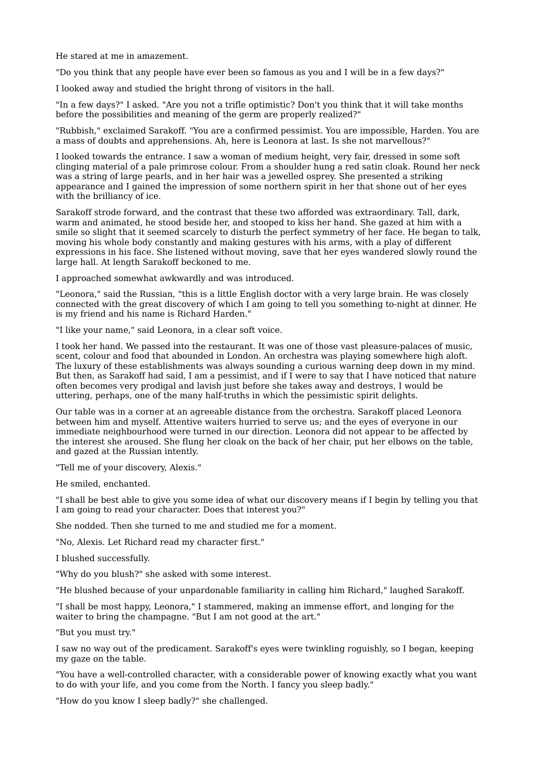He stared at me in amazement.

"Do you think that any people have ever been so famous as you and I will be in a few days?"

I looked away and studied the bright throng of visitors in the hall.

"In a few days?" I asked. "Are you not a trifle optimistic? Don't you think that it will take months before the possibilities and meaning of the germ are properly realized?"

"Rubbish," exclaimed Sarakoff. "You are a confirmed pessimist. You are impossible, Harden. You are a mass of doubts and apprehensions. Ah, here is Leonora at last. Is she not marvellous?"

I looked towards the entrance. I saw a woman of medium height, very fair, dressed in some soft clinging material of a pale primrose colour. From a shoulder hung a red satin cloak. Round her neck was a string of large pearls, and in her hair was a jewelled osprey. She presented a striking appearance and I gained the impression of some northern spirit in her that shone out of her eyes with the brilliancy of ice.

Sarakoff strode forward, and the contrast that these two afforded was extraordinary. Tall, dark, warm and animated, he stood beside her, and stooped to kiss her hand. She gazed at him with a smile so slight that it seemed scarcely to disturb the perfect symmetry of her face. He began to talk, moving his whole body constantly and making gestures with his arms, with a play of different expressions in his face. She listened without moving, save that her eyes wandered slowly round the large hall. At length Sarakoff beckoned to me.

I approached somewhat awkwardly and was introduced.

"Leonora," said the Russian, "this is a little English doctor with a very large brain. He was closely connected with the great discovery of which I am going to tell you something to-night at dinner. He is my friend and his name is Richard Harden."

"I like your name," said Leonora, in a clear soft voice.

I took her hand. We passed into the restaurant. It was one of those vast pleasure-palaces of music, scent, colour and food that abounded in London. An orchestra was playing somewhere high aloft. The luxury of these establishments was always sounding a curious warning deep down in my mind. But then, as Sarakoff had said, I am a pessimist, and if I were to say that I have noticed that nature often becomes very prodigal and lavish just before she takes away and destroys, I would be uttering, perhaps, one of the many half-truths in which the pessimistic spirit delights.

Our table was in a corner at an agreeable distance from the orchestra. Sarakoff placed Leonora between him and myself. Attentive waiters hurried to serve us; and the eyes of everyone in our immediate neighbourhood were turned in our direction. Leonora did not appear to be affected by the interest she aroused. She flung her cloak on the back of her chair, put her elbows on the table, and gazed at the Russian intently.

"Tell me of your discovery, Alexis."

He smiled, enchanted.

"I shall be best able to give you some idea of what our discovery means if I begin by telling you that I am going to read your character. Does that interest you?"

She nodded. Then she turned to me and studied me for a moment.

"No, Alexis. Let Richard read my character first."

I blushed successfully.

"Why do you blush?" she asked with some interest.

"He blushed because of your unpardonable familiarity in calling him Richard," laughed Sarakoff.

"I shall be most happy, Leonora," I stammered, making an immense effort, and longing for the waiter to bring the champagne. "But I am not good at the art."

"But you must try."

I saw no way out of the predicament. Sarakoff's eyes were twinkling roguishly, so I began, keeping my gaze on the table.

"You have a well-controlled character, with a considerable power of knowing exactly what you want to do with your life, and you come from the North. I fancy you sleep badly."

"How do you know I sleep badly?" she challenged.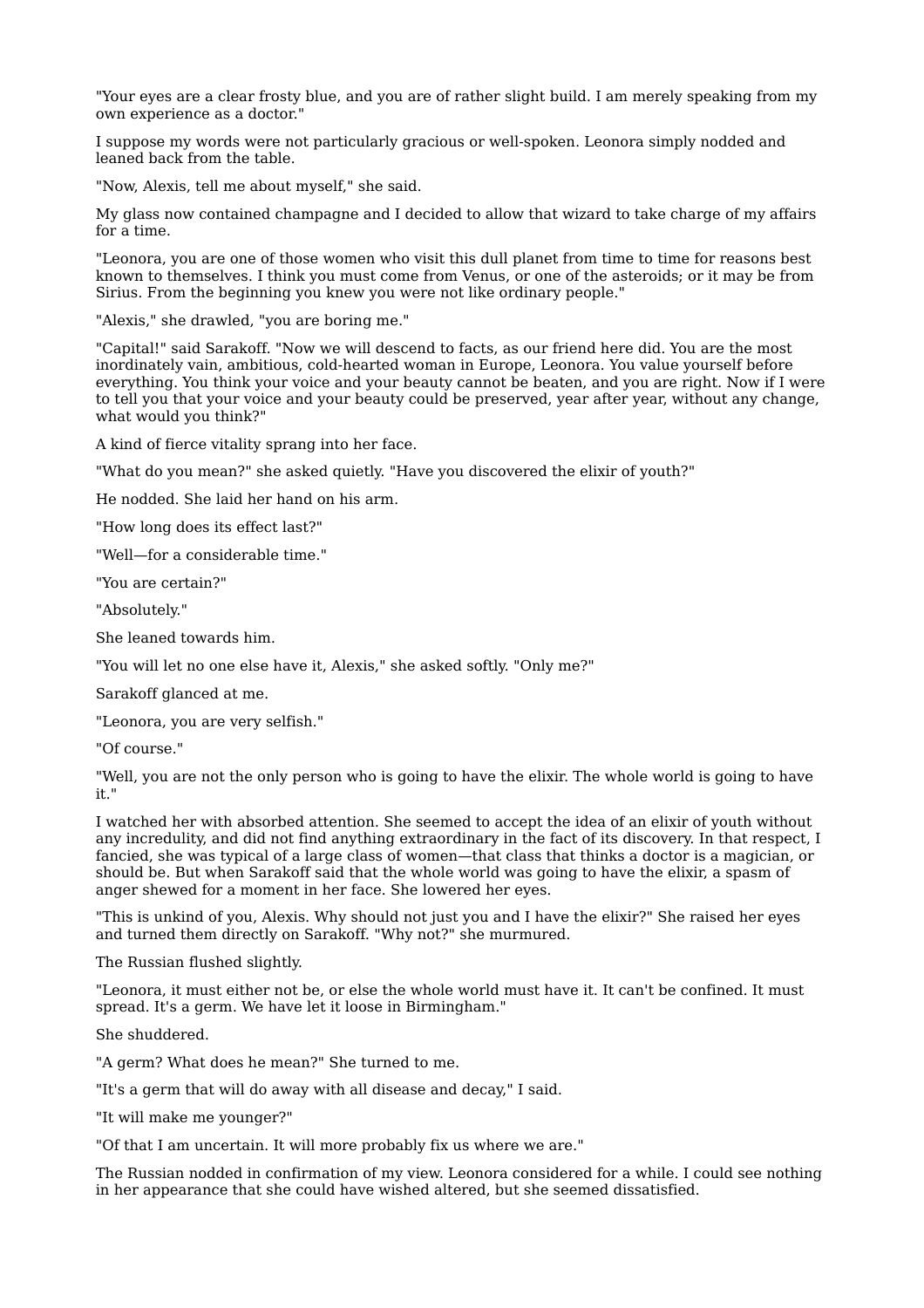"Your eyes are a clear frosty blue, and you are of rather slight build. I am merely speaking from my own experience as a doctor."

I suppose my words were not particularly gracious or well-spoken. Leonora simply nodded and leaned back from the table.

"Now, Alexis, tell me about myself," she said.

My glass now contained champagne and I decided to allow that wizard to take charge of my affairs for a time.

"Leonora, you are one of those women who visit this dull planet from time to time for reasons best known to themselves. I think you must come from Venus, or one of the asteroids; or it may be from Sirius. From the beginning you knew you were not like ordinary people."

"Alexis," she drawled, "you are boring me."

"Capital!" said Sarakoff. "Now we will descend to facts, as our friend here did. You are the most inordinately vain, ambitious, cold-hearted woman in Europe, Leonora. You value yourself before everything. You think your voice and your beauty cannot be beaten, and you are right. Now if I were to tell you that your voice and your beauty could be preserved, year after year, without any change, what would you think?"

A kind of fierce vitality sprang into her face.

"What do you mean?" she asked quietly. "Have you discovered the elixir of youth?"

He nodded. She laid her hand on his arm.

"How long does its effect last?"

"Well—for a considerable time."

"You are certain?"

"Absolutely."

She leaned towards him.

"You will let no one else have it, Alexis," she asked softly. "Only me?"

Sarakoff glanced at me.

"Leonora, you are very selfish."

"Of course."

"Well, you are not the only person who is going to have the elixir. The whole world is going to have it."

I watched her with absorbed attention. She seemed to accept the idea of an elixir of youth without any incredulity, and did not find anything extraordinary in the fact of its discovery. In that respect, I fancied, she was typical of a large class of women—that class that thinks a doctor is a magician, or should be. But when Sarakoff said that the whole world was going to have the elixir, a spasm of anger shewed for a moment in her face. She lowered her eyes.

"This is unkind of you, Alexis. Why should not just you and I have the elixir?" She raised her eyes and turned them directly on Sarakoff. "Why not?" she murmured.

The Russian flushed slightly.

"Leonora, it must either not be, or else the whole world must have it. It can't be confined. It must spread. It's a germ. We have let it loose in Birmingham."

She shuddered.

"A germ? What does he mean?" She turned to me.

"It's a germ that will do away with all disease and decay," I said.

"It will make me younger?"

"Of that I am uncertain. It will more probably fix us where we are."

The Russian nodded in confirmation of my view. Leonora considered for a while. I could see nothing in her appearance that she could have wished altered, but she seemed dissatisfied.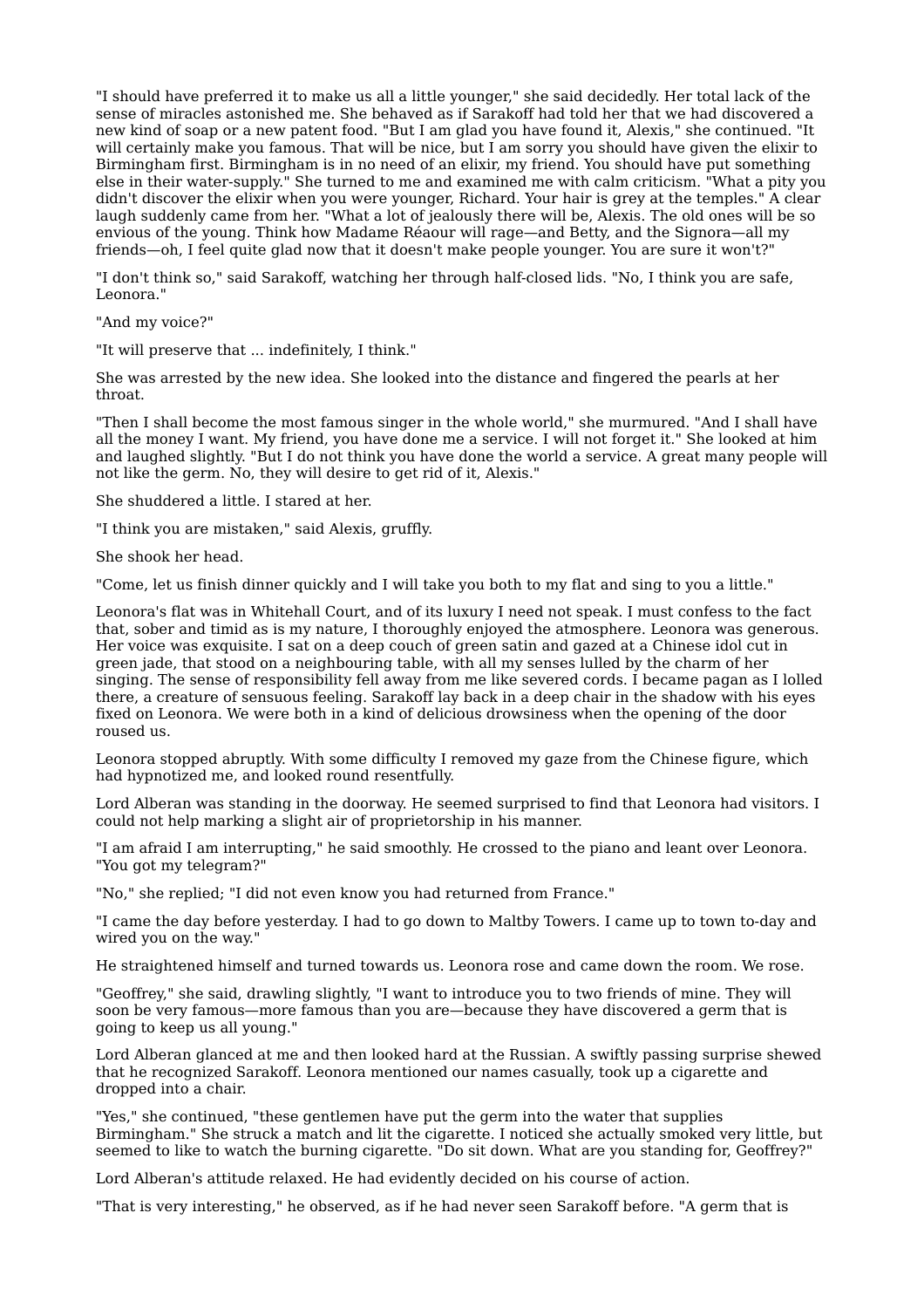"I should have preferred it to make us all a little younger," she said decidedly. Her total lack of the sense of miracles astonished me. She behaved as if Sarakoff had told her that we had discovered a new kind of soap or a new patent food. "But I am glad you have found it, Alexis," she continued. "It will certainly make you famous. That will be nice, but I am sorry you should have given the elixir to Birmingham first. Birmingham is in no need of an elixir, my friend. You should have put something else in their water-supply." She turned to me and examined me with calm criticism. "What a pity you didn't discover the elixir when you were younger, Richard. Your hair is grey at the temples." A clear laugh suddenly came from her. "What a lot of jealously there will be, Alexis. The old ones will be so envious of the young. Think how Madame Réaour will rage—and Betty, and the Signora—all my friends—oh, I feel quite glad now that it doesn't make people younger. You are sure it won't?"

"I don't think so," said Sarakoff, watching her through half-closed lids. "No, I think you are safe, Leonora."

"And my voice?"

"It will preserve that ... indefinitely, I think."

She was arrested by the new idea. She looked into the distance and fingered the pearls at her throat.

"Then I shall become the most famous singer in the whole world," she murmured. "And I shall have all the money I want. My friend, you have done me a service. I will not forget it." She looked at him and laughed slightly. "But I do not think you have done the world a service. A great many people will not like the germ. No, they will desire to get rid of it, Alexis."

She shuddered a little. I stared at her.

"I think you are mistaken," said Alexis, gruffly.

She shook her head.

"Come, let us finish dinner quickly and I will take you both to my flat and sing to you a little."

Leonora's flat was in Whitehall Court, and of its luxury I need not speak. I must confess to the fact that, sober and timid as is my nature, I thoroughly enjoyed the atmosphere. Leonora was generous. Her voice was exquisite. I sat on a deep couch of green satin and gazed at a Chinese idol cut in green jade, that stood on a neighbouring table, with all my senses lulled by the charm of her singing. The sense of responsibility fell away from me like severed cords. I became pagan as I lolled there, a creature of sensuous feeling. Sarakoff lay back in a deep chair in the shadow with his eyes fixed on Leonora. We were both in a kind of delicious drowsiness when the opening of the door roused us.

Leonora stopped abruptly. With some difficulty I removed my gaze from the Chinese figure, which had hypnotized me, and looked round resentfully.

Lord Alberan was standing in the doorway. He seemed surprised to find that Leonora had visitors. I could not help marking a slight air of proprietorship in his manner.

"I am afraid I am interrupting," he said smoothly. He crossed to the piano and leant over Leonora. "You got my telegram?"

"No," she replied; "I did not even know you had returned from France."

"I came the day before yesterday. I had to go down to Maltby Towers. I came up to town to-day and wired you on the way."

He straightened himself and turned towards us. Leonora rose and came down the room. We rose.

"Geoffrey," she said, drawling slightly, "I want to introduce you to two friends of mine. They will soon be very famous—more famous than you are—because they have discovered a germ that is going to keep us all young."

Lord Alberan glanced at me and then looked hard at the Russian. A swiftly passing surprise shewed that he recognized Sarakoff. Leonora mentioned our names casually, took up a cigarette and dropped into a chair.

"Yes," she continued, "these gentlemen have put the germ into the water that supplies Birmingham." She struck a match and lit the cigarette. I noticed she actually smoked very little, but seemed to like to watch the burning cigarette. "Do sit down. What are you standing for, Geoffrey?"

Lord Alberan's attitude relaxed. He had evidently decided on his course of action.

"That is very interesting," he observed, as if he had never seen Sarakoff before. "A germ that is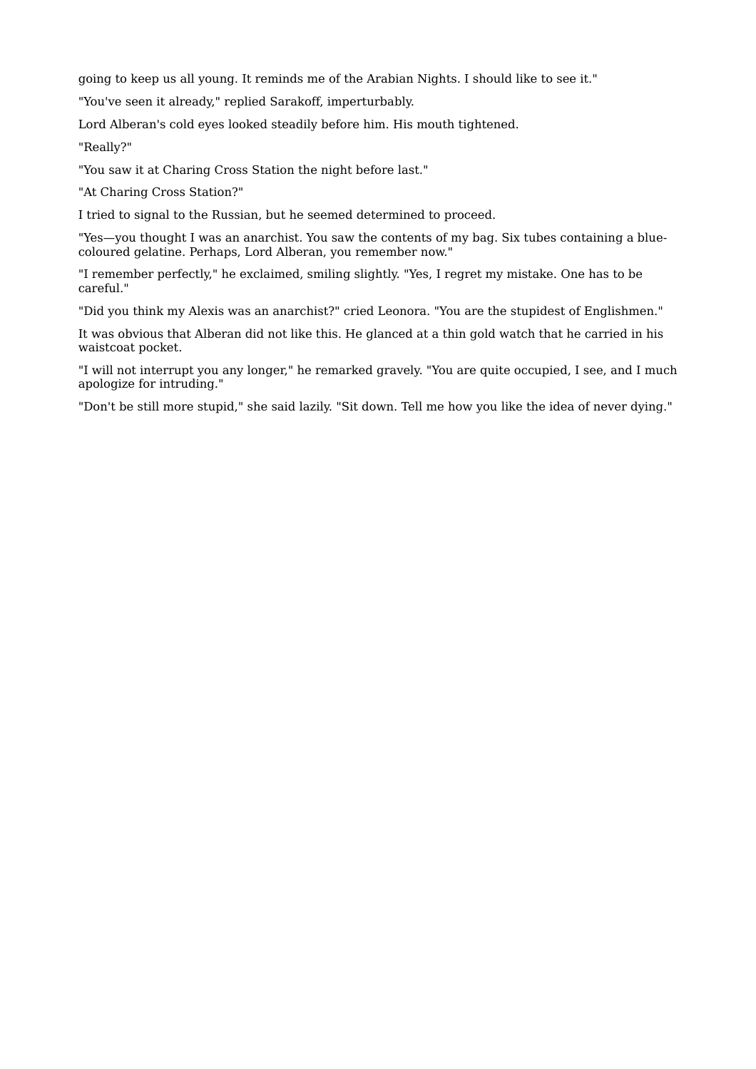going to keep us all young. It reminds me of the Arabian Nights. I should like to see it."

"You've seen it already," replied Sarakoff, imperturbably.

Lord Alberan's cold eyes looked steadily before him. His mouth tightened.

"Really?"

"You saw it at Charing Cross Station the night before last."

"At Charing Cross Station?"

I tried to signal to the Russian, but he seemed determined to proceed.

"Yes—you thought I was an anarchist. You saw the contents of my bag. Six tubes containing a blue-coloured gelatine. Perhaps, Lord Alberan, you remember now."

"I remember perfectly," he exclaimed, smiling slightly. "Yes, I regret my mistake. One has to be careful."

"Did you think my Alexis was an anarchist?" cried Leonora. "You are the stupidest of Englishmen."

It was obvious that Alberan did not like this. He glanced at a thin gold watch that he carried in his waistcoat pocket.

"I will not interrupt you any longer," he remarked gravely. "You are quite occupied, I see, and I much apologize for intruding."

"Don't be still more stupid," she said lazily. "Sit down. Tell me how you like the idea of never dying."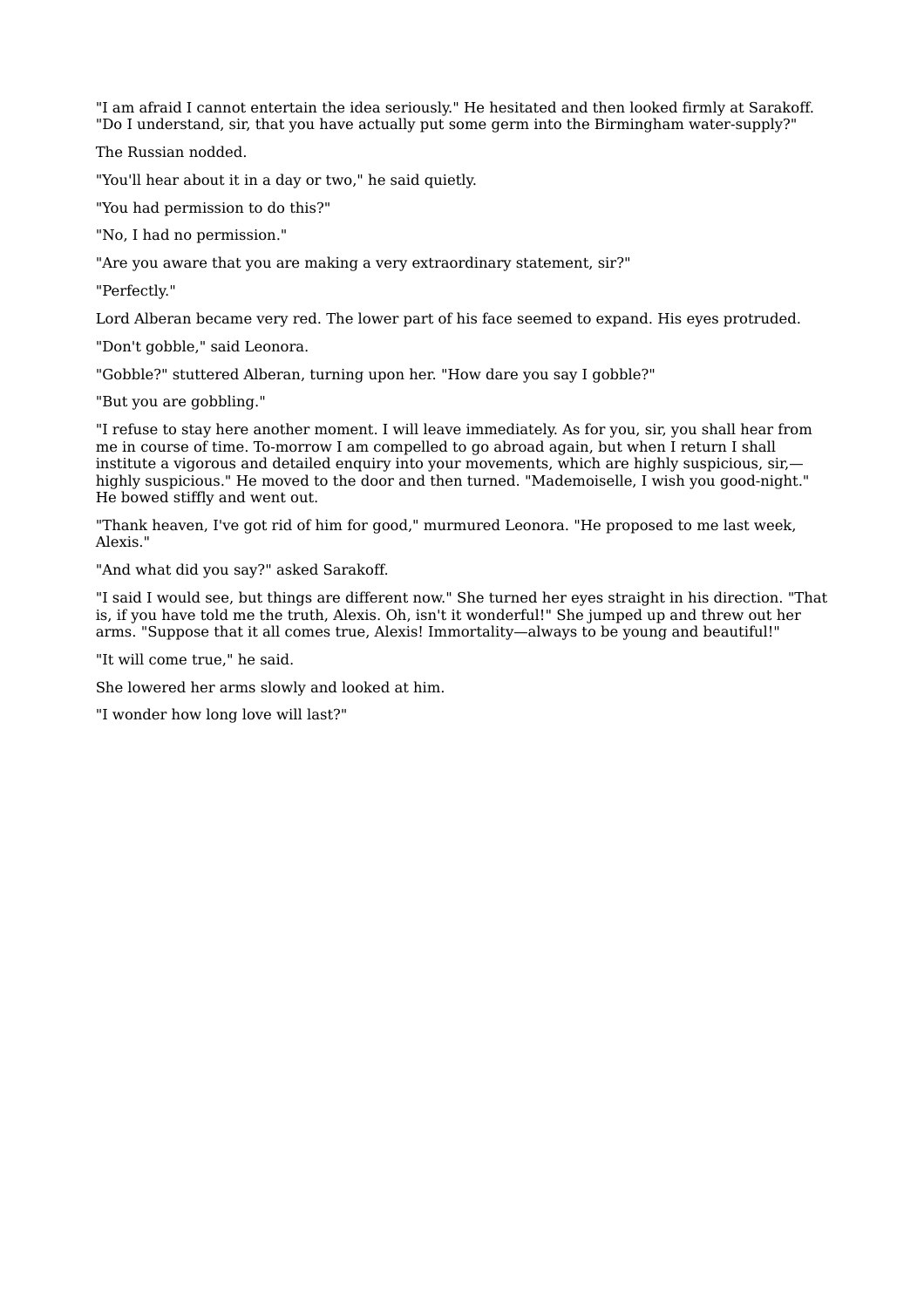"I am afraid I cannot entertain the idea seriously." He hesitated and then looked firmly at Sarakoff. "Do I understand, sir, that you have actually put some germ into the Birmingham water-supply?"

The Russian nodded.

"You'll hear about it in a day or two," he said quietly.

"You had permission to do this?"

"No, I had no permission."

"Are you aware that you are making a very extraordinary statement, sir?"

"Perfectly."

Lord Alberan became very red. The lower part of his face seemed to expand. His eyes protruded.

"Don't gobble," said Leonora.

"Gobble?" stuttered Alberan, turning upon her. "How dare you say I gobble?"

"But you are gobbling."

"I refuse to stay here another moment. I will leave immediately. As for you, sir, you shall hear from me in course of time. To-morrow I am compelled to go abroad again, but when I return I shall institute a vigorous and detailed enquiry into your movements, which are highly suspicious, sir,—highly suspicious." He moved to the door and then turned. "Mademoiselle, I wish you good-night." He bowed stiffly and went out.

"Thank heaven, I've got rid of him for good," murmured Leonora. "He proposed to me last week, Alexis."

"And what did you say?" asked Sarakoff.

"I said I would see, but things are different now." She turned her eyes straight in his direction. "That is, if you have told me the truth, Alexis. Oh, isn't it wonderful!" She jumped up and threw out her arms. "Suppose that it all comes true, Alexis! Immortality—always to be young and beautiful!"

"It will come true," he said.

She lowered her arms slowly and looked at him.

"I wonder how long love will last?"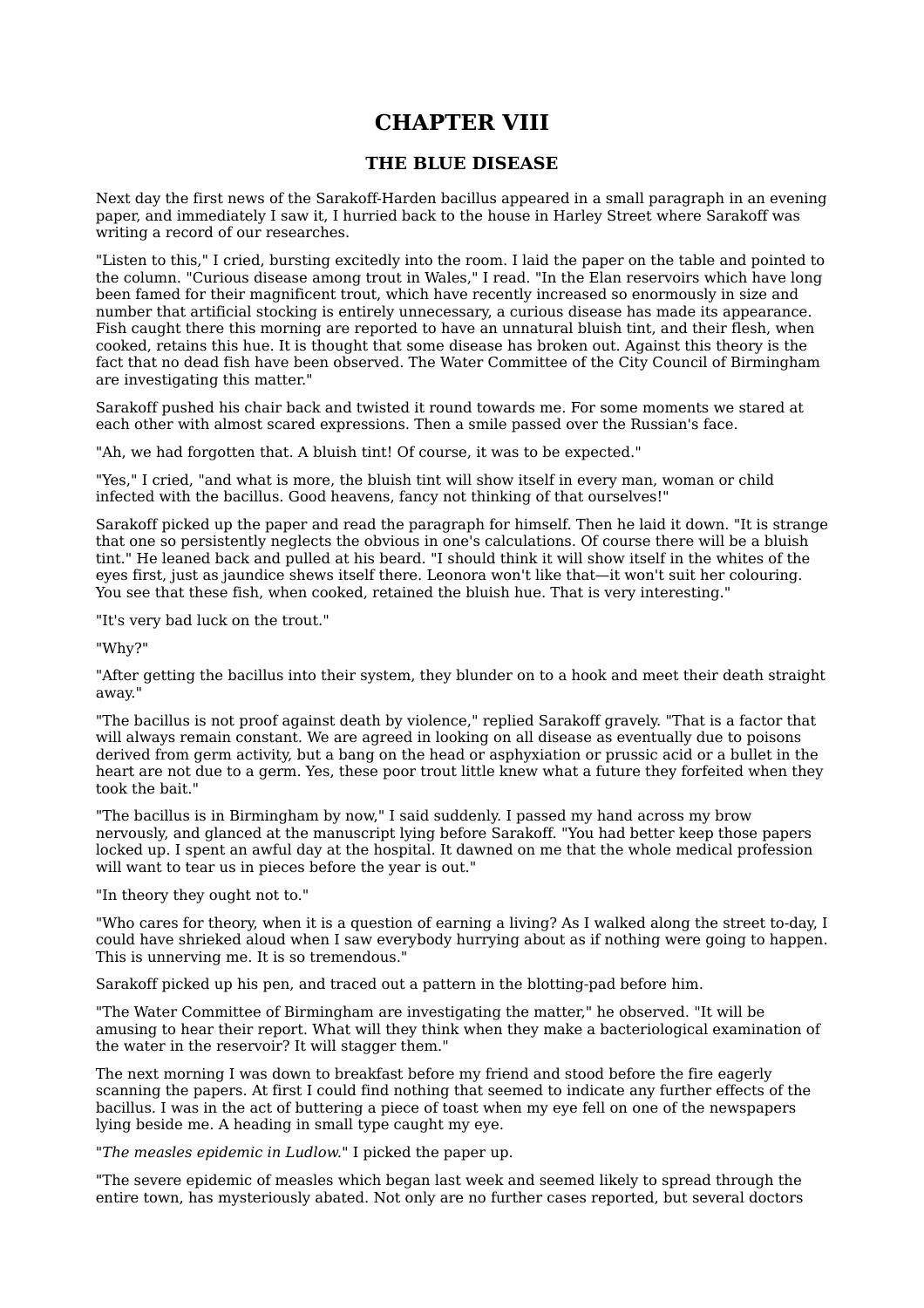# CHAPTER VIII

## THE BLUE DISEASE

Next day the first news of the Sarakoff-Harden bacillus appeared in a small paragraph in an evening paper, and immediately I saw it, I hurried back to the house in Harley Street where Sarakoff was writing a record of our researches.

"Listen to this," I cried, bursting excitedly into the room. I laid the paper on the table and pointed to the column. "Curious disease among trout in Wales," I read. "In the Elan reservoirs which have long been famed for their magnificent trout, which have recently increased so enormously in size and number that artificial stocking is entirely unnecessary, a curious disease has made its appearance. Fish caught there this morning are reported to have an unnatural bluish tint, and their flesh, when cooked, retains this hue. It is thought that some disease has broken out. Against this theory is the fact that no dead fish have been observed. The Water Committee of the City Council of Birmingham are investigating this matter."

Sarakoff pushed his chair back and twisted it round towards me. For some moments we stared at each other with almost scared expressions. Then a smile passed over the Russian's face.

"Ah, we had forgotten that. A bluish tint! Of course, it was to be expected."

"Yes," I cried, "and what is more, the bluish tint will show itself in every man, woman or child infected with the bacillus. Good heavens, fancy not thinking of that ourselves!"

Sarakoff picked up the paper and read the paragraph for himself. Then he laid it down. "It is strange that one so persistently neglects the obvious in one's calculations. Of course there will be a bluish tint." He leaned back and pulled at his beard. "I should think it will show itself in the whites of the eyes first, just as jaundice shews itself there. Leonora won't like that—it won't suit her colouring. You see that these fish, when cooked, retained the bluish hue. That is very interesting."

"It's very bad luck on the trout."

"Why?"

"After getting the bacillus into their system, they blunder on to a hook and meet their death straight away."

"The bacillus is not proof against death by violence," replied Sarakoff gravely. "That is a factor that will always remain constant. We are agreed in looking on all disease as eventually due to poisons derived from germ activity, but a bang on the head or asphyxiation or prussic acid or a bullet in the heart are not due to a germ. Yes, these poor trout little knew what a future they forfeited when they took the bait."

"The bacillus is in Birmingham by now," I said suddenly. I passed my hand across my brow nervously, and glanced at the manuscript lying before Sarakoff. "You had better keep those papers locked up. I spent an awful day at the hospital. It dawned on me that the whole medical profession will want to tear us in pieces before the year is out."

"In theory they ought not to."

"Who cares for theory, when it is a question of earning a living? As I walked along the street to-day, I could have shrieked aloud when I saw everybody hurrying about as if nothing were going to happen. This is unnerving me. It is so tremendous."

Sarakoff picked up his pen, and traced out a pattern in the blotting-pad before him.

"The Water Committee of Birmingham are investigating the matter," he observed. "It will be amusing to hear their report. What will they think when they make a bacteriological examination of the water in the reservoir? It will stagger them."

The next morning I was down to breakfast before my friend and stood before the fire eagerly scanning the papers. At first I could find nothing that seemed to indicate any further effects of the bacillus. I was in the act of buttering a piece of toast when my eye fell on one of the newspapers lying beside me. A heading in small type caught my eye.

"*The measles epidemic in Ludlow.*" I picked the paper up.

"The severe epidemic of measles which began last week and seemed likely to spread through the entire town, has mysteriously abated. Not only are no further cases reported, but several doctors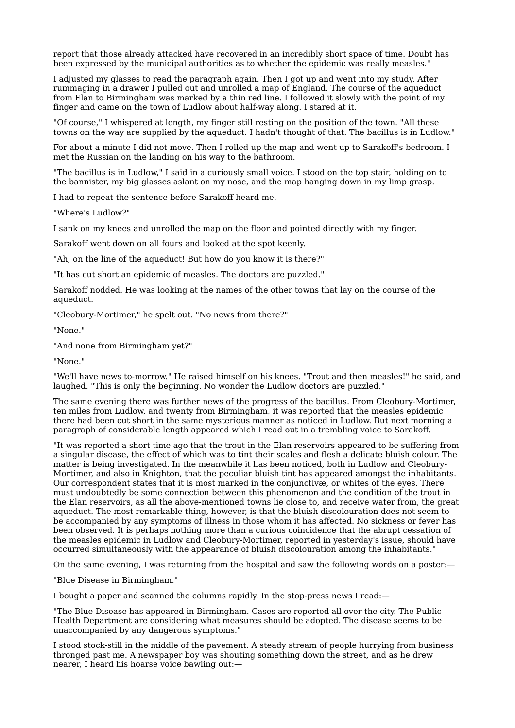report that those already attacked have recovered in an incredibly short space of time. Doubt has been expressed by the municipal authorities as to whether the epidemic was really measles."

I adjusted my glasses to read the paragraph again. Then I got up and went into my study. After rummaging in a drawer I pulled out and unrolled a map of England. The course of the aqueduct from Elan to Birmingham was marked by a thin red line. I followed it slowly with the point of my finger and came on the town of Ludlow about half-way along. I stared at it.

"Of course," I whispered at length, my finger still resting on the position of the town. "All these towns on the way are supplied by the aqueduct. I hadn't thought of that. The bacillus is in Ludlow."

For about a minute I did not move. Then I rolled up the map and went up to Sarakoff's bedroom. I met the Russian on the landing on his way to the bathroom.

"The bacillus is in Ludlow," I said in a curiously small voice. I stood on the top stair, holding on to the bannister, my big glasses aslant on my nose, and the map hanging down in my limp grasp.

I had to repeat the sentence before Sarakoff heard me.

"Where's Ludlow?"

I sank on my knees and unrolled the map on the floor and pointed directly with my finger.

Sarakoff went down on all fours and looked at the spot keenly.

"Ah, on the line of the aqueduct! But how do you know it is there?"

"It has cut short an epidemic of measles. The doctors are puzzled."

Sarakoff nodded. He was looking at the names of the other towns that lay on the course of the aqueduct.

"Cleobury-Mortimer," he spelt out. "No news from there?"

"None."

"And none from Birmingham yet?"

"None."

"We'll have news to-morrow." He raised himself on his knees. "Trout and then measles!" he said, and laughed. "This is only the beginning. No wonder the Ludlow doctors are puzzled."

The same evening there was further news of the progress of the bacillus. From Cleobury-Mortimer, ten miles from Ludlow, and twenty from Birmingham, it was reported that the measles epidemic there had been cut short in the same mysterious manner as noticed in Ludlow. But next morning a paragraph of considerable length appeared which I read out in a trembling voice to Sarakoff.

"It was reported a short time ago that the trout in the Elan reservoirs appeared to be suffering from a singular disease, the effect of which was to tint their scales and flesh a delicate bluish colour. The matter is being investigated. In the meanwhile it has been noticed, both in Ludlow and Cleobury-Mortimer, and also in Knighton, that the peculiar bluish tint has appeared amongst the inhabitants. Our correspondent states that it is most marked in the conjunctivæ, or whites of the eyes. There must undoubtedly be some connection between this phenomenon and the condition of the trout in the Elan reservoirs, as all the above-mentioned towns lie close to, and receive water from, the great aqueduct. The most remarkable thing, however, is that the bluish discolouration does not seem to be accompanied by any symptoms of illness in those whom it has affected. No sickness or fever has been observed. It is perhaps nothing more than a curious coincidence that the abrupt cessation of the measles epidemic in Ludlow and Cleobury-Mortimer, reported in yesterday's issue, should have occurred simultaneously with the appearance of bluish discolouration among the inhabitants."

On the same evening, I was returning from the hospital and saw the following words on a poster:—

"Blue Disease in Birmingham."

I bought a paper and scanned the columns rapidly. In the stop-press news I read:—

"The Blue Disease has appeared in Birmingham. Cases are reported all over the city. The Public Health Department are considering what measures should be adopted. The disease seems to be unaccompanied by any dangerous symptoms."

I stood stock-still in the middle of the pavement. A steady stream of people hurrying from business thronged past me. A newspaper boy was shouting something down the street, and as he drew nearer, I heard his hoarse voice bawling out:—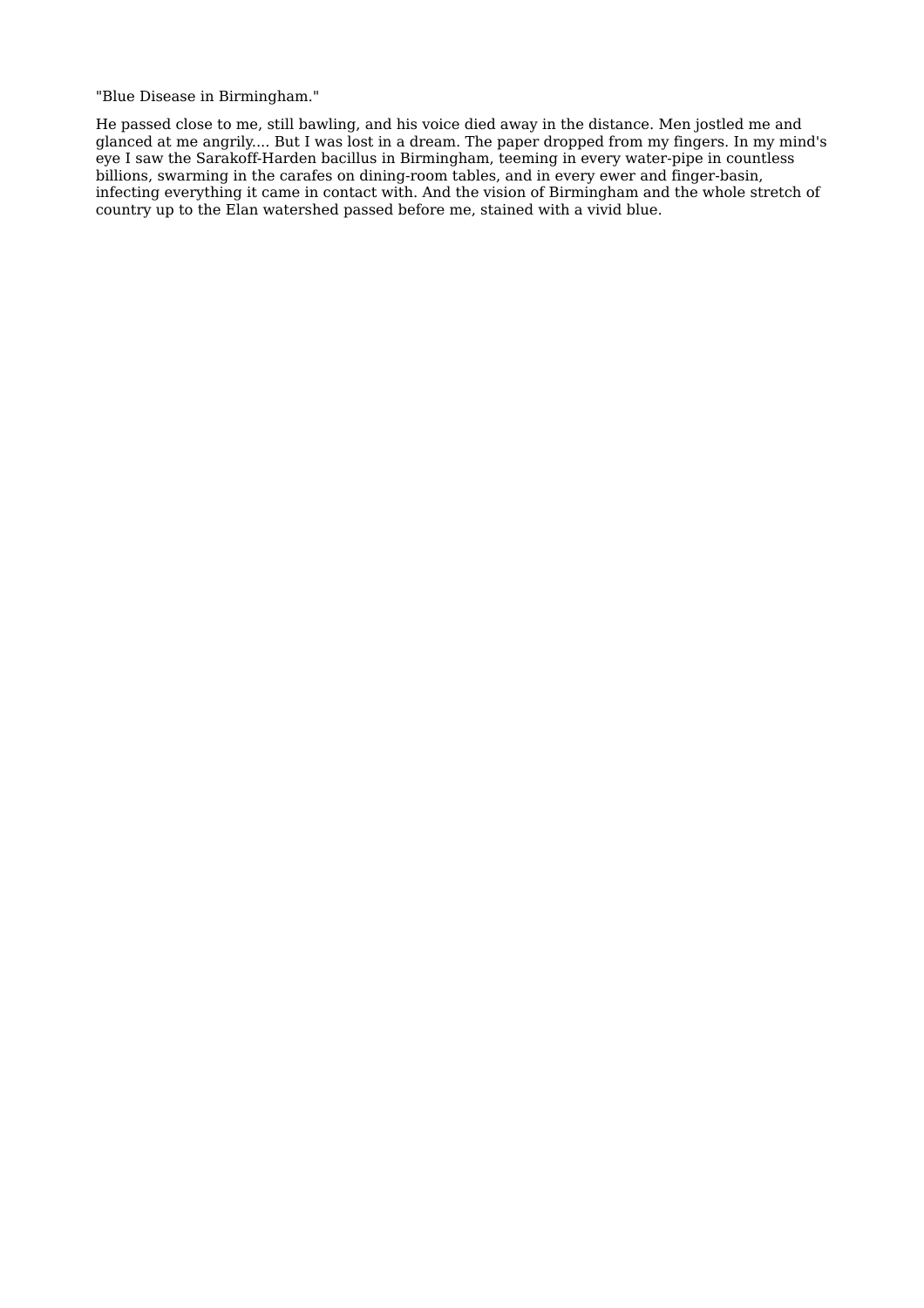"Blue Disease in Birmingham."

He passed close to me, still bawling, and his voice died away in the distance. Men jostled me and glanced at me angrily.... But I was lost in a dream. The paper dropped from my fingers. In my mind's eye I saw the Sarakoff-Harden bacillus in Birmingham, teeming in every water-pipe in countless billions, swarming in the carafes on dining-room tables, and in every ewer and finger-basin, infecting everything it came in contact with. And the vision of Birmingham and the whole stretch of country up to the Elan watershed passed before me, stained with a vivid blue.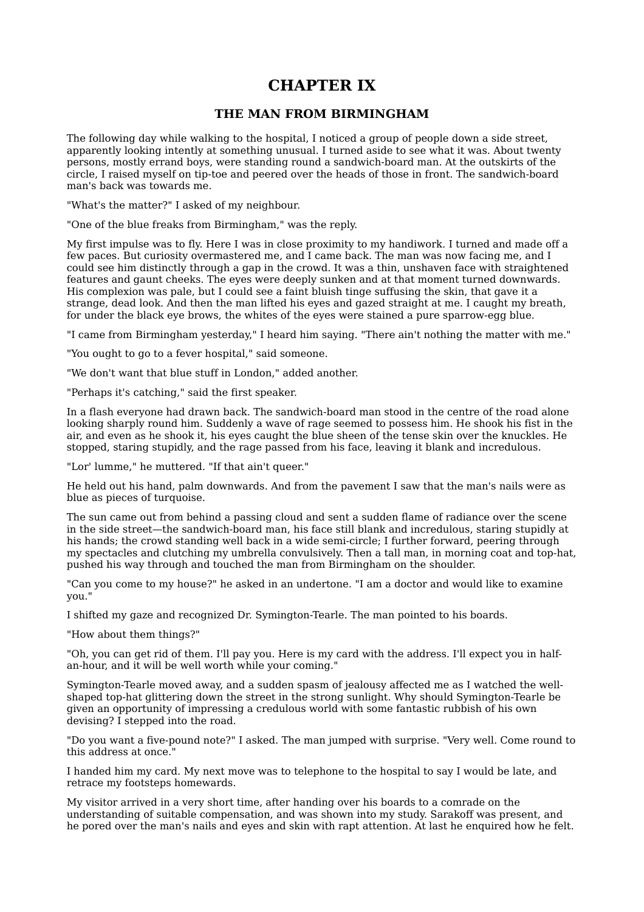# CHAPTER IX

## THE MAN FROM BIRMINGHAM

The following day while walking to the hospital, I noticed a group of people down a side street, apparently looking intently at something unusual. I turned aside to see what it was. About twenty persons, mostly errand boys, were standing round a sandwich-board man. At the outskirts of the circle, I raised myself on tip-toe and peered over the heads of those in front. The sandwich-board man's back was towards me.

"What's the matter?" I asked of my neighbour.

"One of the blue freaks from Birmingham," was the reply.

My first impulse was to fly. Here I was in close proximity to my handiwork. I turned and made off a few paces. But curiosity overmastered me, and I came back. The man was now facing me, and I could see him distinctly through a gap in the crowd. It was a thin, unshaven face with straightened features and gaunt cheeks. The eyes were deeply sunken and at that moment turned downwards. His complexion was pale, but I could see a faint bluish tinge suffusing the skin, that gave it a strange, dead look. And then the man lifted his eyes and gazed straight at me. I caught my breath, for under the black eye brows, the whites of the eyes were stained a pure sparrow-egg blue.

"I came from Birmingham yesterday," I heard him saying. "There ain't nothing the matter with me."

"You ought to go to a fever hospital," said someone.

"We don't want that blue stuff in London," added another.

"Perhaps it's catching," said the first speaker.

In a flash everyone had drawn back. The sandwich-board man stood in the centre of the road alone looking sharply round him. Suddenly a wave of rage seemed to possess him. He shook his fist in the air, and even as he shook it, his eyes caught the blue sheen of the tense skin over the knuckles. He stopped, staring stupidly, and the rage passed from his face, leaving it blank and incredulous.

"Lor' lumme," he muttered. "If that ain't queer."

He held out his hand, palm downwards. And from the pavement I saw that the man's nails were as blue as pieces of turquoise.

The sun came out from behind a passing cloud and sent a sudden flame of radiance over the scene in the side street—the sandwich-board man, his face still blank and incredulous, staring stupidly at his hands; the crowd standing well back in a wide semi-circle; I further forward, peering through my spectacles and clutching my umbrella convulsively. Then a tall man, in morning coat and top-hat, pushed his way through and touched the man from Birmingham on the shoulder.

"Can you come to my house?" he asked in an undertone. "I am a doctor and would like to examine you."

I shifted my gaze and recognized Dr. Symington-Tearle. The man pointed to his boards.

"How about them things?"

"Oh, you can get rid of them. I'll pay you. Here is my card with the address. I'll expect you in half-an-hour, and it will be well worth while your coming."

Symington-Tearle moved away, and a sudden spasm of jealousy affected me as I watched the well-shaped top-hat glittering down the street in the strong sunlight. Why should Symington-Tearle be given an opportunity of impressing a credulous world with some fantastic rubbish of his own devising? I stepped into the road.

"Do you want a five-pound note?" I asked. The man jumped with surprise. "Very well. Come round to this address at once."

I handed him my card. My next move was to telephone to the hospital to say I would be late, and retrace my footsteps homewards.

My visitor arrived in a very short time, after handing over his boards to a comrade on the understanding of suitable compensation, and was shown into my study. Sarakoff was present, and he pored over the man's nails and eyes and skin with rapt attention. At last he enquired how he felt.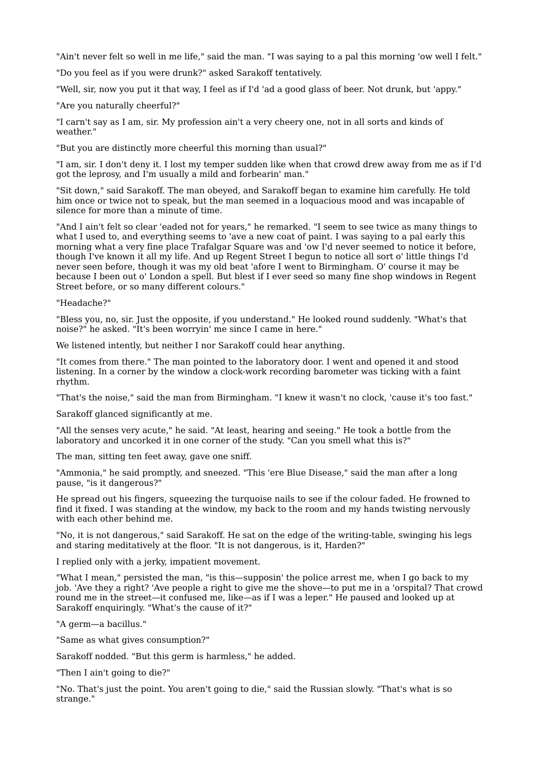"Ain't never felt so well in me life," said the man. "I was saying to a pal this morning 'ow well I felt."

"Do you feel as if you were drunk?" asked Sarakoff tentatively.

"Well, sir, now you put it that way, I feel as if I'd 'ad a good glass of beer. Not drunk, but 'appy."

"Are you naturally cheerful?"

"I carn't say as I am, sir. My profession ain't a very cheery one, not in all sorts and kinds of weather."

"But you are distinctly more cheerful this morning than usual?"

"I am, sir. I don't deny it. I lost my temper sudden like when that crowd drew away from me as if I'd got the leprosy, and I'm usually a mild and forbearin' man."

"Sit down," said Sarakoff. The man obeyed, and Sarakoff began to examine him carefully. He told him once or twice not to speak, but the man seemed in a loquacious mood and was incapable of silence for more than a minute of time.

"And I ain't felt so clear 'eaded not for years," he remarked. "I seem to see twice as many things to what I used to, and everything seems to 'ave a new coat of paint. I was saying to a pal early this morning what a very fine place Trafalgar Square was and 'ow I'd never seemed to notice it before, though I've known it all my life. And up Regent Street I begun to notice all sort o' little things I'd never seen before, though it was my old beat 'afore I went to Birmingham. O' course it may be because I been out o' London a spell. But blest if I ever seed so many fine shop windows in Regent Street before, or so many different colours."

"Headache?"

"Bless you, no, sir. Just the opposite, if you understand." He looked round suddenly. "What's that noise?" he asked. "It's been worryin' me since I came in here."

We listened intently, but neither I nor Sarakoff could hear anything.

"It comes from there." The man pointed to the laboratory door. I went and opened it and stood listening. In a corner by the window a clock-work recording barometer was ticking with a faint rhythm.

"That's the noise," said the man from Birmingham. "I knew it wasn't no clock, 'cause it's too fast."

Sarakoff glanced significantly at me.

"All the senses very acute," he said. "At least, hearing and seeing." He took a bottle from the laboratory and uncorked it in one corner of the study. "Can you smell what this is?"

The man, sitting ten feet away, gave one sniff.

"Ammonia," he said promptly, and sneezed. "This 'ere Blue Disease," said the man after a long pause, "is it dangerous?"

He spread out his fingers, squeezing the turquoise nails to see if the colour faded. He frowned to find it fixed. I was standing at the window, my back to the room and my hands twisting nervously with each other behind me.

"No, it is not dangerous," said Sarakoff. He sat on the edge of the writing-table, swinging his legs and staring meditatively at the floor. "It is not dangerous, is it, Harden?"

I replied only with a jerky, impatient movement.

"What I mean," persisted the man, "is this—supposin' the police arrest me, when I go back to my job. 'Ave they a right? 'Ave people a right to give me the shove—to put me in a 'orspital? That crowd round me in the street—it confused me, like—as if I was a leper." He paused and looked up at Sarakoff enquiringly. "What's the cause of it?"

"A germ—a bacillus."

"Same as what gives consumption?"

Sarakoff nodded. "But this germ is harmless," he added.

"Then I ain't going to die?"

"No. That's just the point. You aren't going to die," said the Russian slowly. "That's what is so strange."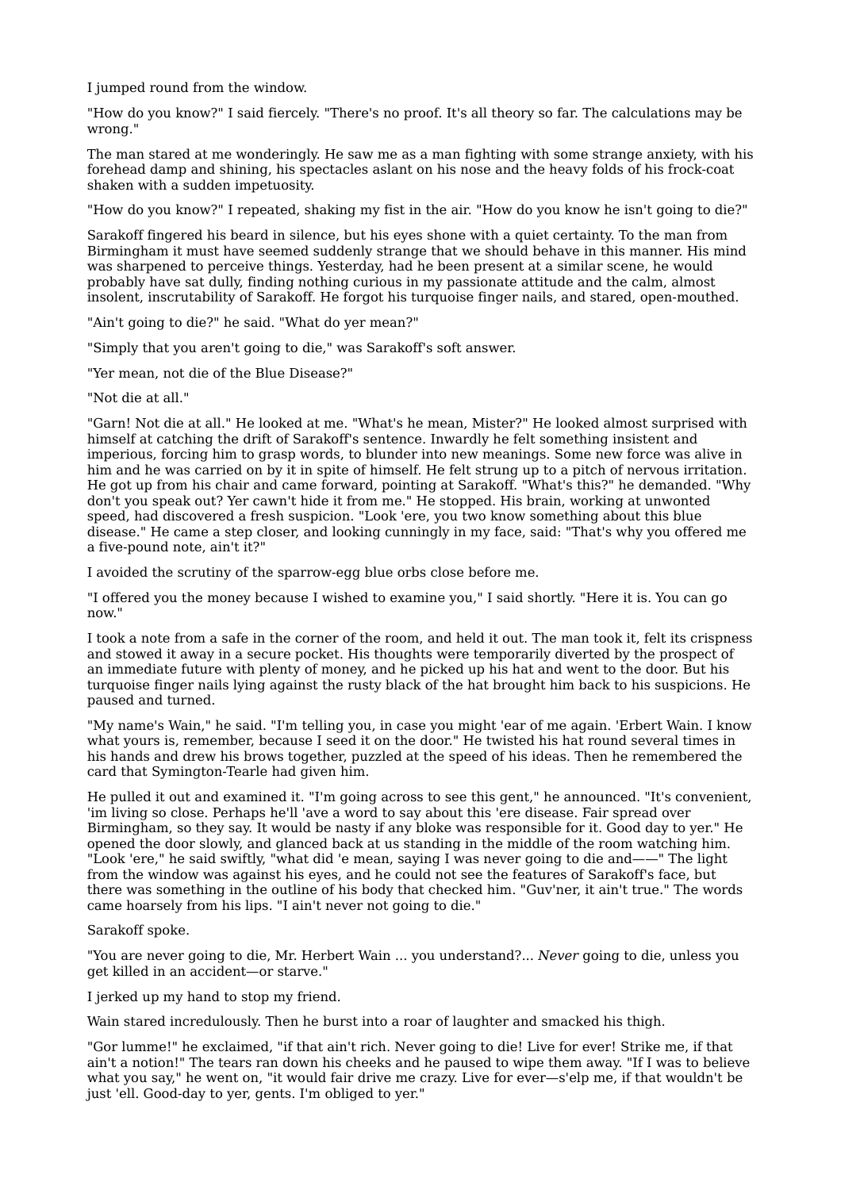I jumped round from the window.

"How do you know?" I said fiercely. "There's no proof. It's all theory so far. The calculations may be wrong."

The man stared at me wonderingly. He saw me as a man fighting with some strange anxiety, with his forehead damp and shining, his spectacles aslant on his nose and the heavy folds of his frock-coat shaken with a sudden impetuosity.

"How do you know?" I repeated, shaking my fist in the air. "How do you know he isn't going to die?"

Sarakoff fingered his beard in silence, but his eyes shone with a quiet certainty. To the man from Birmingham it must have seemed suddenly strange that we should behave in this manner. His mind was sharpened to perceive things. Yesterday, had he been present at a similar scene, he would probably have sat dully, finding nothing curious in my passionate attitude and the calm, almost insolent, inscrutability of Sarakoff. He forgot his turquoise finger nails, and stared, open-mouthed.

"Ain't going to die?" he said. "What do yer mean?"

"Simply that you aren't going to die," was Sarakoff's soft answer.

"Yer mean, not die of the Blue Disease?"

"Not die at all."

"Garn! Not die at all." He looked at me. "What's he mean, Mister?" He looked almost surprised with himself at catching the drift of Sarakoff's sentence. Inwardly he felt something insistent and imperious, forcing him to grasp words, to blunder into new meanings. Some new force was alive in him and he was carried on by it in spite of himself. He felt strung up to a pitch of nervous irritation. He got up from his chair and came forward, pointing at Sarakoff. "What's this?" he demanded. "Why don't you speak out? Yer cawn't hide it from me." He stopped. His brain, working at unwonted speed, had discovered a fresh suspicion. "Look 'ere, you two know something about this blue disease." He came a step closer, and looking cunningly in my face, said: "That's why you offered me a five-pound note, ain't it?"

I avoided the scrutiny of the sparrow-egg blue orbs close before me.

"I offered you the money because I wished to examine you," I said shortly. "Here it is. You can go now."

I took a note from a safe in the corner of the room, and held it out. The man took it, felt its crispness and stowed it away in a secure pocket. His thoughts were temporarily diverted by the prospect of an immediate future with plenty of money, and he picked up his hat and went to the door. But his turquoise finger nails lying against the rusty black of the hat brought him back to his suspicions. He paused and turned.

"My name's Wain," he said. "I'm telling you, in case you might 'ear of me again. 'Erbert Wain. I know what yours is, remember, because I seed it on the door." He twisted his hat round several times in his hands and drew his brows together, puzzled at the speed of his ideas. Then he remembered the card that Symington-Tearle had given him.

He pulled it out and examined it. "I'm going across to see this gent," he announced. "It's convenient, 'im living so close. Perhaps he'll 'ave a word to say about this 'ere disease. Fair spread over Birmingham, so they say. It would be nasty if any bloke was responsible for it. Good day to yer." He opened the door slowly, and glanced back at us standing in the middle of the room watching him. "Look 'ere," he said swiftly, "what did 'e mean, saying I was never going to die and——" The light from the window was against his eyes, and he could not see the features of Sarakoff's face, but there was something in the outline of his body that checked him. "Guv'ner, it ain't true." The words came hoarsely from his lips. "I ain't never not going to die."

Sarakoff spoke.

"You are never going to die, Mr. Herbert Wain ... you understand?... *Never* going to die, unless you get killed in an accident—or starve."

I jerked up my hand to stop my friend.

Wain stared incredulously. Then he burst into a roar of laughter and smacked his thigh.

"Gor lumme!" he exclaimed, "if that ain't rich. Never going to die! Live for ever! Strike me, if that ain't a notion!" The tears ran down his cheeks and he paused to wipe them away. "If I was to believe what you say," he went on, "it would fair drive me crazy. Live for ever—s'elp me, if that wouldn't be just 'ell. Good-day to yer, gents. I'm obliged to yer."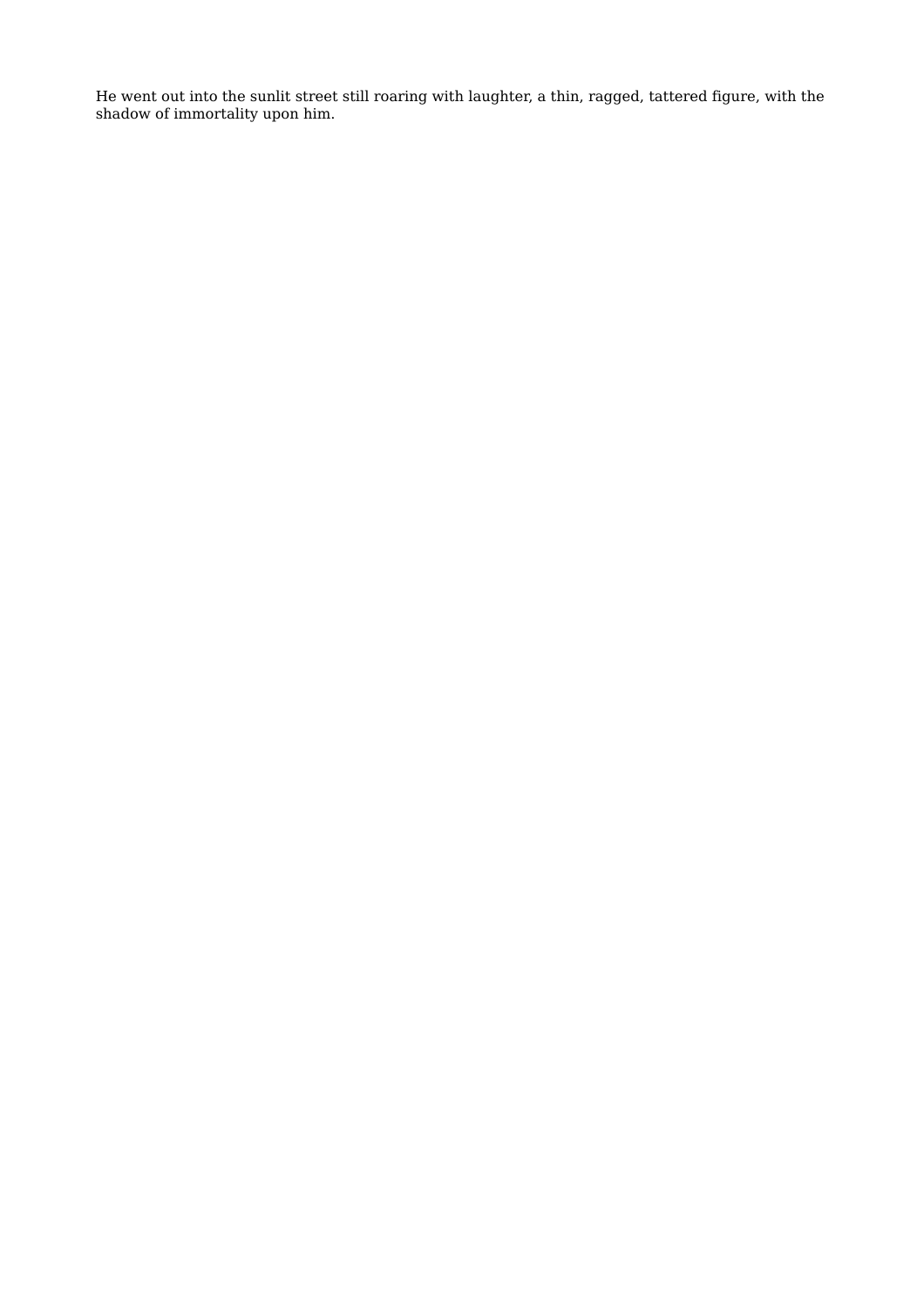He went out into the sunlit street still roaring with laughter, a thin, ragged, tattered figure, with the shadow of immortality upon him.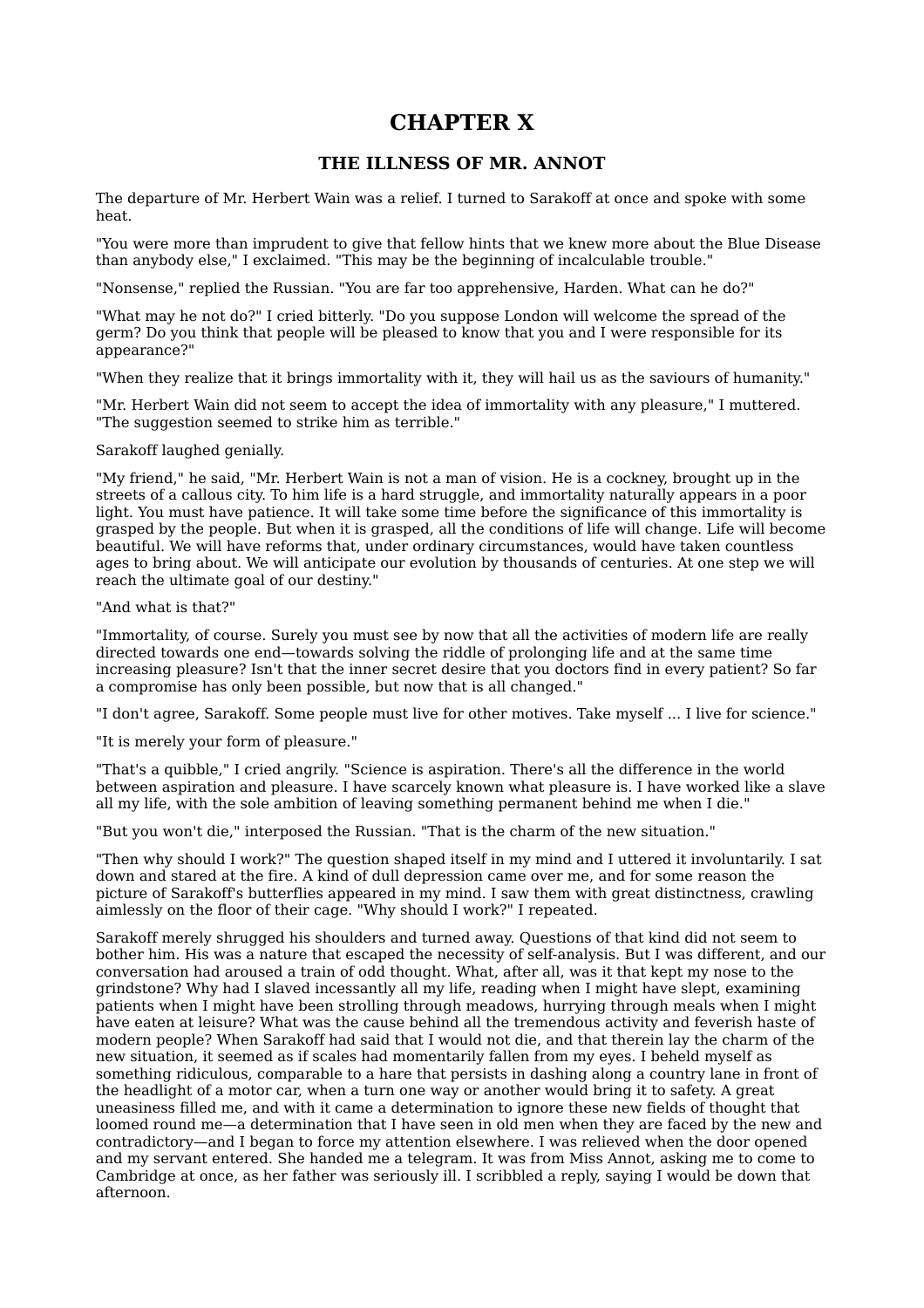# CHAPTER X

## THE ILLNESS OF MR. ANNOT

The departure of Mr. Herbert Wain was a relief. I turned to Sarakoff at once and spoke with some heat.

"You were more than imprudent to give that fellow hints that we knew more about the Blue Disease than anybody else," I exclaimed. "This may be the beginning of incalculable trouble."

"Nonsense," replied the Russian. "You are far too apprehensive, Harden. What can he do?"

"What may he not do?" I cried bitterly. "Do you suppose London will welcome the spread of the germ? Do you think that people will be pleased to know that you and I were responsible for its appearance?"

"When they realize that it brings immortality with it, they will hail us as the saviours of humanity."

"Mr. Herbert Wain did not seem to accept the idea of immortality with any pleasure," I muttered. "The suggestion seemed to strike him as terrible."

Sarakoff laughed genially.

"My friend," he said, "Mr. Herbert Wain is not a man of vision. He is a cockney, brought up in the streets of a callous city. To him life is a hard struggle, and immortality naturally appears in a poor light. You must have patience. It will take some time before the significance of this immortality is grasped by the people. But when it is grasped, all the conditions of life will change. Life will become beautiful. We will have reforms that, under ordinary circumstances, would have taken countless ages to bring about. We will anticipate our evolution by thousands of centuries. At one step we will reach the ultimate goal of our destiny."

"And what is that?"

"Immortality, of course. Surely you must see by now that all the activities of modern life are really directed towards one end—towards solving the riddle of prolonging life and at the same time increasing pleasure? Isn't that the inner secret desire that you doctors find in every patient? So far a compromise has only been possible, but now that is all changed."

"I don't agree, Sarakoff. Some people must live for other motives. Take myself ... I live for science."

"It is merely your form of pleasure."

"That's a quibble," I cried angrily. "Science is aspiration. There's all the difference in the world between aspiration and pleasure. I have scarcely known what pleasure is. I have worked like a slave all my life, with the sole ambition of leaving something permanent behind me when I die."

"But you won't die," interposed the Russian. "That is the charm of the new situation."

"Then why should I work?" The question shaped itself in my mind and I uttered it involuntarily. I sat down and stared at the fire. A kind of dull depression came over me, and for some reason the picture of Sarakoff's butterflies appeared in my mind. I saw them with great distinctness, crawling aimlessly on the floor of their cage. "Why should I work?" I repeated.

Sarakoff merely shrugged his shoulders and turned away. Questions of that kind did not seem to bother him. His was a nature that escaped the necessity of self-analysis. But I was different, and our conversation had aroused a train of odd thought. What, after all, was it that kept my nose to the grindstone? Why had I slaved incessantly all my life, reading when I might have slept, examining patients when I might have been strolling through meadows, hurrying through meals when I might have eaten at leisure? What was the cause behind all the tremendous activity and feverish haste of modern people? When Sarakoff had said that I would not die, and that therein lay the charm of the new situation, it seemed as if scales had momentarily fallen from my eyes. I beheld myself as something ridiculous, comparable to a hare that persists in dashing along a country lane in front of the headlight of a motor car, when a turn one way or another would bring it to safety. A great uneasiness filled me, and with it came a determination to ignore these new fields of thought that loomed round me—a determination that I have seen in old men when they are faced by the new and contradictory—and I began to force my attention elsewhere. I was relieved when the door opened and my servant entered. She handed me a telegram. It was from Miss Annot, asking me to come to Cambridge at once, as her father was seriously ill. I scribbled a reply, saying I would be down that afternoon.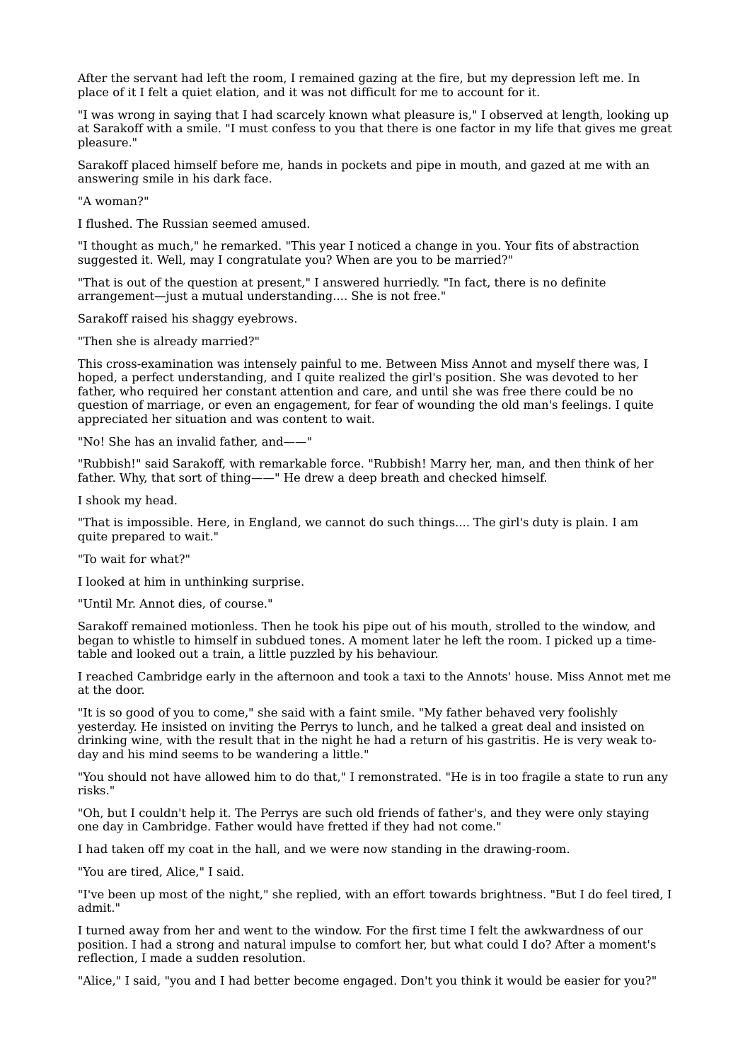After the servant had left the room, I remained gazing at the fire, but my depression left me. In place of it I felt a quiet elation, and it was not difficult for me to account for it.

"I was wrong in saying that I had scarcely known what pleasure is," I observed at length, looking up at Sarakoff with a smile. "I must confess to you that there is one factor in my life that gives me great pleasure."

Sarakoff placed himself before me, hands in pockets and pipe in mouth, and gazed at me with an answering smile in his dark face.

"A woman?"

I flushed. The Russian seemed amused.

"I thought as much," he remarked. "This year I noticed a change in you. Your fits of abstraction suggested it. Well, may I congratulate you? When are you to be married?"

"That is out of the question at present," I answered hurriedly. "In fact, there is no definite arrangement—just a mutual understanding.... She is not free."

Sarakoff raised his shaggy eyebrows.

"Then she is already married?"

This cross-examination was intensely painful to me. Between Miss Annot and myself there was, I hoped, a perfect understanding, and I quite realized the girl's position. She was devoted to her father, who required her constant attention and care, and until she was free there could be no question of marriage, or even an engagement, for fear of wounding the old man's feelings. I quite appreciated her situation and was content to wait.

"No! She has an invalid father, and——"

"Rubbish!" said Sarakoff, with remarkable force. "Rubbish! Marry her, man, and then think of her father. Why, that sort of thing——" He drew a deep breath and checked himself.

I shook my head.

"That is impossible. Here, in England, we cannot do such things.... The girl's duty is plain. I am quite prepared to wait."

"To wait for what?"

I looked at him in unthinking surprise.

"Until Mr. Annot dies, of course."

Sarakoff remained motionless. Then he took his pipe out of his mouth, strolled to the window, and began to whistle to himself in subdued tones. A moment later he left the room. I picked up a time-table and looked out a train, a little puzzled by his behaviour.

I reached Cambridge early in the afternoon and took a taxi to the Annots' house. Miss Annot met me at the door.

"It is so good of you to come," she said with a faint smile. "My father behaved very foolishly yesterday. He insisted on inviting the Perrys to lunch, and he talked a great deal and insisted on drinking wine, with the result that in the night he had a return of his gastritis. He is very weak to-day and his mind seems to be wandering a little."

"You should not have allowed him to do that," I remonstrated. "He is in too fragile a state to run any risks."

"Oh, but I couldn't help it. The Perrys are such old friends of father's, and they were only staying one day in Cambridge. Father would have fretted if they had not come."

I had taken off my coat in the hall, and we were now standing in the drawing-room.

"You are tired, Alice," I said.

"I've been up most of the night," she replied, with an effort towards brightness. "But I do feel tired, I admit."

I turned away from her and went to the window. For the first time I felt the awkwardness of our position. I had a strong and natural impulse to comfort her, but what could I do? After a moment's reflection, I made a sudden resolution.

"Alice," I said, "you and I had better become engaged. Don't you think it would be easier for you?"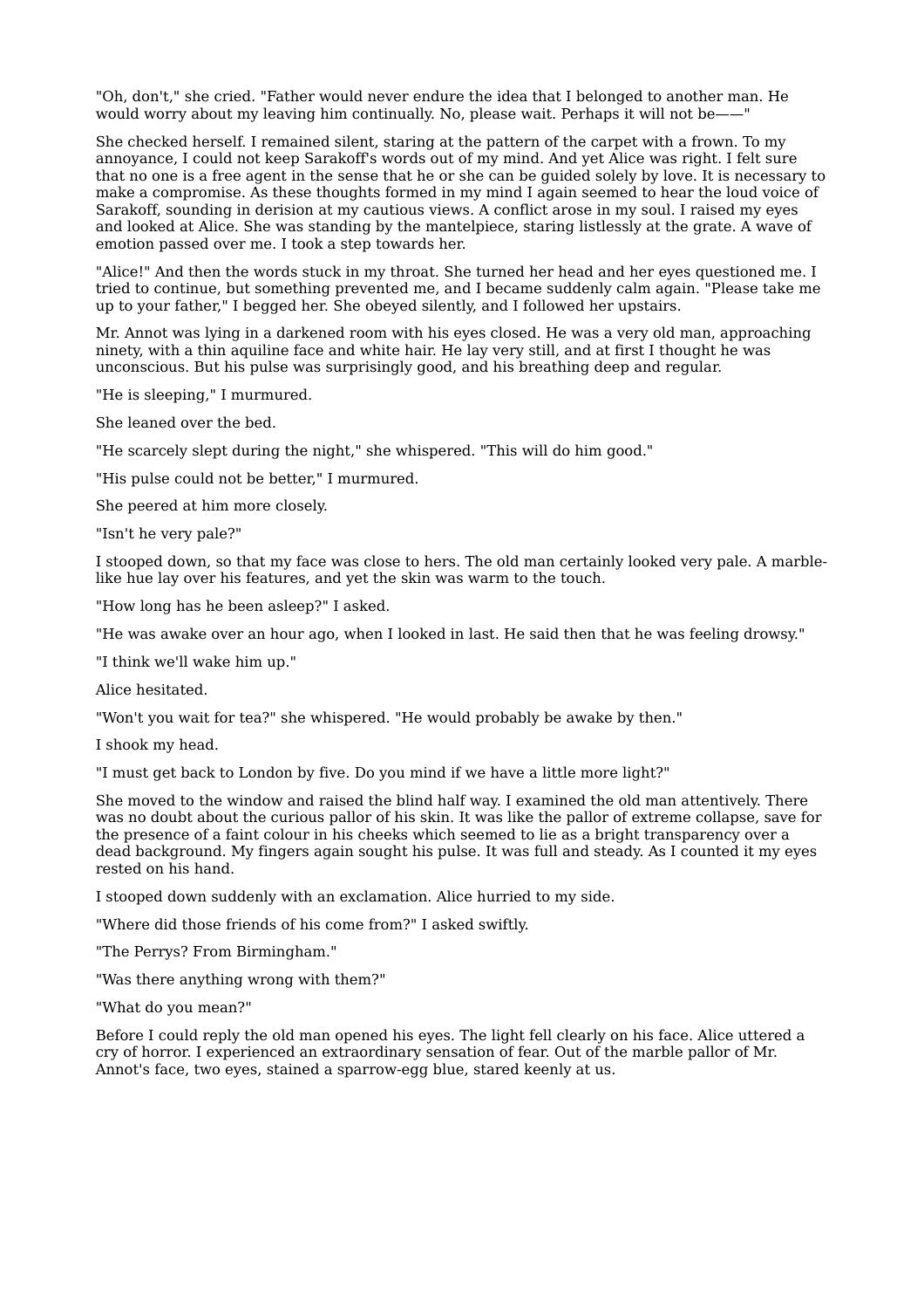"Oh, don't," she cried. "Father would never endure the idea that I belonged to another man. He would worry about my leaving him continually. No, please wait. Perhaps it will not be——"

She checked herself. I remained silent, staring at the pattern of the carpet with a frown. To my annoyance, I could not keep Sarakoff's words out of my mind. And yet Alice was right. I felt sure that no one is a free agent in the sense that he or she can be guided solely by love. It is necessary to make a compromise. As these thoughts formed in my mind I again seemed to hear the loud voice of Sarakoff, sounding in derision at my cautious views. A conflict arose in my soul. I raised my eyes and looked at Alice. She was standing by the mantelpiece, staring listlessly at the grate. A wave of emotion passed over me. I took a step towards her.

"Alice!" And then the words stuck in my throat. She turned her head and her eyes questioned me. I tried to continue, but something prevented me, and I became suddenly calm again. "Please take me up to your father," I begged her. She obeyed silently, and I followed her upstairs.

Mr. Annot was lying in a darkened room with his eyes closed. He was a very old man, approaching ninety, with a thin aquiline face and white hair. He lay very still, and at first I thought he was unconscious. But his pulse was surprisingly good, and his breathing deep and regular.

"He is sleeping," I murmured.

She leaned over the bed.

"He scarcely slept during the night," she whispered. "This will do him good."

"His pulse could not be better," I murmured.

She peered at him more closely.

"Isn't he very pale?"

I stooped down, so that my face was close to hers. The old man certainly looked very pale. A marble-like hue lay over his features, and yet the skin was warm to the touch.

"How long has he been asleep?" I asked.

"He was awake over an hour ago, when I looked in last. He said then that he was feeling drowsy."

"I think we'll wake him up."

Alice hesitated.

"Won't you wait for tea?" she whispered. "He would probably be awake by then."

I shook my head.

"I must get back to London by five. Do you mind if we have a little more light?"

She moved to the window and raised the blind half way. I examined the old man attentively. There was no doubt about the curious pallor of his skin. It was like the pallor of extreme collapse, save for the presence of a faint colour in his cheeks which seemed to lie as a bright transparency over a dead background. My fingers again sought his pulse. It was full and steady. As I counted it my eyes rested on his hand.

I stooped down suddenly with an exclamation. Alice hurried to my side.

"Where did those friends of his come from?" I asked swiftly.

"The Perrys? From Birmingham."

"Was there anything wrong with them?"

"What do you mean?"

Before I could reply the old man opened his eyes. The light fell clearly on his face. Alice uttered a cry of horror. I experienced an extraordinary sensation of fear. Out of the marble pallor of Mr. Annot's face, two eyes, stained a sparrow-egg blue, stared keenly at us.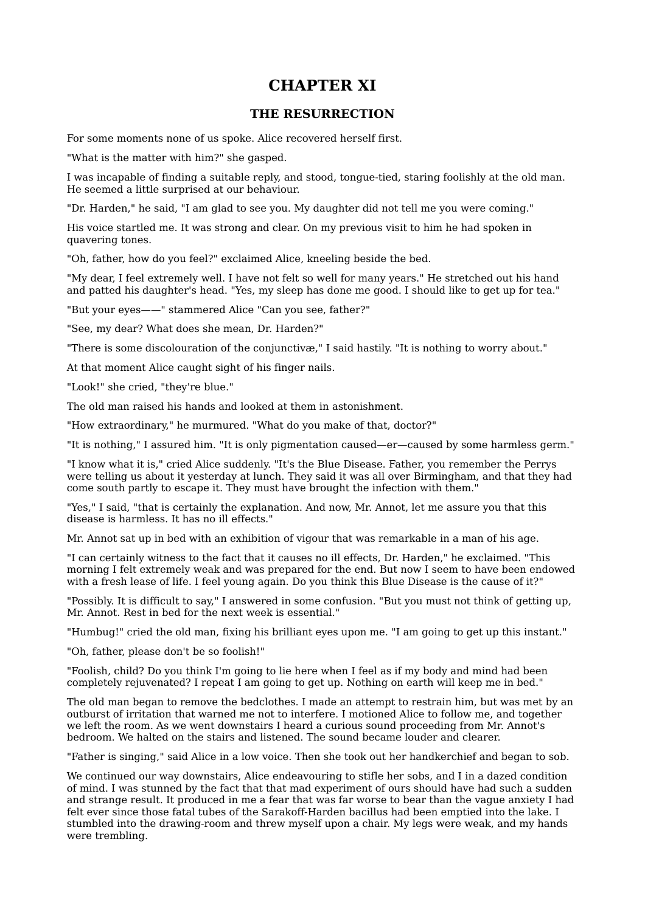# CHAPTER XI

## THE RESURRECTION

For some moments none of us spoke. Alice recovered herself first.

"What is the matter with him?" she gasped.

I was incapable of finding a suitable reply, and stood, tongue-tied, staring foolishly at the old man. He seemed a little surprised at our behaviour.

"Dr. Harden," he said, "I am glad to see you. My daughter did not tell me you were coming."

His voice startled me. It was strong and clear. On my previous visit to him he had spoken in quavering tones.

"Oh, father, how do you feel?" exclaimed Alice, kneeling beside the bed.

"My dear, I feel extremely well. I have not felt so well for many years." He stretched out his hand and patted his daughter's head. "Yes, my sleep has done me good. I should like to get up for tea."

"But your eyes——" stammered Alice "Can you see, father?"

"See, my dear? What does she mean, Dr. Harden?"

"There is some discolouration of the conjunctivæ," I said hastily. "It is nothing to worry about."

At that moment Alice caught sight of his finger nails.

"Look!" she cried, "they're blue."

The old man raised his hands and looked at them in astonishment.

"How extraordinary," he murmured. "What do you make of that, doctor?"

"It is nothing," I assured him. "It is only pigmentation caused—er—caused by some harmless germ."

"I know what it is," cried Alice suddenly. "It's the Blue Disease. Father, you remember the Perrys were telling us about it yesterday at lunch. They said it was all over Birmingham, and that they had come south partly to escape it. They must have brought the infection with them."

"Yes," I said, "that is certainly the explanation. And now, Mr. Annot, let me assure you that this disease is harmless. It has no ill effects."

Mr. Annot sat up in bed with an exhibition of vigour that was remarkable in a man of his age.

"I can certainly witness to the fact that it causes no ill effects, Dr. Harden," he exclaimed. "This morning I felt extremely weak and was prepared for the end. But now I seem to have been endowed with a fresh lease of life. I feel young again. Do you think this Blue Disease is the cause of it?"

"Possibly. It is difficult to say," I answered in some confusion. "But you must not think of getting up, Mr. Annot. Rest in bed for the next week is essential."

"Humbug!" cried the old man, fixing his brilliant eyes upon me. "I am going to get up this instant."

"Oh, father, please don't be so foolish!"

"Foolish, child? Do you think I'm going to lie here when I feel as if my body and mind had been completely rejuvenated? I repeat I am going to get up. Nothing on earth will keep me in bed."

The old man began to remove the bedclothes. I made an attempt to restrain him, but was met by an outburst of irritation that warned me not to interfere. I motioned Alice to follow me, and together we left the room. As we went downstairs I heard a curious sound proceeding from Mr. Annot's bedroom. We halted on the stairs and listened. The sound became louder and clearer.

"Father is singing," said Alice in a low voice. Then she took out her handkerchief and began to sob.

We continued our way downstairs, Alice endeavouring to stifle her sobs, and I in a dazed condition of mind. I was stunned by the fact that that mad experiment of ours should have had such a sudden and strange result. It produced in me a fear that was far worse to bear than the vague anxiety I had felt ever since those fatal tubes of the Sarakoff-Harden bacillus had been emptied into the lake. I stumbled into the drawing-room and threw myself upon a chair. My legs were weak, and my hands were trembling.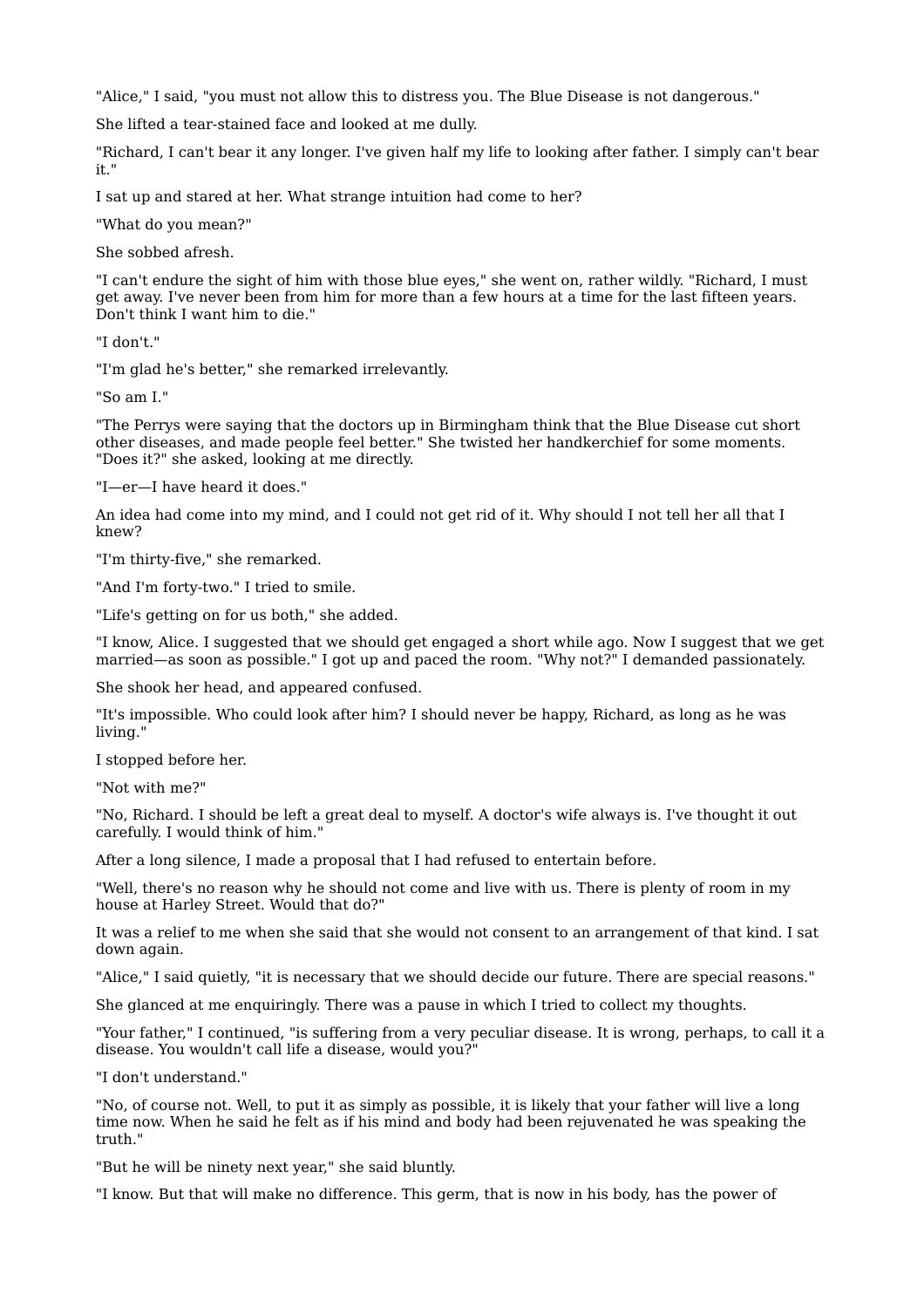"Alice," I said, "you must not allow this to distress you. The Blue Disease is not dangerous."

She lifted a tear-stained face and looked at me dully.

"Richard, I can't bear it any longer. I've given half my life to looking after father. I simply can't bear it."

I sat up and stared at her. What strange intuition had come to her?

"What do you mean?"

She sobbed afresh.

"I can't endure the sight of him with those blue eyes," she went on, rather wildly. "Richard, I must get away. I've never been from him for more than a few hours at a time for the last fifteen years. Don't think I want him to die."

"I don't."

"I'm glad he's better," she remarked irrelevantly.

"So am I."

"The Perrys were saying that the doctors up in Birmingham think that the Blue Disease cut short other diseases, and made people feel better." She twisted her handkerchief for some moments. "Does it?" she asked, looking at me directly.

"I—er—I have heard it does."

An idea had come into my mind, and I could not get rid of it. Why should I not tell her all that I knew?

"I'm thirty-five," she remarked.

"And I'm forty-two." I tried to smile.

"Life's getting on for us both," she added.

"I know, Alice. I suggested that we should get engaged a short while ago. Now I suggest that we get married—as soon as possible." I got up and paced the room. "Why not?" I demanded passionately.

She shook her head, and appeared confused.

"It's impossible. Who could look after him? I should never be happy, Richard, as long as he was living."

I stopped before her.

"Not with me?"

"No, Richard. I should be left a great deal to myself. A doctor's wife always is. I've thought it out carefully. I would think of him."

After a long silence, I made a proposal that I had refused to entertain before.

"Well, there's no reason why he should not come and live with us. There is plenty of room in my house at Harley Street. Would that do?"

It was a relief to me when she said that she would not consent to an arrangement of that kind. I sat down again.

"Alice," I said quietly, "it is necessary that we should decide our future. There are special reasons."

She glanced at me enquiringly. There was a pause in which I tried to collect my thoughts.

"Your father," I continued, "is suffering from a very peculiar disease. It is wrong, perhaps, to call it a disease. You wouldn't call life a disease, would you?"

"I don't understand."

"No, of course not. Well, to put it as simply as possible, it is likely that your father will live a long time now. When he said he felt as if his mind and body had been rejuvenated he was speaking the truth."

"But he will be ninety next year," she said bluntly.

"I know. But that will make no difference. This germ, that is now in his body, has the power of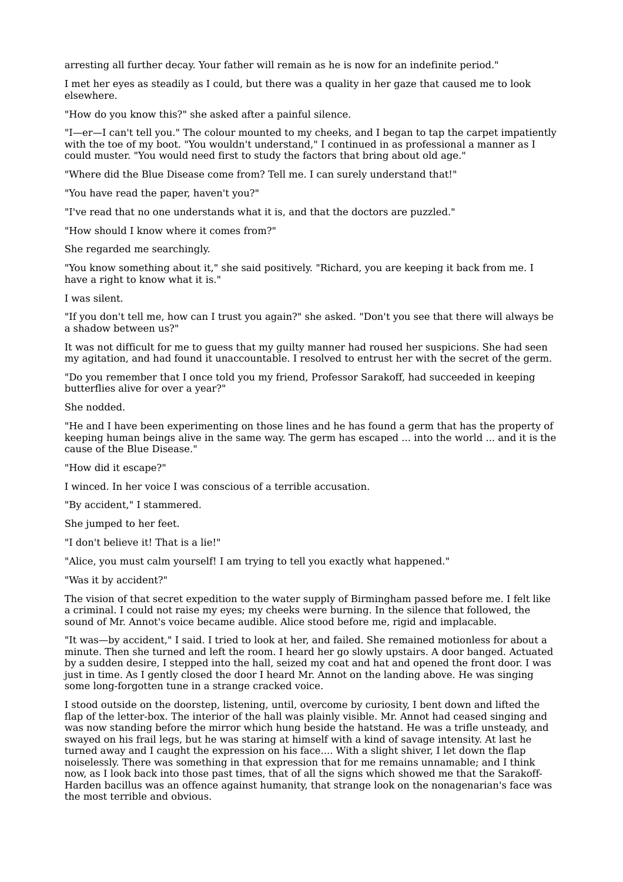arresting all further decay. Your father will remain as he is now for an indefinite period."

I met her eyes as steadily as I could, but there was a quality in her gaze that caused me to look elsewhere.

"How do you know this?" she asked after a painful silence.

"I—er—I can't tell you." The colour mounted to my cheeks, and I began to tap the carpet impatiently with the toe of my boot. "You wouldn't understand," I continued in as professional a manner as I could muster. "You would need first to study the factors that bring about old age."

"Where did the Blue Disease come from? Tell me. I can surely understand that!"

"You have read the paper, haven't you?"

"I've read that no one understands what it is, and that the doctors are puzzled."

"How should I know where it comes from?"

She regarded me searchingly.

"You know something about it," she said positively. "Richard, you are keeping it back from me. I have a right to know what it is."

I was silent.

"If you don't tell me, how can I trust you again?" she asked. "Don't you see that there will always be a shadow between us?"

It was not difficult for me to guess that my guilty manner had roused her suspicions. She had seen my agitation, and had found it unaccountable. I resolved to entrust her with the secret of the germ.

"Do you remember that I once told you my friend, Professor Sarakoff, had succeeded in keeping butterflies alive for over a year?"

She nodded.

"He and I have been experimenting on those lines and he has found a germ that has the property of keeping human beings alive in the same way. The germ has escaped ... into the world ... and it is the cause of the Blue Disease."

"How did it escape?"

I winced. In her voice I was conscious of a terrible accusation.

"By accident," I stammered.

She jumped to her feet.

"I don't believe it! That is a lie!"

"Alice, you must calm yourself! I am trying to tell you exactly what happened."

"Was it by accident?"

The vision of that secret expedition to the water supply of Birmingham passed before me. I felt like a criminal. I could not raise my eyes; my cheeks were burning. In the silence that followed, the sound of Mr. Annot's voice became audible. Alice stood before me, rigid and implacable.

"It was—by accident," I said. I tried to look at her, and failed. She remained motionless for about a minute. Then she turned and left the room. I heard her go slowly upstairs. A door banged. Actuated by a sudden desire, I stepped into the hall, seized my coat and hat and opened the front door. I was just in time. As I gently closed the door I heard Mr. Annot on the landing above. He was singing some long-forgotten tune in a strange cracked voice.

I stood outside on the doorstep, listening, until, overcome by curiosity, I bent down and lifted the flap of the letter-box. The interior of the hall was plainly visible. Mr. Annot had ceased singing and was now standing before the mirror which hung beside the hatstand. He was a trifle unsteady, and swayed on his frail legs, but he was staring at himself with a kind of savage intensity. At last he turned away and I caught the expression on his face.... With a slight shiver, I let down the flap noiselessly. There was something in that expression that for me remains unnamable; and I think now, as I look back into those past times, that of all the signs which showed me that the Sarakoff-Harden bacillus was an offence against humanity, that strange look on the nonagenarian's face was the most terrible and obvious.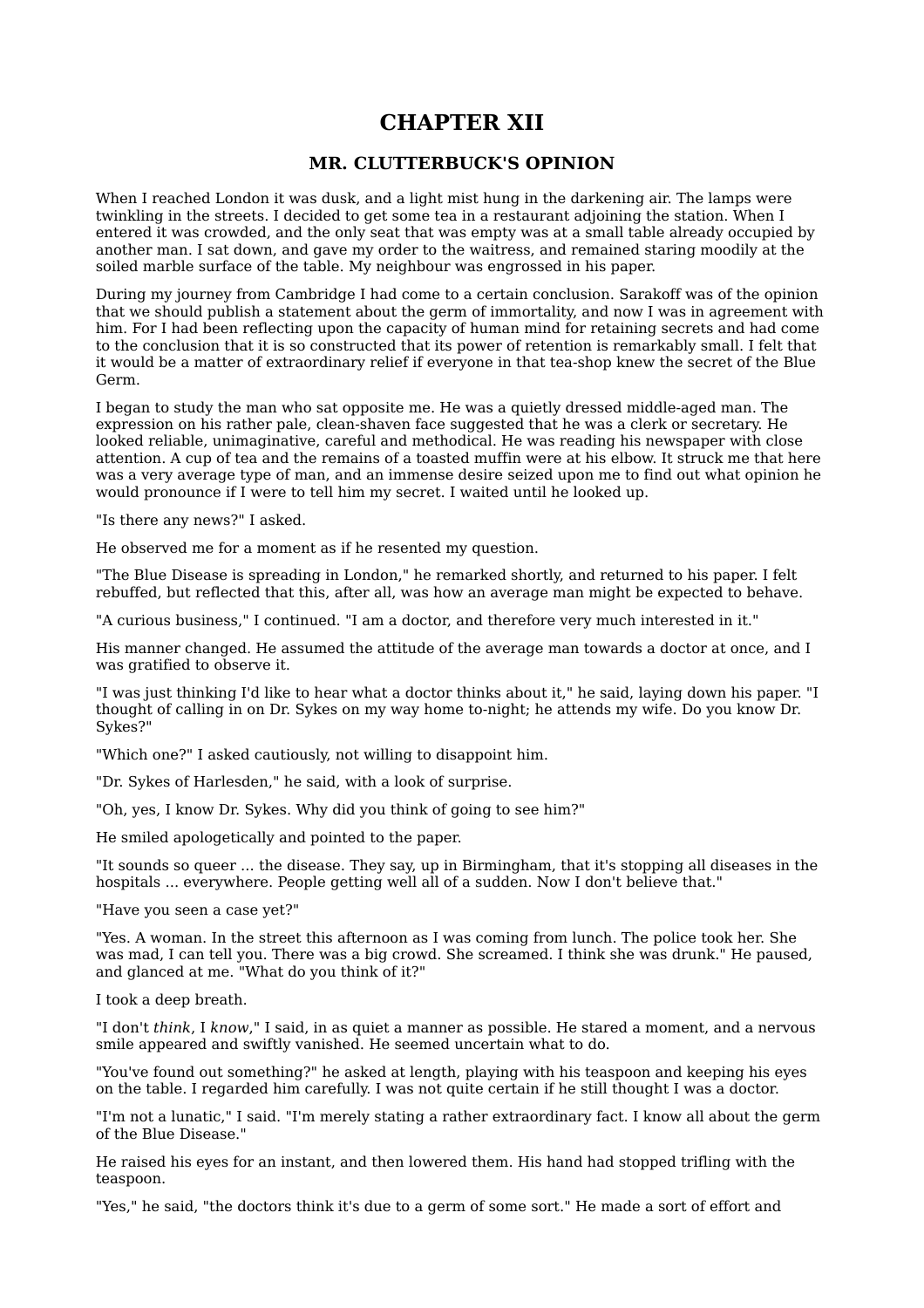# CHAPTER XII

## MR. CLUTTERBUCK'S OPINION

When I reached London it was dusk, and a light mist hung in the darkening air. The lamps were twinkling in the streets. I decided to get some tea in a restaurant adjoining the station. When I entered it was crowded, and the only seat that was empty was at a small table already occupied by another man. I sat down, and gave my order to the waitress, and remained staring moodily at the soiled marble surface of the table. My neighbour was engrossed in his paper.

During my journey from Cambridge I had come to a certain conclusion. Sarakoff was of the opinion that we should publish a statement about the germ of immortality, and now I was in agreement with him. For I had been reflecting upon the capacity of human mind for retaining secrets and had come to the conclusion that it is so constructed that its power of retention is remarkably small. I felt that it would be a matter of extraordinary relief if everyone in that tea-shop knew the secret of the Blue Germ.

I began to study the man who sat opposite me. He was a quietly dressed middle-aged man. The expression on his rather pale, clean-shaven face suggested that he was a clerk or secretary. He looked reliable, unimaginative, careful and methodical. He was reading his newspaper with close attention. A cup of tea and the remains of a toasted muffin were at his elbow. It struck me that here was a very average type of man, and an immense desire seized upon me to find out what opinion he would pronounce if I were to tell him my secret. I waited until he looked up.

"Is there any news?" I asked.

He observed me for a moment as if he resented my question.

"The Blue Disease is spreading in London," he remarked shortly, and returned to his paper. I felt rebuffed, but reflected that this, after all, was how an average man might be expected to behave.

"A curious business," I continued. "I am a doctor, and therefore very much interested in it."

His manner changed. He assumed the attitude of the average man towards a doctor at once, and I was gratified to observe it.

"I was just thinking I'd like to hear what a doctor thinks about it," he said, laying down his paper. "I thought of calling in on Dr. Sykes on my way home to-night; he attends my wife. Do you know Dr. Sykes?"

"Which one?" I asked cautiously, not willing to disappoint him.

"Dr. Sykes of Harlesden," he said, with a look of surprise.

"Oh, yes, I know Dr. Sykes. Why did you think of going to see him?"

He smiled apologetically and pointed to the paper.

"It sounds so queer ... the disease. They say, up in Birmingham, that it's stopping all diseases in the hospitals ... everywhere. People getting well all of a sudden. Now I don't believe that."

"Have you seen a case yet?"

"Yes. A woman. In the street this afternoon as I was coming from lunch. The police took her. She was mad, I can tell you. There was a big crowd. She screamed. I think she was drunk." He paused, and glanced at me. "What do you think of it?"

I took a deep breath.

"I don't *think*, I *know*," I said, in as quiet a manner as possible. He stared a moment, and a nervous smile appeared and swiftly vanished. He seemed uncertain what to do.

"You've found out something?" he asked at length, playing with his teaspoon and keeping his eyes on the table. I regarded him carefully. I was not quite certain if he still thought I was a doctor.

"I'm not a lunatic," I said. "I'm merely stating a rather extraordinary fact. I know all about the germ of the Blue Disease."

He raised his eyes for an instant, and then lowered them. His hand had stopped trifling with the teaspoon.

"Yes," he said, "the doctors think it's due to a germ of some sort." He made a sort of effort and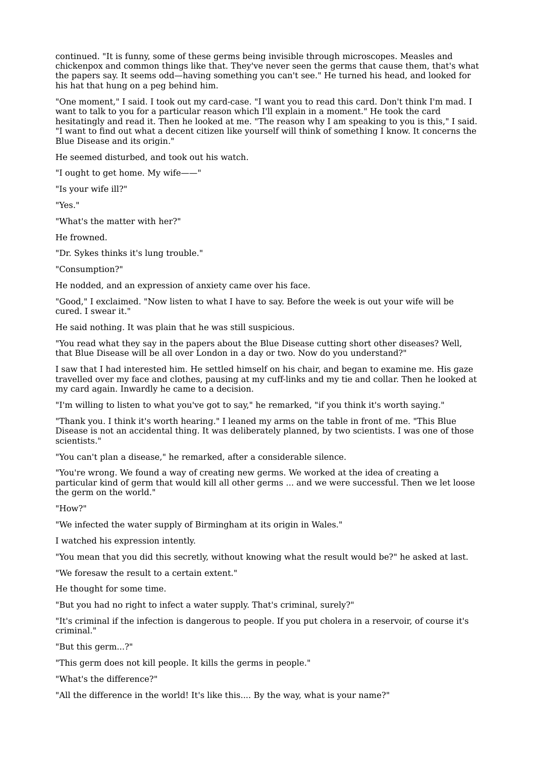continued. "It is funny, some of these germs being invisible through microscopes. Measles and chickenpox and common things like that. They've never seen the germs that cause them, that's what the papers say. It seems odd—having something you can't see." He turned his head, and looked for his hat that hung on a peg behind him.

"One moment," I said. I took out my card-case. "I want you to read this card. Don't think I'm mad. I want to talk to you for a particular reason which I'll explain in a moment." He took the card hesitatingly and read it. Then he looked at me. "The reason why I am speaking to you is this," I said. "I want to find out what a decent citizen like yourself will think of something I know. It concerns the Blue Disease and its origin."

He seemed disturbed, and took out his watch.

"I ought to get home. My wife——"

"Is your wife ill?"

"Yes."

"What's the matter with her?"

He frowned.

"Dr. Sykes thinks it's lung trouble."

"Consumption?"

He nodded, and an expression of anxiety came over his face.

"Good," I exclaimed. "Now listen to what I have to say. Before the week is out your wife will be cured. I swear it."

He said nothing. It was plain that he was still suspicious.

"You read what they say in the papers about the Blue Disease cutting short other diseases? Well, that Blue Disease will be all over London in a day or two. Now do you understand?"

I saw that I had interested him. He settled himself on his chair, and began to examine me. His gaze travelled over my face and clothes, pausing at my cuff-links and my tie and collar. Then he looked at my card again. Inwardly he came to a decision.

"I'm willing to listen to what you've got to say," he remarked, "if you think it's worth saying."

"Thank you. I think it's worth hearing." I leaned my arms on the table in front of me. "This Blue Disease is not an accidental thing. It was deliberately planned, by two scientists. I was one of those scientists."

"You can't plan a disease," he remarked, after a considerable silence.

"You're wrong. We found a way of creating new germs. We worked at the idea of creating a particular kind of germ that would kill all other germs ... and we were successful. Then we let loose the germ on the world."

"How?"

"We infected the water supply of Birmingham at its origin in Wales."

I watched his expression intently.

"You mean that you did this secretly, without knowing what the result would be?" he asked at last.

"We foresaw the result to a certain extent."

He thought for some time.

"But you had no right to infect a water supply. That's criminal, surely?"

"It's criminal if the infection is dangerous to people. If you put cholera in a reservoir, of course it's criminal."

"But this germ...?"

"This germ does not kill people. It kills the germs in people."

"What's the difference?"

"All the difference in the world! It's like this.... By the way, what is your name?"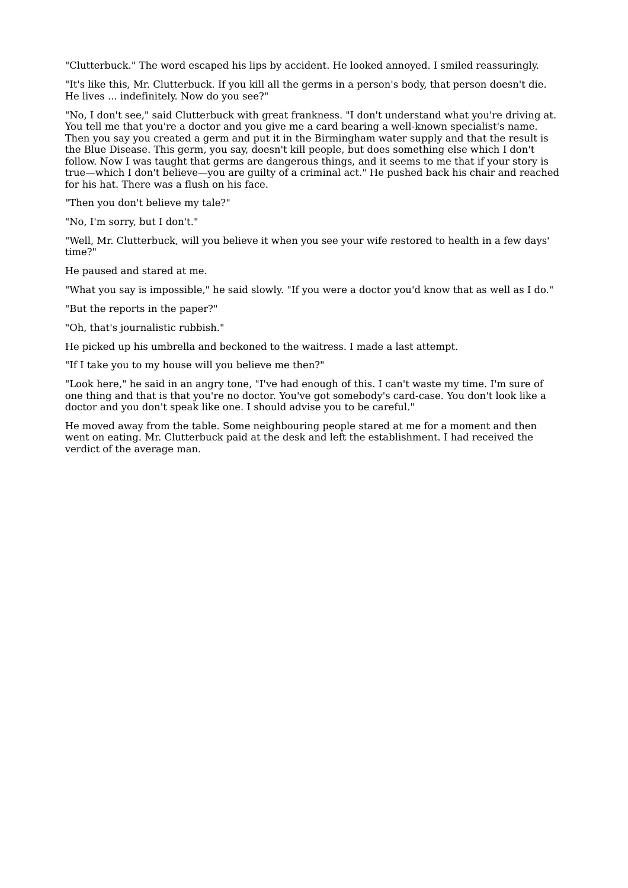"Clutterbuck." The word escaped his lips by accident. He looked annoyed. I smiled reassuringly.

"It's like this, Mr. Clutterbuck. If you kill all the germs in a person's body, that person doesn't die. He lives ... indefinitely. Now do you see?"

"No, I don't see," said Clutterbuck with great frankness. "I don't understand what you're driving at. You tell me that you're a doctor and you give me a card bearing a well-known specialist's name. Then you say you created a germ and put it in the Birmingham water supply and that the result is the Blue Disease. This germ, you say, doesn't kill people, but does something else which I don't follow. Now I was taught that germs are dangerous things, and it seems to me that if your story is true—which I don't believe—you are guilty of a criminal act." He pushed back his chair and reached for his hat. There was a flush on his face.

"Then you don't believe my tale?"

"No, I'm sorry, but I don't."

"Well, Mr. Clutterbuck, will you believe it when you see your wife restored to health in a few days' time?"

He paused and stared at me.

"What you say is impossible," he said slowly. "If you were a doctor you'd know that as well as I do."

"But the reports in the paper?"

"Oh, that's journalistic rubbish."

He picked up his umbrella and beckoned to the waitress. I made a last attempt.

"If I take you to my house will you believe me then?"

"Look here," he said in an angry tone, "I've had enough of this. I can't waste my time. I'm sure of one thing and that is that you're no doctor. You've got somebody's card-case. You don't look like a doctor and you don't speak like one. I should advise you to be careful."

He moved away from the table. Some neighbouring people stared at me for a moment and then went on eating. Mr. Clutterbuck paid at the desk and left the establishment. I had received the verdict of the average man.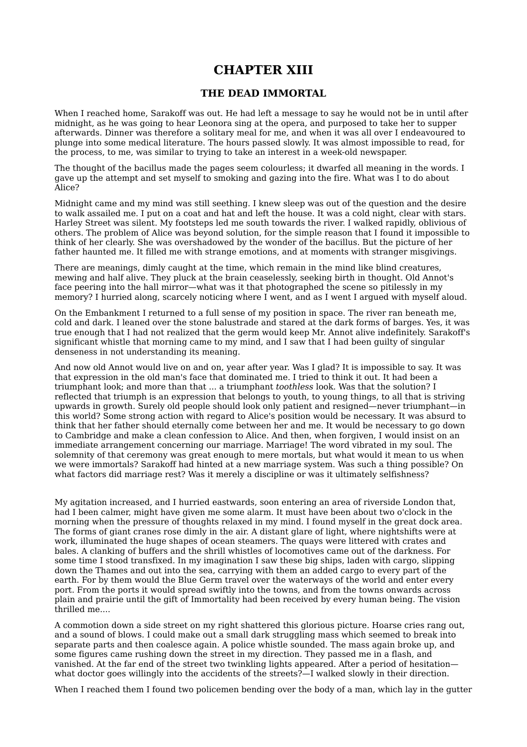# CHAPTER XIII

## THE DEAD IMMORTAL

When I reached home, Sarakoff was out. He had left a message to say he would not be in until after midnight, as he was going to hear Leonora sing at the opera, and purposed to take her to supper afterwards. Dinner was therefore a solitary meal for me, and when it was all over I endeavoured to plunge into some medical literature. The hours passed slowly. It was almost impossible to read, for the process, to me, was similar to trying to take an interest in a week-old newspaper.

The thought of the bacillus made the pages seem colourless; it dwarfed all meaning in the words. I gave up the attempt and set myself to smoking and gazing into the fire. What was I to do about Alice?

Midnight came and my mind was still seething. I knew sleep was out of the question and the desire to walk assailed me. I put on a coat and hat and left the house. It was a cold night, clear with stars. Harley Street was silent. My footsteps led me south towards the river. I walked rapidly, oblivious of others. The problem of Alice was beyond solution, for the simple reason that I found it impossible to think of her clearly. She was overshadowed by the wonder of the bacillus. But the picture of her father haunted me. It filled me with strange emotions, and at moments with stranger misgivings.

There are meanings, dimly caught at the time, which remain in the mind like blind creatures, mewing and half alive. They pluck at the brain ceaselessly, seeking birth in thought. Old Annot's face peering into the hall mirror—what was it that photographed the scene so pitilessly in my memory? I hurried along, scarcely noticing where I went, and as I went I argued with myself aloud.

On the Embankment I returned to a full sense of my position in space. The river ran beneath me, cold and dark. I leaned over the stone balustrade and stared at the dark forms of barges. Yes, it was true enough that I had not realized that the germ would keep Mr. Annot alive indefinitely. Sarakoff's significant whistle that morning came to my mind, and I saw that I had been guilty of singular denseness in not understanding its meaning.

And now old Annot would live on and on, year after year. Was I glad? It is impossible to say. It was that expression in the old man's face that dominated me. I tried to think it out. It had been a triumphant look; and more than that ... a triumphant *toothless* look. Was that the solution? I reflected that triumph is an expression that belongs to youth, to young things, to all that is striving upwards in growth. Surely old people should look only patient and resigned—never triumphant—in this world? Some strong action with regard to Alice's position would be necessary. It was absurd to think that her father should eternally come between her and me. It would be necessary to go down to Cambridge and make a clean confession to Alice. And then, when forgiven, I would insist on an immediate arrangement concerning our marriage. Marriage! The word vibrated in my soul. The solemnity of that ceremony was great enough to mere mortals, but what would it mean to us when we were immortals? Sarakoff had hinted at a new marriage system. Was such a thing possible? On what factors did marriage rest? Was it merely a discipline or was it ultimately selfishness?

My agitation increased, and I hurried eastwards, soon entering an area of riverside London that, had I been calmer, might have given me some alarm. It must have been about two o'clock in the morning when the pressure of thoughts relaxed in my mind. I found myself in the great dock area. The forms of giant cranes rose dimly in the air. A distant glare of light, where nightshifts were at work, illuminated the huge shapes of ocean steamers. The quays were littered with crates and bales. A clanking of buffers and the shrill whistles of locomotives came out of the darkness. For some time I stood transfixed. In my imagination I saw these big ships, laden with cargo, slipping down the Thames and out into the sea, carrying with them an added cargo to every part of the earth. For by them would the Blue Germ travel over the waterways of the world and enter every port. From the ports it would spread swiftly into the towns, and from the towns onwards across plain and prairie until the gift of Immortality had been received by every human being. The vision thrilled me....

A commotion down a side street on my right shattered this glorious picture. Hoarse cries rang out, and a sound of blows. I could make out a small dark struggling mass which seemed to break into separate parts and then coalesce again. A police whistle sounded. The mass again broke up, and some figures came rushing down the street in my direction. They passed me in a flash, and vanished. At the far end of the street two twinkling lights appeared. After a period of hesitation—what doctor goes willingly into the accidents of the streets?—I walked slowly in their direction.

When I reached them I found two policemen bending over the body of a man, which lay in the gutter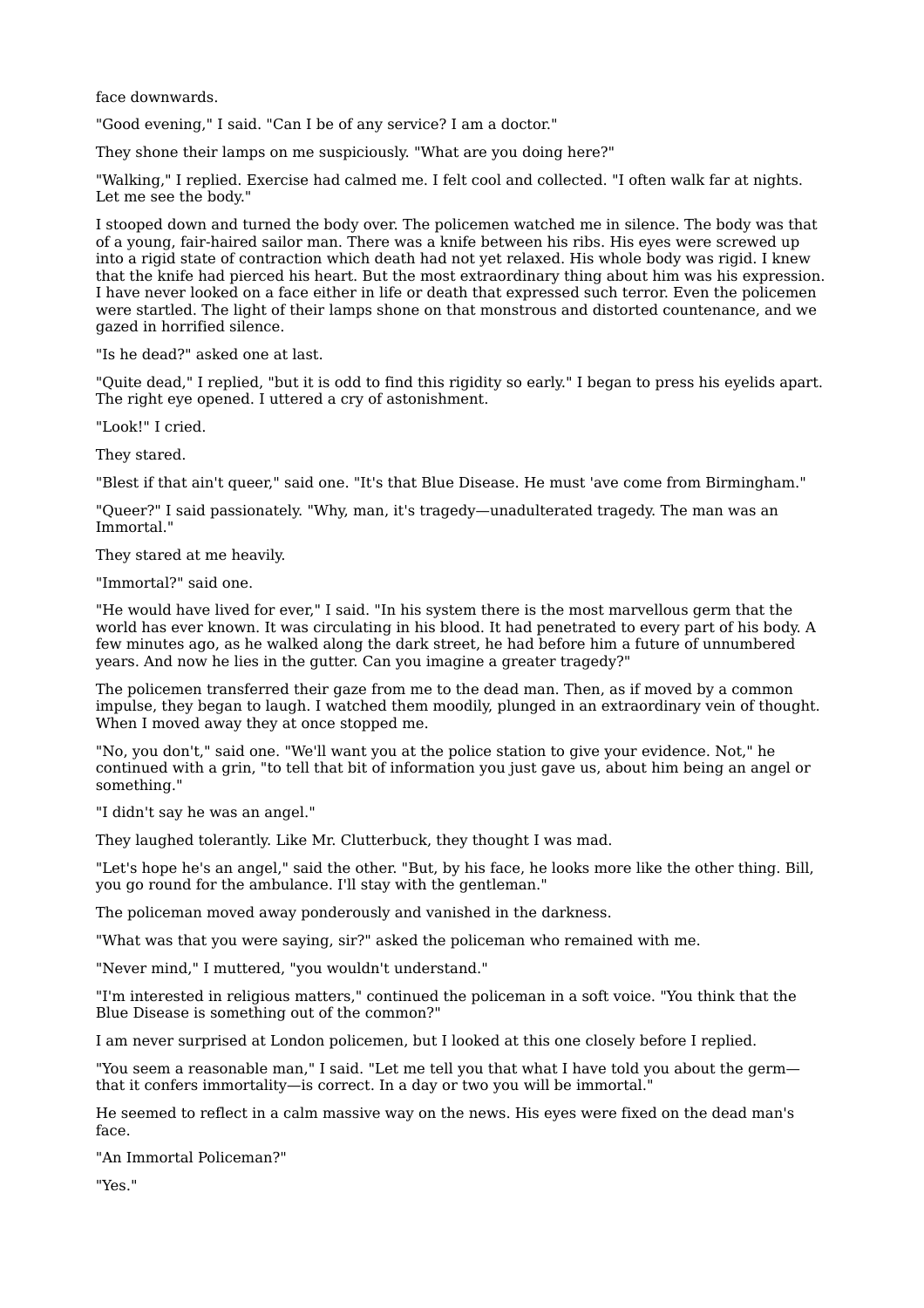face downwards.

"Good evening," I said. "Can I be of any service? I am a doctor."

They shone their lamps on me suspiciously. "What are you doing here?"

"Walking," I replied. Exercise had calmed me. I felt cool and collected. "I often walk far at nights. Let me see the body."

I stooped down and turned the body over. The policemen watched me in silence. The body was that of a young, fair-haired sailor man. There was a knife between his ribs. His eyes were screwed up into a rigid state of contraction which death had not yet relaxed. His whole body was rigid. I knew that the knife had pierced his heart. But the most extraordinary thing about him was his expression. I have never looked on a face either in life or death that expressed such terror. Even the policemen were startled. The light of their lamps shone on that monstrous and distorted countenance, and we gazed in horrified silence.

"Is he dead?" asked one at last.

"Quite dead," I replied, "but it is odd to find this rigidity so early." I began to press his eyelids apart. The right eye opened. I uttered a cry of astonishment.

"Look!" I cried.

They stared.

"Blest if that ain't queer," said one. "It's that Blue Disease. He must 'ave come from Birmingham."

"Queer?" I said passionately. "Why, man, it's tragedy—unadulterated tragedy. The man was an Immortal."

They stared at me heavily.

"Immortal?" said one.

"He would have lived for ever," I said. "In his system there is the most marvellous germ that the world has ever known. It was circulating in his blood. It had penetrated to every part of his body. A few minutes ago, as he walked along the dark street, he had before him a future of unnumbered years. And now he lies in the gutter. Can you imagine a greater tragedy?"

The policemen transferred their gaze from me to the dead man. Then, as if moved by a common impulse, they began to laugh. I watched them moodily, plunged in an extraordinary vein of thought. When I moved away they at once stopped me.

"No, you don't," said one. "We'll want you at the police station to give your evidence. Not," he continued with a grin, "to tell that bit of information you just gave us, about him being an angel or something."

"I didn't say he was an angel."

They laughed tolerantly. Like Mr. Clutterbuck, they thought I was mad.

"Let's hope he's an angel," said the other. "But, by his face, he looks more like the other thing. Bill, you go round for the ambulance. I'll stay with the gentleman."

The policeman moved away ponderously and vanished in the darkness.

"What was that you were saying, sir?" asked the policeman who remained with me.

"Never mind," I muttered, "you wouldn't understand."

"I'm interested in religious matters," continued the policeman in a soft voice. "You think that the Blue Disease is something out of the common?"

I am never surprised at London policemen, but I looked at this one closely before I replied.

"You seem a reasonable man," I said. "Let me tell you that what I have told you about the germ—that it confers immortality—is correct. In a day or two you will be immortal."

He seemed to reflect in a calm massive way on the news. His eyes were fixed on the dead man's face.

"An Immortal Policeman?"

"Yes."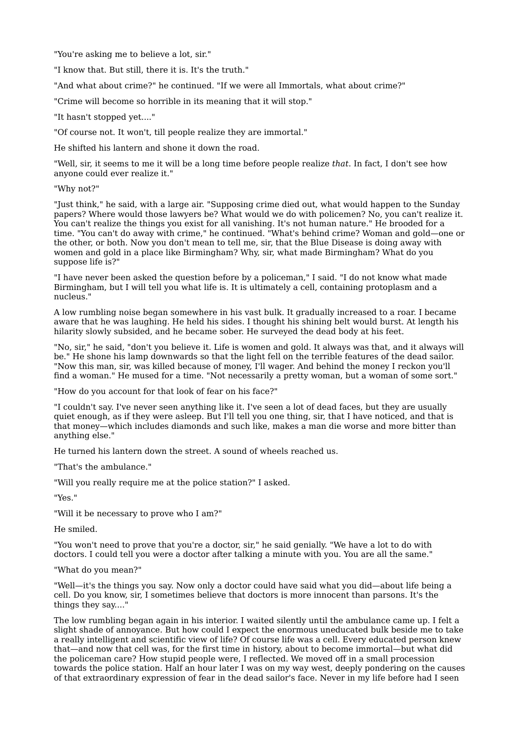"You're asking me to believe a lot, sir."

"I know that. But still, there it is. It's the truth."

"And what about crime?" he continued. "If we were all Immortals, what about crime?"

"Crime will become so horrible in its meaning that it will stop."

"It hasn't stopped yet...."

"Of course not. It won't, till people realize they are immortal."

He shifted his lantern and shone it down the road.

"Well, sir, it seems to me it will be a long time before people realize *that*. In fact, I don't see how anyone could ever realize it."

"Why not?"

"Just think," he said, with a large air. "Supposing crime died out, what would happen to the Sunday papers? Where would those lawyers be? What would we do with policemen? No, you can't realize it. You can't realize the things you exist for all vanishing. It's not human nature." He brooded for a time. "You can't do away with crime," he continued. "What's behind crime? Woman and gold—one or the other, or both. Now you don't mean to tell me, sir, that the Blue Disease is doing away with women and gold in a place like Birmingham? Why, sir, what made Birmingham? What do you suppose life is?"

"I have never been asked the question before by a policeman," I said. "I do not know what made Birmingham, but I will tell you what life is. It is ultimately a cell, containing protoplasm and a nucleus."

A low rumbling noise began somewhere in his vast bulk. It gradually increased to a roar. I became aware that he was laughing. He held his sides. I thought his shining belt would burst. At length his hilarity slowly subsided, and he became sober. He surveyed the dead body at his feet.

"No, sir," he said, "don't you believe it. Life is women and gold. It always was that, and it always will be." He shone his lamp downwards so that the light fell on the terrible features of the dead sailor. "Now this man, sir, was killed because of money, I'll wager. And behind the money I reckon you'll find a woman." He mused for a time. "Not necessarily a pretty woman, but a woman of some sort."

"How do you account for that look of fear on his face?"

"I couldn't say. I've never seen anything like it. I've seen a lot of dead faces, but they are usually quiet enough, as if they were asleep. But I'll tell you one thing, sir, that I have noticed, and that is that money—which includes diamonds and such like, makes a man die worse and more bitter than anything else."

He turned his lantern down the street. A sound of wheels reached us.

"That's the ambulance."

"Will you really require me at the police station?" I asked.

"Yes."

"Will it be necessary to prove who I am?"

He smiled.

"You won't need to prove that you're a doctor, sir," he said genially. "We have a lot to do with doctors. I could tell you were a doctor after talking a minute with you. You are all the same."

"What do you mean?"

"Well—it's the things you say. Now only a doctor could have said what you did—about life being a cell. Do you know, sir, I sometimes believe that doctors is more innocent than parsons. It's the things they say...."

The low rumbling began again in his interior. I waited silently until the ambulance came up. I felt a slight shade of annoyance. But how could I expect the enormous uneducated bulk beside me to take a really intelligent and scientific view of life? Of course life was a cell. Every educated person knew that—and now that cell was, for the first time in history, about to become immortal—but what did the policeman care? How stupid people were, I reflected. We moved off in a small procession towards the police station. Half an hour later I was on my way west, deeply pondering on the causes of that extraordinary expression of fear in the dead sailor's face. Never in my life before had I seen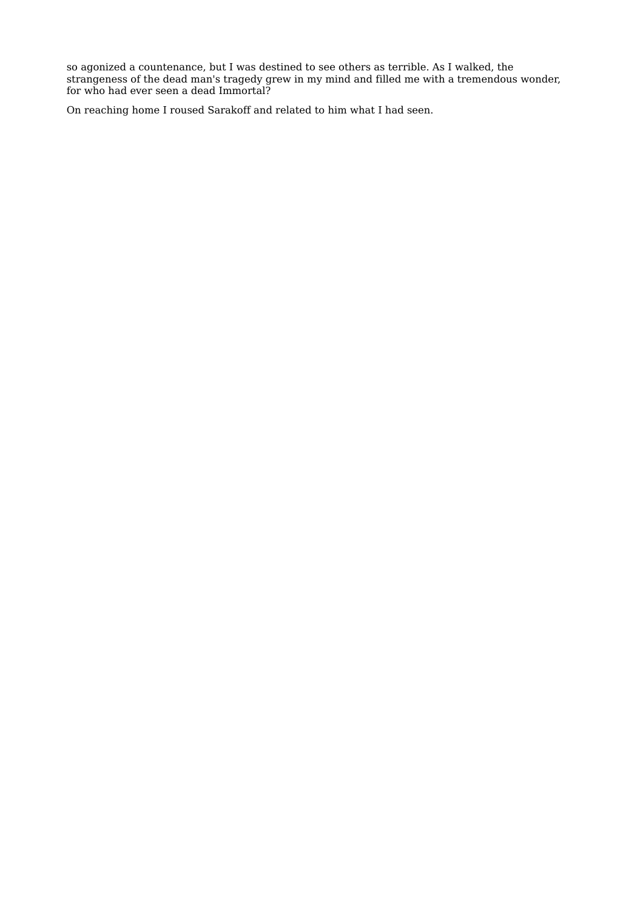so agonized a countenance, but I was destined to see others as terrible. As I walked, the strangeness of the dead man's tragedy grew in my mind and filled me with a tremendous wonder, for who had ever seen a dead Immortal?

On reaching home I roused Sarakoff and related to him what I had seen.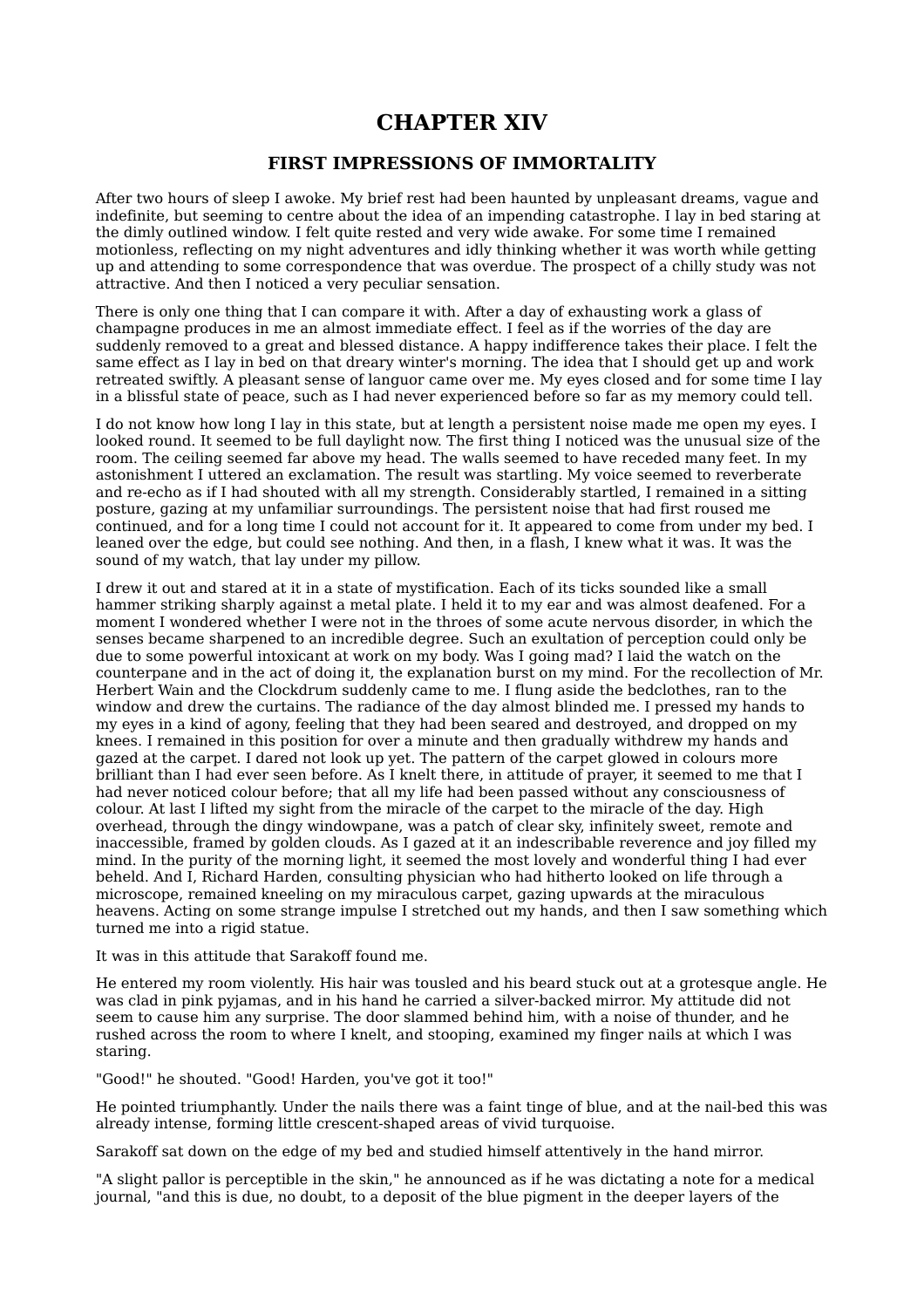# CHAPTER XIV

## FIRST IMPRESSIONS OF IMMORTALITY

After two hours of sleep I awoke. My brief rest had been haunted by unpleasant dreams, vague and indefinite, but seeming to centre about the idea of an impending catastrophe. I lay in bed staring at the dimly outlined window. I felt quite rested and very wide awake. For some time I remained motionless, reflecting on my night adventures and idly thinking whether it was worth while getting up and attending to some correspondence that was overdue. The prospect of a chilly study was not attractive. And then I noticed a very peculiar sensation.

There is only one thing that I can compare it with. After a day of exhausting work a glass of champagne produces in me an almost immediate effect. I feel as if the worries of the day are suddenly removed to a great and blessed distance. A happy indifference takes their place. I felt the same effect as I lay in bed on that dreary winter's morning. The idea that I should get up and work retreated swiftly. A pleasant sense of languor came over me. My eyes closed and for some time I lay in a blissful state of peace, such as I had never experienced before so far as my memory could tell.

I do not know how long I lay in this state, but at length a persistent noise made me open my eyes. I looked round. It seemed to be full daylight now. The first thing I noticed was the unusual size of the room. The ceiling seemed far above my head. The walls seemed to have receded many feet. In my astonishment I uttered an exclamation. The result was startling. My voice seemed to reverberate and re-echo as if I had shouted with all my strength. Considerably startled, I remained in a sitting posture, gazing at my unfamiliar surroundings. The persistent noise that had first roused me continued, and for a long time I could not account for it. It appeared to come from under my bed. I leaned over the edge, but could see nothing. And then, in a flash, I knew what it was. It was the sound of my watch, that lay under my pillow.

I drew it out and stared at it in a state of mystification. Each of its ticks sounded like a small hammer striking sharply against a metal plate. I held it to my ear and was almost deafened. For a moment I wondered whether I were not in the throes of some acute nervous disorder, in which the senses became sharpened to an incredible degree. Such an exultation of perception could only be due to some powerful intoxicant at work on my body. Was I going mad? I laid the watch on the counterpane and in the act of doing it, the explanation burst on my mind. For the recollection of Mr. Herbert Wain and the Clockdrum suddenly came to me. I flung aside the bedclothes, ran to the window and drew the curtains. The radiance of the day almost blinded me. I pressed my hands to my eyes in a kind of agony, feeling that they had been seared and destroyed, and dropped on my knees. I remained in this position for over a minute and then gradually withdrew my hands and gazed at the carpet. I dared not look up yet. The pattern of the carpet glowed in colours more brilliant than I had ever seen before. As I knelt there, in attitude of prayer, it seemed to me that I had never noticed colour before; that all my life had been passed without any consciousness of colour. At last I lifted my sight from the miracle of the carpet to the miracle of the day. High overhead, through the dingy windowpane, was a patch of clear sky, infinitely sweet, remote and inaccessible, framed by golden clouds. As I gazed at it an indescribable reverence and joy filled my mind. In the purity of the morning light, it seemed the most lovely and wonderful thing I had ever beheld. And I, Richard Harden, consulting physician who had hitherto looked on life through a microscope, remained kneeling on my miraculous carpet, gazing upwards at the miraculous heavens. Acting on some strange impulse I stretched out my hands, and then I saw something which turned me into a rigid statue.

It was in this attitude that Sarakoff found me.

He entered my room violently. His hair was tousled and his beard stuck out at a grotesque angle. He was clad in pink pyjamas, and in his hand he carried a silver-backed mirror. My attitude did not seem to cause him any surprise. The door slammed behind him, with a noise of thunder, and he rushed across the room to where I knelt, and stooping, examined my finger nails at which I was staring.

"Good!" he shouted. "Good! Harden, you've got it too!"

He pointed triumphantly. Under the nails there was a faint tinge of blue, and at the nail-bed this was already intense, forming little crescent-shaped areas of vivid turquoise.

Sarakoff sat down on the edge of my bed and studied himself attentively in the hand mirror.

"A slight pallor is perceptible in the skin," he announced as if he was dictating a note for a medical journal, "and this is due, no doubt, to a deposit of the blue pigment in the deeper layers of the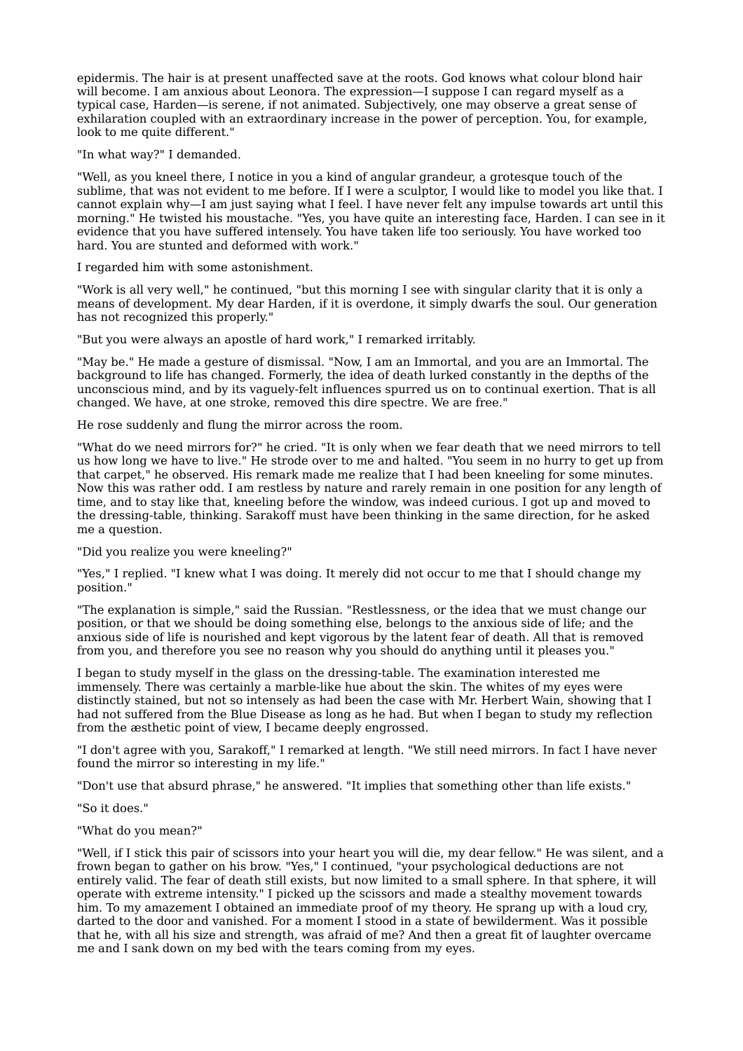epidermis. The hair is at present unaffected save at the roots. God knows what colour blond hair will become. I am anxious about Leonora. The expression—I suppose I can regard myself as a typical case, Harden—is serene, if not animated. Subjectively, one may observe a great sense of exhilaration coupled with an extraordinary increase in the power of perception. You, for example, look to me quite different."

"In what way?" I demanded.

"Well, as you kneel there, I notice in you a kind of angular grandeur, a grotesque touch of the sublime, that was not evident to me before. If I were a sculptor, I would like to model you like that. I cannot explain why—I am just saying what I feel. I have never felt any impulse towards art until this morning." He twisted his moustache. "Yes, you have quite an interesting face, Harden. I can see in it evidence that you have suffered intensely. You have taken life too seriously. You have worked too hard. You are stunted and deformed with work."

I regarded him with some astonishment.

"Work is all very well," he continued, "but this morning I see with singular clarity that it is only a means of development. My dear Harden, if it is overdone, it simply dwarfs the soul. Our generation has not recognized this properly."

"But you were always an apostle of hard work," I remarked irritably.

"May be." He made a gesture of dismissal. "Now, I am an Immortal, and you are an Immortal. The background to life has changed. Formerly, the idea of death lurked constantly in the depths of the unconscious mind, and by its vaguely-felt influences spurred us on to continual exertion. That is all changed. We have, at one stroke, removed this dire spectre. We are free."

He rose suddenly and flung the mirror across the room.

"What do we need mirrors for?" he cried. "It is only when we fear death that we need mirrors to tell us how long we have to live." He strode over to me and halted. "You seem in no hurry to get up from that carpet," he observed. His remark made me realize that I had been kneeling for some minutes. Now this was rather odd. I am restless by nature and rarely remain in one position for any length of time, and to stay like that, kneeling before the window, was indeed curious. I got up and moved to the dressing-table, thinking. Sarakoff must have been thinking in the same direction, for he asked me a question.

"Did you realize you were kneeling?"

"Yes," I replied. "I knew what I was doing. It merely did not occur to me that I should change my position."

"The explanation is simple," said the Russian. "Restlessness, or the idea that we must change our position, or that we should be doing something else, belongs to the anxious side of life; and the anxious side of life is nourished and kept vigorous by the latent fear of death. All that is removed from you, and therefore you see no reason why you should do anything until it pleases you."

I began to study myself in the glass on the dressing-table. The examination interested me immensely. There was certainly a marble-like hue about the skin. The whites of my eyes were distinctly stained, but not so intensely as had been the case with Mr. Herbert Wain, showing that I had not suffered from the Blue Disease as long as he had. But when I began to study my reflection from the æsthetic point of view, I became deeply engrossed.

"I don't agree with you, Sarakoff," I remarked at length. "We still need mirrors. In fact I have never found the mirror so interesting in my life."

"Don't use that absurd phrase," he answered. "It implies that something other than life exists."

"So it does."

"What do you mean?"

"Well, if I stick this pair of scissors into your heart you will die, my dear fellow." He was silent, and a frown began to gather on his brow. "Yes," I continued, "your psychological deductions are not entirely valid. The fear of death still exists, but now limited to a small sphere. In that sphere, it will operate with extreme intensity." I picked up the scissors and made a stealthy movement towards him. To my amazement I obtained an immediate proof of my theory. He sprang up with a loud cry, darted to the door and vanished. For a moment I stood in a state of bewilderment. Was it possible that he, with all his size and strength, was afraid of me? And then a great fit of laughter overcame me and I sank down on my bed with the tears coming from my eyes.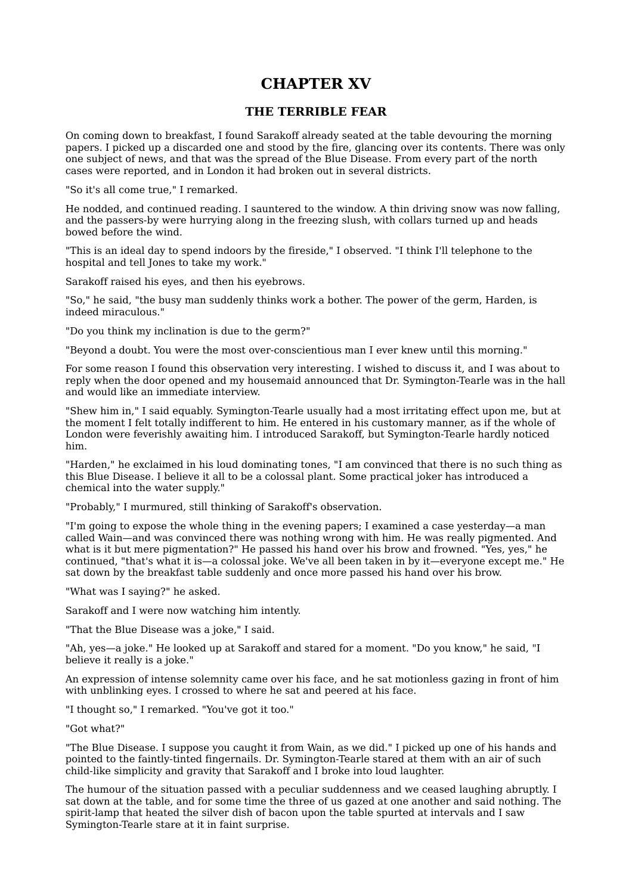# CHAPTER XV

## THE TERRIBLE FEAR

On coming down to breakfast, I found Sarakoff already seated at the table devouring the morning papers. I picked up a discarded one and stood by the fire, glancing over its contents. There was only one subject of news, and that was the spread of the Blue Disease. From every part of the north cases were reported, and in London it had broken out in several districts.

"So it's all come true," I remarked.

He nodded, and continued reading. I sauntered to the window. A thin driving snow was now falling, and the passers-by were hurrying along in the freezing slush, with collars turned up and heads bowed before the wind.

"This is an ideal day to spend indoors by the fireside," I observed. "I think I'll telephone to the hospital and tell Jones to take my work."

Sarakoff raised his eyes, and then his eyebrows.

"So," he said, "the busy man suddenly thinks work a bother. The power of the germ, Harden, is indeed miraculous."

"Do you think my inclination is due to the germ?"

"Beyond a doubt. You were the most over-conscientious man I ever knew until this morning."

For some reason I found this observation very interesting. I wished to discuss it, and I was about to reply when the door opened and my housemaid announced that Dr. Symington-Tearle was in the hall and would like an immediate interview.

"Shew him in," I said equably. Symington-Tearle usually had a most irritating effect upon me, but at the moment I felt totally indifferent to him. He entered in his customary manner, as if the whole of London were feverishly awaiting him. I introduced Sarakoff, but Symington-Tearle hardly noticed him.

"Harden," he exclaimed in his loud dominating tones, "I am convinced that there is no such thing as this Blue Disease. I believe it all to be a colossal plant. Some practical joker has introduced a chemical into the water supply."

"Probably," I murmured, still thinking of Sarakoff's observation.

"I'm going to expose the whole thing in the evening papers; I examined a case yesterday—a man called Wain—and was convinced there was nothing wrong with him. He was really pigmented. And what is it but mere pigmentation?" He passed his hand over his brow and frowned. "Yes, yes," he continued, "that's what it is—a colossal joke. We've all been taken in by it—everyone except me." He sat down by the breakfast table suddenly and once more passed his hand over his brow.

"What was I saying?" he asked.

Sarakoff and I were now watching him intently.

"That the Blue Disease was a joke," I said.

"Ah, yes—a joke." He looked up at Sarakoff and stared for a moment. "Do you know," he said, "I believe it really is a joke."

An expression of intense solemnity came over his face, and he sat motionless gazing in front of him with unblinking eyes. I crossed to where he sat and peered at his face.

"I thought so," I remarked. "You've got it too."

"Got what?"

"The Blue Disease. I suppose you caught it from Wain, as we did." I picked up one of his hands and pointed to the faintly-tinted fingernails. Dr. Symington-Tearle stared at them with an air of such child-like simplicity and gravity that Sarakoff and I broke into loud laughter.

The humour of the situation passed with a peculiar suddenness and we ceased laughing abruptly. I sat down at the table, and for some time the three of us gazed at one another and said nothing. The spirit-lamp that heated the silver dish of bacon upon the table spurted at intervals and I saw Symington-Tearle stare at it in faint surprise.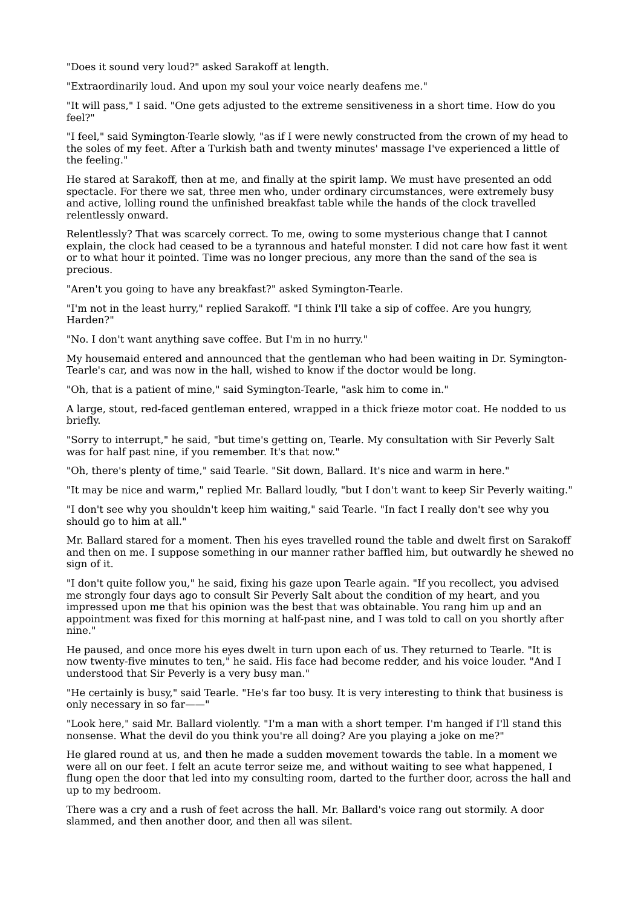"Does it sound very loud?" asked Sarakoff at length.

"Extraordinarily loud. And upon my soul your voice nearly deafens me."

"It will pass," I said. "One gets adjusted to the extreme sensitiveness in a short time. How do you feel?"

"I feel," said Symington-Tearle slowly, "as if I were newly constructed from the crown of my head to the soles of my feet. After a Turkish bath and twenty minutes' massage I've experienced a little of the feeling."

He stared at Sarakoff, then at me, and finally at the spirit lamp. We must have presented an odd spectacle. For there we sat, three men who, under ordinary circumstances, were extremely busy and active, lolling round the unfinished breakfast table while the hands of the clock travelled relentlessly onward.

Relentlessly? That was scarcely correct. To me, owing to some mysterious change that I cannot explain, the clock had ceased to be a tyrannous and hateful monster. I did not care how fast it went or to what hour it pointed. Time was no longer precious, any more than the sand of the sea is precious.

"Aren't you going to have any breakfast?" asked Symington-Tearle.

"I'm not in the least hurry," replied Sarakoff. "I think I'll take a sip of coffee. Are you hungry, Harden?"

"No. I don't want anything save coffee. But I'm in no hurry."

My housemaid entered and announced that the gentleman who had been waiting in Dr. Symington-Tearle's car, and was now in the hall, wished to know if the doctor would be long.

"Oh, that is a patient of mine," said Symington-Tearle, "ask him to come in."

A large, stout, red-faced gentleman entered, wrapped in a thick frieze motor coat. He nodded to us briefly.

"Sorry to interrupt," he said, "but time's getting on, Tearle. My consultation with Sir Peverly Salt was for half past nine, if you remember. It's that now."

"Oh, there's plenty of time," said Tearle. "Sit down, Ballard. It's nice and warm in here."

"It may be nice and warm," replied Mr. Ballard loudly, "but I don't want to keep Sir Peverly waiting."

"I don't see why you shouldn't keep him waiting," said Tearle. "In fact I really don't see why you should go to him at all."

Mr. Ballard stared for a moment. Then his eyes travelled round the table and dwelt first on Sarakoff and then on me. I suppose something in our manner rather baffled him, but outwardly he shewed no sign of it.

"I don't quite follow you," he said, fixing his gaze upon Tearle again. "If you recollect, you advised me strongly four days ago to consult Sir Peverly Salt about the condition of my heart, and you impressed upon me that his opinion was the best that was obtainable. You rang him up and an appointment was fixed for this morning at half-past nine, and I was told to call on you shortly after nine."

He paused, and once more his eyes dwelt in turn upon each of us. They returned to Tearle. "It is now twenty-five minutes to ten," he said. His face had become redder, and his voice louder. "And I understood that Sir Peverly is a very busy man."

"He certainly is busy," said Tearle. "He's far too busy. It is very interesting to think that business is only necessary in so far——"

"Look here," said Mr. Ballard violently. "I'm a man with a short temper. I'm hanged if I'll stand this nonsense. What the devil do you think you're all doing? Are you playing a joke on me?"

He glared round at us, and then he made a sudden movement towards the table. In a moment we were all on our feet. I felt an acute terror seize me, and without waiting to see what happened, I flung open the door that led into my consulting room, darted to the further door, across the hall and up to my bedroom.

There was a cry and a rush of feet across the hall. Mr. Ballard's voice rang out stormily. A door slammed, and then another door, and then all was silent.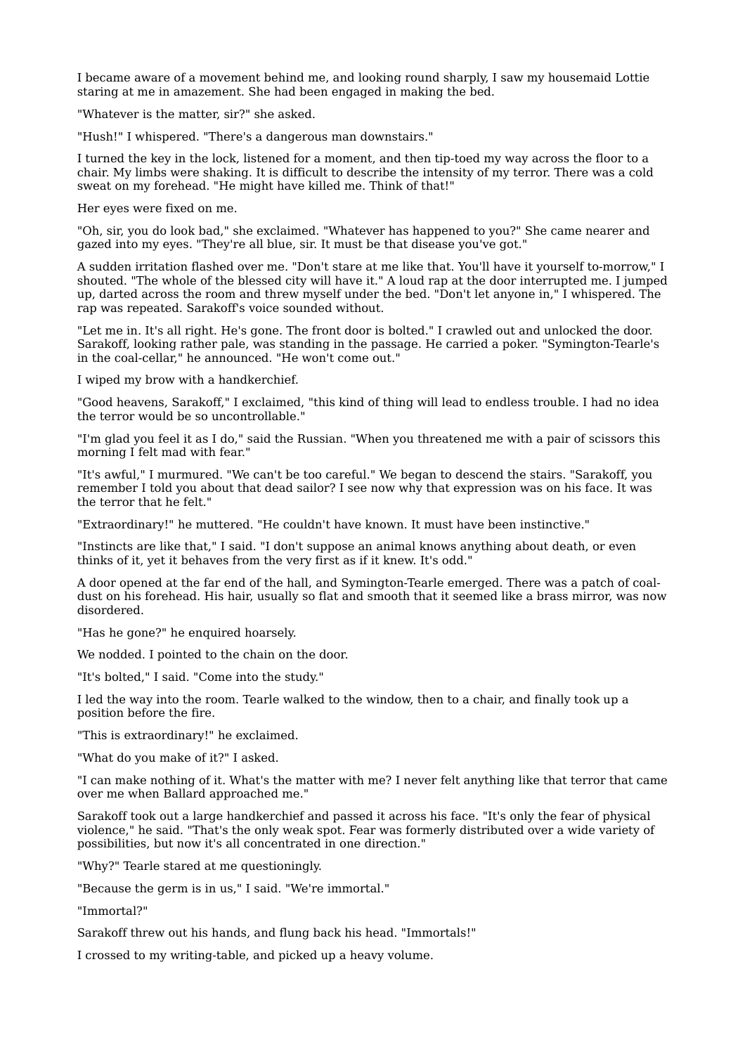I became aware of a movement behind me, and looking round sharply, I saw my housemaid Lottie staring at me in amazement. She had been engaged in making the bed.

"Whatever is the matter, sir?" she asked.

"Hush!" I whispered. "There's a dangerous man downstairs."

I turned the key in the lock, listened for a moment, and then tip-toed my way across the floor to a chair. My limbs were shaking. It is difficult to describe the intensity of my terror. There was a cold sweat on my forehead. "He might have killed me. Think of that!"

Her eyes were fixed on me.

"Oh, sir, you do look bad," she exclaimed. "Whatever has happened to you?" She came nearer and gazed into my eyes. "They're all blue, sir. It must be that disease you've got."

A sudden irritation flashed over me. "Don't stare at me like that. You'll have it yourself to-morrow," I shouted. "The whole of the blessed city will have it." A loud rap at the door interrupted me. I jumped up, darted across the room and threw myself under the bed. "Don't let anyone in," I whispered. The rap was repeated. Sarakoff's voice sounded without.

"Let me in. It's all right. He's gone. The front door is bolted." I crawled out and unlocked the door. Sarakoff, looking rather pale, was standing in the passage. He carried a poker. "Symington-Tearle's in the coal-cellar," he announced. "He won't come out."

I wiped my brow with a handkerchief.

"Good heavens, Sarakoff," I exclaimed, "this kind of thing will lead to endless trouble. I had no idea the terror would be so uncontrollable."

"I'm glad you feel it as I do," said the Russian. "When you threatened me with a pair of scissors this morning I felt mad with fear."

"It's awful," I murmured. "We can't be too careful." We began to descend the stairs. "Sarakoff, you remember I told you about that dead sailor? I see now why that expression was on his face. It was the terror that he felt."

"Extraordinary!" he muttered. "He couldn't have known. It must have been instinctive."

"Instincts are like that," I said. "I don't suppose an animal knows anything about death, or even thinks of it, yet it behaves from the very first as if it knew. It's odd."

A door opened at the far end of the hall, and Symington-Tearle emerged. There was a patch of coal-dust on his forehead. His hair, usually so flat and smooth that it seemed like a brass mirror, was now disordered.

"Has he gone?" he enquired hoarsely.

We nodded. I pointed to the chain on the door.

"It's bolted," I said. "Come into the study."

I led the way into the room. Tearle walked to the window, then to a chair, and finally took up a position before the fire.

"This is extraordinary!" he exclaimed.

"What do you make of it?" I asked.

"I can make nothing of it. What's the matter with me? I never felt anything like that terror that came over me when Ballard approached me."

Sarakoff took out a large handkerchief and passed it across his face. "It's only the fear of physical violence," he said. "That's the only weak spot. Fear was formerly distributed over a wide variety of possibilities, but now it's all concentrated in one direction."

"Why?" Tearle stared at me questioningly.

"Because the germ is in us," I said. "We're immortal."

"Immortal?"

Sarakoff threw out his hands, and flung back his head. "Immortals!"

I crossed to my writing-table, and picked up a heavy volume.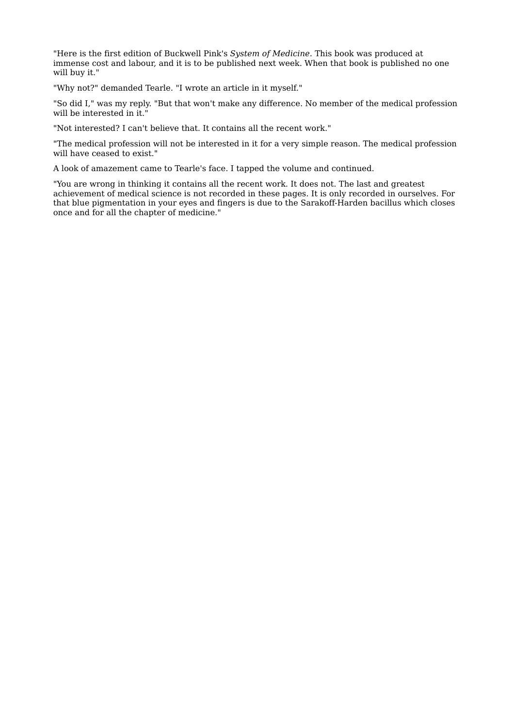"Here is the first edition of Buckwell Pink's *System of Medicine*. This book was produced at immense cost and labour, and it is to be published next week. When that book is published no one will buy it."

"Why not?" demanded Tearle. "I wrote an article in it myself."

"So did I," was my reply. "But that won't make any difference. No member of the medical profession will be interested in it."

"Not interested? I can't believe that. It contains all the recent work."

"The medical profession will not be interested in it for a very simple reason. The medical profession will have ceased to exist."

A look of amazement came to Tearle's face. I tapped the volume and continued.

"You are wrong in thinking it contains all the recent work. It does not. The last and greatest achievement of medical science is not recorded in these pages. It is only recorded in ourselves. For that blue pigmentation in your eyes and fingers is due to the Sarakoff-Harden bacillus which closes once and for all the chapter of medicine."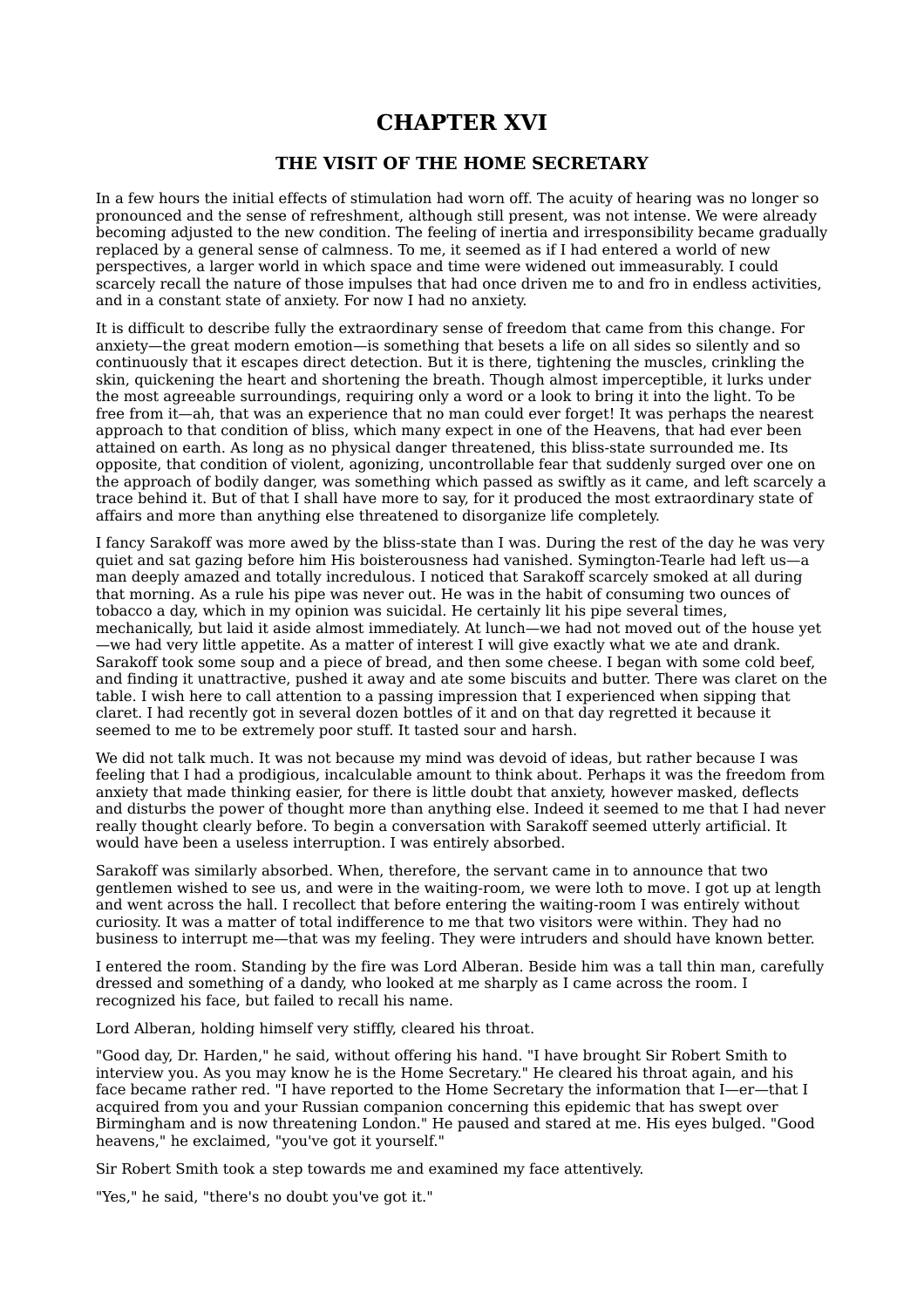# CHAPTER XVI

## THE VISIT OF THE HOME SECRETARY

In a few hours the initial effects of stimulation had worn off. The acuity of hearing was no longer so pronounced and the sense of refreshment, although still present, was not intense. We were already becoming adjusted to the new condition. The feeling of inertia and irresponsibility became gradually replaced by a general sense of calmness. To me, it seemed as if I had entered a world of new perspectives, a larger world in which space and time were widened out immeasurably. I could scarcely recall the nature of those impulses that had once driven me to and fro in endless activities, and in a constant state of anxiety. For now I had no anxiety.

It is difficult to describe fully the extraordinary sense of freedom that came from this change. For anxiety—the great modern emotion—is something that besets a life on all sides so silently and so continuously that it escapes direct detection. But it is there, tightening the muscles, crinkling the skin, quickening the heart and shortening the breath. Though almost imperceptible, it lurks under the most agreeable surroundings, requiring only a word or a look to bring it into the light. To be free from it—ah, that was an experience that no man could ever forget! It was perhaps the nearest approach to that condition of bliss, which many expect in one of the Heavens, that had ever been attained on earth. As long as no physical danger threatened, this bliss-state surrounded me. Its opposite, that condition of violent, agonizing, uncontrollable fear that suddenly surged over one on the approach of bodily danger, was something which passed as swiftly as it came, and left scarcely a trace behind it. But of that I shall have more to say, for it produced the most extraordinary state of affairs and more than anything else threatened to disorganize life completely.

I fancy Sarakoff was more awed by the bliss-state than I was. During the rest of the day he was very quiet and sat gazing before him His boisterousness had vanished. Symington-Tearle had left us—a man deeply amazed and totally incredulous. I noticed that Sarakoff scarcely smoked at all during that morning. As a rule his pipe was never out. He was in the habit of consuming two ounces of tobacco a day, which in my opinion was suicidal. He certainly lit his pipe several times, mechanically, but laid it aside almost immediately. At lunch—we had not moved out of the house yet—we had very little appetite. As a matter of interest I will give exactly what we ate and drank. Sarakoff took some soup and a piece of bread, and then some cheese. I began with some cold beef, and finding it unattractive, pushed it away and ate some biscuits and butter. There was claret on the table. I wish here to call attention to a passing impression that I experienced when sipping that claret. I had recently got in several dozen bottles of it and on that day regretted it because it seemed to me to be extremely poor stuff. It tasted sour and harsh.

We did not talk much. It was not because my mind was devoid of ideas, but rather because I was feeling that I had a prodigious, incalculable amount to think about. Perhaps it was the freedom from anxiety that made thinking easier, for there is little doubt that anxiety, however masked, deflects and disturbs the power of thought more than anything else. Indeed it seemed to me that I had never really thought clearly before. To begin a conversation with Sarakoff seemed utterly artificial. It would have been a useless interruption. I was entirely absorbed.

Sarakoff was similarly absorbed. When, therefore, the servant came in to announce that two gentlemen wished to see us, and were in the waiting-room, we were loth to move. I got up at length and went across the hall. I recollect that before entering the waiting-room I was entirely without curiosity. It was a matter of total indifference to me that two visitors were within. They had no business to interrupt me—that was my feeling. They were intruders and should have known better.

I entered the room. Standing by the fire was Lord Alberan. Beside him was a tall thin man, carefully dressed and something of a dandy, who looked at me sharply as I came across the room. I recognized his face, but failed to recall his name.

Lord Alberan, holding himself very stiffly, cleared his throat.

"Good day, Dr. Harden," he said, without offering his hand. "I have brought Sir Robert Smith to interview you. As you may know he is the Home Secretary." He cleared his throat again, and his face became rather red. "I have reported to the Home Secretary the information that I—er—that I acquired from you and your Russian companion concerning this epidemic that has swept over Birmingham and is now threatening London." He paused and stared at me. His eyes bulged. "Good heavens," he exclaimed, "you've got it yourself."

Sir Robert Smith took a step towards me and examined my face attentively.

"Yes," he said, "there's no doubt you've got it."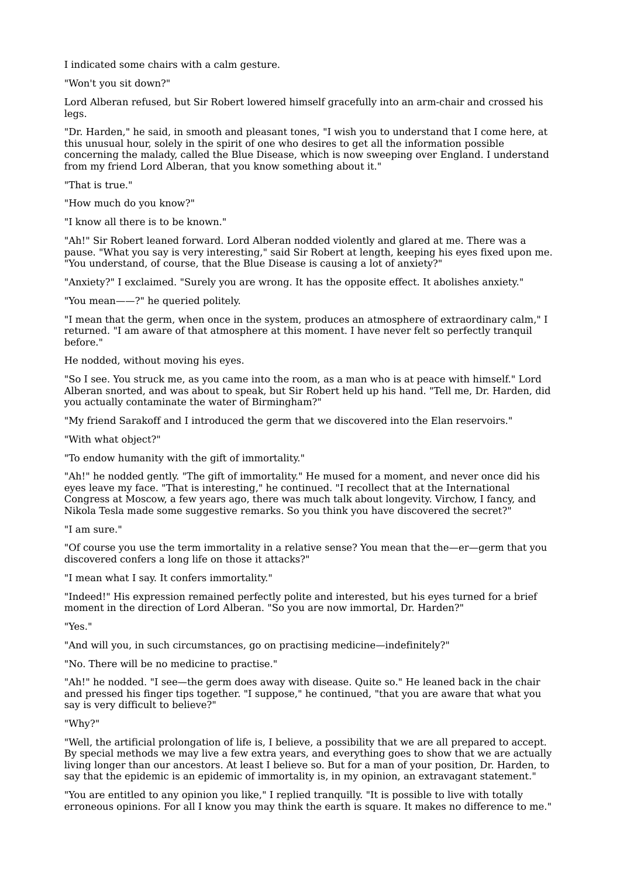I indicated some chairs with a calm gesture.

"Won't you sit down?"

Lord Alberan refused, but Sir Robert lowered himself gracefully into an arm-chair and crossed his legs.

"Dr. Harden," he said, in smooth and pleasant tones, "I wish you to understand that I come here, at this unusual hour, solely in the spirit of one who desires to get all the information possible concerning the malady, called the Blue Disease, which is now sweeping over England. I understand from my friend Lord Alberan, that you know something about it."

"That is true."

"How much do you know?"

"I know all there is to be known."

"Ah!" Sir Robert leaned forward. Lord Alberan nodded violently and glared at me. There was a pause. "What you say is very interesting," said Sir Robert at length, keeping his eyes fixed upon me. "You understand, of course, that the Blue Disease is causing a lot of anxiety?"

"Anxiety?" I exclaimed. "Surely you are wrong. It has the opposite effect. It abolishes anxiety."

"You mean——?" he queried politely.

"I mean that the germ, when once in the system, produces an atmosphere of extraordinary calm," I returned. "I am aware of that atmosphere at this moment. I have never felt so perfectly tranquil before."

He nodded, without moving his eyes.

"So I see. You struck me, as you came into the room, as a man who is at peace with himself." Lord Alberan snorted, and was about to speak, but Sir Robert held up his hand. "Tell me, Dr. Harden, did you actually contaminate the water of Birmingham?"

"My friend Sarakoff and I introduced the germ that we discovered into the Elan reservoirs."

"With what object?"

"To endow humanity with the gift of immortality."

"Ah!" he nodded gently. "The gift of immortality." He mused for a moment, and never once did his eyes leave my face. "That is interesting," he continued. "I recollect that at the International Congress at Moscow, a few years ago, there was much talk about longevity. Virchow, I fancy, and Nikola Tesla made some suggestive remarks. So you think you have discovered the secret?"

"I am sure."

"Of course you use the term immortality in a relative sense? You mean that the—er—germ that you discovered confers a long life on those it attacks?"

"I mean what I say. It confers immortality."

"Indeed!" His expression remained perfectly polite and interested, but his eyes turned for a brief moment in the direction of Lord Alberan. "So you are now immortal, Dr. Harden?"

"Yes."

"And will you, in such circumstances, go on practising medicine—indefinitely?"

"No. There will be no medicine to practise."

"Ah!" he nodded. "I see—the germ does away with disease. Quite so." He leaned back in the chair and pressed his finger tips together. "I suppose," he continued, "that you are aware that what you say is very difficult to believe?"

"Why?"

"Well, the artificial prolongation of life is, I believe, a possibility that we are all prepared to accept. By special methods we may live a few extra years, and everything goes to show that we are actually living longer than our ancestors. At least I believe so. But for a man of your position, Dr. Harden, to say that the epidemic is an epidemic of immortality is, in my opinion, an extravagant statement."

"You are entitled to any opinion you like," I replied tranquilly. "It is possible to live with totally erroneous opinions. For all I know you may think the earth is square. It makes no difference to me."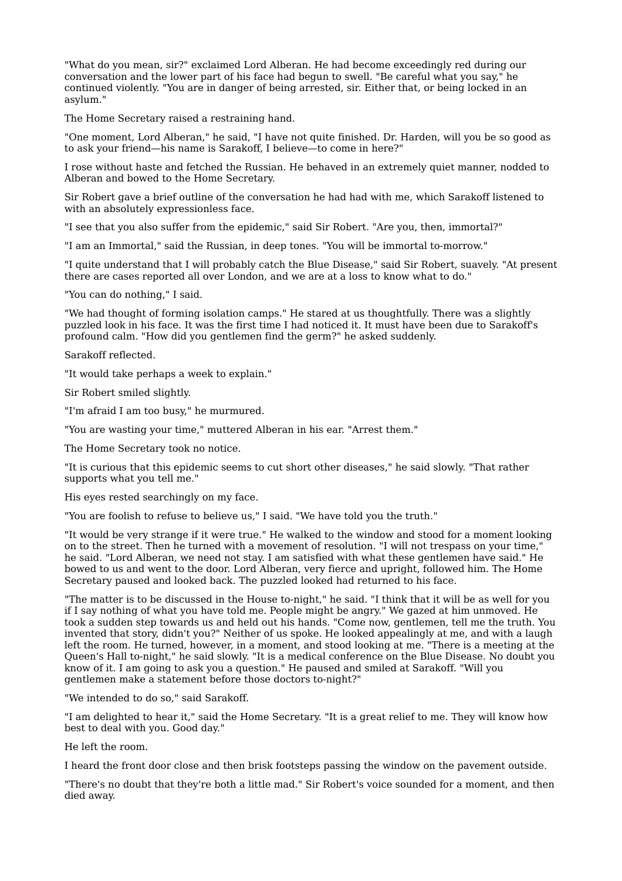"What do you mean, sir?" exclaimed Lord Alberan. He had become exceedingly red during our conversation and the lower part of his face had begun to swell. "Be careful what you say," he continued violently. "You are in danger of being arrested, sir. Either that, or being locked in an asylum."

The Home Secretary raised a restraining hand.

"One moment, Lord Alberan," he said, "I have not quite finished. Dr. Harden, will you be so good as to ask your friend—his name is Sarakoff, I believe—to come in here?"

I rose without haste and fetched the Russian. He behaved in an extremely quiet manner, nodded to Alberan and bowed to the Home Secretary.

Sir Robert gave a brief outline of the conversation he had had with me, which Sarakoff listened to with an absolutely expressionless face.

"I see that you also suffer from the epidemic," said Sir Robert. "Are you, then, immortal?"

"I am an Immortal," said the Russian, in deep tones. "You will be immortal to-morrow."

"I quite understand that I will probably catch the Blue Disease," said Sir Robert, suavely. "At present there are cases reported all over London, and we are at a loss to know what to do."

"You can do nothing," I said.

"We had thought of forming isolation camps." He stared at us thoughtfully. There was a slightly puzzled look in his face. It was the first time I had noticed it. It must have been due to Sarakoff's profound calm. "How did you gentlemen find the germ?" he asked suddenly.

Sarakoff reflected.

"It would take perhaps a week to explain."

Sir Robert smiled slightly.

"I'm afraid I am too busy," he murmured.

"You are wasting your time," muttered Alberan in his ear. "Arrest them."

The Home Secretary took no notice.

"It is curious that this epidemic seems to cut short other diseases," he said slowly. "That rather supports what you tell me."

His eyes rested searchingly on my face.

"You are foolish to refuse to believe us," I said. "We have told you the truth."

"It would be very strange if it were true." He walked to the window and stood for a moment looking on to the street. Then he turned with a movement of resolution. "I will not trespass on your time," he said. "Lord Alberan, we need not stay. I am satisfied with what these gentlemen have said." He bowed to us and went to the door. Lord Alberan, very fierce and upright, followed him. The Home Secretary paused and looked back. The puzzled looked had returned to his face.

"The matter is to be discussed in the House to-night," he said. "I think that it will be as well for you if I say nothing of what you have told me. People might be angry." We gazed at him unmoved. He took a sudden step towards us and held out his hands. "Come now, gentlemen, tell me the truth. You invented that story, didn't you?" Neither of us spoke. He looked appealingly at me, and with a laugh left the room. He turned, however, in a moment, and stood looking at me. "There is a meeting at the Queen's Hall to-night," he said slowly. "It is a medical conference on the Blue Disease. No doubt you know of it. I am going to ask you a question." He paused and smiled at Sarakoff. "Will you gentlemen make a statement before those doctors to-night?"

"We intended to do so," said Sarakoff.

"I am delighted to hear it," said the Home Secretary. "It is a great relief to me. They will know how best to deal with you. Good day."

He left the room.

I heard the front door close and then brisk footsteps passing the window on the pavement outside.

"There's no doubt that they're both a little mad." Sir Robert's voice sounded for a moment, and then died away.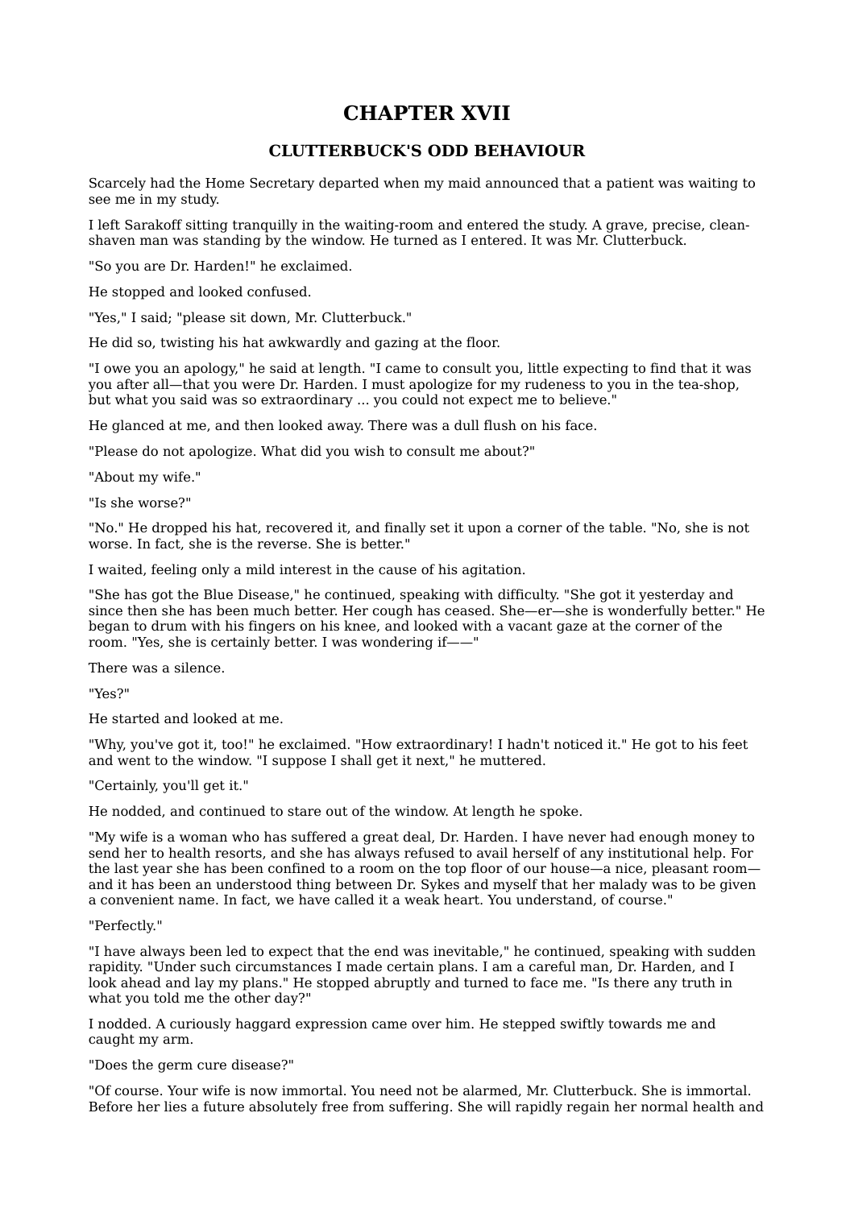# CHAPTER XVII

## CLUTTERBUCK'S ODD BEHAVIOUR

Scarcely had the Home Secretary departed when my maid announced that a patient was waiting to see me in my study.

I left Sarakoff sitting tranquilly in the waiting-room and entered the study. A grave, precise, clean-shaven man was standing by the window. He turned as I entered. It was Mr. Clutterbuck.

"So you are Dr. Harden!" he exclaimed.

He stopped and looked confused.

"Yes," I said; "please sit down, Mr. Clutterbuck."

He did so, twisting his hat awkwardly and gazing at the floor.

"I owe you an apology," he said at length. "I came to consult you, little expecting to find that it was you after all—that you were Dr. Harden. I must apologize for my rudeness to you in the tea-shop, but what you said was so extraordinary ... you could not expect me to believe."

He glanced at me, and then looked away. There was a dull flush on his face.

"Please do not apologize. What did you wish to consult me about?"

"About my wife."

"Is she worse?"

"No." He dropped his hat, recovered it, and finally set it upon a corner of the table. "No, she is not worse. In fact, she is the reverse. She is better."

I waited, feeling only a mild interest in the cause of his agitation.

"She has got the Blue Disease," he continued, speaking with difficulty. "She got it yesterday and since then she has been much better. Her cough has ceased. She—er—she is wonderfully better." He began to drum with his fingers on his knee, and looked with a vacant gaze at the corner of the room. "Yes, she is certainly better. I was wondering if——"

There was a silence.

"Yes?"

He started and looked at me.

"Why, you've got it, too!" he exclaimed. "How extraordinary! I hadn't noticed it." He got to his feet and went to the window. "I suppose I shall get it next," he muttered.

"Certainly, you'll get it."

He nodded, and continued to stare out of the window. At length he spoke.

"My wife is a woman who has suffered a great deal, Dr. Harden. I have never had enough money to send her to health resorts, and she has always refused to avail herself of any institutional help. For the last year she has been confined to a room on the top floor of our house—a nice, pleasant room—and it has been an understood thing between Dr. Sykes and myself that her malady was to be given a convenient name. In fact, we have called it a weak heart. You understand, of course."

"Perfectly."

"I have always been led to expect that the end was inevitable," he continued, speaking with sudden rapidity. "Under such circumstances I made certain plans. I am a careful man, Dr. Harden, and I look ahead and lay my plans." He stopped abruptly and turned to face me. "Is there any truth in what you told me the other day?"

I nodded. A curiously haggard expression came over him. He stepped swiftly towards me and caught my arm.

"Does the germ cure disease?"

"Of course. Your wife is now immortal. You need not be alarmed, Mr. Clutterbuck. She is immortal. Before her lies a future absolutely free from suffering. She will rapidly regain her normal health and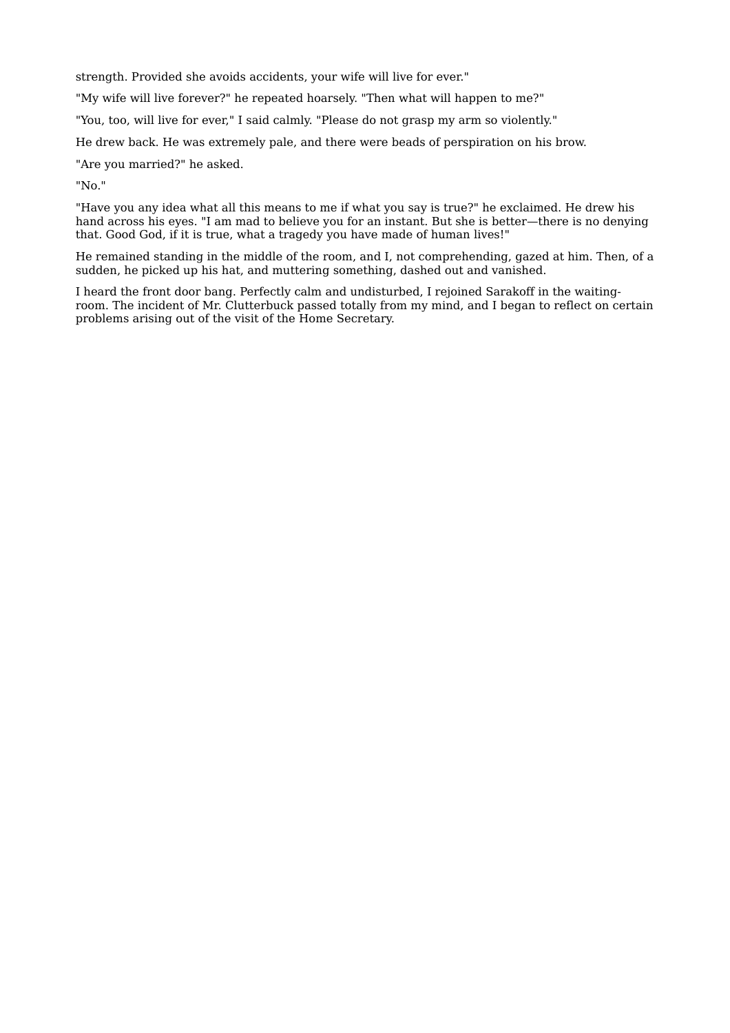strength. Provided she avoids accidents, your wife will live for ever."

"My wife will live forever?" he repeated hoarsely. "Then what will happen to me?"

"You, too, will live for ever," I said calmly. "Please do not grasp my arm so violently."

He drew back. He was extremely pale, and there were beads of perspiration on his brow.

"Are you married?" he asked.

"No."

"Have you any idea what all this means to me if what you say is true?" he exclaimed. He drew his hand across his eyes. "I am mad to believe you for an instant. But she is better—there is no denying that. Good God, if it is true, what a tragedy you have made of human lives!"

He remained standing in the middle of the room, and I, not comprehending, gazed at him. Then, of a sudden, he picked up his hat, and muttering something, dashed out and vanished.

I heard the front door bang. Perfectly calm and undisturbed, I rejoined Sarakoff in the waiting-room. The incident of Mr. Clutterbuck passed totally from my mind, and I began to reflect on certain problems arising out of the visit of the Home Secretary.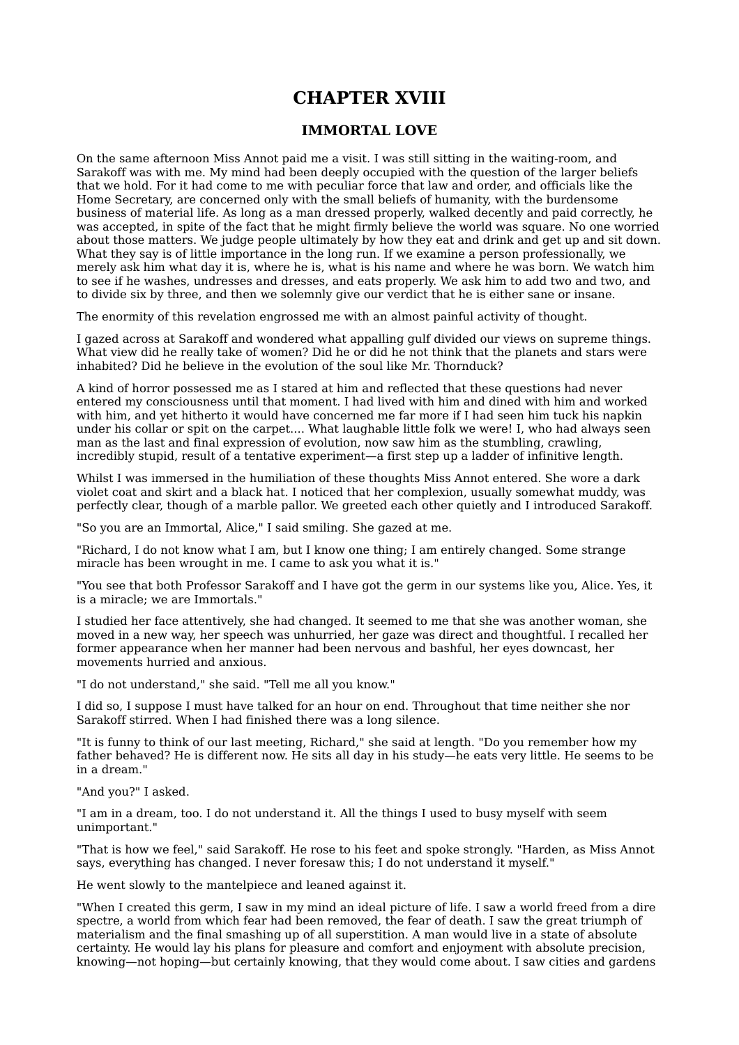# CHAPTER XVIII

## IMMORTAL LOVE

On the same afternoon Miss Annot paid me a visit. I was still sitting in the waiting-room, and Sarakoff was with me. My mind had been deeply occupied with the question of the larger beliefs that we hold. For it had come to me with peculiar force that law and order, and officials like the Home Secretary, are concerned only with the small beliefs of humanity, with the burdensome business of material life. As long as a man dressed properly, walked decently and paid correctly, he was accepted, in spite of the fact that he might firmly believe the world was square. No one worried about those matters. We judge people ultimately by how they eat and drink and get up and sit down. What they say is of little importance in the long run. If we examine a person professionally, we merely ask him what day it is, where he is, what is his name and where he was born. We watch him to see if he washes, undresses and dresses, and eats properly. We ask him to add two and two, and to divide six by three, and then we solemnly give our verdict that he is either sane or insane.

The enormity of this revelation engrossed me with an almost painful activity of thought.

I gazed across at Sarakoff and wondered what appalling gulf divided our views on supreme things. What view did he really take of women? Did he or did he not think that the planets and stars were inhabited? Did he believe in the evolution of the soul like Mr. Thornduck?

A kind of horror possessed me as I stared at him and reflected that these questions had never entered my consciousness until that moment. I had lived with him and dined with him and worked with him, and yet hitherto it would have concerned me far more if I had seen him tuck his napkin under his collar or spit on the carpet.... What laughable little folk we were! I, who had always seen man as the last and final expression of evolution, now saw him as the stumbling, crawling, incredibly stupid, result of a tentative experiment—a first step up a ladder of infinitive length.

Whilst I was immersed in the humiliation of these thoughts Miss Annot entered. She wore a dark violet coat and skirt and a black hat. I noticed that her complexion, usually somewhat muddy, was perfectly clear, though of a marble pallor. We greeted each other quietly and I introduced Sarakoff.

"So you are an Immortal, Alice," I said smiling. She gazed at me.

"Richard, I do not know what I am, but I know one thing; I am entirely changed. Some strange miracle has been wrought in me. I came to ask you what it is."

"You see that both Professor Sarakoff and I have got the germ in our systems like you, Alice. Yes, it is a miracle; we are Immortals."

I studied her face attentively, she had changed. It seemed to me that she was another woman, she moved in a new way, her speech was unhurried, her gaze was direct and thoughtful. I recalled her former appearance when her manner had been nervous and bashful, her eyes downcast, her movements hurried and anxious.

"I do not understand," she said. "Tell me all you know."

I did so, I suppose I must have talked for an hour on end. Throughout that time neither she nor Sarakoff stirred. When I had finished there was a long silence.

"It is funny to think of our last meeting, Richard," she said at length. "Do you remember how my father behaved? He is different now. He sits all day in his study—he eats very little. He seems to be in a dream."

"And you?" I asked.

"I am in a dream, too. I do not understand it. All the things I used to busy myself with seem unimportant."

"That is how we feel," said Sarakoff. He rose to his feet and spoke strongly. "Harden, as Miss Annot says, everything has changed. I never foresaw this; I do not understand it myself."

He went slowly to the mantelpiece and leaned against it.

"When I created this germ, I saw in my mind an ideal picture of life. I saw a world freed from a dire spectre, a world from which fear had been removed, the fear of death. I saw the great triumph of materialism and the final smashing up of all superstition. A man would live in a state of absolute certainty. He would lay his plans for pleasure and comfort and enjoyment with absolute precision, knowing—not hoping—but certainly knowing, that they would come about. I saw cities and gardens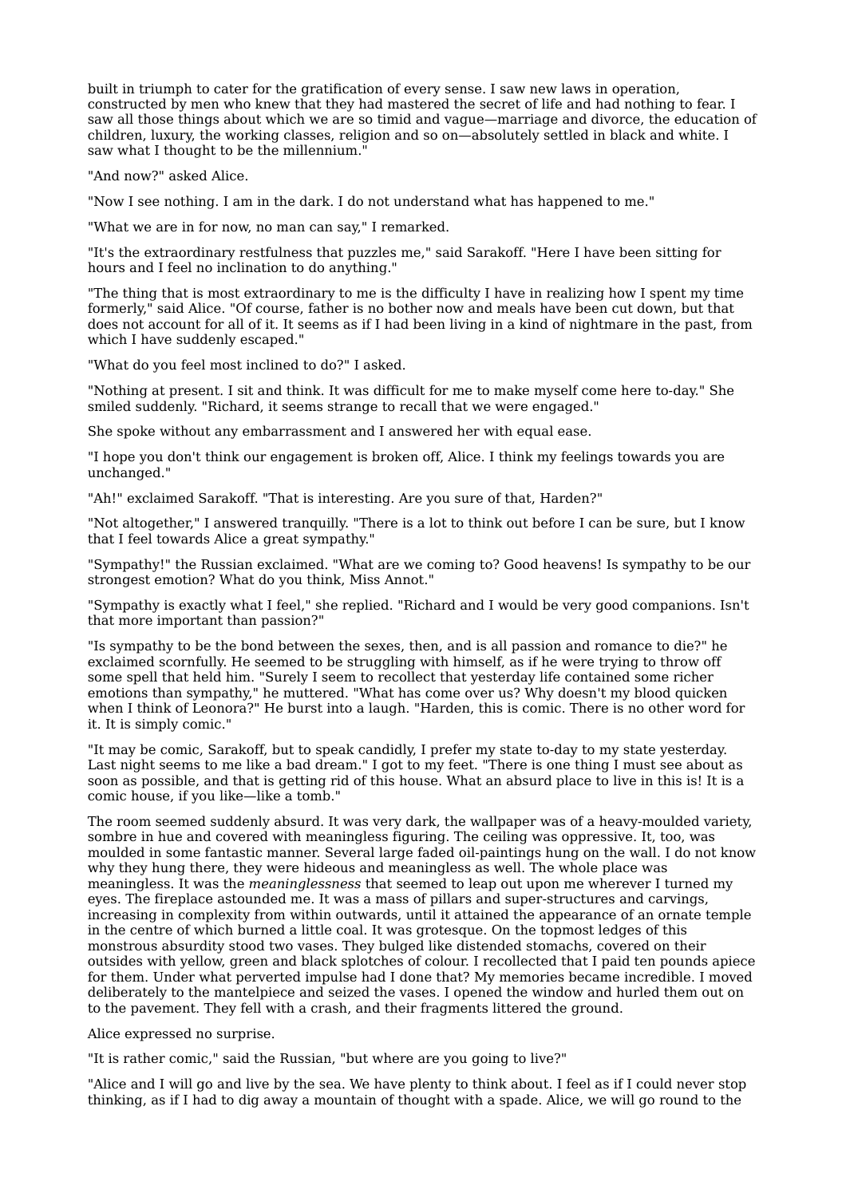built in triumph to cater for the gratification of every sense. I saw new laws in operation, constructed by men who knew that they had mastered the secret of life and had nothing to fear. I saw all those things about which we are so timid and vague—marriage and divorce, the education of children, luxury, the working classes, religion and so on—absolutely settled in black and white. I saw what I thought to be the millennium."

"And now?" asked Alice.

"Now I see nothing. I am in the dark. I do not understand what has happened to me."

"What we are in for now, no man can say," I remarked.

"It's the extraordinary restfulness that puzzles me," said Sarakoff. "Here I have been sitting for hours and I feel no inclination to do anything."

"The thing that is most extraordinary to me is the difficulty I have in realizing how I spent my time formerly," said Alice. "Of course, father is no bother now and meals have been cut down, but that does not account for all of it. It seems as if I had been living in a kind of nightmare in the past, from which I have suddenly escaped."

"What do you feel most inclined to do?" I asked.

"Nothing at present. I sit and think. It was difficult for me to make myself come here to-day." She smiled suddenly. "Richard, it seems strange to recall that we were engaged."

She spoke without any embarrassment and I answered her with equal ease.

"I hope you don't think our engagement is broken off, Alice. I think my feelings towards you are unchanged."

"Ah!" exclaimed Sarakoff. "That is interesting. Are you sure of that, Harden?"

"Not altogether," I answered tranquilly. "There is a lot to think out before I can be sure, but I know that I feel towards Alice a great sympathy."

"Sympathy!" the Russian exclaimed. "What are we coming to? Good heavens! Is sympathy to be our strongest emotion? What do you think, Miss Annot."

"Sympathy is exactly what I feel," she replied. "Richard and I would be very good companions. Isn't that more important than passion?"

"Is sympathy to be the bond between the sexes, then, and is all passion and romance to die?" he exclaimed scornfully. He seemed to be struggling with himself, as if he were trying to throw off some spell that held him. "Surely I seem to recollect that yesterday life contained some richer emotions than sympathy," he muttered. "What has come over us? Why doesn't my blood quicken when I think of Leonora?" He burst into a laugh. "Harden, this is comic. There is no other word for it. It is simply comic."

"It may be comic, Sarakoff, but to speak candidly, I prefer my state to-day to my state yesterday. Last night seems to me like a bad dream." I got to my feet. "There is one thing I must see about as soon as possible, and that is getting rid of this house. What an absurd place to live in this is! It is a comic house, if you like—like a tomb."

The room seemed suddenly absurd. It was very dark, the wallpaper was of a heavy-moulded variety, sombre in hue and covered with meaningless figuring. The ceiling was oppressive. It, too, was moulded in some fantastic manner. Several large faded oil-paintings hung on the wall. I do not know why they hung there, they were hideous and meaningless as well. The whole place was meaningless. It was the *meaninglessness* that seemed to leap out upon me wherever I turned my eyes. The fireplace astounded me. It was a mass of pillars and super-structures and carvings, increasing in complexity from within outwards, until it attained the appearance of an ornate temple in the centre of which burned a little coal. It was grotesque. On the topmost ledges of this monstrous absurdity stood two vases. They bulged like distended stomachs, covered on their outsides with yellow, green and black splotches of colour. I recollected that I paid ten pounds apiece for them. Under what perverted impulse had I done that? My memories became incredible. I moved deliberately to the mantelpiece and seized the vases. I opened the window and hurled them out on to the pavement. They fell with a crash, and their fragments littered the ground.

Alice expressed no surprise.

"It is rather comic," said the Russian, "but where are you going to live?"

"Alice and I will go and live by the sea. We have plenty to think about. I feel as if I could never stop thinking, as if I had to dig away a mountain of thought with a spade. Alice, we will go round to the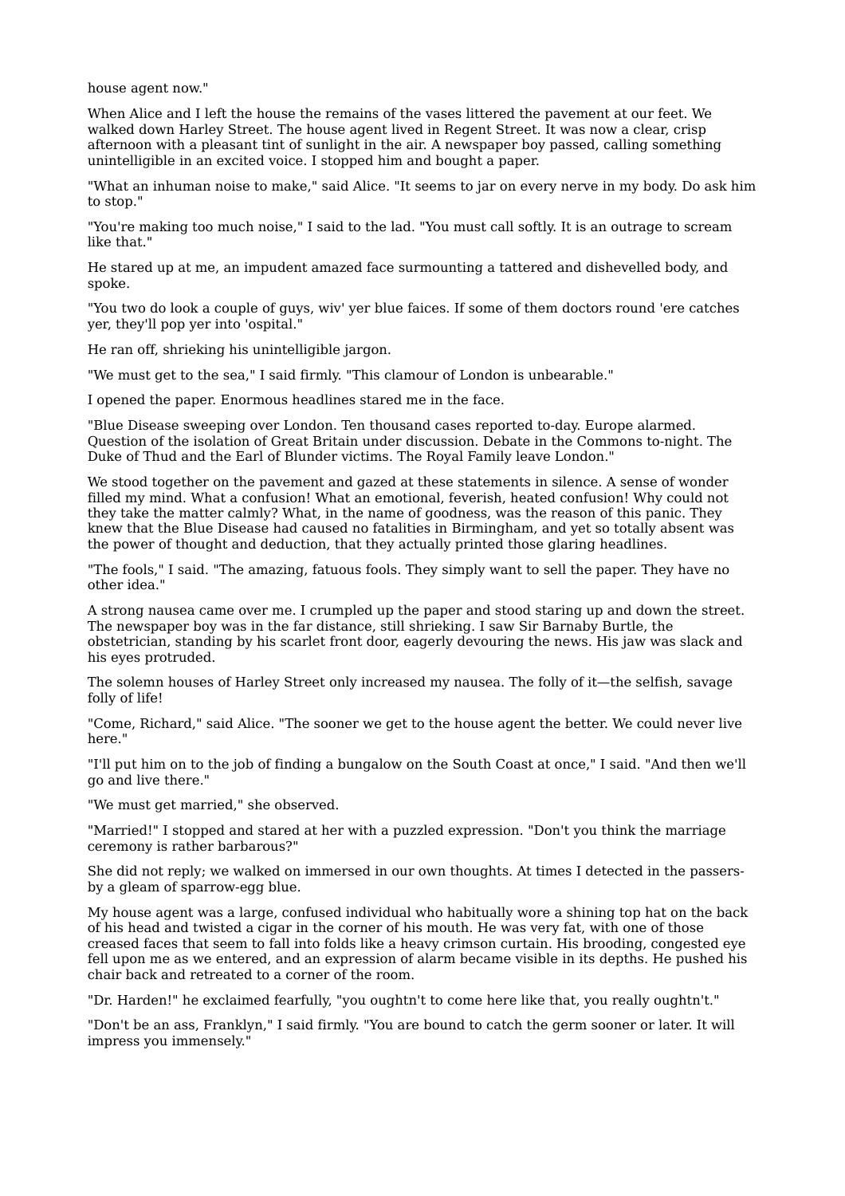house agent now."

When Alice and I left the house the remains of the vases littered the pavement at our feet. We walked down Harley Street. The house agent lived in Regent Street. It was now a clear, crisp afternoon with a pleasant tint of sunlight in the air. A newspaper boy passed, calling something unintelligible in an excited voice. I stopped him and bought a paper.

"What an inhuman noise to make," said Alice. "It seems to jar on every nerve in my body. Do ask him to stop."

"You're making too much noise," I said to the lad. "You must call softly. It is an outrage to scream like that."

He stared up at me, an impudent amazed face surmounting a tattered and dishevelled body, and spoke.

"You two do look a couple of guys, wiv' yer blue faices. If some of them doctors round 'ere catches yer, they'll pop yer into 'ospital."

He ran off, shrieking his unintelligible jargon.

"We must get to the sea," I said firmly. "This clamour of London is unbearable."

I opened the paper. Enormous headlines stared me in the face.

"Blue Disease sweeping over London. Ten thousand cases reported to-day. Europe alarmed. Question of the isolation of Great Britain under discussion. Debate in the Commons to-night. The Duke of Thud and the Earl of Blunder victims. The Royal Family leave London."

We stood together on the pavement and gazed at these statements in silence. A sense of wonder filled my mind. What a confusion! What an emotional, feverish, heated confusion! Why could not they take the matter calmly? What, in the name of goodness, was the reason of this panic. They knew that the Blue Disease had caused no fatalities in Birmingham, and yet so totally absent was the power of thought and deduction, that they actually printed those glaring headlines.

"The fools," I said. "The amazing, fatuous fools. They simply want to sell the paper. They have no other idea."

A strong nausea came over me. I crumpled up the paper and stood staring up and down the street. The newspaper boy was in the far distance, still shrieking. I saw Sir Barnaby Burtle, the obstetrician, standing by his scarlet front door, eagerly devouring the news. His jaw was slack and his eyes protruded.

The solemn houses of Harley Street only increased my nausea. The folly of it—the selfish, savage folly of life!

"Come, Richard," said Alice. "The sooner we get to the house agent the better. We could never live here."

"I'll put him on to the job of finding a bungalow on the South Coast at once," I said. "And then we'll go and live there."

"We must get married," she observed.

"Married!" I stopped and stared at her with a puzzled expression. "Don't you think the marriage ceremony is rather barbarous?"

She did not reply; we walked on immersed in our own thoughts. At times I detected in the passers-by a gleam of sparrow-egg blue.

My house agent was a large, confused individual who habitually wore a shining top hat on the back of his head and twisted a cigar in the corner of his mouth. He was very fat, with one of those creased faces that seem to fall into folds like a heavy crimson curtain. His brooding, congested eye fell upon me as we entered, and an expression of alarm became visible in its depths. He pushed his chair back and retreated to a corner of the room.

"Dr. Harden!" he exclaimed fearfully, "you oughtn't to come here like that, you really oughtn't."

"Don't be an ass, Franklyn," I said firmly. "You are bound to catch the germ sooner or later. It will impress you immensely."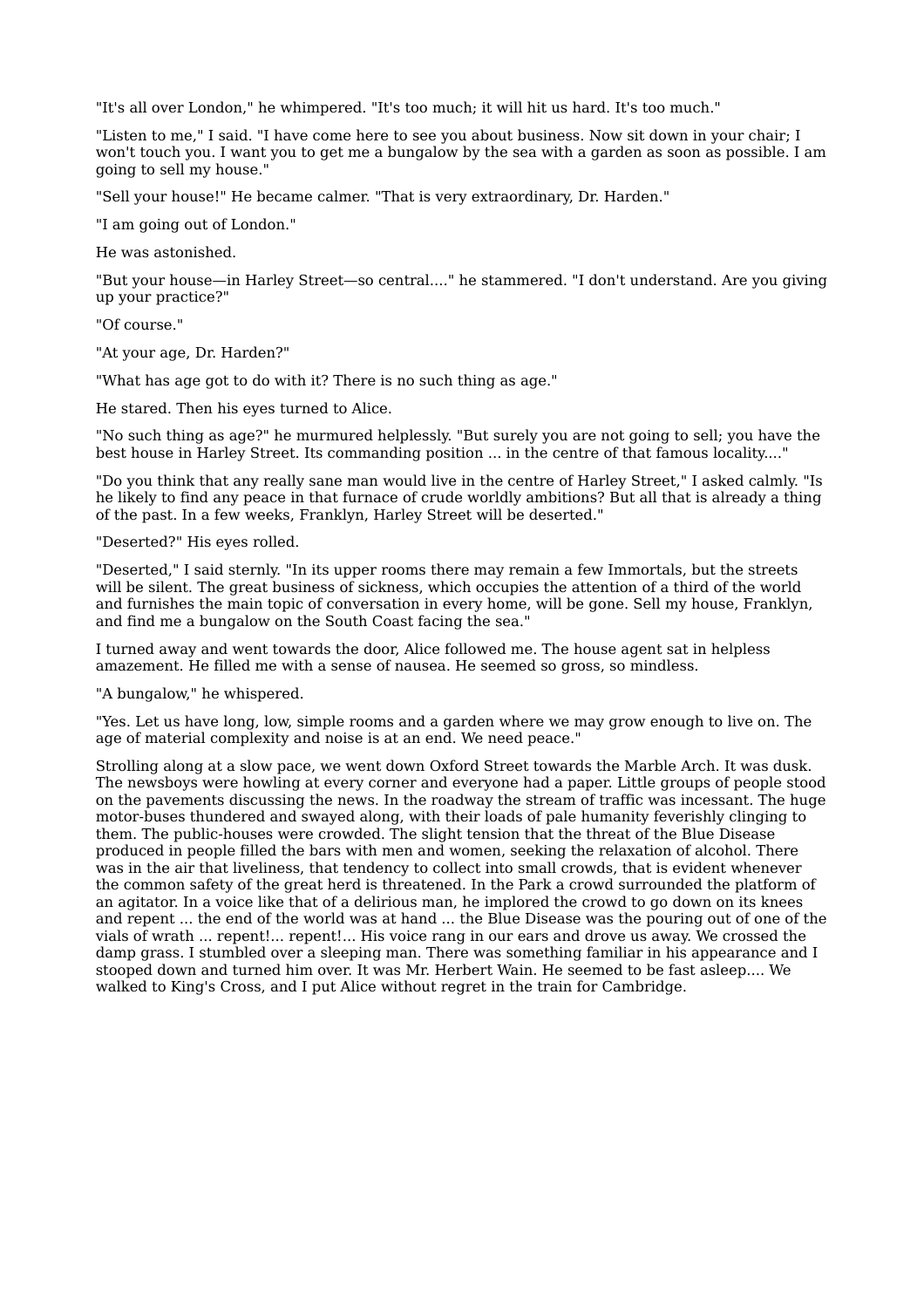"It's all over London," he whimpered. "It's too much; it will hit us hard. It's too much."

"Listen to me," I said. "I have come here to see you about business. Now sit down in your chair; I won't touch you. I want you to get me a bungalow by the sea with a garden as soon as possible. I am going to sell my house."

"Sell your house!" He became calmer. "That is very extraordinary, Dr. Harden."

"I am going out of London."

He was astonished.

"But your house—in Harley Street—so central...." he stammered. "I don't understand. Are you giving up your practice?"

"Of course."

"At your age, Dr. Harden?"

"What has age got to do with it? There is no such thing as age."

He stared. Then his eyes turned to Alice.

"No such thing as age?" he murmured helplessly. "But surely you are not going to sell; you have the best house in Harley Street. Its commanding position ... in the centre of that famous locality...."

"Do you think that any really sane man would live in the centre of Harley Street," I asked calmly. "Is he likely to find any peace in that furnace of crude worldly ambitions? But all that is already a thing of the past. In a few weeks, Franklyn, Harley Street will be deserted."

"Deserted?" His eyes rolled.

"Deserted," I said sternly. "In its upper rooms there may remain a few Immortals, but the streets will be silent. The great business of sickness, which occupies the attention of a third of the world and furnishes the main topic of conversation in every home, will be gone. Sell my house, Franklyn, and find me a bungalow on the South Coast facing the sea."

I turned away and went towards the door, Alice followed me. The house agent sat in helpless amazement. He filled me with a sense of nausea. He seemed so gross, so mindless.

"A bungalow," he whispered.

"Yes. Let us have long, low, simple rooms and a garden where we may grow enough to live on. The age of material complexity and noise is at an end. We need peace."

Strolling along at a slow pace, we went down Oxford Street towards the Marble Arch. It was dusk. The newsboys were howling at every corner and everyone had a paper. Little groups of people stood on the pavements discussing the news. In the roadway the stream of traffic was incessant. The huge motor-buses thundered and swayed along, with their loads of pale humanity feverishly clinging to them. The public-houses were crowded. The slight tension that the threat of the Blue Disease produced in people filled the bars with men and women, seeking the relaxation of alcohol. There was in the air that liveliness, that tendency to collect into small crowds, that is evident whenever the common safety of the great herd is threatened. In the Park a crowd surrounded the platform of an agitator. In a voice like that of a delirious man, he implored the crowd to go down on its knees and repent ... the end of the world was at hand ... the Blue Disease was the pouring out of one of the vials of wrath ... repent!... repent!... His voice rang in our ears and drove us away. We crossed the damp grass. I stumbled over a sleeping man. There was something familiar in his appearance and I stooped down and turned him over. It was Mr. Herbert Wain. He seemed to be fast asleep.... We walked to King's Cross, and I put Alice without regret in the train for Cambridge.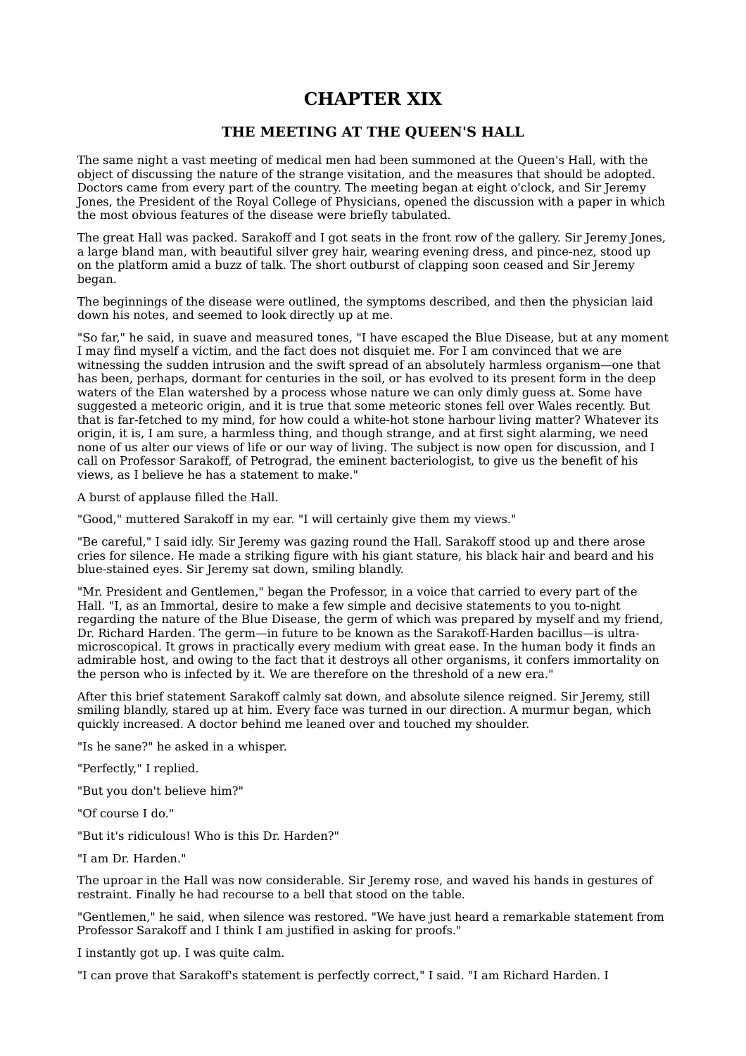# CHAPTER XIX

## THE MEETING AT THE QUEEN'S HALL

The same night a vast meeting of medical men had been summoned at the Queen's Hall, with the object of discussing the nature of the strange visitation, and the measures that should be adopted. Doctors came from every part of the country. The meeting began at eight o'clock, and Sir Jeremy Jones, the President of the Royal College of Physicians, opened the discussion with a paper in which the most obvious features of the disease were briefly tabulated.

The great Hall was packed. Sarakoff and I got seats in the front row of the gallery. Sir Jeremy Jones, a large bland man, with beautiful silver grey hair, wearing evening dress, and pince-nez, stood up on the platform amid a buzz of talk. The short outburst of clapping soon ceased and Sir Jeremy began.

The beginnings of the disease were outlined, the symptoms described, and then the physician laid down his notes, and seemed to look directly up at me.

"So far," he said, in suave and measured tones, "I have escaped the Blue Disease, but at any moment I may find myself a victim, and the fact does not disquiet me. For I am convinced that we are witnessing the sudden intrusion and the swift spread of an absolutely harmless organism—one that has been, perhaps, dormant for centuries in the soil, or has evolved to its present form in the deep waters of the Elan watershed by a process whose nature we can only dimly guess at. Some have suggested a meteoric origin, and it is true that some meteoric stones fell over Wales recently. But that is far-fetched to my mind, for how could a white-hot stone harbour living matter? Whatever its origin, it is, I am sure, a harmless thing, and though strange, and at first sight alarming, we need none of us alter our views of life or our way of living. The subject is now open for discussion, and I call on Professor Sarakoff, of Petrograd, the eminent bacteriologist, to give us the benefit of his views, as I believe he has a statement to make."

A burst of applause filled the Hall.

"Good," muttered Sarakoff in my ear. "I will certainly give them my views."

"Be careful," I said idly. Sir Jeremy was gazing round the Hall. Sarakoff stood up and there arose cries for silence. He made a striking figure with his giant stature, his black hair and beard and his blue-stained eyes. Sir Jeremy sat down, smiling blandly.

"Mr. President and Gentlemen," began the Professor, in a voice that carried to every part of the Hall. "I, as an Immortal, desire to make a few simple and decisive statements to you to-night regarding the nature of the Blue Disease, the germ of which was prepared by myself and my friend, Dr. Richard Harden. The germ—in future to be known as the Sarakoff-Harden bacillus—is ultra-microscopical. It grows in practically every medium with great ease. In the human body it finds an admirable host, and owing to the fact that it destroys all other organisms, it confers immortality on the person who is infected by it. We are therefore on the threshold of a new era."

After this brief statement Sarakoff calmly sat down, and absolute silence reigned. Sir Jeremy, still smiling blandly, stared up at him. Every face was turned in our direction. A murmur began, which quickly increased. A doctor behind me leaned over and touched my shoulder.

"Is he sane?" he asked in a whisper.

"Perfectly," I replied.

"But you don't believe him?"

"Of course I do."

"But it's ridiculous! Who is this Dr. Harden?"

"I am Dr. Harden."

The uproar in the Hall was now considerable. Sir Jeremy rose, and waved his hands in gestures of restraint. Finally he had recourse to a bell that stood on the table.

"Gentlemen," he said, when silence was restored. "We have just heard a remarkable statement from Professor Sarakoff and I think I am justified in asking for proofs."

I instantly got up. I was quite calm.

"I can prove that Sarakoff's statement is perfectly correct," I said. "I am Richard Harden. I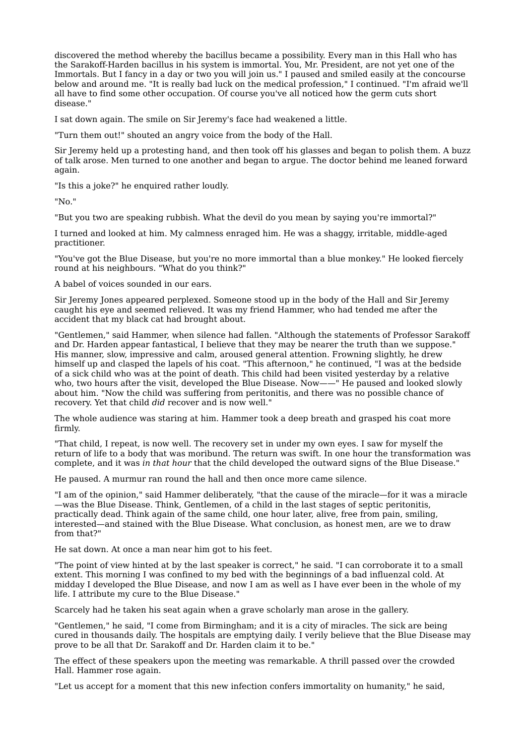discovered the method whereby the bacillus became a possibility. Every man in this Hall who has the Sarakoff-Harden bacillus in his system is immortal. You, Mr. President, are not yet one of the Immortals. But I fancy in a day or two you will join us." I paused and smiled easily at the concourse below and around me. "It is really bad luck on the medical profession," I continued. "I'm afraid we'll all have to find some other occupation. Of course you've all noticed how the germ cuts short disease."

I sat down again. The smile on Sir Jeremy's face had weakened a little.

"Turn them out!" shouted an angry voice from the body of the Hall.

Sir Jeremy held up a protesting hand, and then took off his glasses and began to polish them. A buzz of talk arose. Men turned to one another and began to argue. The doctor behind me leaned forward again.

"Is this a joke?" he enquired rather loudly.

"No."

"But you two are speaking rubbish. What the devil do you mean by saying you're immortal?"

I turned and looked at him. My calmness enraged him. He was a shaggy, irritable, middle-aged practitioner.

"You've got the Blue Disease, but you're no more immortal than a blue monkey." He looked fiercely round at his neighbours. "What do you think?"

A babel of voices sounded in our ears.

Sir Jeremy Jones appeared perplexed. Someone stood up in the body of the Hall and Sir Jeremy caught his eye and seemed relieved. It was my friend Hammer, who had tended me after the accident that my black cat had brought about.

"Gentlemen," said Hammer, when silence had fallen. "Although the statements of Professor Sarakoff and Dr. Harden appear fantastical, I believe that they may be nearer the truth than we suppose." His manner, slow, impressive and calm, aroused general attention. Frowning slightly, he drew himself up and clasped the lapels of his coat. "This afternoon," he continued, "I was at the bedside of a sick child who was at the point of death. This child had been visited yesterday by a relative who, two hours after the visit, developed the Blue Disease. Now——" He paused and looked slowly about him. "Now the child was suffering from peritonitis, and there was no possible chance of recovery. Yet that child *did* recover and is now well."

The whole audience was staring at him. Hammer took a deep breath and grasped his coat more firmly.

"That child, I repeat, is now well. The recovery set in under my own eyes. I saw for myself the return of life to a body that was moribund. The return was swift. In one hour the transformation was complete, and it was *in that hour* that the child developed the outward signs of the Blue Disease."

He paused. A murmur ran round the hall and then once more came silence.

"I am of the opinion," said Hammer deliberately, "that the cause of the miracle—for it was a miracle—was the Blue Disease. Think, Gentlemen, of a child in the last stages of septic peritonitis, practically dead. Think again of the same child, one hour later, alive, free from pain, smiling, interested—and stained with the Blue Disease. What conclusion, as honest men, are we to draw from that?"

He sat down. At once a man near him got to his feet.

"The point of view hinted at by the last speaker is correct," he said. "I can corroborate it to a small extent. This morning I was confined to my bed with the beginnings of a bad influenzal cold. At midday I developed the Blue Disease, and now I am as well as I have ever been in the whole of my life. I attribute my cure to the Blue Disease."

Scarcely had he taken his seat again when a grave scholarly man arose in the gallery.

"Gentlemen," he said, "I come from Birmingham; and it is a city of miracles. The sick are being cured in thousands daily. The hospitals are emptying daily. I verily believe that the Blue Disease may prove to be all that Dr. Sarakoff and Dr. Harden claim it to be."

The effect of these speakers upon the meeting was remarkable. A thrill passed over the crowded Hall. Hammer rose again.

"Let us accept for a moment that this new infection confers immortality on humanity," he said,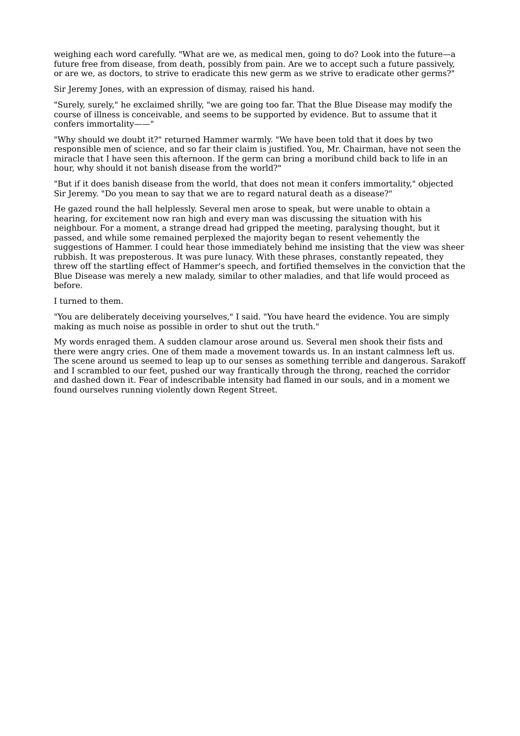weighing each word carefully. "What are we, as medical men, going to do? Look into the future—a future free from disease, from death, possibly from pain. Are we to accept such a future passively, or are we, as doctors, to strive to eradicate this new germ as we strive to eradicate other germs?"

Sir Jeremy Jones, with an expression of dismay, raised his hand.

"Surely, surely," he exclaimed shrilly, "we are going too far. That the Blue Disease may modify the course of illness is conceivable, and seems to be supported by evidence. But to assume that it confers immortality——"

"Why should we doubt it?" returned Hammer warmly. "We have been told that it does by two responsible men of science, and so far their claim is justified. You, Mr. Chairman, have not seen the miracle that I have seen this afternoon. If the germ can bring a moribund child back to life in an hour, why should it not banish disease from the world?"

"But if it does banish disease from the world, that does not mean it confers immortality," objected Sir Jeremy. "Do you mean to say that we are to regard natural death as a disease?"

He gazed round the hall helplessly. Several men arose to speak, but were unable to obtain a hearing, for excitement now ran high and every man was discussing the situation with his neighbour. For a moment, a strange dread had gripped the meeting, paralysing thought, but it passed, and while some remained perplexed the majority began to resent vehemently the suggestions of Hammer. I could hear those immediately behind me insisting that the view was sheer rubbish. It was preposterous. It was pure lunacy. With these phrases, constantly repeated, they threw off the startling effect of Hammer's speech, and fortified themselves in the conviction that the Blue Disease was merely a new malady, similar to other maladies, and that life would proceed as before.

I turned to them.

"You are deliberately deceiving yourselves," I said. "You have heard the evidence. You are simply making as much noise as possible in order to shut out the truth."

My words enraged them. A sudden clamour arose around us. Several men shook their fists and there were angry cries. One of them made a movement towards us. In an instant calmness left us. The scene around us seemed to leap up to our senses as something terrible and dangerous. Sarakoff and I scrambled to our feet, pushed our way frantically through the throng, reached the corridor and dashed down it. Fear of indescribable intensity had flamed in our souls, and in a moment we found ourselves running violently down Regent Street.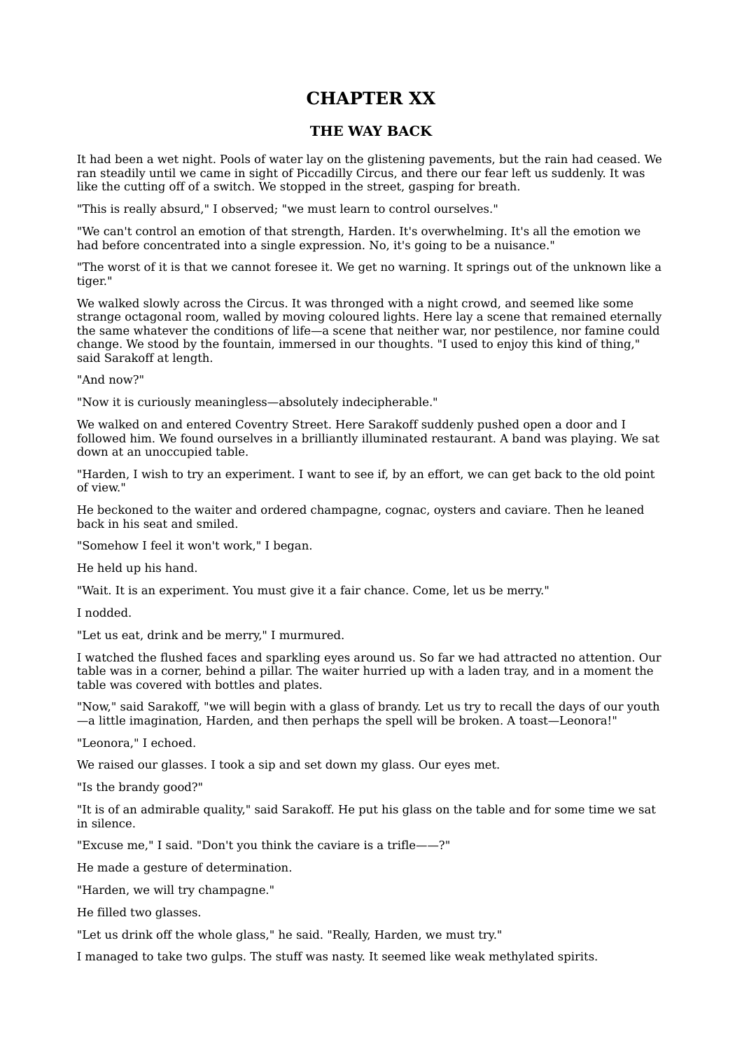# CHAPTER XX

## THE WAY BACK

It had been a wet night. Pools of water lay on the glistening pavements, but the rain had ceased. We ran steadily until we came in sight of Piccadilly Circus, and there our fear left us suddenly. It was like the cutting off of a switch. We stopped in the street, gasping for breath.

"This is really absurd," I observed; "we must learn to control ourselves."

"We can't control an emotion of that strength, Harden. It's overwhelming. It's all the emotion we had before concentrated into a single expression. No, it's going to be a nuisance."

"The worst of it is that we cannot foresee it. We get no warning. It springs out of the unknown like a tiger."

We walked slowly across the Circus. It was thronged with a night crowd, and seemed like some strange octagonal room, walled by moving coloured lights. Here lay a scene that remained eternally the same whatever the conditions of life—a scene that neither war, nor pestilence, nor famine could change. We stood by the fountain, immersed in our thoughts. "I used to enjoy this kind of thing," said Sarakoff at length.

"And now?"

"Now it is curiously meaningless—absolutely indecipherable."

We walked on and entered Coventry Street. Here Sarakoff suddenly pushed open a door and I followed him. We found ourselves in a brilliantly illuminated restaurant. A band was playing. We sat down at an unoccupied table.

"Harden, I wish to try an experiment. I want to see if, by an effort, we can get back to the old point of view."

He beckoned to the waiter and ordered champagne, cognac, oysters and caviare. Then he leaned back in his seat and smiled.

"Somehow I feel it won't work," I began.

He held up his hand.

"Wait. It is an experiment. You must give it a fair chance. Come, let us be merry."

I nodded.

"Let us eat, drink and be merry," I murmured.

I watched the flushed faces and sparkling eyes around us. So far we had attracted no attention. Our table was in a corner, behind a pillar. The waiter hurried up with a laden tray, and in a moment the table was covered with bottles and plates.

"Now," said Sarakoff, "we will begin with a glass of brandy. Let us try to recall the days of our youth—a little imagination, Harden, and then perhaps the spell will be broken. A toast—Leonora!"

"Leonora," I echoed.

We raised our glasses. I took a sip and set down my glass. Our eyes met.

"Is the brandy good?"

"It is of an admirable quality," said Sarakoff. He put his glass on the table and for some time we sat in silence.

"Excuse me," I said. "Don't you think the caviare is a trifle——?"

He made a gesture of determination.

"Harden, we will try champagne."

He filled two glasses.

"Let us drink off the whole glass," he said. "Really, Harden, we must try."

I managed to take two gulps. The stuff was nasty. It seemed like weak methylated spirits.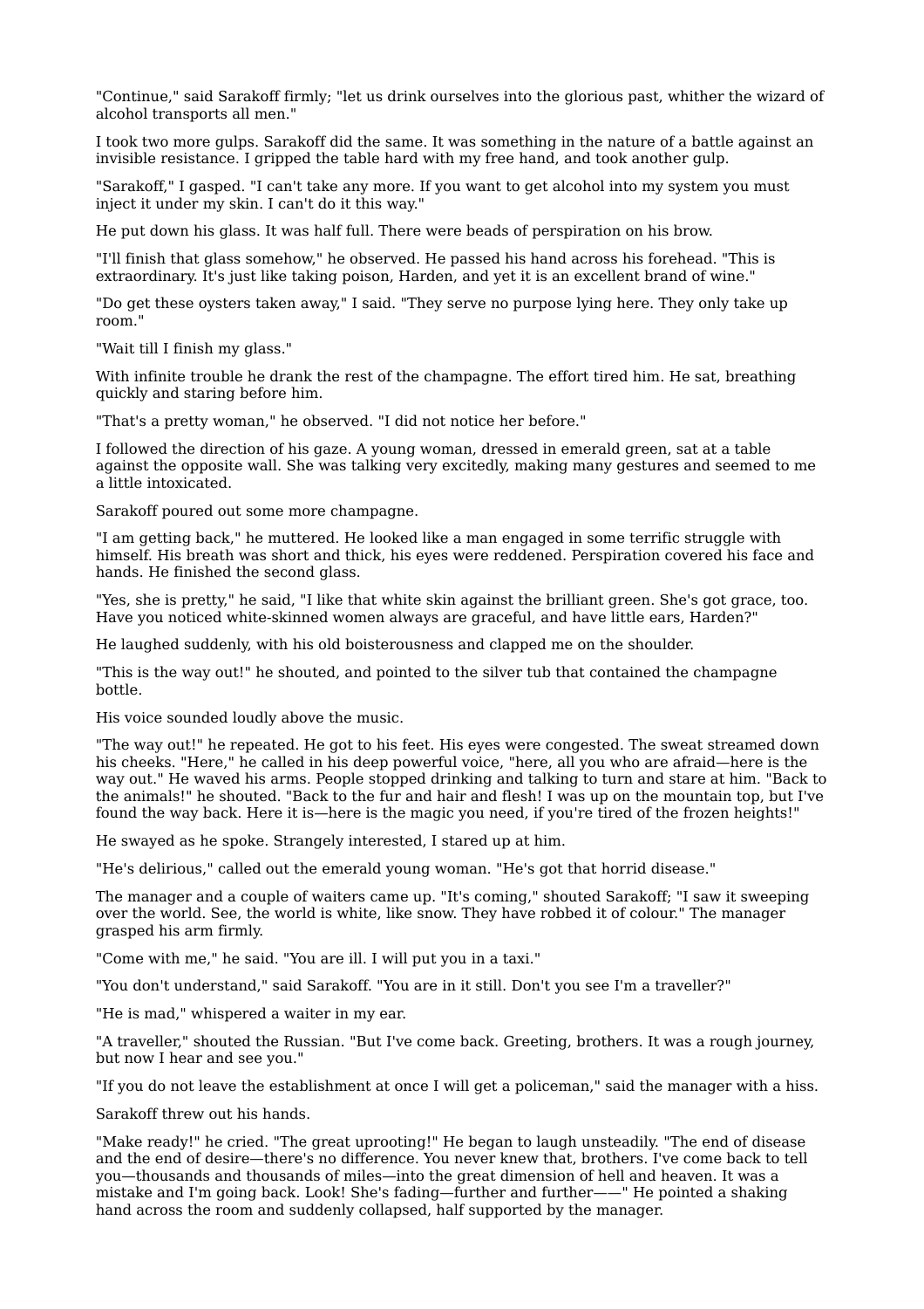"Continue," said Sarakoff firmly; "let us drink ourselves into the glorious past, whither the wizard of alcohol transports all men."

I took two more gulps. Sarakoff did the same. It was something in the nature of a battle against an invisible resistance. I gripped the table hard with my free hand, and took another gulp.

"Sarakoff," I gasped. "I can't take any more. If you want to get alcohol into my system you must inject it under my skin. I can't do it this way."

He put down his glass. It was half full. There were beads of perspiration on his brow.

"I'll finish that glass somehow," he observed. He passed his hand across his forehead. "This is extraordinary. It's just like taking poison, Harden, and yet it is an excellent brand of wine."

"Do get these oysters taken away," I said. "They serve no purpose lying here. They only take up room."

"Wait till I finish my glass."

With infinite trouble he drank the rest of the champagne. The effort tired him. He sat, breathing quickly and staring before him.

"That's a pretty woman," he observed. "I did not notice her before."

I followed the direction of his gaze. A young woman, dressed in emerald green, sat at a table against the opposite wall. She was talking very excitedly, making many gestures and seemed to me a little intoxicated.

Sarakoff poured out some more champagne.

"I am getting back," he muttered. He looked like a man engaged in some terrific struggle with himself. His breath was short and thick, his eyes were reddened. Perspiration covered his face and hands. He finished the second glass.

"Yes, she is pretty," he said, "I like that white skin against the brilliant green. She's got grace, too. Have you noticed white-skinned women always are graceful, and have little ears, Harden?"

He laughed suddenly, with his old boisterousness and clapped me on the shoulder.

"This is the way out!" he shouted, and pointed to the silver tub that contained the champagne bottle.

His voice sounded loudly above the music.

"The way out!" he repeated. He got to his feet. His eyes were congested. The sweat streamed down his cheeks. "Here," he called in his deep powerful voice, "here, all you who are afraid—here is the way out." He waved his arms. People stopped drinking and talking to turn and stare at him. "Back to the animals!" he shouted. "Back to the fur and hair and flesh! I was up on the mountain top, but I've found the way back. Here it is—here is the magic you need, if you're tired of the frozen heights!"

He swayed as he spoke. Strangely interested, I stared up at him.

"He's delirious," called out the emerald young woman. "He's got that horrid disease."

The manager and a couple of waiters came up. "It's coming," shouted Sarakoff; "I saw it sweeping over the world. See, the world is white, like snow. They have robbed it of colour." The manager grasped his arm firmly.

"Come with me," he said. "You are ill. I will put you in a taxi."

"You don't understand," said Sarakoff. "You are in it still. Don't you see I'm a traveller?"

"He is mad," whispered a waiter in my ear.

"A traveller," shouted the Russian. "But I've come back. Greeting, brothers. It was a rough journey, but now I hear and see you."

"If you do not leave the establishment at once I will get a policeman," said the manager with a hiss.

Sarakoff threw out his hands.

"Make ready!" he cried. "The great uprooting!" He began to laugh unsteadily. "The end of disease and the end of desire—there's no difference. You never knew that, brothers. I've come back to tell you—thousands and thousands of miles—into the great dimension of hell and heaven. It was a mistake and I'm going back. Look! She's fading—further and further——" He pointed a shaking hand across the room and suddenly collapsed, half supported by the manager.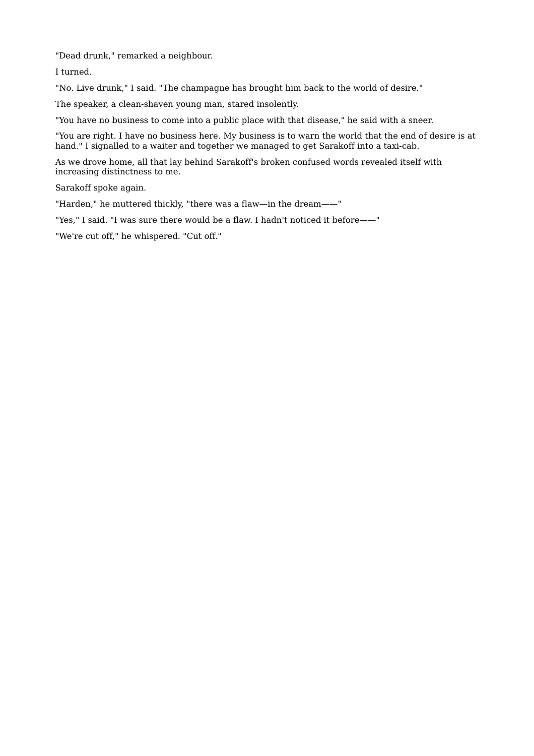"Dead drunk," remarked a neighbour.

I turned.

"No. Live drunk," I said. "The champagne has brought him back to the world of desire."

The speaker, a clean-shaven young man, stared insolently.

"You have no business to come into a public place with that disease," he said with a sneer.

"You are right. I have no business here. My business is to warn the world that the end of desire is at hand." I signalled to a waiter and together we managed to get Sarakoff into a taxi-cab.

As we drove home, all that lay behind Sarakoff's broken confused words revealed itself with increasing distinctness to me.

Sarakoff spoke again.

"Harden," he muttered thickly, "there was a flaw—in the dream——"

"Yes," I said. "I was sure there would be a flaw. I hadn't noticed it before——"

"We're cut off," he whispered. "Cut off."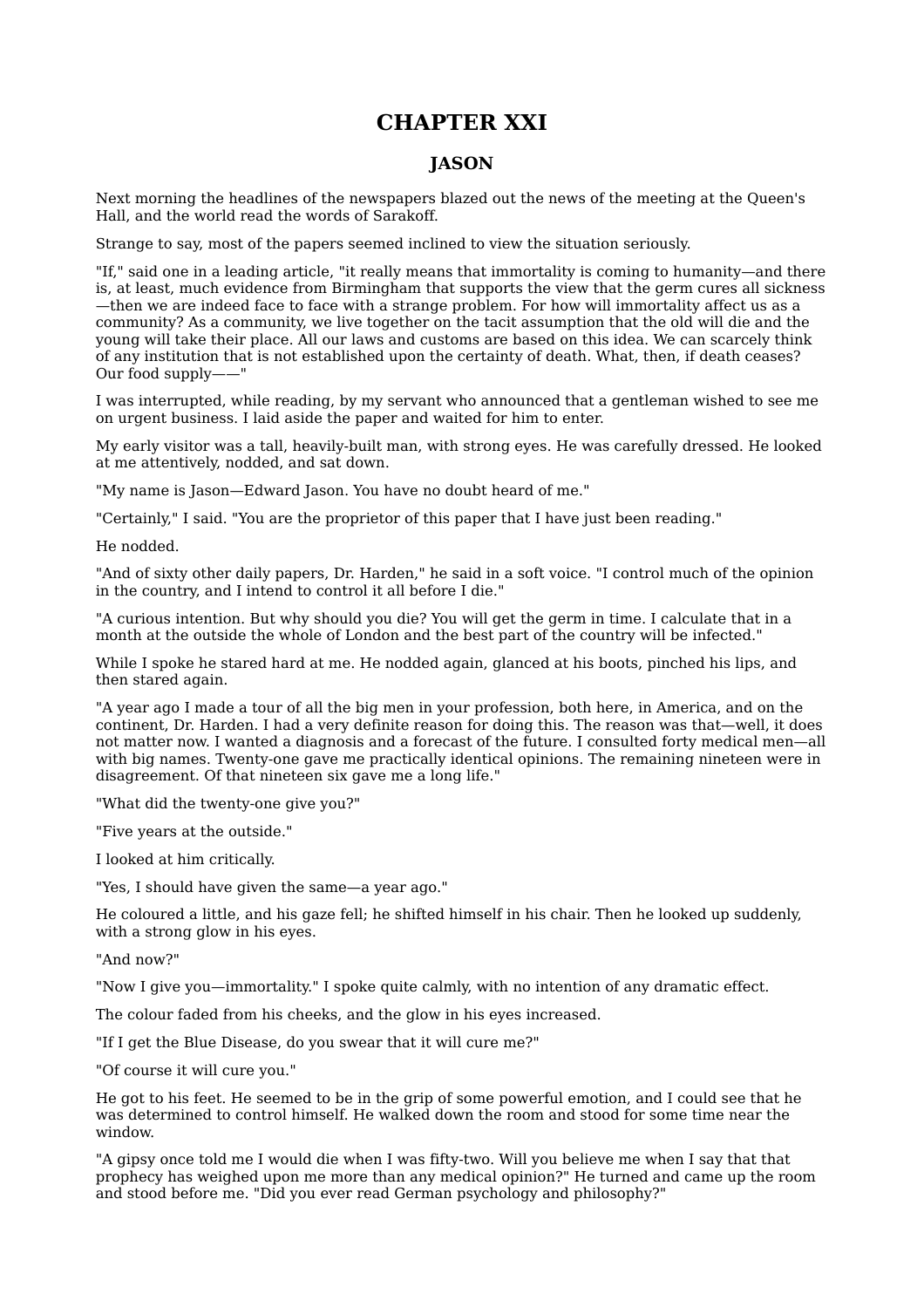# CHAPTER XXI

## JASON

Next morning the headlines of the newspapers blazed out the news of the meeting at the Queen's Hall, and the world read the words of Sarakoff.

Strange to say, most of the papers seemed inclined to view the situation seriously.

"If," said one in a leading article, "it really means that immortality is coming to humanity—and there is, at least, much evidence from Birmingham that supports the view that the germ cures all sickness—then we are indeed face to face with a strange problem. For how will immortality affect us as a community? As a community, we live together on the tacit assumption that the old will die and the young will take their place. All our laws and customs are based on this idea. We can scarcely think of any institution that is not established upon the certainty of death. What, then, if death ceases? Our food supply——"

I was interrupted, while reading, by my servant who announced that a gentleman wished to see me on urgent business. I laid aside the paper and waited for him to enter.

My early visitor was a tall, heavily-built man, with strong eyes. He was carefully dressed. He looked at me attentively, nodded, and sat down.

"My name is Jason—Edward Jason. You have no doubt heard of me."

"Certainly," I said. "You are the proprietor of this paper that I have just been reading."

He nodded.

"And of sixty other daily papers, Dr. Harden," he said in a soft voice. "I control much of the opinion in the country, and I intend to control it all before I die."

"A curious intention. But why should you die? You will get the germ in time. I calculate that in a month at the outside the whole of London and the best part of the country will be infected."

While I spoke he stared hard at me. He nodded again, glanced at his boots, pinched his lips, and then stared again.

"A year ago I made a tour of all the big men in your profession, both here, in America, and on the continent, Dr. Harden. I had a very definite reason for doing this. The reason was that—well, it does not matter now. I wanted a diagnosis and a forecast of the future. I consulted forty medical men—all with big names. Twenty-one gave me practically identical opinions. The remaining nineteen were in disagreement. Of that nineteen six gave me a long life."

"What did the twenty-one give you?"

"Five years at the outside."

I looked at him critically.

"Yes, I should have given the same—a year ago."

He coloured a little, and his gaze fell; he shifted himself in his chair. Then he looked up suddenly, with a strong glow in his eyes.

"And now?"

"Now I give you—immortality." I spoke quite calmly, with no intention of any dramatic effect.

The colour faded from his cheeks, and the glow in his eyes increased.

"If I get the Blue Disease, do you swear that it will cure me?"

"Of course it will cure you."

He got to his feet. He seemed to be in the grip of some powerful emotion, and I could see that he was determined to control himself. He walked down the room and stood for some time near the window.

"A gipsy once told me I would die when I was fifty-two. Will you believe me when I say that that prophecy has weighed upon me more than any medical opinion?" He turned and came up the room and stood before me. "Did you ever read German psychology and philosophy?"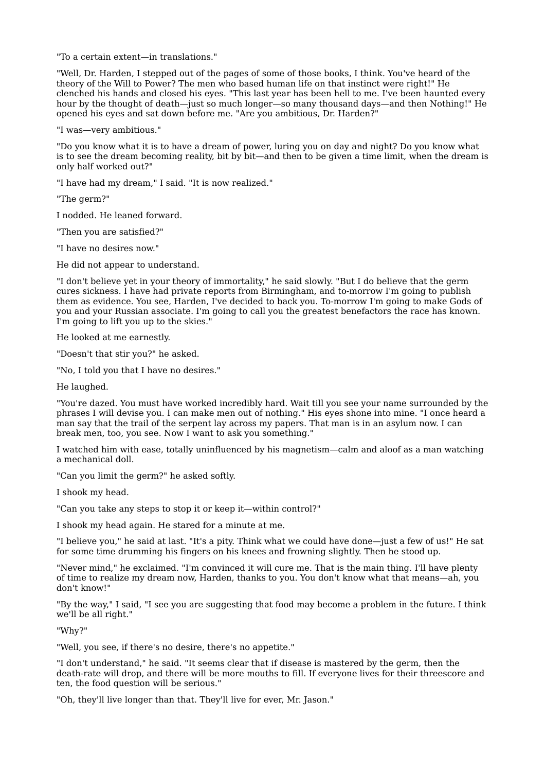"To a certain extent—in translations."

"Well, Dr. Harden, I stepped out of the pages of some of those books, I think. You've heard of the theory of the Will to Power? The men who based human life on that instinct were right!" He clenched his hands and closed his eyes. "This last year has been hell to me. I've been haunted every hour by the thought of death—just so much longer—so many thousand days—and then Nothing!" He opened his eyes and sat down before me. "Are you ambitious, Dr. Harden?"

"I was—very ambitious."

"Do you know what it is to have a dream of power, luring you on day and night? Do you know what is to see the dream becoming reality, bit by bit—and then to be given a time limit, when the dream is only half worked out?"

"I have had my dream," I said. "It is now realized."

"The germ?"

I nodded. He leaned forward.

"Then you are satisfied?"

"I have no desires now."

He did not appear to understand.

"I don't believe yet in your theory of immortality," he said slowly. "But I do believe that the germ cures sickness. I have had private reports from Birmingham, and to-morrow I'm going to publish them as evidence. You see, Harden, I've decided to back you. To-morrow I'm going to make Gods of you and your Russian associate. I'm going to call you the greatest benefactors the race has known. I'm going to lift you up to the skies."

He looked at me earnestly.

"Doesn't that stir you?" he asked.

"No, I told you that I have no desires."

He laughed.

"You're dazed. You must have worked incredibly hard. Wait till you see your name surrounded by the phrases I will devise you. I can make men out of nothing." His eyes shone into mine. "I once heard a man say that the trail of the serpent lay across my papers. That man is in an asylum now. I can break men, too, you see. Now I want to ask you something."

I watched him with ease, totally uninfluenced by his magnetism—calm and aloof as a man watching a mechanical doll.

"Can you limit the germ?" he asked softly.

I shook my head.

"Can you take any steps to stop it or keep it—within control?"

I shook my head again. He stared for a minute at me.

"I believe you," he said at last. "It's a pity. Think what we could have done—just a few of us!" He sat for some time drumming his fingers on his knees and frowning slightly. Then he stood up.

"Never mind," he exclaimed. "I'm convinced it will cure me. That is the main thing. I'll have plenty of time to realize my dream now, Harden, thanks to you. You don't know what that means—ah, you don't know!"

"By the way," I said, "I see you are suggesting that food may become a problem in the future. I think we'll be all right."

"Why?"

"Well, you see, if there's no desire, there's no appetite."

"I don't understand," he said. "It seems clear that if disease is mastered by the germ, then the death-rate will drop, and there will be more mouths to fill. If everyone lives for their threescore and ten, the food question will be serious."

"Oh, they'll live longer than that. They'll live for ever, Mr. Jason."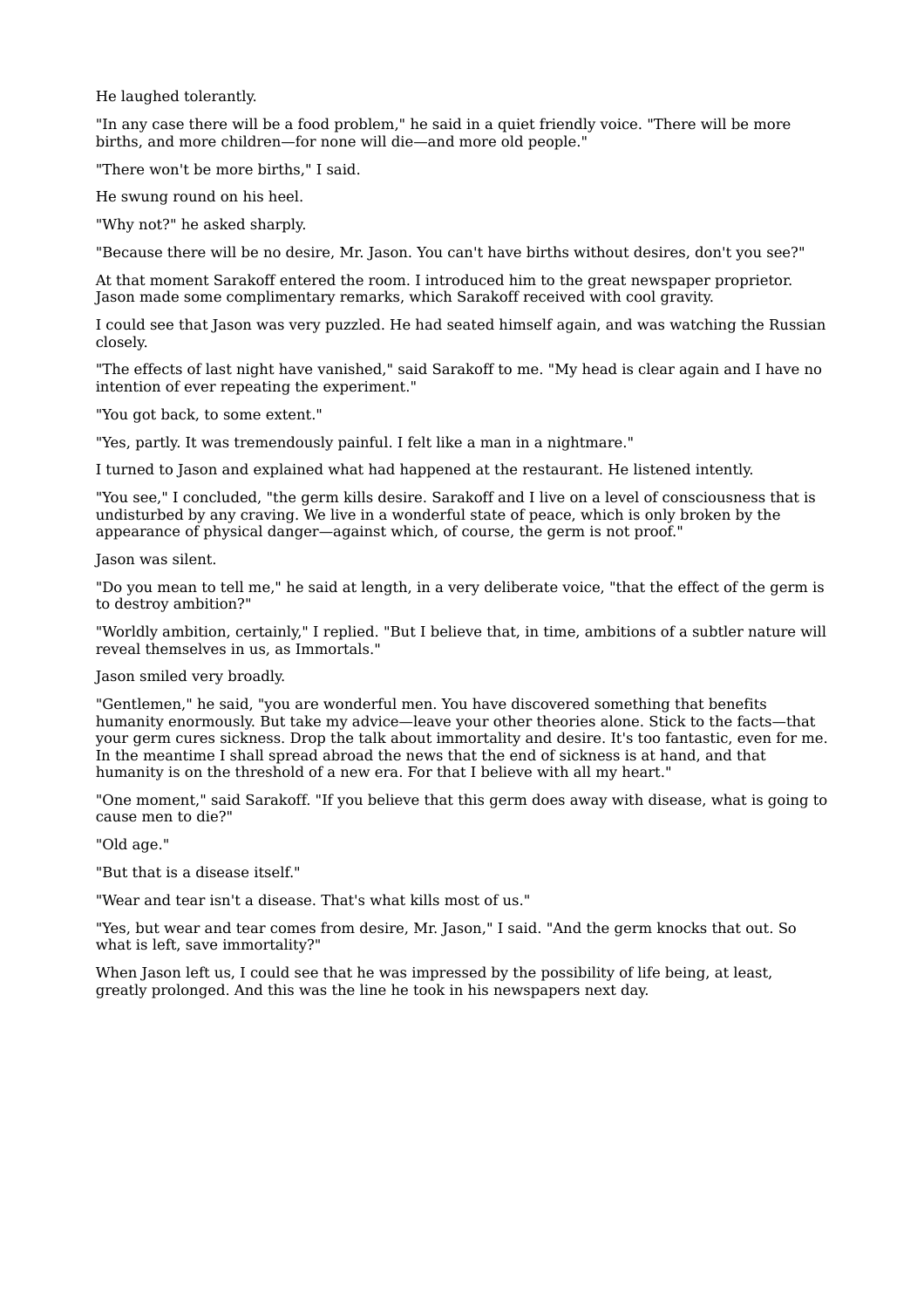He laughed tolerantly.

"In any case there will be a food problem," he said in a quiet friendly voice. "There will be more births, and more children—for none will die—and more old people."

"There won't be more births," I said.

He swung round on his heel.

"Why not?" he asked sharply.

"Because there will be no desire, Mr. Jason. You can't have births without desires, don't you see?"

At that moment Sarakoff entered the room. I introduced him to the great newspaper proprietor. Jason made some complimentary remarks, which Sarakoff received with cool gravity.

I could see that Jason was very puzzled. He had seated himself again, and was watching the Russian closely.

"The effects of last night have vanished," said Sarakoff to me. "My head is clear again and I have no intention of ever repeating the experiment."

"You got back, to some extent."

"Yes, partly. It was tremendously painful. I felt like a man in a nightmare."

I turned to Jason and explained what had happened at the restaurant. He listened intently.

"You see," I concluded, "the germ kills desire. Sarakoff and I live on a level of consciousness that is undisturbed by any craving. We live in a wonderful state of peace, which is only broken by the appearance of physical danger—against which, of course, the germ is not proof."

Jason was silent.

"Do you mean to tell me," he said at length, in a very deliberate voice, "that the effect of the germ is to destroy ambition?"

"Worldly ambition, certainly," I replied. "But I believe that, in time, ambitions of a subtler nature will reveal themselves in us, as Immortals."

Jason smiled very broadly.

"Gentlemen," he said, "you are wonderful men. You have discovered something that benefits humanity enormously. But take my advice—leave your other theories alone. Stick to the facts—that your germ cures sickness. Drop the talk about immortality and desire. It's too fantastic, even for me. In the meantime I shall spread abroad the news that the end of sickness is at hand, and that humanity is on the threshold of a new era. For that I believe with all my heart."

"One moment," said Sarakoff. "If you believe that this germ does away with disease, what is going to cause men to die?"

"Old age."

"But that is a disease itself."

"Wear and tear isn't a disease. That's what kills most of us."

"Yes, but wear and tear comes from desire, Mr. Jason," I said. "And the germ knocks that out. So what is left, save immortality?"

When Jason left us, I could see that he was impressed by the possibility of life being, at least, greatly prolonged. And this was the line he took in his newspapers next day.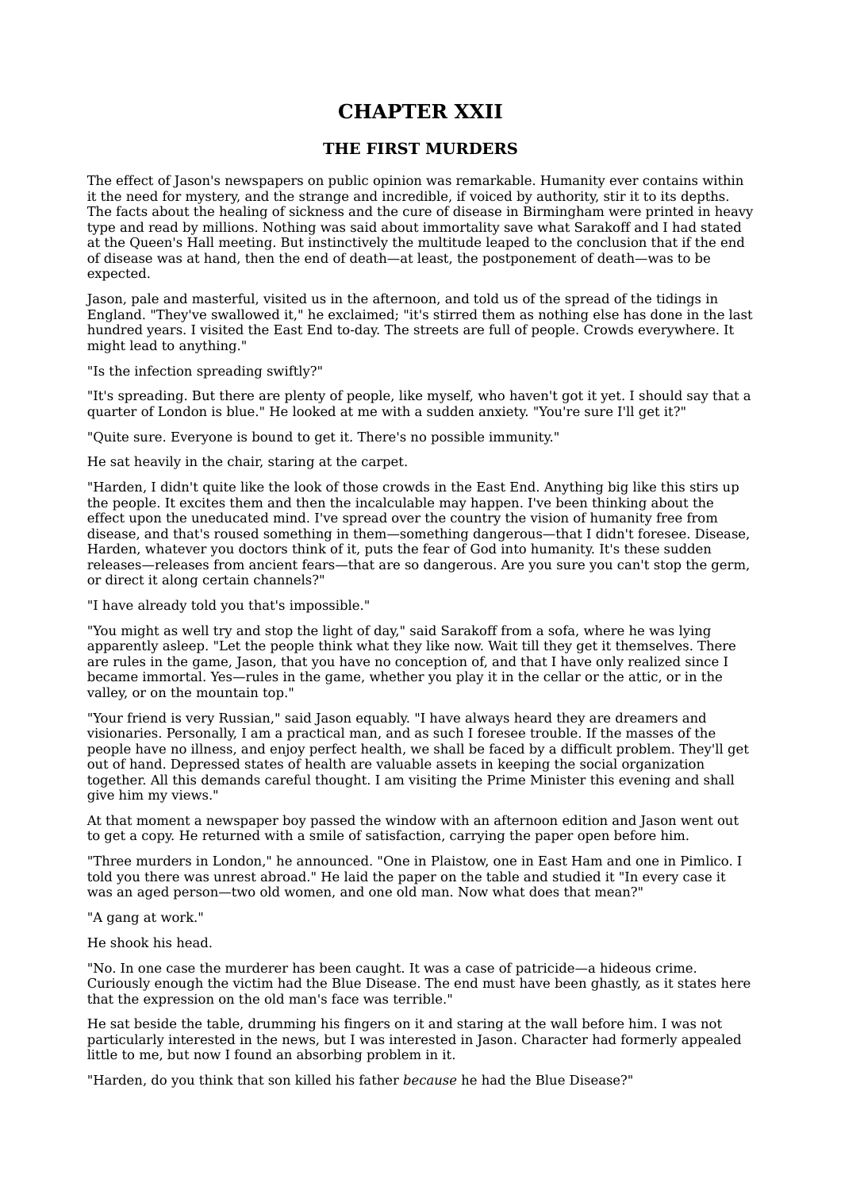# CHAPTER XXII

## THE FIRST MURDERS

The effect of Jason's newspapers on public opinion was remarkable. Humanity ever contains within it the need for mystery, and the strange and incredible, if voiced by authority, stir it to its depths. The facts about the healing of sickness and the cure of disease in Birmingham were printed in heavy type and read by millions. Nothing was said about immortality save what Sarakoff and I had stated at the Queen's Hall meeting. But instinctively the multitude leaped to the conclusion that if the end of disease was at hand, then the end of death—at least, the postponement of death—was to be expected.

Jason, pale and masterful, visited us in the afternoon, and told us of the spread of the tidings in England. "They've swallowed it," he exclaimed; "it's stirred them as nothing else has done in the last hundred years. I visited the East End to-day. The streets are full of people. Crowds everywhere. It might lead to anything."

"Is the infection spreading swiftly?"

"It's spreading. But there are plenty of people, like myself, who haven't got it yet. I should say that a quarter of London is blue." He looked at me with a sudden anxiety. "You're sure I'll get it?"

"Quite sure. Everyone is bound to get it. There's no possible immunity."

He sat heavily in the chair, staring at the carpet.

"Harden, I didn't quite like the look of those crowds in the East End. Anything big like this stirs up the people. It excites them and then the incalculable may happen. I've been thinking about the effect upon the uneducated mind. I've spread over the country the vision of humanity free from disease, and that's roused something in them—something dangerous—that I didn't foresee. Disease, Harden, whatever you doctors think of it, puts the fear of God into humanity. It's these sudden releases—releases from ancient fears—that are so dangerous. Are you sure you can't stop the germ, or direct it along certain channels?"

"I have already told you that's impossible."

"You might as well try and stop the light of day," said Sarakoff from a sofa, where he was lying apparently asleep. "Let the people think what they like now. Wait till they get it themselves. There are rules in the game, Jason, that you have no conception of, and that I have only realized since I became immortal. Yes—rules in the game, whether you play it in the cellar or the attic, or in the valley, or on the mountain top."

"Your friend is very Russian," said Jason equably. "I have always heard they are dreamers and visionaries. Personally, I am a practical man, and as such I foresee trouble. If the masses of the people have no illness, and enjoy perfect health, we shall be faced by a difficult problem. They'll get out of hand. Depressed states of health are valuable assets in keeping the social organization together. All this demands careful thought. I am visiting the Prime Minister this evening and shall give him my views."

At that moment a newspaper boy passed the window with an afternoon edition and Jason went out to get a copy. He returned with a smile of satisfaction, carrying the paper open before him.

"Three murders in London," he announced. "One in Plaistow, one in East Ham and one in Pimlico. I told you there was unrest abroad." He laid the paper on the table and studied it "In every case it was an aged person—two old women, and one old man. Now what does that mean?"

"A gang at work."

He shook his head.

"No. In one case the murderer has been caught. It was a case of patricide—a hideous crime. Curiously enough the victim had the Blue Disease. The end must have been ghastly, as it states here that the expression on the old man's face was terrible."

He sat beside the table, drumming his fingers on it and staring at the wall before him. I was not particularly interested in the news, but I was interested in Jason. Character had formerly appealed little to me, but now I found an absorbing problem in it.

"Harden, do you think that son killed his father *because* he had the Blue Disease?"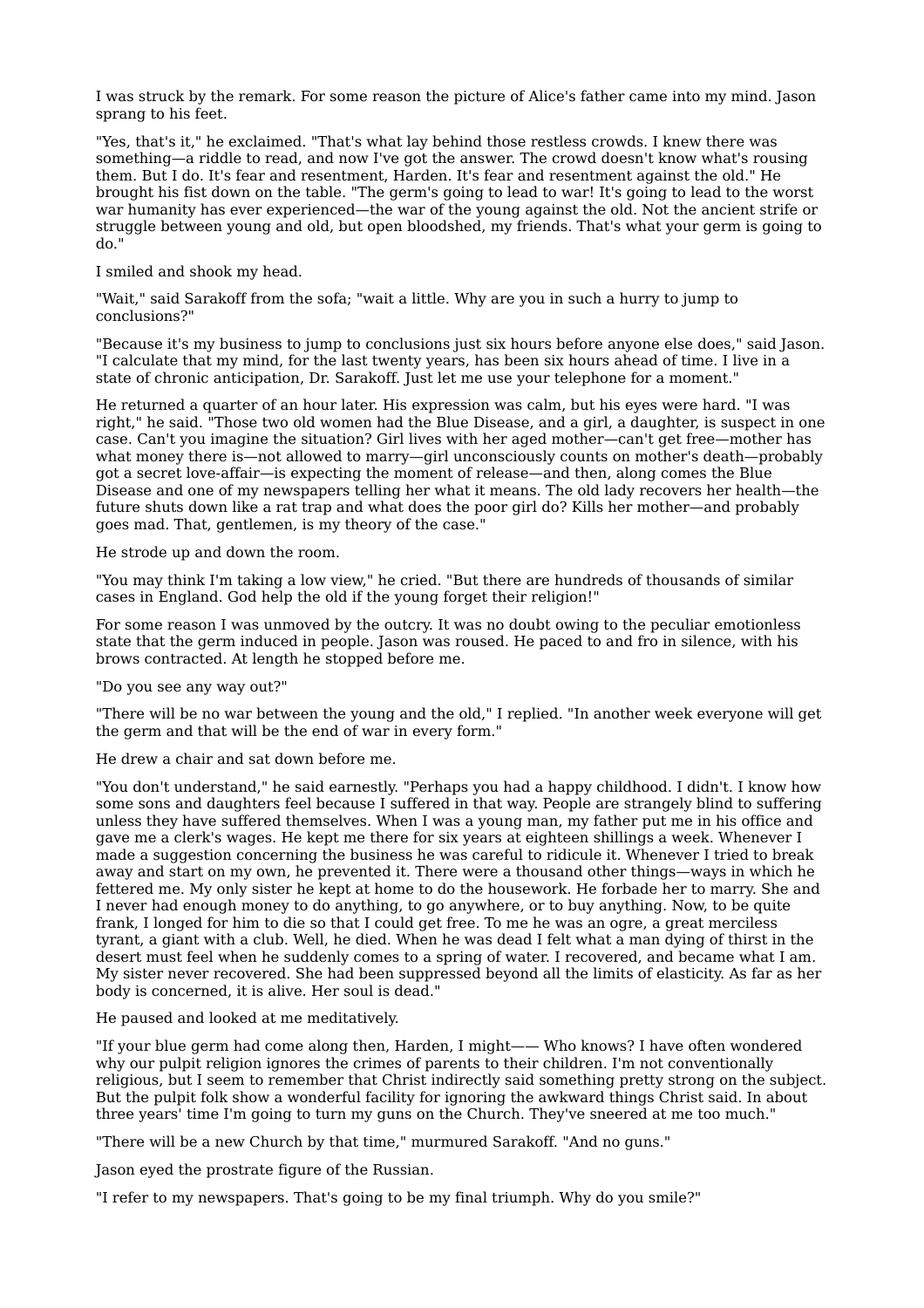I was struck by the remark. For some reason the picture of Alice's father came into my mind. Jason sprang to his feet.

"Yes, that's it," he exclaimed. "That's what lay behind those restless crowds. I knew there was something—a riddle to read, and now I've got the answer. The crowd doesn't know what's rousing them. But I do. It's fear and resentment, Harden. It's fear and resentment against the old." He brought his fist down on the table. "The germ's going to lead to war! It's going to lead to the worst war humanity has ever experienced—the war of the young against the old. Not the ancient strife or struggle between young and old, but open bloodshed, my friends. That's what your germ is going to do."

I smiled and shook my head.

"Wait," said Sarakoff from the sofa; "wait a little. Why are you in such a hurry to jump to conclusions?"

"Because it's my business to jump to conclusions just six hours before anyone else does," said Jason. "I calculate that my mind, for the last twenty years, has been six hours ahead of time. I live in a state of chronic anticipation, Dr. Sarakoff. Just let me use your telephone for a moment."

He returned a quarter of an hour later. His expression was calm, but his eyes were hard. "I was right," he said. "Those two old women had the Blue Disease, and a girl, a daughter, is suspect in one case. Can't you imagine the situation? Girl lives with her aged mother—can't get free—mother has what money there is—not allowed to marry—girl unconsciously counts on mother's death—probably got a secret love-affair—is expecting the moment of release—and then, along comes the Blue Disease and one of my newspapers telling her what it means. The old lady recovers her health—the future shuts down like a rat trap and what does the poor girl do? Kills her mother—and probably goes mad. That, gentlemen, is my theory of the case."

He strode up and down the room.

"You may think I'm taking a low view," he cried. "But there are hundreds of thousands of similar cases in England. God help the old if the young forget their religion!"

For some reason I was unmoved by the outcry. It was no doubt owing to the peculiar emotionless state that the germ induced in people. Jason was roused. He paced to and fro in silence, with his brows contracted. At length he stopped before me.

"Do you see any way out?"

"There will be no war between the young and the old," I replied. "In another week everyone will get the germ and that will be the end of war in every form."

He drew a chair and sat down before me.

"You don't understand," he said earnestly. "Perhaps you had a happy childhood. I didn't. I know how some sons and daughters feel because I suffered in that way. People are strangely blind to suffering unless they have suffered themselves. When I was a young man, my father put me in his office and gave me a clerk's wages. He kept me there for six years at eighteen shillings a week. Whenever I made a suggestion concerning the business he was careful to ridicule it. Whenever I tried to break away and start on my own, he prevented it. There were a thousand other things—ways in which he fettered me. My only sister he kept at home to do the housework. He forbade her to marry. She and I never had enough money to do anything, to go anywhere, or to buy anything. Now, to be quite frank, I longed for him to die so that I could get free. To me he was an ogre, a great merciless tyrant, a giant with a club. Well, he died. When he was dead I felt what a man dying of thirst in the desert must feel when he suddenly comes to a spring of water. I recovered, and became what I am. My sister never recovered. She had been suppressed beyond all the limits of elasticity. As far as her body is concerned, it is alive. Her soul is dead."

He paused and looked at me meditatively.

"If your blue germ had come along then, Harden, I might—— Who knows? I have often wondered why our pulpit religion ignores the crimes of parents to their children. I'm not conventionally religious, but I seem to remember that Christ indirectly said something pretty strong on the subject. But the pulpit folk show a wonderful facility for ignoring the awkward things Christ said. In about three years' time I'm going to turn my guns on the Church. They've sneered at me too much."

"There will be a new Church by that time," murmured Sarakoff. "And no guns."

Jason eyed the prostrate figure of the Russian.

"I refer to my newspapers. That's going to be my final triumph. Why do you smile?"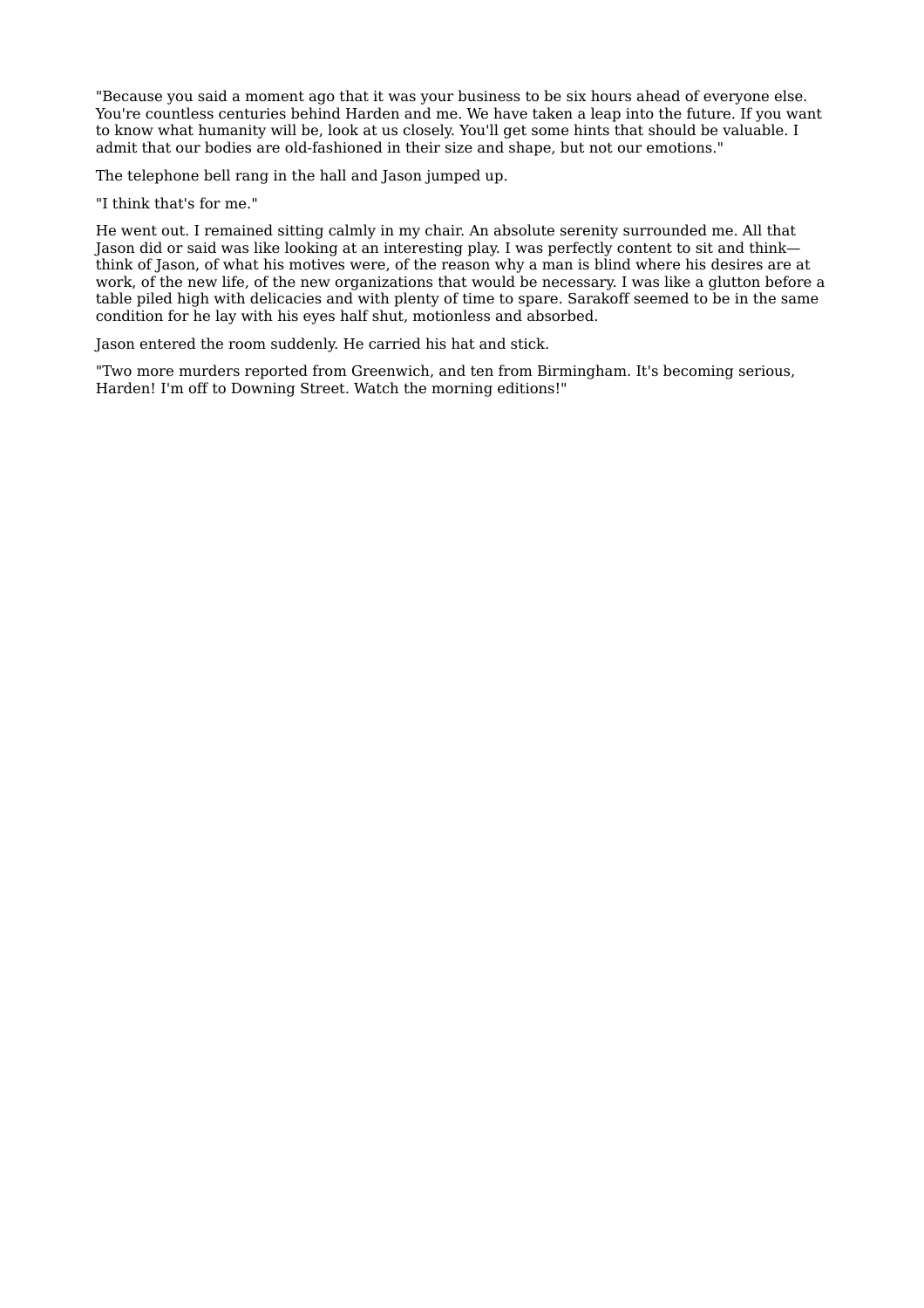"Because you said a moment ago that it was your business to be six hours ahead of everyone else. You're countless centuries behind Harden and me. We have taken a leap into the future. If you want to know what humanity will be, look at us closely. You'll get some hints that should be valuable. I admit that our bodies are old-fashioned in their size and shape, but not our emotions."

The telephone bell rang in the hall and Jason jumped up.

"I think that's for me."

He went out. I remained sitting calmly in my chair. An absolute serenity surrounded me. All that Jason did or said was like looking at an interesting play. I was perfectly content to sit and think—think of Jason, of what his motives were, of the reason why a man is blind where his desires are at work, of the new life, of the new organizations that would be necessary. I was like a glutton before a table piled high with delicacies and with plenty of time to spare. Sarakoff seemed to be in the same condition for he lay with his eyes half shut, motionless and absorbed.

Jason entered the room suddenly. He carried his hat and stick.

"Two more murders reported from Greenwich, and ten from Birmingham. It's becoming serious, Harden! I'm off to Downing Street. Watch the morning editions!"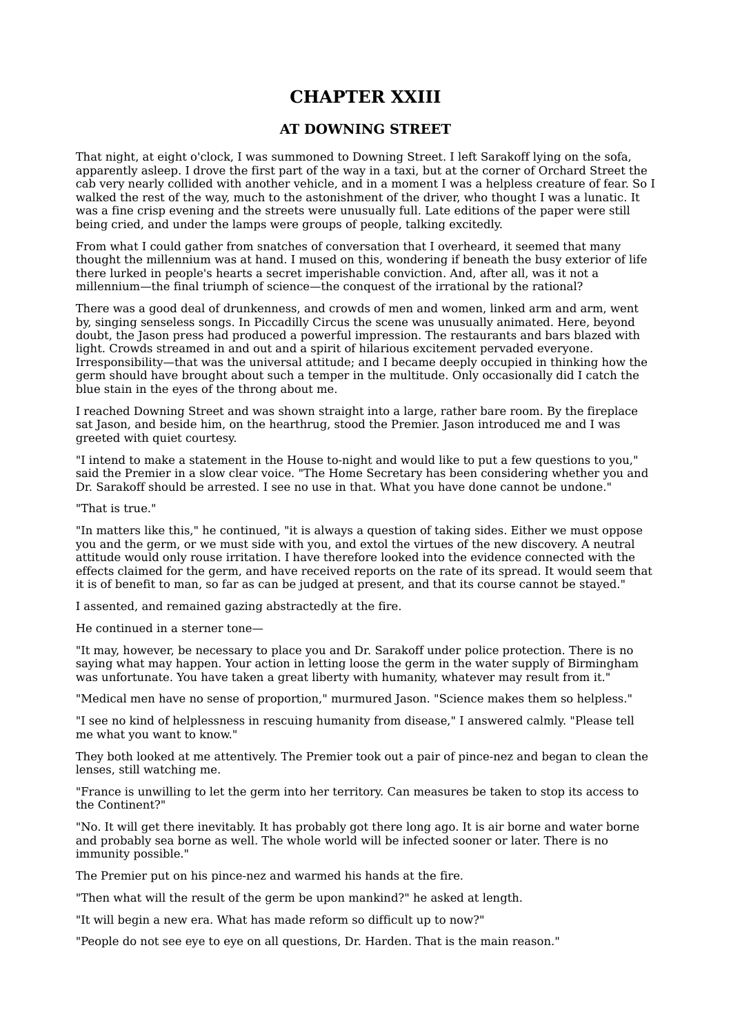# CHAPTER XXIII

## AT DOWNING STREET

That night, at eight o'clock, I was summoned to Downing Street. I left Sarakoff lying on the sofa, apparently asleep. I drove the first part of the way in a taxi, but at the corner of Orchard Street the cab very nearly collided with another vehicle, and in a moment I was a helpless creature of fear. So I walked the rest of the way, much to the astonishment of the driver, who thought I was a lunatic. It was a fine crisp evening and the streets were unusually full. Late editions of the paper were still being cried, and under the lamps were groups of people, talking excitedly.

From what I could gather from snatches of conversation that I overheard, it seemed that many thought the millennium was at hand. I mused on this, wondering if beneath the busy exterior of life there lurked in people's hearts a secret imperishable conviction. And, after all, was it not a millennium—the final triumph of science—the conquest of the irrational by the rational?

There was a good deal of drunkenness, and crowds of men and women, linked arm and arm, went by, singing senseless songs. In Piccadilly Circus the scene was unusually animated. Here, beyond doubt, the Jason press had produced a powerful impression. The restaurants and bars blazed with light. Crowds streamed in and out and a spirit of hilarious excitement pervaded everyone. Irresponsibility—that was the universal attitude; and I became deeply occupied in thinking how the germ should have brought about such a temper in the multitude. Only occasionally did I catch the blue stain in the eyes of the throng about me.

I reached Downing Street and was shown straight into a large, rather bare room. By the fireplace sat Jason, and beside him, on the hearthrug, stood the Premier. Jason introduced me and I was greeted with quiet courtesy.

"I intend to make a statement in the House to-night and would like to put a few questions to you," said the Premier in a slow clear voice. "The Home Secretary has been considering whether you and Dr. Sarakoff should be arrested. I see no use in that. What you have done cannot be undone."

"That is true."

"In matters like this," he continued, "it is always a question of taking sides. Either we must oppose you and the germ, or we must side with you, and extol the virtues of the new discovery. A neutral attitude would only rouse irritation. I have therefore looked into the evidence connected with the effects claimed for the germ, and have received reports on the rate of its spread. It would seem that it is of benefit to man, so far as can be judged at present, and that its course cannot be stayed."

I assented, and remained gazing abstractedly at the fire.

He continued in a sterner tone—

"It may, however, be necessary to place you and Dr. Sarakoff under police protection. There is no saying what may happen. Your action in letting loose the germ in the water supply of Birmingham was unfortunate. You have taken a great liberty with humanity, whatever may result from it."

"Medical men have no sense of proportion," murmured Jason. "Science makes them so helpless."

"I see no kind of helplessness in rescuing humanity from disease," I answered calmly. "Please tell me what you want to know."

They both looked at me attentively. The Premier took out a pair of pince-nez and began to clean the lenses, still watching me.

"France is unwilling to let the germ into her territory. Can measures be taken to stop its access to the Continent?"

"No. It will get there inevitably. It has probably got there long ago. It is air borne and water borne and probably sea borne as well. The whole world will be infected sooner or later. There is no immunity possible."

The Premier put on his pince-nez and warmed his hands at the fire.

"Then what will the result of the germ be upon mankind?" he asked at length.

"It will begin a new era. What has made reform so difficult up to now?"

"People do not see eye to eye on all questions, Dr. Harden. That is the main reason."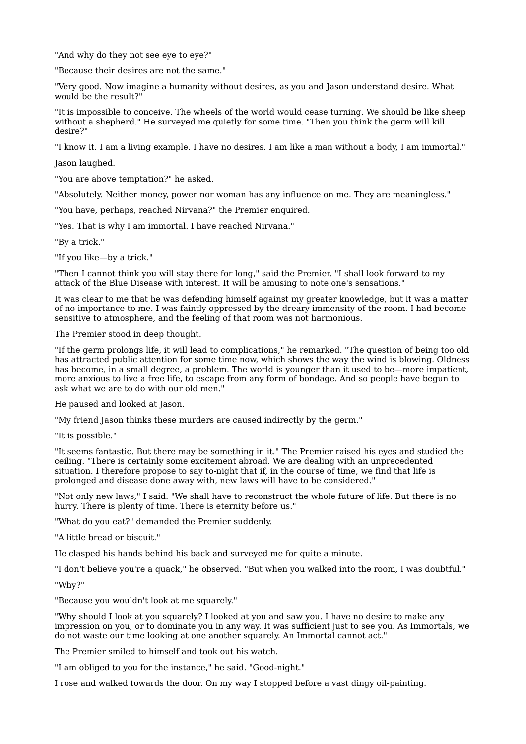"And why do they not see eye to eye?"

"Because their desires are not the same."

"Very good. Now imagine a humanity without desires, as you and Jason understand desire. What would be the result?"

"It is impossible to conceive. The wheels of the world would cease turning. We should be like sheep without a shepherd." He surveyed me quietly for some time. "Then you think the germ will kill desire?"

"I know it. I am a living example. I have no desires. I am like a man without a body, I am immortal."

Jason laughed.

"You are above temptation?" he asked.

"Absolutely. Neither money, power nor woman has any influence on me. They are meaningless."

"You have, perhaps, reached Nirvana?" the Premier enquired.

"Yes. That is why I am immortal. I have reached Nirvana."

"By a trick."

"If you like—by a trick."

"Then I cannot think you will stay there for long," said the Premier. "I shall look forward to my attack of the Blue Disease with interest. It will be amusing to note one's sensations."

It was clear to me that he was defending himself against my greater knowledge, but it was a matter of no importance to me. I was faintly oppressed by the dreary immensity of the room. I had become sensitive to atmosphere, and the feeling of that room was not harmonious.

The Premier stood in deep thought.

"If the germ prolongs life, it will lead to complications," he remarked. "The question of being too old has attracted public attention for some time now, which shows the way the wind is blowing. Oldness has become, in a small degree, a problem. The world is younger than it used to be—more impatient, more anxious to live a free life, to escape from any form of bondage. And so people have begun to ask what we are to do with our old men."

He paused and looked at Jason.

"My friend Jason thinks these murders are caused indirectly by the germ."

"It is possible."

"It seems fantastic. But there may be something in it." The Premier raised his eyes and studied the ceiling. "There is certainly some excitement abroad. We are dealing with an unprecedented situation. I therefore propose to say to-night that if, in the course of time, we find that life is prolonged and disease done away with, new laws will have to be considered."

"Not only new laws," I said. "We shall have to reconstruct the whole future of life. But there is no hurry. There is plenty of time. There is eternity before us."

"What do you eat?" demanded the Premier suddenly.

"A little bread or biscuit."

He clasped his hands behind his back and surveyed me for quite a minute.

"I don't believe you're a quack," he observed. "But when you walked into the room, I was doubtful."

"Why?"

"Because you wouldn't look at me squarely."

"Why should I look at you squarely? I looked at you and saw you. I have no desire to make any impression on you, or to dominate you in any way. It was sufficient just to see you. As Immortals, we do not waste our time looking at one another squarely. An Immortal cannot act."

The Premier smiled to himself and took out his watch.

"I am obliged to you for the instance," he said. "Good-night."

I rose and walked towards the door. On my way I stopped before a vast dingy oil-painting.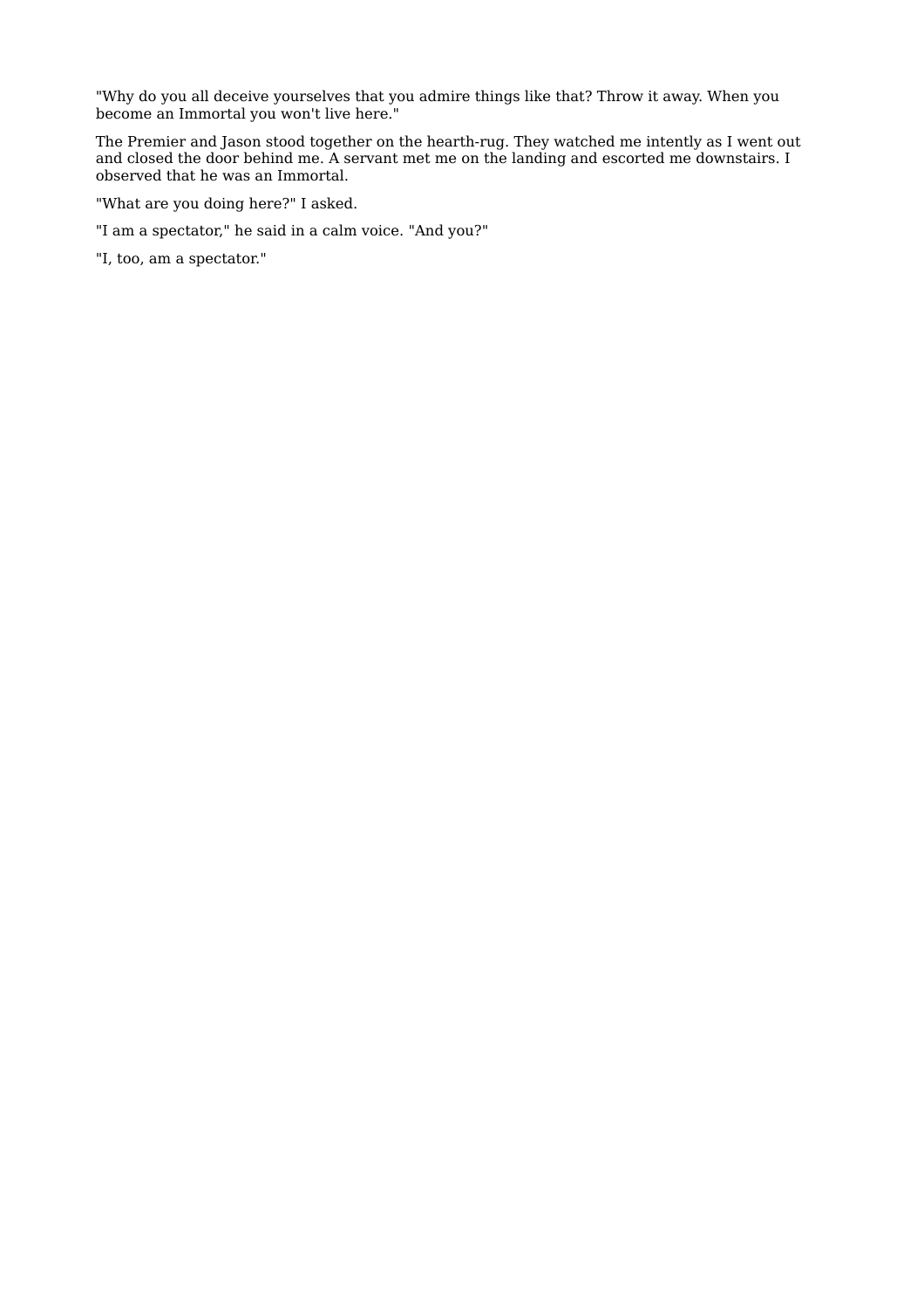"Why do you all deceive yourselves that you admire things like that? Throw it away. When you become an Immortal you won't live here."

The Premier and Jason stood together on the hearth-rug. They watched me intently as I went out and closed the door behind me. A servant met me on the landing and escorted me downstairs. I observed that he was an Immortal.

"What are you doing here?" I asked.

"I am a spectator," he said in a calm voice. "And you?"

"I, too, am a spectator."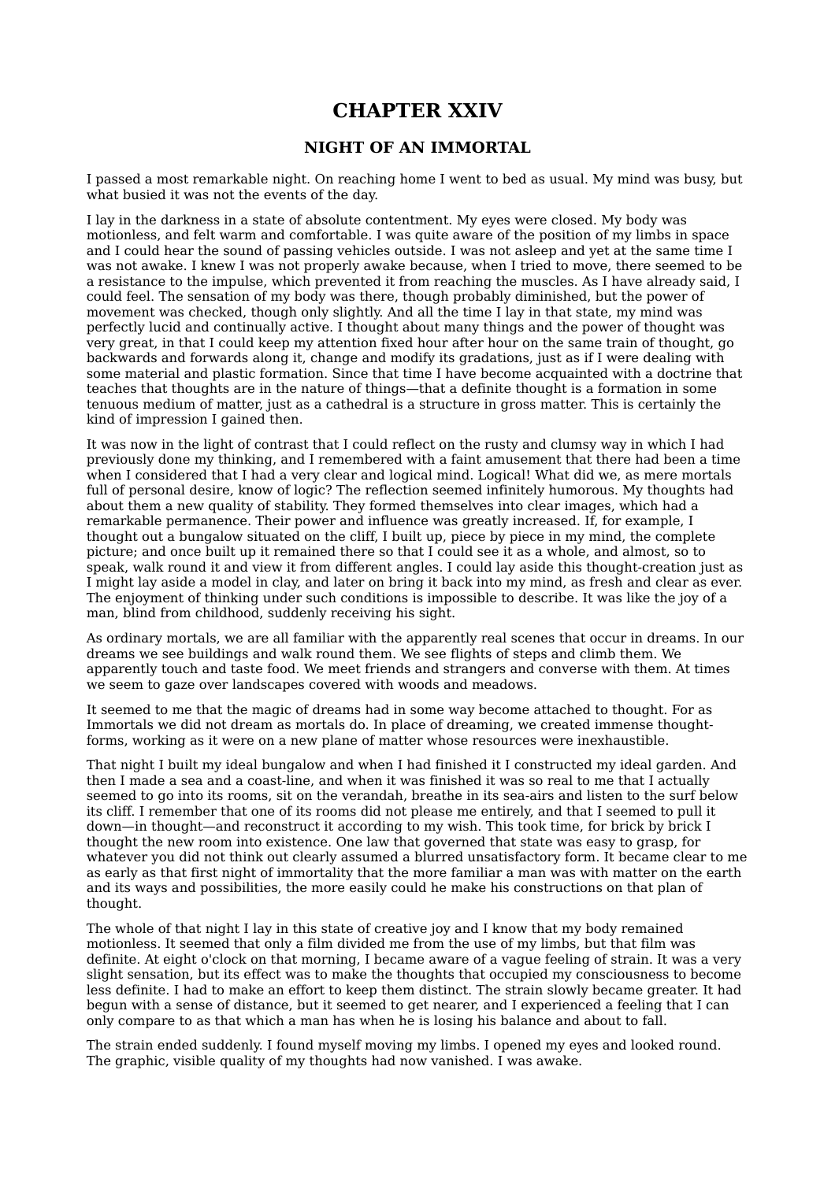# CHAPTER XXIV

## NIGHT OF AN IMMORTAL

I passed a most remarkable night. On reaching home I went to bed as usual. My mind was busy, but what busied it was not the events of the day.

I lay in the darkness in a state of absolute contentment. My eyes were closed. My body was motionless, and felt warm and comfortable. I was quite aware of the position of my limbs in space and I could hear the sound of passing vehicles outside. I was not asleep and yet at the same time I was not awake. I knew I was not properly awake because, when I tried to move, there seemed to be a resistance to the impulse, which prevented it from reaching the muscles. As I have already said, I could feel. The sensation of my body was there, though probably diminished, but the power of movement was checked, though only slightly. And all the time I lay in that state, my mind was perfectly lucid and continually active. I thought about many things and the power of thought was very great, in that I could keep my attention fixed hour after hour on the same train of thought, go backwards and forwards along it, change and modify its gradations, just as if I were dealing with some material and plastic formation. Since that time I have become acquainted with a doctrine that teaches that thoughts are in the nature of things—that a definite thought is a formation in some tenuous medium of matter, just as a cathedral is a structure in gross matter. This is certainly the kind of impression I gained then.

It was now in the light of contrast that I could reflect on the rusty and clumsy way in which I had previously done my thinking, and I remembered with a faint amusement that there had been a time when I considered that I had a very clear and logical mind. Logical! What did we, as mere mortals full of personal desire, know of logic? The reflection seemed infinitely humorous. My thoughts had about them a new quality of stability. They formed themselves into clear images, which had a remarkable permanence. Their power and influence was greatly increased. If, for example, I thought out a bungalow situated on the cliff, I built up, piece by piece in my mind, the complete picture; and once built up it remained there so that I could see it as a whole, and almost, so to speak, walk round it and view it from different angles. I could lay aside this thought-creation just as I might lay aside a model in clay, and later on bring it back into my mind, as fresh and clear as ever. The enjoyment of thinking under such conditions is impossible to describe. It was like the joy of a man, blind from childhood, suddenly receiving his sight.

As ordinary mortals, we are all familiar with the apparently real scenes that occur in dreams. In our dreams we see buildings and walk round them. We see flights of steps and climb them. We apparently touch and taste food. We meet friends and strangers and converse with them. At times we seem to gaze over landscapes covered with woods and meadows.

It seemed to me that the magic of dreams had in some way become attached to thought. For as Immortals we did not dream as mortals do. In place of dreaming, we created immense thought-forms, working as it were on a new plane of matter whose resources were inexhaustible.

That night I built my ideal bungalow and when I had finished it I constructed my ideal garden. And then I made a sea and a coast-line, and when it was finished it was so real to me that I actually seemed to go into its rooms, sit on the verandah, breathe in its sea-airs and listen to the surf below its cliff. I remember that one of its rooms did not please me entirely, and that I seemed to pull it down—in thought—and reconstruct it according to my wish. This took time, for brick by brick I thought the new room into existence. One law that governed that state was easy to grasp, for whatever you did not think out clearly assumed a blurred unsatisfactory form. It became clear to me as early as that first night of immortality that the more familiar a man was with matter on the earth and its ways and possibilities, the more easily could he make his constructions on that plan of thought.

The whole of that night I lay in this state of creative joy and I know that my body remained motionless. It seemed that only a film divided me from the use of my limbs, but that film was definite. At eight o'clock on that morning, I became aware of a vague feeling of strain. It was a very slight sensation, but its effect was to make the thoughts that occupied my consciousness to become less definite. I had to make an effort to keep them distinct. The strain slowly became greater. It had begun with a sense of distance, but it seemed to get nearer, and I experienced a feeling that I can only compare to as that which a man has when he is losing his balance and about to fall.

The strain ended suddenly. I found myself moving my limbs. I opened my eyes and looked round. The graphic, visible quality of my thoughts had now vanished. I was awake.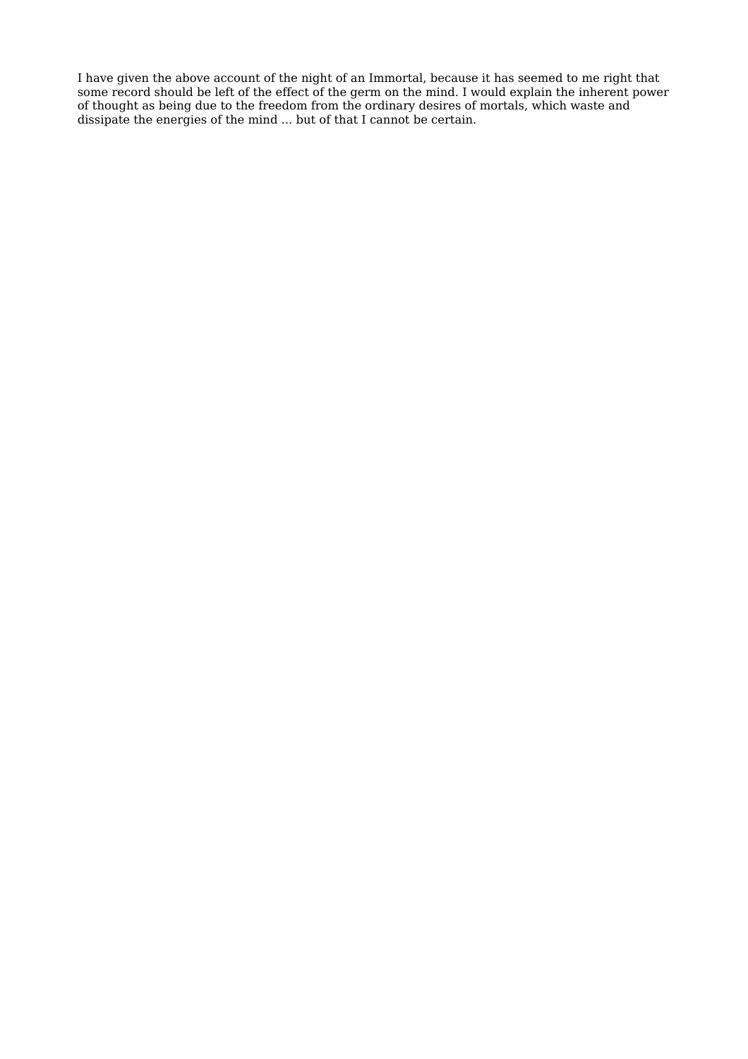I have given the above account of the night of an Immortal, because it has seemed to me right that some record should be left of the effect of the germ on the mind. I would explain the inherent power of thought as being due to the freedom from the ordinary desires of mortals, which waste and dissipate the energies of the mind ... but of that I cannot be certain.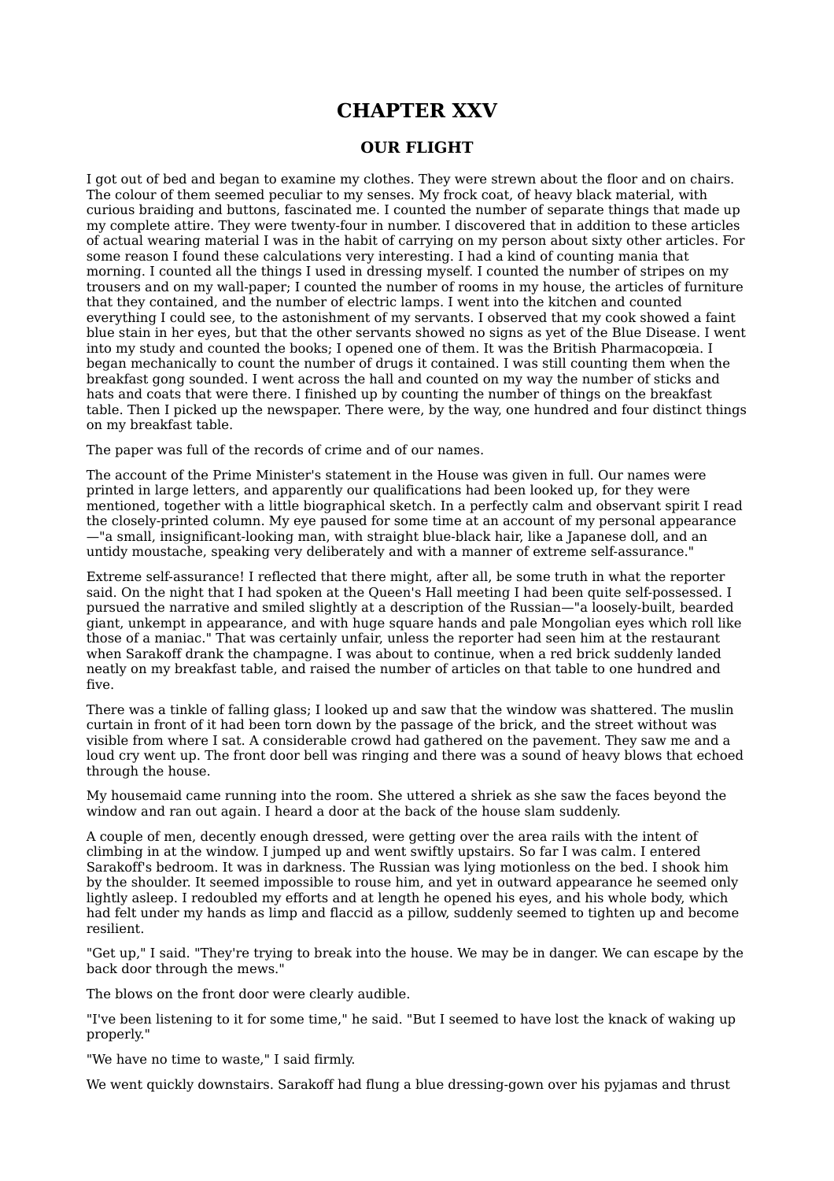# CHAPTER XXV

## OUR FLIGHT

I got out of bed and began to examine my clothes. They were strewn about the floor and on chairs. The colour of them seemed peculiar to my senses. My frock coat, of heavy black material, with curious braiding and buttons, fascinated me. I counted the number of separate things that made up my complete attire. They were twenty-four in number. I discovered that in addition to these articles of actual wearing material I was in the habit of carrying on my person about sixty other articles. For some reason I found these calculations very interesting. I had a kind of counting mania that morning. I counted all the things I used in dressing myself. I counted the number of stripes on my trousers and on my wall-paper; I counted the number of rooms in my house, the articles of furniture that they contained, and the number of electric lamps. I went into the kitchen and counted everything I could see, to the astonishment of my servants. I observed that my cook showed a faint blue stain in her eyes, but that the other servants showed no signs as yet of the Blue Disease. I went into my study and counted the books; I opened one of them. It was the British Pharmacopœia. I began mechanically to count the number of drugs it contained. I was still counting them when the breakfast gong sounded. I went across the hall and counted on my way the number of sticks and hats and coats that were there. I finished up by counting the number of things on the breakfast table. Then I picked up the newspaper. There were, by the way, one hundred and four distinct things on my breakfast table.

The paper was full of the records of crime and of our names.

The account of the Prime Minister's statement in the House was given in full. Our names were printed in large letters, and apparently our qualifications had been looked up, for they were mentioned, together with a little biographical sketch. In a perfectly calm and observant spirit I read the closely-printed column. My eye paused for some time at an account of my personal appearance—"a small, insignificant-looking man, with straight blue-black hair, like a Japanese doll, and an untidy moustache, speaking very deliberately and with a manner of extreme self-assurance."

Extreme self-assurance! I reflected that there might, after all, be some truth in what the reporter said. On the night that I had spoken at the Queen's Hall meeting I had been quite self-possessed. I pursued the narrative and smiled slightly at a description of the Russian—"a loosely-built, bearded giant, unkempt in appearance, and with huge square hands and pale Mongolian eyes which roll like those of a maniac." That was certainly unfair, unless the reporter had seen him at the restaurant when Sarakoff drank the champagne. I was about to continue, when a red brick suddenly landed neatly on my breakfast table, and raised the number of articles on that table to one hundred and five.

There was a tinkle of falling glass; I looked up and saw that the window was shattered. The muslin curtain in front of it had been torn down by the passage of the brick, and the street without was visible from where I sat. A considerable crowd had gathered on the pavement. They saw me and a loud cry went up. The front door bell was ringing and there was a sound of heavy blows that echoed through the house.

My housemaid came running into the room. She uttered a shriek as she saw the faces beyond the window and ran out again. I heard a door at the back of the house slam suddenly.

A couple of men, decently enough dressed, were getting over the area rails with the intent of climbing in at the window. I jumped up and went swiftly upstairs. So far I was calm. I entered Sarakoff's bedroom. It was in darkness. The Russian was lying motionless on the bed. I shook him by the shoulder. It seemed impossible to rouse him, and yet in outward appearance he seemed only lightly asleep. I redoubled my efforts and at length he opened his eyes, and his whole body, which had felt under my hands as limp and flaccid as a pillow, suddenly seemed to tighten up and become resilient.

"Get up," I said. "They're trying to break into the house. We may be in danger. We can escape by the back door through the mews."

The blows on the front door were clearly audible.

"I've been listening to it for some time," he said. "But I seemed to have lost the knack of waking up properly."

"We have no time to waste," I said firmly.

We went quickly downstairs. Sarakoff had flung a blue dressing-gown over his pyjamas and thrust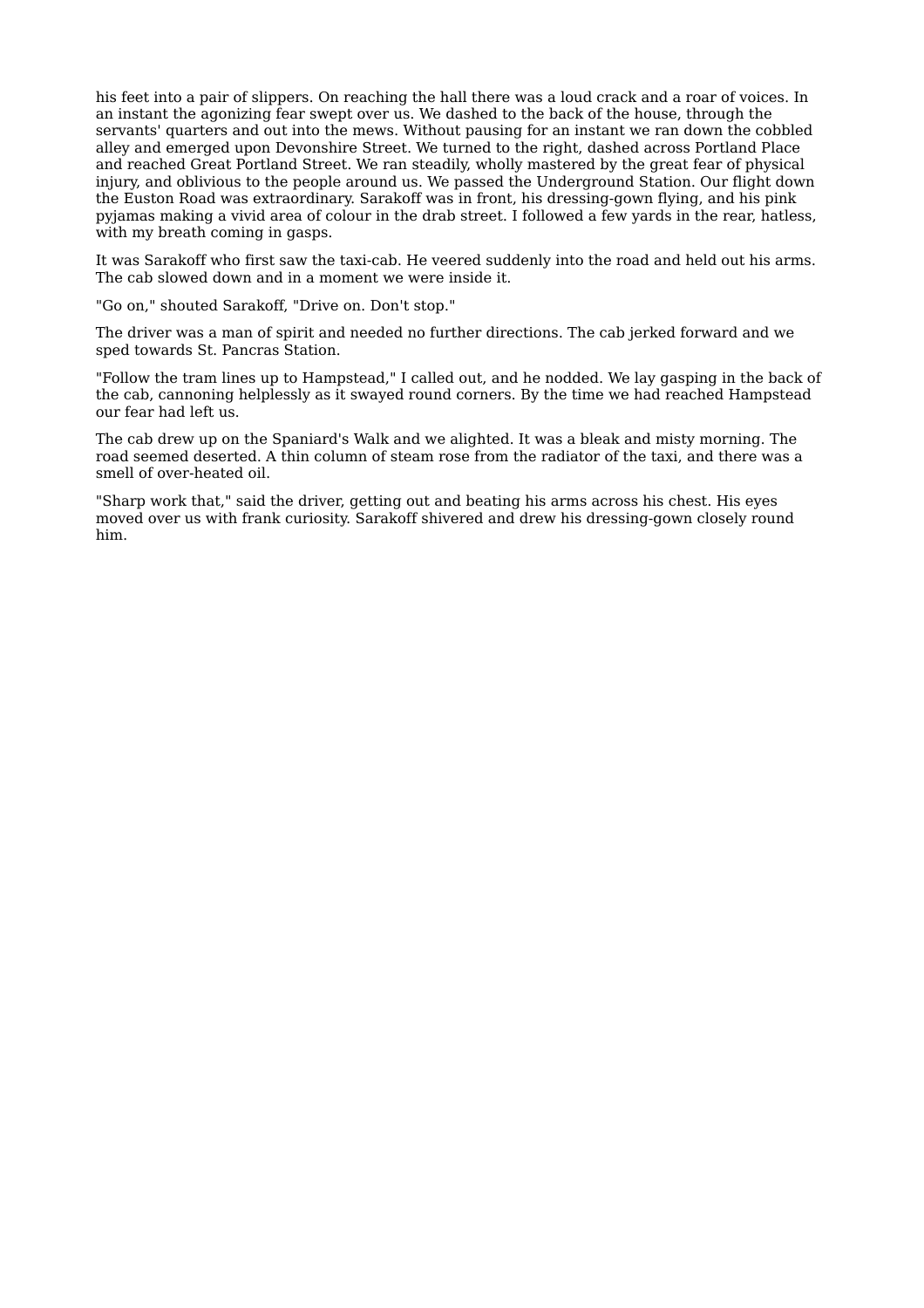his feet into a pair of slippers. On reaching the hall there was a loud crack and a roar of voices. In an instant the agonizing fear swept over us. We dashed to the back of the house, through the servants' quarters and out into the mews. Without pausing for an instant we ran down the cobbled alley and emerged upon Devonshire Street. We turned to the right, dashed across Portland Place and reached Great Portland Street. We ran steadily, wholly mastered by the great fear of physical injury, and oblivious to the people around us. We passed the Underground Station. Our flight down the Euston Road was extraordinary. Sarakoff was in front, his dressing-gown flying, and his pink pyjamas making a vivid area of colour in the drab street. I followed a few yards in the rear, hatless, with my breath coming in gasps.

It was Sarakoff who first saw the taxi-cab. He veered suddenly into the road and held out his arms. The cab slowed down and in a moment we were inside it.

"Go on," shouted Sarakoff, "Drive on. Don't stop."

The driver was a man of spirit and needed no further directions. The cab jerked forward and we sped towards St. Pancras Station.

"Follow the tram lines up to Hampstead," I called out, and he nodded. We lay gasping in the back of the cab, cannoning helplessly as it swayed round corners. By the time we had reached Hampstead our fear had left us.

The cab drew up on the Spaniard's Walk and we alighted. It was a bleak and misty morning. The road seemed deserted. A thin column of steam rose from the radiator of the taxi, and there was a smell of over-heated oil.

"Sharp work that," said the driver, getting out and beating his arms across his chest. His eyes moved over us with frank curiosity. Sarakoff shivered and drew his dressing-gown closely round him.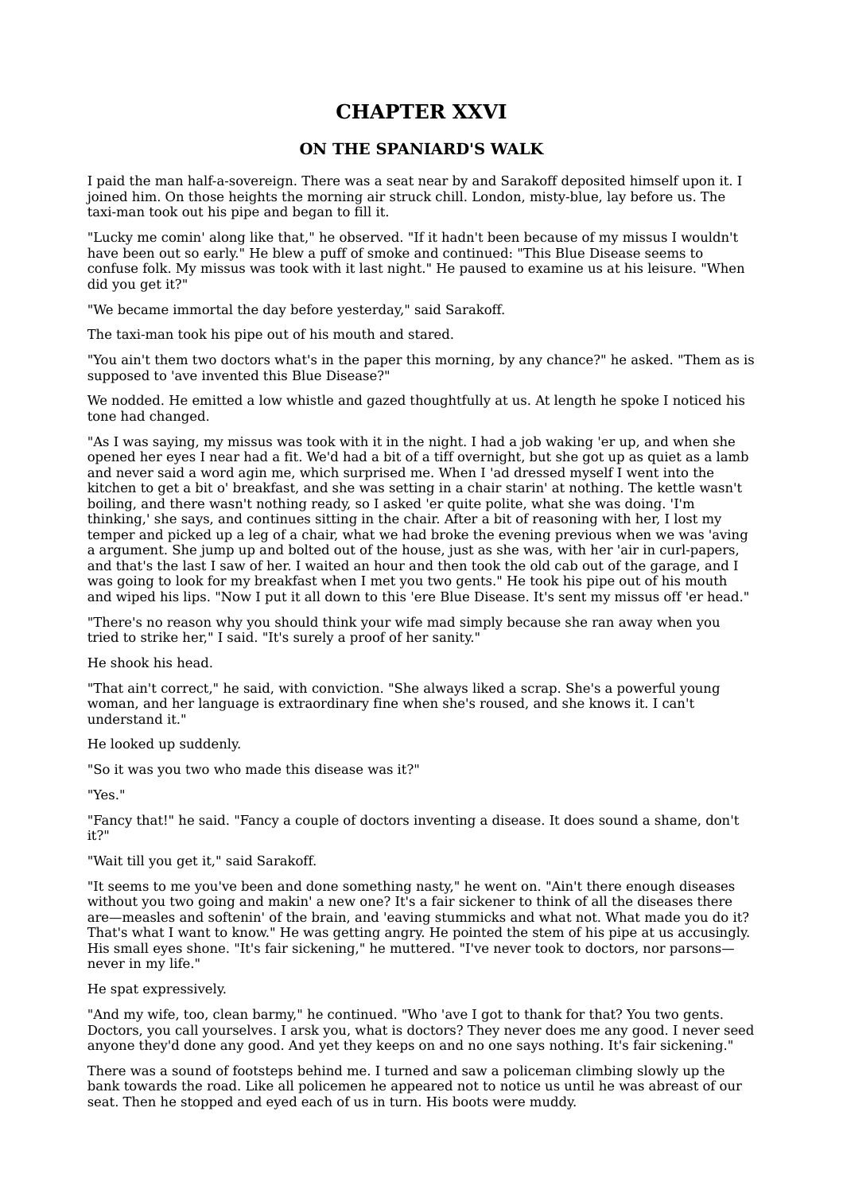# CHAPTER XXVI

## ON THE SPANIARD'S WALK

I paid the man half-a-sovereign. There was a seat near by and Sarakoff deposited himself upon it. I joined him. On those heights the morning air struck chill. London, misty-blue, lay before us. The taxi-man took out his pipe and began to fill it.

"Lucky me comin' along like that," he observed. "If it hadn't been because of my missus I wouldn't have been out so early." He blew a puff of smoke and continued: "This Blue Disease seems to confuse folk. My missus was took with it last night." He paused to examine us at his leisure. "When did you get it?"

"We became immortal the day before yesterday," said Sarakoff.

The taxi-man took his pipe out of his mouth and stared.

"You ain't them two doctors what's in the paper this morning, by any chance?" he asked. "Them as is supposed to 'ave invented this Blue Disease?"

We nodded. He emitted a low whistle and gazed thoughtfully at us. At length he spoke I noticed his tone had changed.

"As I was saying, my missus was took with it in the night. I had a job waking 'er up, and when she opened her eyes I near had a fit. We'd had a bit of a tiff overnight, but she got up as quiet as a lamb and never said a word agin me, which surprised me. When I 'ad dressed myself I went into the kitchen to get a bit o' breakfast, and she was setting in a chair starin' at nothing. The kettle wasn't boiling, and there wasn't nothing ready, so I asked 'er quite polite, what she was doing. 'I'm thinking,' she says, and continues sitting in the chair. After a bit of reasoning with her, I lost my temper and picked up a leg of a chair, what we had broke the evening previous when we was 'aving a argument. She jump up and bolted out of the house, just as she was, with her 'air in curl-papers, and that's the last I saw of her. I waited an hour and then took the old cab out of the garage, and I was going to look for my breakfast when I met you two gents." He took his pipe out of his mouth and wiped his lips. "Now I put it all down to this 'ere Blue Disease. It's sent my missus off 'er head."

"There's no reason why you should think your wife mad simply because she ran away when you tried to strike her," I said. "It's surely a proof of her sanity."

He shook his head.

"That ain't correct," he said, with conviction. "She always liked a scrap. She's a powerful young woman, and her language is extraordinary fine when she's roused, and she knows it. I can't understand it."

He looked up suddenly.

"So it was you two who made this disease was it?"

"Yes."

"Fancy that!" he said. "Fancy a couple of doctors inventing a disease. It does sound a shame, don't it?"

"Wait till you get it," said Sarakoff.

"It seems to me you've been and done something nasty," he went on. "Ain't there enough diseases without you two going and makin' a new one? It's a fair sickener to think of all the diseases there are—measles and softenin' of the brain, and 'eaving stummicks and what not. What made you do it? That's what I want to know." He was getting angry. He pointed the stem of his pipe at us accusingly. His small eyes shone. "It's fair sickening," he muttered. "I've never took to doctors, nor parsons—never in my life."

He spat expressively.

"And my wife, too, clean barmy," he continued. "Who 'ave I got to thank for that? You two gents. Doctors, you call yourselves. I arsk you, what is doctors? They never does me any good. I never seed anyone they'd done any good. And yet they keeps on and no one says nothing. It's fair sickening."

There was a sound of footsteps behind me. I turned and saw a policeman climbing slowly up the bank towards the road. Like all policemen he appeared not to notice us until he was abreast of our seat. Then he stopped and eyed each of us in turn. His boots were muddy.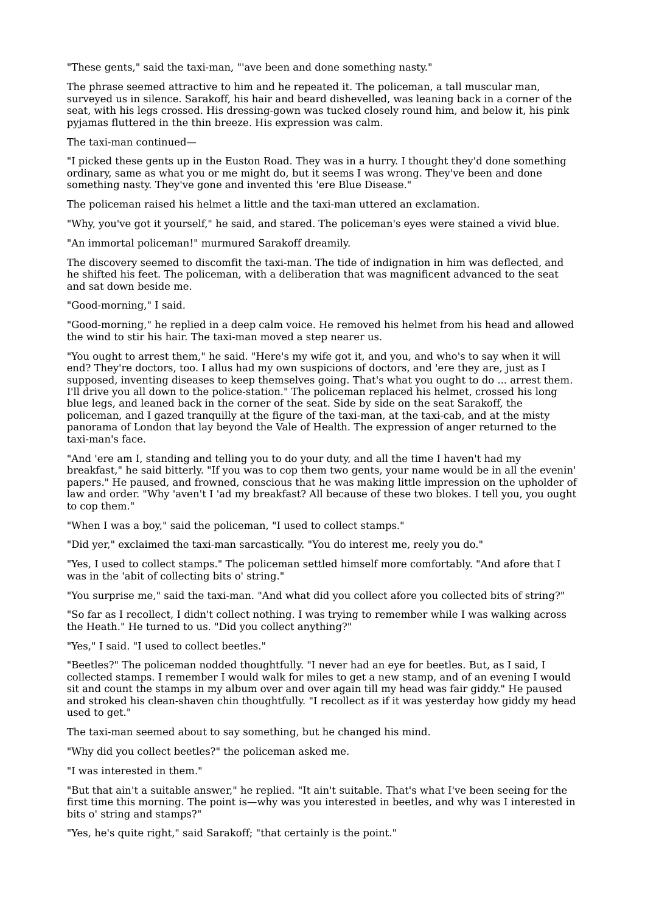"These gents," said the taxi-man, "'ave been and done something nasty."

The phrase seemed attractive to him and he repeated it. The policeman, a tall muscular man, surveyed us in silence. Sarakoff, his hair and beard dishevelled, was leaning back in a corner of the seat, with his legs crossed. His dressing-gown was tucked closely round him, and below it, his pink pyjamas fluttered in the thin breeze. His expression was calm.

The taxi-man continued—

"I picked these gents up in the Euston Road. They was in a hurry. I thought they'd done something ordinary, same as what you or me might do, but it seems I was wrong. They've been and done something nasty. They've gone and invented this 'ere Blue Disease."

The policeman raised his helmet a little and the taxi-man uttered an exclamation.

"Why, you've got it yourself," he said, and stared. The policeman's eyes were stained a vivid blue.

"An immortal policeman!" murmured Sarakoff dreamily.

The discovery seemed to discomfit the taxi-man. The tide of indignation in him was deflected, and he shifted his feet. The policeman, with a deliberation that was magnificent advanced to the seat and sat down beside me.

"Good-morning," I said.

"Good-morning," he replied in a deep calm voice. He removed his helmet from his head and allowed the wind to stir his hair. The taxi-man moved a step nearer us.

"You ought to arrest them," he said. "Here's my wife got it, and you, and who's to say when it will end? They're doctors, too. I allus had my own suspicions of doctors, and 'ere they are, just as I supposed, inventing diseases to keep themselves going. That's what you ought to do ... arrest them. I'll drive you all down to the police-station." The policeman replaced his helmet, crossed his long blue legs, and leaned back in the corner of the seat. Side by side on the seat Sarakoff, the policeman, and I gazed tranquilly at the figure of the taxi-man, at the taxi-cab, and at the misty panorama of London that lay beyond the Vale of Health. The expression of anger returned to the taxi-man's face.

"And 'ere am I, standing and telling you to do your duty, and all the time I haven't had my breakfast," he said bitterly. "If you was to cop them two gents, your name would be in all the evenin' papers." He paused, and frowned, conscious that he was making little impression on the upholder of law and order. "Why 'aven't I 'ad my breakfast? All because of these two blokes. I tell you, you ought to cop them."

"When I was a boy," said the policeman, "I used to collect stamps."

"Did yer," exclaimed the taxi-man sarcastically. "You do interest me, reely you do."

"Yes, I used to collect stamps." The policeman settled himself more comfortably. "And afore that I was in the 'abit of collecting bits o' string."

"You surprise me," said the taxi-man. "And what did you collect afore you collected bits of string?"

"So far as I recollect, I didn't collect nothing. I was trying to remember while I was walking across the Heath." He turned to us. "Did you collect anything?"

"Yes," I said. "I used to collect beetles."

"Beetles?" The policeman nodded thoughtfully. "I never had an eye for beetles. But, as I said, I collected stamps. I remember I would walk for miles to get a new stamp, and of an evening I would sit and count the stamps in my album over and over again till my head was fair giddy." He paused and stroked his clean-shaven chin thoughtfully. "I recollect as if it was yesterday how giddy my head used to get."

The taxi-man seemed about to say something, but he changed his mind.

"Why did you collect beetles?" the policeman asked me.

"I was interested in them."

"But that ain't a suitable answer," he replied. "It ain't suitable. That's what I've been seeing for the first time this morning. The point is—why was you interested in beetles, and why was I interested in bits o' string and stamps?"

"Yes, he's quite right," said Sarakoff; "that certainly is the point."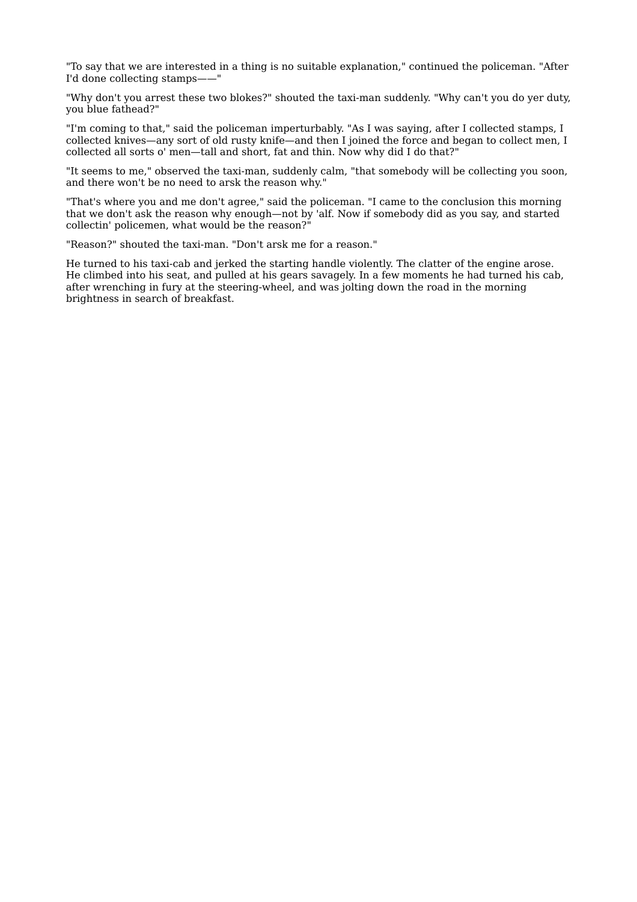"To say that we are interested in a thing is no suitable explanation," continued the policeman. "After I'd done collecting stamps——"

"Why don't you arrest these two blokes?" shouted the taxi-man suddenly. "Why can't you do yer duty, you blue fathead?"

"I'm coming to that," said the policeman imperturbably. "As I was saying, after I collected stamps, I collected knives—any sort of old rusty knife—and then I joined the force and began to collect men, I collected all sorts o' men—tall and short, fat and thin. Now why did I do that?"

"It seems to me," observed the taxi-man, suddenly calm, "that somebody will be collecting you soon, and there won't be no need to arsk the reason why."

"That's where you and me don't agree," said the policeman. "I came to the conclusion this morning that we don't ask the reason why enough—not by 'alf. Now if somebody did as you say, and started collectin' policemen, what would be the reason?"

"Reason?" shouted the taxi-man. "Don't arsk me for a reason."

He turned to his taxi-cab and jerked the starting handle violently. The clatter of the engine arose. He climbed into his seat, and pulled at his gears savagely. In a few moments he had turned his cab, after wrenching in fury at the steering-wheel, and was jolting down the road in the morning brightness in search of breakfast.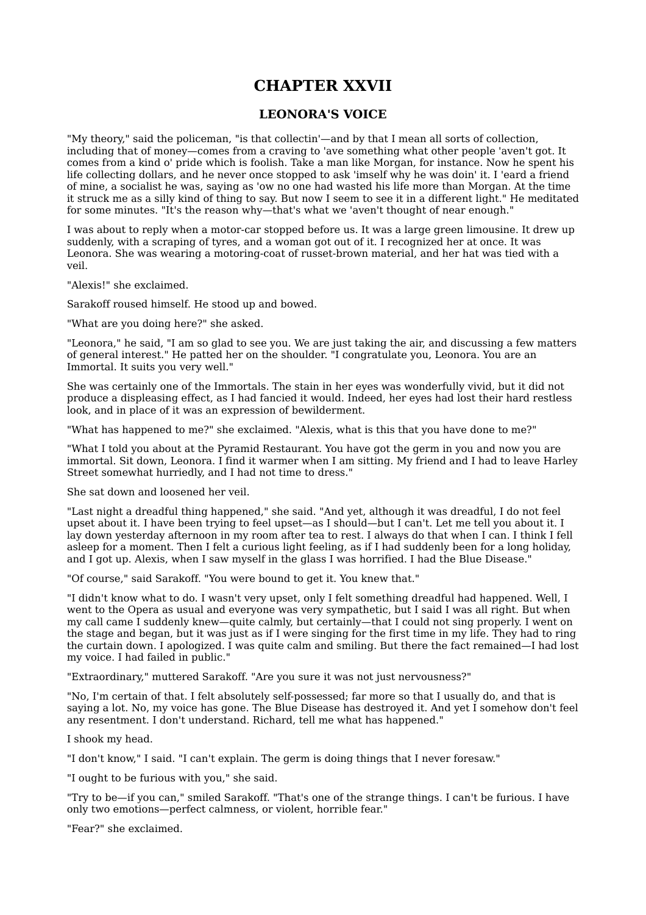# CHAPTER XXVII

## LEONORA'S VOICE

"My theory," said the policeman, "is that collectin'—and by that I mean all sorts of collection, including that of money—comes from a craving to 'ave something what other people 'aven't got. It comes from a kind o' pride which is foolish. Take a man like Morgan, for instance. Now he spent his life collecting dollars, and he never once stopped to ask 'imself why he was doin' it. I 'eard a friend of mine, a socialist he was, saying as 'ow no one had wasted his life more than Morgan. At the time it struck me as a silly kind of thing to say. But now I seem to see it in a different light." He meditated for some minutes. "It's the reason why—that's what we 'aven't thought of near enough."

I was about to reply when a motor-car stopped before us. It was a large green limousine. It drew up suddenly, with a scraping of tyres, and a woman got out of it. I recognized her at once. It was Leonora. She was wearing a motoring-coat of russet-brown material, and her hat was tied with a veil.

"Alexis!" she exclaimed.

Sarakoff roused himself. He stood up and bowed.

"What are you doing here?" she asked.

"Leonora," he said, "I am so glad to see you. We are just taking the air, and discussing a few matters of general interest." He patted her on the shoulder. "I congratulate you, Leonora. You are an Immortal. It suits you very well."

She was certainly one of the Immortals. The stain in her eyes was wonderfully vivid, but it did not produce a displeasing effect, as I had fancied it would. Indeed, her eyes had lost their hard restless look, and in place of it was an expression of bewilderment.

"What has happened to me?" she exclaimed. "Alexis, what is this that you have done to me?"

"What I told you about at the Pyramid Restaurant. You have got the germ in you and now you are immortal. Sit down, Leonora. I find it warmer when I am sitting. My friend and I had to leave Harley Street somewhat hurriedly, and I had not time to dress."

She sat down and loosened her veil.

"Last night a dreadful thing happened," she said. "And yet, although it was dreadful, I do not feel upset about it. I have been trying to feel upset—as I should—but I can't. Let me tell you about it. I lay down yesterday afternoon in my room after tea to rest. I always do that when I can. I think I fell asleep for a moment. Then I felt a curious light feeling, as if I had suddenly been for a long holiday, and I got up. Alexis, when I saw myself in the glass I was horrified. I had the Blue Disease."

"Of course," said Sarakoff. "You were bound to get it. You knew that."

"I didn't know what to do. I wasn't very upset, only I felt something dreadful had happened. Well, I went to the Opera as usual and everyone was very sympathetic, but I said I was all right. But when my call came I suddenly knew—quite calmly, but certainly—that I could not sing properly. I went on the stage and began, but it was just as if I were singing for the first time in my life. They had to ring the curtain down. I apologized. I was quite calm and smiling. But there the fact remained—I had lost my voice. I had failed in public."

"Extraordinary," muttered Sarakoff. "Are you sure it was not just nervousness?"

"No, I'm certain of that. I felt absolutely self-possessed; far more so that I usually do, and that is saying a lot. No, my voice has gone. The Blue Disease has destroyed it. And yet I somehow don't feel any resentment. I don't understand. Richard, tell me what has happened."

I shook my head.

"I don't know," I said. "I can't explain. The germ is doing things that I never foresaw."

"I ought to be furious with you," she said.

"Try to be—if you can," smiled Sarakoff. "That's one of the strange things. I can't be furious. I have only two emotions—perfect calmness, or violent, horrible fear."

"Fear?" she exclaimed.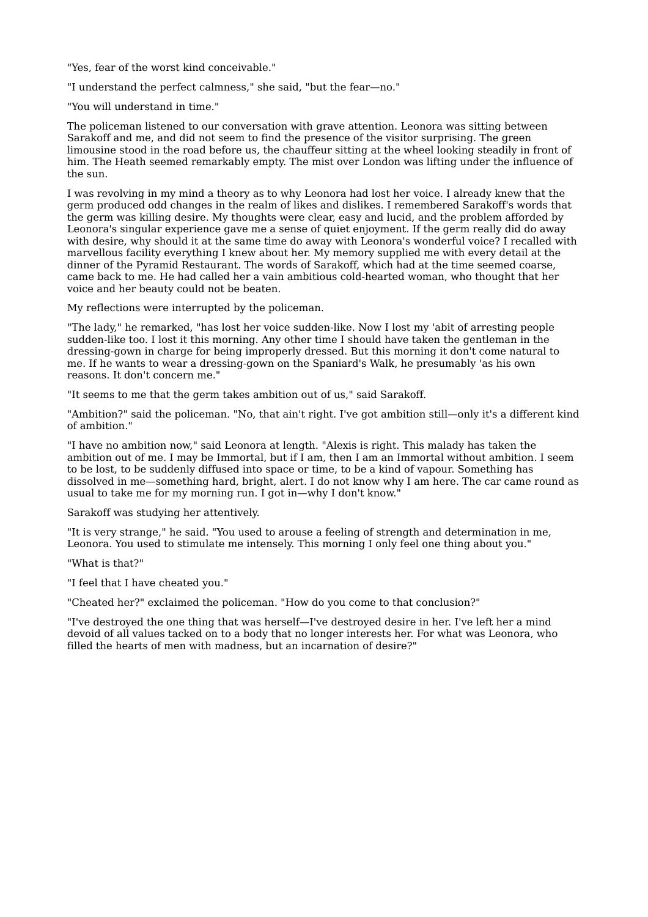"Yes, fear of the worst kind conceivable."

"I understand the perfect calmness," she said, "but the fear—no."

"You will understand in time."

The policeman listened to our conversation with grave attention. Leonora was sitting between Sarakoff and me, and did not seem to find the presence of the visitor surprising. The green limousine stood in the road before us, the chauffeur sitting at the wheel looking steadily in front of him. The Heath seemed remarkably empty. The mist over London was lifting under the influence of the sun.

I was revolving in my mind a theory as to why Leonora had lost her voice. I already knew that the germ produced odd changes in the realm of likes and dislikes. I remembered Sarakoff's words that the germ was killing desire. My thoughts were clear, easy and lucid, and the problem afforded by Leonora's singular experience gave me a sense of quiet enjoyment. If the germ really did do away with desire, why should it at the same time do away with Leonora's wonderful voice? I recalled with marvellous facility everything I knew about her. My memory supplied me with every detail at the dinner of the Pyramid Restaurant. The words of Sarakoff, which had at the time seemed coarse, came back to me. He had called her a vain ambitious cold-hearted woman, who thought that her voice and her beauty could not be beaten.

My reflections were interrupted by the policeman.

"The lady," he remarked, "has lost her voice sudden-like. Now I lost my 'abit of arresting people sudden-like too. I lost it this morning. Any other time I should have taken the gentleman in the dressing-gown in charge for being improperly dressed. But this morning it don't come natural to me. If he wants to wear a dressing-gown on the Spaniard's Walk, he presumably 'as his own reasons. It don't concern me."

"It seems to me that the germ takes ambition out of us," said Sarakoff.

"Ambition?" said the policeman. "No, that ain't right. I've got ambition still—only it's a different kind of ambition."

"I have no ambition now," said Leonora at length. "Alexis is right. This malady has taken the ambition out of me. I may be Immortal, but if I am, then I am an Immortal without ambition. I seem to be lost, to be suddenly diffused into space or time, to be a kind of vapour. Something has dissolved in me—something hard, bright, alert. I do not know why I am here. The car came round as usual to take me for my morning run. I got in—why I don't know."

Sarakoff was studying her attentively.

"It is very strange," he said. "You used to arouse a feeling of strength and determination in me, Leonora. You used to stimulate me intensely. This morning I only feel one thing about you."

"What is that?"

"I feel that I have cheated you."

"Cheated her?" exclaimed the policeman. "How do you come to that conclusion?"

"I've destroyed the one thing that was herself—I've destroyed desire in her. I've left her a mind devoid of all values tacked on to a body that no longer interests her. For what was Leonora, who filled the hearts of men with madness, but an incarnation of desire?"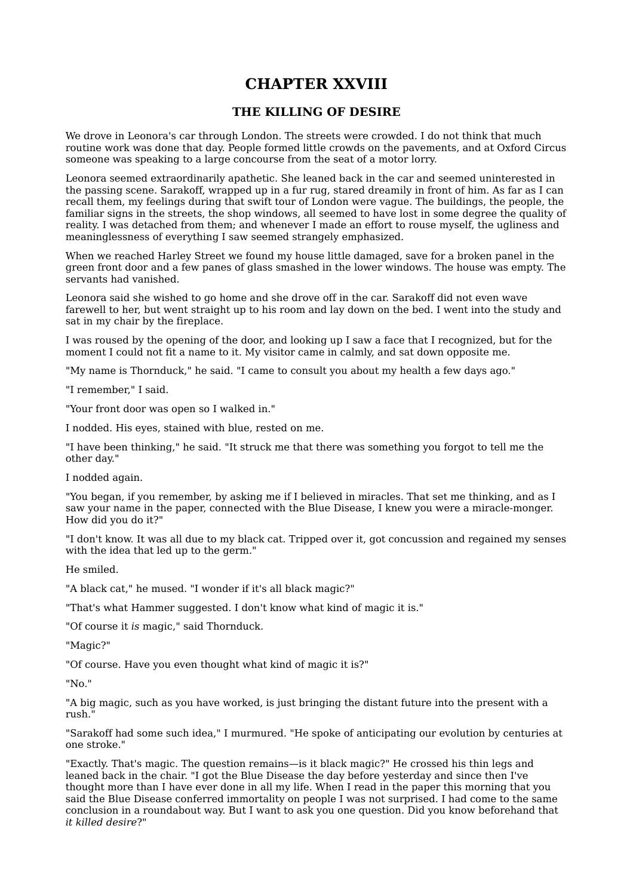# CHAPTER XXVIII

## THE KILLING OF DESIRE

We drove in Leonora's car through London. The streets were crowded. I do not think that much routine work was done that day. People formed little crowds on the pavements, and at Oxford Circus someone was speaking to a large concourse from the seat of a motor lorry.

Leonora seemed extraordinarily apathetic. She leaned back in the car and seemed uninterested in the passing scene. Sarakoff, wrapped up in a fur rug, stared dreamily in front of him. As far as I can recall them, my feelings during that swift tour of London were vague. The buildings, the people, the familiar signs in the streets, the shop windows, all seemed to have lost in some degree the quality of reality. I was detached from them; and whenever I made an effort to rouse myself, the ugliness and meaninglessness of everything I saw seemed strangely emphasized.

When we reached Harley Street we found my house little damaged, save for a broken panel in the green front door and a few panes of glass smashed in the lower windows. The house was empty. The servants had vanished.

Leonora said she wished to go home and she drove off in the car. Sarakoff did not even wave farewell to her, but went straight up to his room and lay down on the bed. I went into the study and sat in my chair by the fireplace.

I was roused by the opening of the door, and looking up I saw a face that I recognized, but for the moment I could not fit a name to it. My visitor came in calmly, and sat down opposite me.

"My name is Thornduck," he said. "I came to consult you about my health a few days ago."

"I remember," I said.

"Your front door was open so I walked in."

I nodded. His eyes, stained with blue, rested on me.

"I have been thinking," he said. "It struck me that there was something you forgot to tell me the other day."

I nodded again.

"You began, if you remember, by asking me if I believed in miracles. That set me thinking, and as I saw your name in the paper, connected with the Blue Disease, I knew you were a miracle-monger. How did you do it?"

"I don't know. It was all due to my black cat. Tripped over it, got concussion and regained my senses with the idea that led up to the germ."

He smiled.

"A black cat," he mused. "I wonder if it's all black magic?"

"That's what Hammer suggested. I don't know what kind of magic it is."

"Of course it *is* magic," said Thornduck.

"Magic?"

"Of course. Have you even thought what kind of magic it is?"

"No."

"A big magic, such as you have worked, is just bringing the distant future into the present with a rush."

"Sarakoff had some such idea," I murmured. "He spoke of anticipating our evolution by centuries at one stroke."

"Exactly. That's magic. The question remains—is it black magic?" He crossed his thin legs and leaned back in the chair. "I got the Blue Disease the day before yesterday and since then I've thought more than I have ever done in all my life. When I read in the paper this morning that you said the Blue Disease conferred immortality on people I was not surprised. I had come to the same conclusion in a roundabout way. But I want to ask you one question. Did you know beforehand that *it killed desire*?"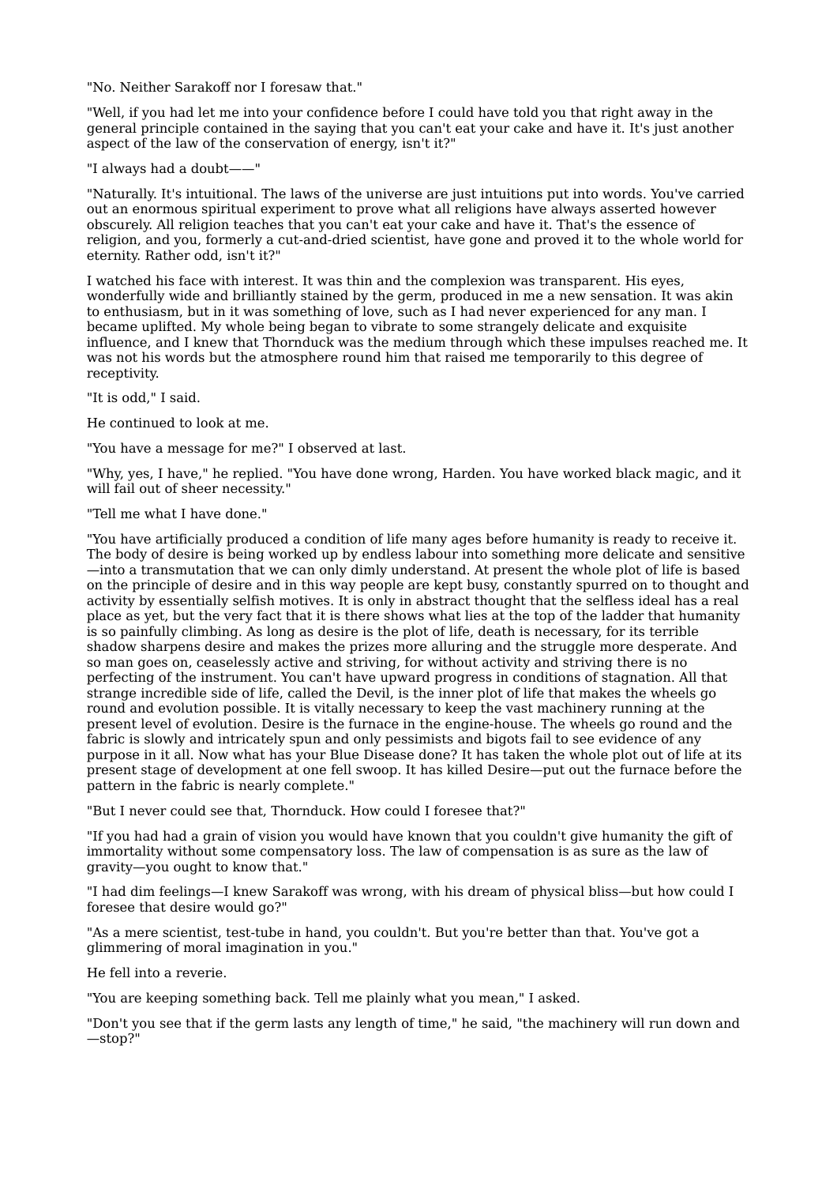"No. Neither Sarakoff nor I foresaw that."

"Well, if you had let me into your confidence before I could have told you that right away in the general principle contained in the saying that you can't eat your cake and have it. It's just another aspect of the law of the conservation of energy, isn't it?"

"I always had a doubt——"

"Naturally. It's intuitional. The laws of the universe are just intuitions put into words. You've carried out an enormous spiritual experiment to prove what all religions have always asserted however obscurely. All religion teaches that you can't eat your cake and have it. That's the essence of religion, and you, formerly a cut-and-dried scientist, have gone and proved it to the whole world for eternity. Rather odd, isn't it?"

I watched his face with interest. It was thin and the complexion was transparent. His eyes, wonderfully wide and brilliantly stained by the germ, produced in me a new sensation. It was akin to enthusiasm, but in it was something of love, such as I had never experienced for any man. I became uplifted. My whole being began to vibrate to some strangely delicate and exquisite influence, and I knew that Thornduck was the medium through which these impulses reached me. It was not his words but the atmosphere round him that raised me temporarily to this degree of receptivity.

"It is odd," I said.

He continued to look at me.

"You have a message for me?" I observed at last.

"Why, yes, I have," he replied. "You have done wrong, Harden. You have worked black magic, and it will fail out of sheer necessity."

"Tell me what I have done."

"You have artificially produced a condition of life many ages before humanity is ready to receive it. The body of desire is being worked up by endless labour into something more delicate and sensitive—into a transmutation that we can only dimly understand. At present the whole plot of life is based on the principle of desire and in this way people are kept busy, constantly spurred on to thought and activity by essentially selfish motives. It is only in abstract thought that the selfless ideal has a real place as yet, but the very fact that it is there shows what lies at the top of the ladder that humanity is so painfully climbing. As long as desire is the plot of life, death is necessary, for its terrible shadow sharpens desire and makes the prizes more alluring and the struggle more desperate. And so man goes on, ceaselessly active and striving, for without activity and striving there is no perfecting of the instrument. You can't have upward progress in conditions of stagnation. All that strange incredible side of life, called the Devil, is the inner plot of life that makes the wheels go round and evolution possible. It is vitally necessary to keep the vast machinery running at the present level of evolution. Desire is the furnace in the engine-house. The wheels go round and the fabric is slowly and intricately spun and only pessimists and bigots fail to see evidence of any purpose in it all. Now what has your Blue Disease done? It has taken the whole plot out of life at its present stage of development at one fell swoop. It has killed Desire—put out the furnace before the pattern in the fabric is nearly complete."

"But I never could see that, Thornduck. How could I foresee that?"

"If you had had a grain of vision you would have known that you couldn't give humanity the gift of immortality without some compensatory loss. The law of compensation is as sure as the law of gravity—you ought to know that."

"I had dim feelings—I knew Sarakoff was wrong, with his dream of physical bliss—but how could I foresee that desire would go?"

"As a mere scientist, test-tube in hand, you couldn't. But you're better than that. You've got a glimmering of moral imagination in you."

He fell into a reverie.

"You are keeping something back. Tell me plainly what you mean," I asked.

"Don't you see that if the germ lasts any length of time," he said, "the machinery will run down and—stop?"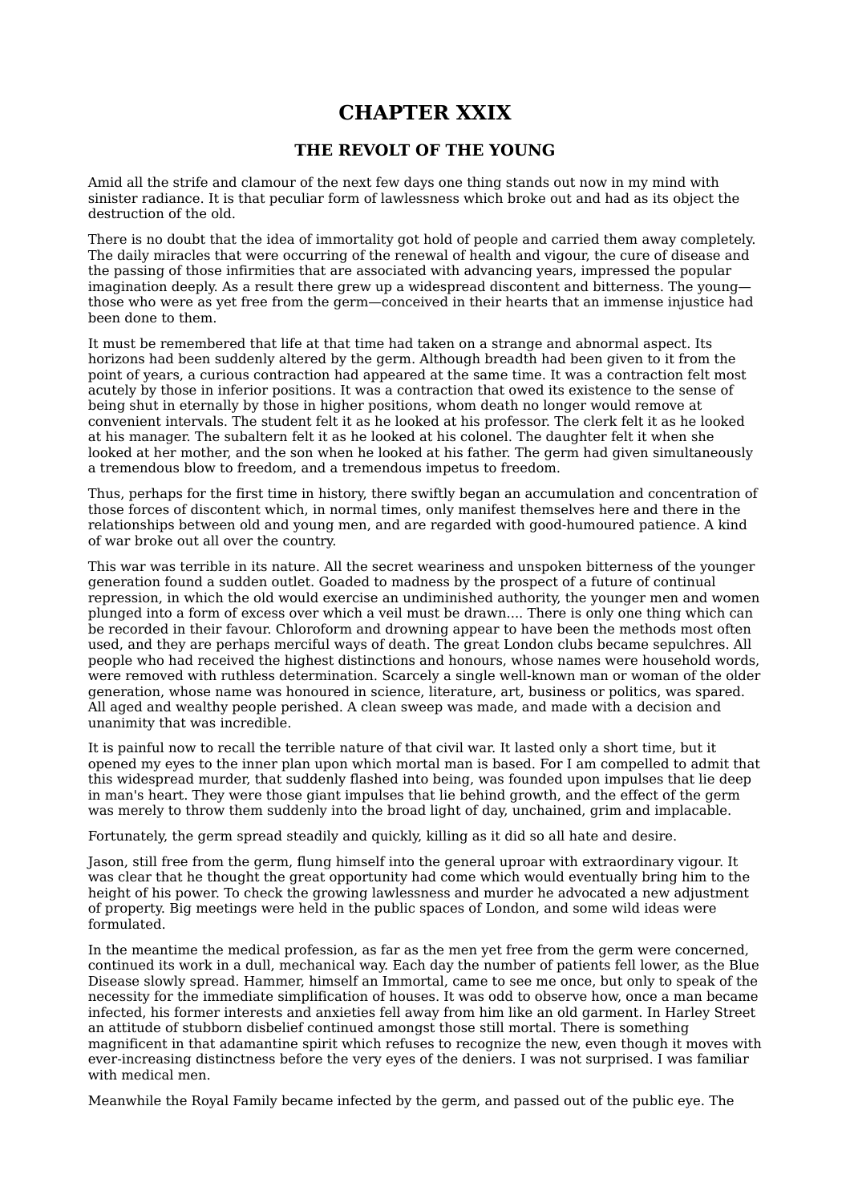# CHAPTER XXIX

## THE REVOLT OF THE YOUNG

Amid all the strife and clamour of the next few days one thing stands out now in my mind with sinister radiance. It is that peculiar form of lawlessness which broke out and had as its object the destruction of the old.

There is no doubt that the idea of immortality got hold of people and carried them away completely. The daily miracles that were occurring of the renewal of health and vigour, the cure of disease and the passing of those infirmities that are associated with advancing years, impressed the popular imagination deeply. As a result there grew up a widespread discontent and bitterness. The young—those who were as yet free from the germ—conceived in their hearts that an immense injustice had been done to them.

It must be remembered that life at that time had taken on a strange and abnormal aspect. Its horizons had been suddenly altered by the germ. Although breadth had been given to it from the point of years, a curious contraction had appeared at the same time. It was a contraction felt most acutely by those in inferior positions. It was a contraction that owed its existence to the sense of being shut in eternally by those in higher positions, whom death no longer would remove at convenient intervals. The student felt it as he looked at his professor. The clerk felt it as he looked at his manager. The subaltern felt it as he looked at his colonel. The daughter felt it when she looked at her mother, and the son when he looked at his father. The germ had given simultaneously a tremendous blow to freedom, and a tremendous impetus to freedom.

Thus, perhaps for the first time in history, there swiftly began an accumulation and concentration of those forces of discontent which, in normal times, only manifest themselves here and there in the relationships between old and young men, and are regarded with good-humoured patience. A kind of war broke out all over the country.

This war was terrible in its nature. All the secret weariness and unspoken bitterness of the younger generation found a sudden outlet. Goaded to madness by the prospect of a future of continual repression, in which the old would exercise an undiminished authority, the younger men and women plunged into a form of excess over which a veil must be drawn.... There is only one thing which can be recorded in their favour. Chloroform and drowning appear to have been the methods most often used, and they are perhaps merciful ways of death. The great London clubs became sepulchres. All people who had received the highest distinctions and honours, whose names were household words, were removed with ruthless determination. Scarcely a single well-known man or woman of the older generation, whose name was honoured in science, literature, art, business or politics, was spared. All aged and wealthy people perished. A clean sweep was made, and made with a decision and unanimity that was incredible.

It is painful now to recall the terrible nature of that civil war. It lasted only a short time, but it opened my eyes to the inner plan upon which mortal man is based. For I am compelled to admit that this widespread murder, that suddenly flashed into being, was founded upon impulses that lie deep in man's heart. They were those giant impulses that lie behind growth, and the effect of the germ was merely to throw them suddenly into the broad light of day, unchained, grim and implacable.

Fortunately, the germ spread steadily and quickly, killing as it did so all hate and desire.

Jason, still free from the germ, flung himself into the general uproar with extraordinary vigour. It was clear that he thought the great opportunity had come which would eventually bring him to the height of his power. To check the growing lawlessness and murder he advocated a new adjustment of property. Big meetings were held in the public spaces of London, and some wild ideas were formulated.

In the meantime the medical profession, as far as the men yet free from the germ were concerned, continued its work in a dull, mechanical way. Each day the number of patients fell lower, as the Blue Disease slowly spread. Hammer, himself an Immortal, came to see me once, but only to speak of the necessity for the immediate simplification of houses. It was odd to observe how, once a man became infected, his former interests and anxieties fell away from him like an old garment. In Harley Street an attitude of stubborn disbelief continued amongst those still mortal. There is something magnificent in that adamantine spirit which refuses to recognize the new, even though it moves with ever-increasing distinctness before the very eyes of the deniers. I was not surprised. I was familiar with medical men.

Meanwhile the Royal Family became infected by the germ, and passed out of the public eye. The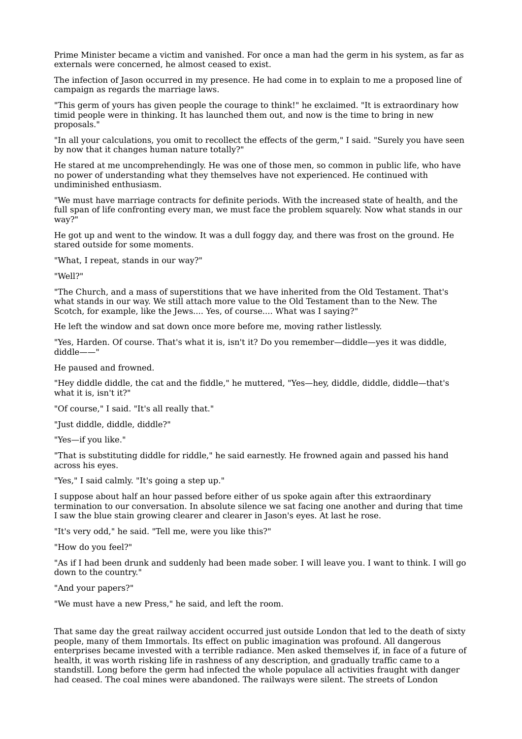Prime Minister became a victim and vanished. For once a man had the germ in his system, as far as externals were concerned, he almost ceased to exist.

The infection of Jason occurred in my presence. He had come in to explain to me a proposed line of campaign as regards the marriage laws.

"This germ of yours has given people the courage to think!" he exclaimed. "It is extraordinary how timid people were in thinking. It has launched them out, and now is the time to bring in new proposals."

"In all your calculations, you omit to recollect the effects of the germ," I said. "Surely you have seen by now that it changes human nature totally?"

He stared at me uncomprehendingly. He was one of those men, so common in public life, who have no power of understanding what they themselves have not experienced. He continued with undiminished enthusiasm.

"We must have marriage contracts for definite periods. With the increased state of health, and the full span of life confronting every man, we must face the problem squarely. Now what stands in our way?"

He got up and went to the window. It was a dull foggy day, and there was frost on the ground. He stared outside for some moments.

"What, I repeat, stands in our way?"

"Well?"

"The Church, and a mass of superstitions that we have inherited from the Old Testament. That's what stands in our way. We still attach more value to the Old Testament than to the New. The Scotch, for example, like the Jews.... Yes, of course.... What was I saying?"

He left the window and sat down once more before me, moving rather listlessly.

"Yes, Harden. Of course. That's what it is, isn't it? Do you remember—diddle—yes it was diddle, diddle——"

He paused and frowned.

"Hey diddle diddle, the cat and the fiddle," he muttered, "Yes—hey, diddle, diddle, diddle—that's what it is, isn't it?"

"Of course," I said. "It's all really that."

"Just diddle, diddle, diddle?"

"Yes—if you like."

"That is substituting diddle for riddle," he said earnestly. He frowned again and passed his hand across his eyes.

"Yes," I said calmly. "It's going a step up."

I suppose about half an hour passed before either of us spoke again after this extraordinary termination to our conversation. In absolute silence we sat facing one another and during that time I saw the blue stain growing clearer and clearer in Jason's eyes. At last he rose.

"It's very odd," he said. "Tell me, were you like this?"

"How do you feel?"

"As if I had been drunk and suddenly had been made sober. I will leave you. I want to think. I will go down to the country."

"And your papers?"

"We must have a new Press," he said, and left the room.

That same day the great railway accident occurred just outside London that led to the death of sixty people, many of them Immortals. Its effect on public imagination was profound. All dangerous enterprises became invested with a terrible radiance. Men asked themselves if, in face of a future of health, it was worth risking life in rashness of any description, and gradually traffic came to a standstill. Long before the germ had infected the whole populace all activities fraught with danger had ceased. The coal mines were abandoned. The railways were silent. The streets of London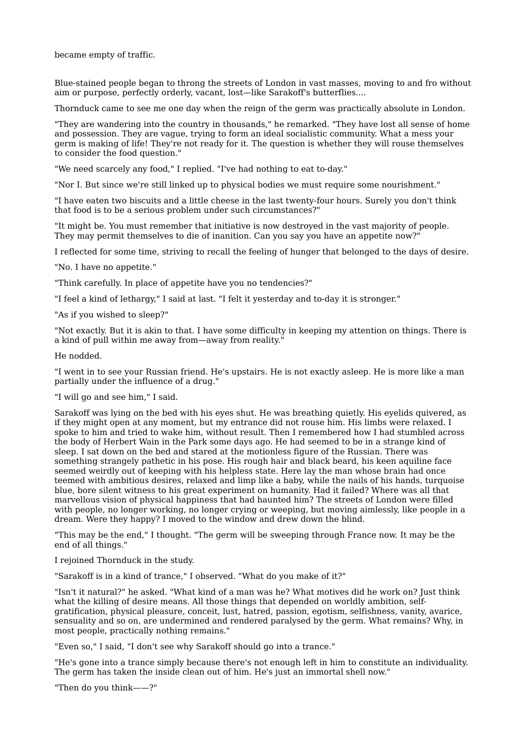became empty of traffic.

Blue-stained people began to throng the streets of London in vast masses, moving to and fro without aim or purpose, perfectly orderly, vacant, lost—like Sarakoff's butterflies....

Thornduck came to see me one day when the reign of the germ was practically absolute in London.

"They are wandering into the country in thousands," he remarked. "They have lost all sense of home and possession. They are vague, trying to form an ideal socialistic community. What a mess your germ is making of life! They're not ready for it. The question is whether they will rouse themselves to consider the food question."

"We need scarcely any food," I replied. "I've had nothing to eat to-day."

"Nor I. But since we're still linked up to physical bodies we must require some nourishment."

"I have eaten two biscuits and a little cheese in the last twenty-four hours. Surely you don't think that food is to be a serious problem under such circumstances?"

"It might be. You must remember that initiative is now destroyed in the vast majority of people. They may permit themselves to die of inanition. Can you say you have an appetite now?"

I reflected for some time, striving to recall the feeling of hunger that belonged to the days of desire.

"No. I have no appetite."

"Think carefully. In place of appetite have you no tendencies?"

"I feel a kind of lethargy," I said at last. "I felt it yesterday and to-day it is stronger."

"As if you wished to sleep?"

"Not exactly. But it is akin to that. I have some difficulty in keeping my attention on things. There is a kind of pull within me away from—away from reality."

He nodded.

"I went in to see your Russian friend. He's upstairs. He is not exactly asleep. He is more like a man partially under the influence of a drug."

"I will go and see him," I said.

Sarakoff was lying on the bed with his eyes shut. He was breathing quietly. His eyelids quivered, as if they might open at any moment, but my entrance did not rouse him. His limbs were relaxed. I spoke to him and tried to wake him, without result. Then I remembered how I had stumbled across the body of Herbert Wain in the Park some days ago. He had seemed to be in a strange kind of sleep. I sat down on the bed and stared at the motionless figure of the Russian. There was something strangely pathetic in his pose. His rough hair and black beard, his keen aquiline face seemed weirdly out of keeping with his helpless state. Here lay the man whose brain had once teemed with ambitious desires, relaxed and limp like a baby, while the nails of his hands, turquoise blue, bore silent witness to his great experiment on humanity. Had it failed? Where was all that marvellous vision of physical happiness that had haunted him? The streets of London were filled with people, no longer working, no longer crying or weeping, but moving aimlessly, like people in a dream. Were they happy? I moved to the window and drew down the blind.

"This may be the end," I thought. "The germ will be sweeping through France now. It may be the end of all things."

I rejoined Thornduck in the study.

"Sarakoff is in a kind of trance," I observed. "What do you make of it?"

"Isn't it natural?" he asked. "What kind of a man was he? What motives did he work on? Just think what the killing of desire means. All those things that depended on worldly ambition, self-gratification, physical pleasure, conceit, lust, hatred, passion, egotism, selfishness, vanity, avarice, sensuality and so on, are undermined and rendered paralysed by the germ. What remains? Why, in most people, practically nothing remains."

"Even so," I said, "I don't see why Sarakoff should go into a trance."

"He's gone into a trance simply because there's not enough left in him to constitute an individuality. The germ has taken the inside clean out of him. He's just an immortal shell now."

"Then do you think——?"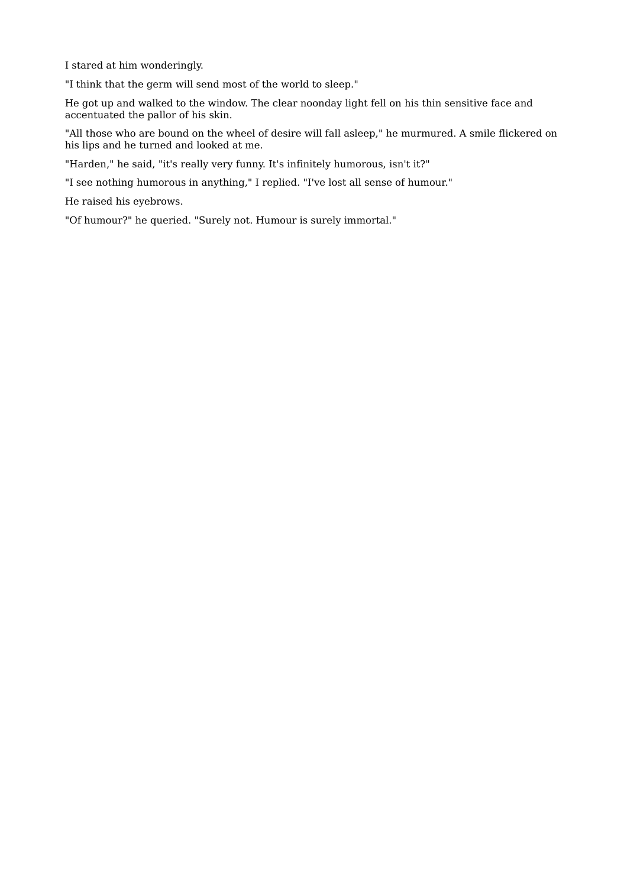I stared at him wonderingly.

"I think that the germ will send most of the world to sleep."

He got up and walked to the window. The clear noonday light fell on his thin sensitive face and accentuated the pallor of his skin.

"All those who are bound on the wheel of desire will fall asleep," he murmured. A smile flickered on his lips and he turned and looked at me.

"Harden," he said, "it's really very funny. It's infinitely humorous, isn't it?"

"I see nothing humorous in anything," I replied. "I've lost all sense of humour."

He raised his eyebrows.

"Of humour?" he queried. "Surely not. Humour is surely immortal."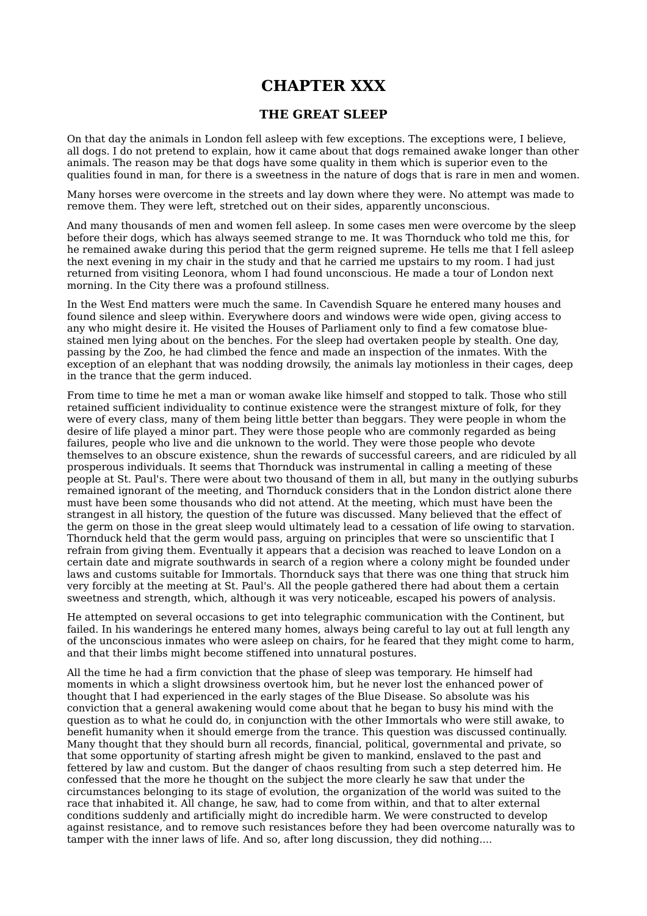# CHAPTER XXX

## THE GREAT SLEEP

On that day the animals in London fell asleep with few exceptions. The exceptions were, I believe, all dogs. I do not pretend to explain, how it came about that dogs remained awake longer than other animals. The reason may be that dogs have some quality in them which is superior even to the qualities found in man, for there is a sweetness in the nature of dogs that is rare in men and women.

Many horses were overcome in the streets and lay down where they were. No attempt was made to remove them. They were left, stretched out on their sides, apparently unconscious.

And many thousands of men and women fell asleep. In some cases men were overcome by the sleep before their dogs, which has always seemed strange to me. It was Thornduck who told me this, for he remained awake during this period that the germ reigned supreme. He tells me that I fell asleep the next evening in my chair in the study and that he carried me upstairs to my room. I had just returned from visiting Leonora, whom I had found unconscious. He made a tour of London next morning. In the City there was a profound stillness.

In the West End matters were much the same. In Cavendish Square he entered many houses and found silence and sleep within. Everywhere doors and windows were wide open, giving access to any who might desire it. He visited the Houses of Parliament only to find a few comatose blue-stained men lying about on the benches. For the sleep had overtaken people by stealth. One day, passing by the Zoo, he had climbed the fence and made an inspection of the inmates. With the exception of an elephant that was nodding drowsily, the animals lay motionless in their cages, deep in the trance that the germ induced.

From time to time he met a man or woman awake like himself and stopped to talk. Those who still retained sufficient individuality to continue existence were the strangest mixture of folk, for they were of every class, many of them being little better than beggars. They were people in whom the desire of life played a minor part. They were those people who are commonly regarded as being failures, people who live and die unknown to the world. They were those people who devote themselves to an obscure existence, shun the rewards of successful careers, and are ridiculed by all prosperous individuals. It seems that Thornduck was instrumental in calling a meeting of these people at St. Paul's. There were about two thousand of them in all, but many in the outlying suburbs remained ignorant of the meeting, and Thornduck considers that in the London district alone there must have been some thousands who did not attend. At the meeting, which must have been the strangest in all history, the question of the future was discussed. Many believed that the effect of the germ on those in the great sleep would ultimately lead to a cessation of life owing to starvation. Thornduck held that the germ would pass, arguing on principles that were so unscientific that I refrain from giving them. Eventually it appears that a decision was reached to leave London on a certain date and migrate southwards in search of a region where a colony might be founded under laws and customs suitable for Immortals. Thornduck says that there was one thing that struck him very forcibly at the meeting at St. Paul's. All the people gathered there had about them a certain sweetness and strength, which, although it was very noticeable, escaped his powers of analysis.

He attempted on several occasions to get into telegraphic communication with the Continent, but failed. In his wanderings he entered many homes, always being careful to lay out at full length any of the unconscious inmates who were asleep on chairs, for he feared that they might come to harm, and that their limbs might become stiffened into unnatural postures.

All the time he had a firm conviction that the phase of sleep was temporary. He himself had moments in which a slight drowsiness overtook him, but he never lost the enhanced power of thought that I had experienced in the early stages of the Blue Disease. So absolute was his conviction that a general awakening would come about that he began to busy his mind with the question as to what he could do, in conjunction with the other Immortals who were still awake, to benefit humanity when it should emerge from the trance. This question was discussed continually. Many thought that they should burn all records, financial, political, governmental and private, so that some opportunity of starting afresh might be given to mankind, enslaved to the past and fettered by law and custom. But the danger of chaos resulting from such a step deterred him. He confessed that the more he thought on the subject the more clearly he saw that under the circumstances belonging to its stage of evolution, the organization of the world was suited to the race that inhabited it. All change, he saw, had to come from within, and that to alter external conditions suddenly and artificially might do incredible harm. We were constructed to develop against resistance, and to remove such resistances before they had been overcome naturally was to tamper with the inner laws of life. And so, after long discussion, they did nothing....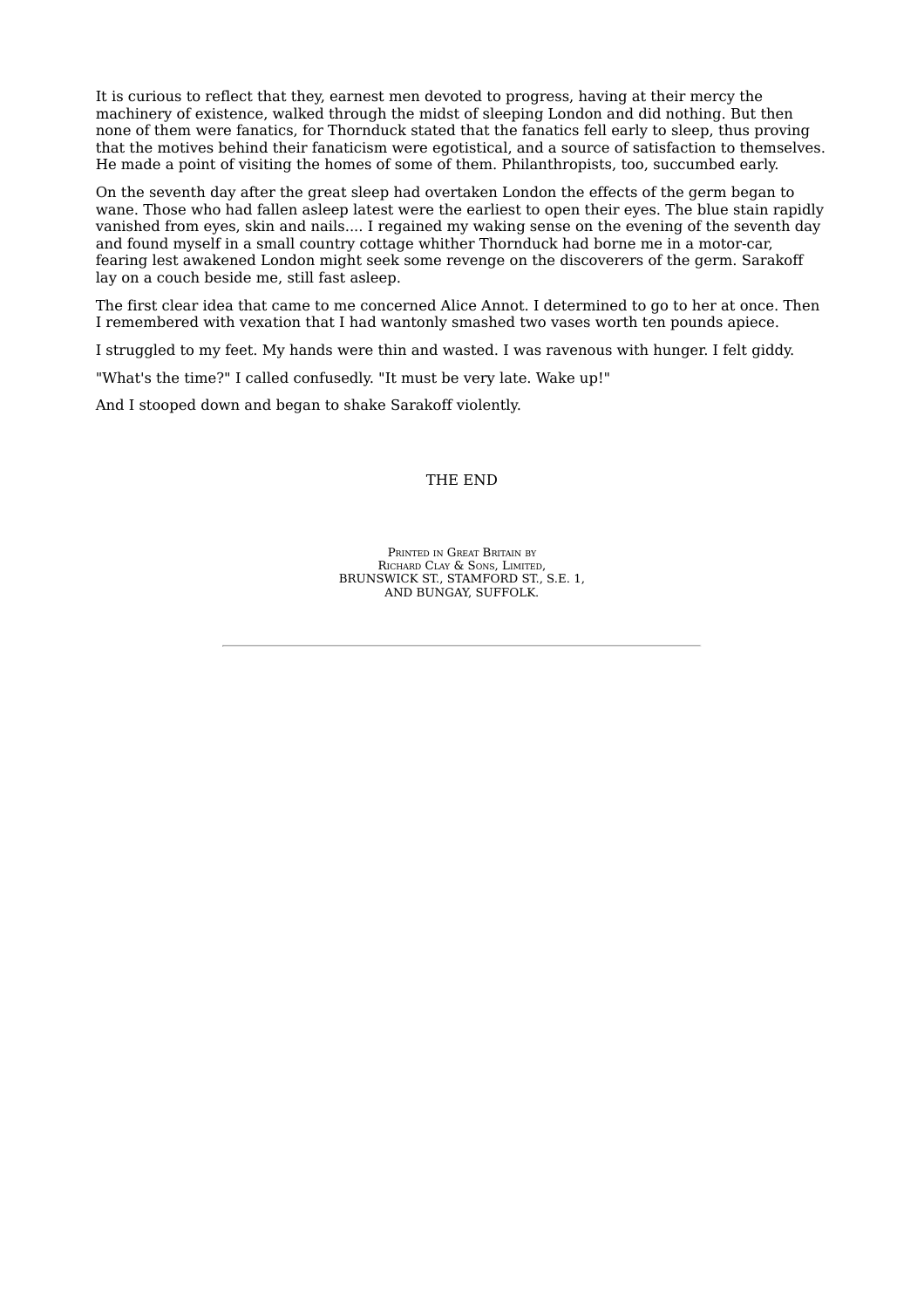It is curious to reflect that they, earnest men devoted to progress, having at their mercy the machinery of existence, walked through the midst of sleeping London and did nothing. But then none of them were fanatics, for Thornduck stated that the fanatics fell early to sleep, thus proving that the motives behind their fanaticism were egotistical, and a source of satisfaction to themselves. He made a point of visiting the homes of some of them. Philanthropists, too, succumbed early.

On the seventh day after the great sleep had overtaken London the effects of the germ began to wane. Those who had fallen asleep latest were the earliest to open their eyes. The blue stain rapidly vanished from eyes, skin and nails.... I regained my waking sense on the evening of the seventh day and found myself in a small country cottage whither Thornduck had borne me in a motor-car, fearing lest awakened London might seek some revenge on the discoverers of the germ. Sarakoff lay on a couch beside me, still fast asleep.

The first clear idea that came to me concerned Alice Annot. I determined to go to her at once. Then I remembered with vexation that I had wantonly smashed two vases worth ten pounds apiece.

I struggled to my feet. My hands were thin and wasted. I was ravenous with hunger. I felt giddy.

"What's the time?" I called confusedly. "It must be very late. Wake up!"

And I stooped down and began to shake Sarakoff violently.

THE END

PRINTED IN GREAT BRITAIN BY
RICHARD CLAY & SONS, LIMITED,
BRUNSWICK ST., STAMFORD ST., S.E. 1,
AND BUNGAY, SUFFOLK.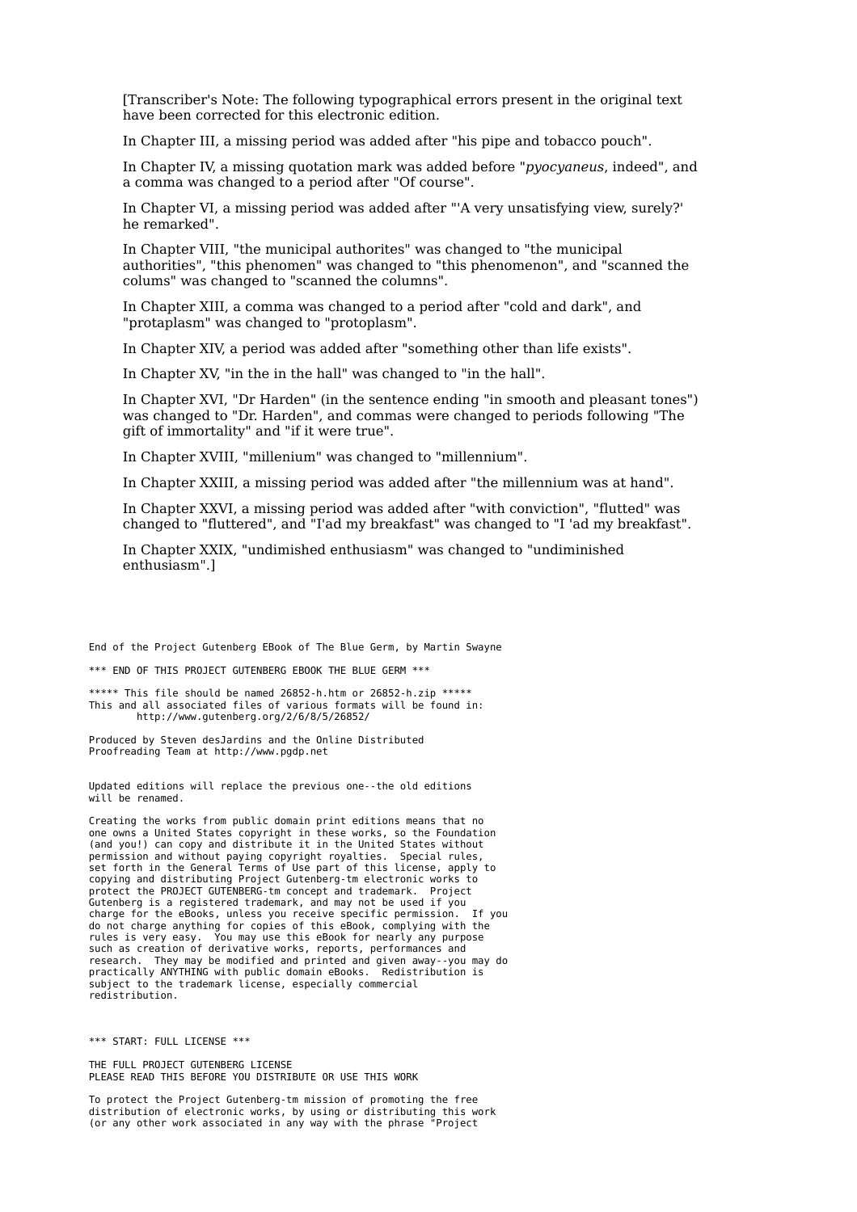[Transcriber's Note: The following typographical errors present in the original text have been corrected for this electronic edition.

In Chapter III, a missing period was added after "his pipe and tobacco pouch".

In Chapter IV, a missing quotation mark was added before "*pyocyaneus*, indeed", and a comma was changed to a period after "Of course".

In Chapter VI, a missing period was added after "'A very unsatisfying view, surely?' he remarked".

In Chapter VIII, "the municipal authorites" was changed to "the municipal authorities", "this phenomen" was changed to "this phenomenon", and "scanned the colums" was changed to "scanned the columns".

In Chapter XIII, a comma was changed to a period after "cold and dark", and "protaplasm" was changed to "protoplasm".

In Chapter XIV, a period was added after "something other than life exists".

In Chapter XV, "in the in the hall" was changed to "in the hall".

In Chapter XVI, "Dr Harden" (in the sentence ending "in smooth and pleasant tones") was changed to "Dr. Harden", and commas were changed to periods following "The gift of immortality" and "if it were true".

In Chapter XVIII, "millenium" was changed to "millennium".

In Chapter XXIII, a missing period was added after "the millennium was at hand".

In Chapter XXVI, a missing period was added after "with conviction", "flutted" was changed to "fluttered", and "I'ad my breakfast" was changed to "I 'ad my breakfast".

In Chapter XXIX, "undimished enthusiasm" was changed to "undiminished enthusiasm".]

```
End of the Project Gutenberg EBook of The Blue Germ, by Martin Swayne

*** END OF THIS PROJECT GUTENBERG EBOOK THE BLUE GERM ***

***** This file should be named 26852-h.htm or 26852-h.zip *****
This and all associated files of various formats will be found in:
        http://www.gutenberg.org/2/6/8/5/26852/

Produced by Steven desJardins and the Online Distributed
Proofreading Team at http://www.pgdp.net


Updated editions will replace the previous one--the old editions
will be renamed.

Creating the works from public domain print editions means that no
one owns a United States copyright in these works, so the Foundation
(and you!) can copy and distribute it in the United States without
permission and without paying copyright royalties.  Special rules,
set forth in the General Terms of Use part of this license, apply to
copying and distributing Project Gutenberg-tm electronic works to
protect the PROJECT GUTENBERG-tm concept and trademark.  Project
Gutenberg is a registered trademark, and may not be used if you
charge for the eBooks, unless you receive specific permission.  If you
do not charge anything for copies of this eBook, complying with the
rules is very easy.  You may use this eBook for nearly any purpose
such as creation of derivative works, reports, performances and
research.  They may be modified and printed and given away--you may do
practically ANYTHING with public domain eBooks.  Redistribution is
subject to the trademark license, especially commercial
redistribution.



*** START: FULL LICENSE ***

THE FULL PROJECT GUTENBERG LICENSE
PLEASE READ THIS BEFORE YOU DISTRIBUTE OR USE THIS WORK

To protect the Project Gutenberg-tm mission of promoting the free
distribution of electronic works, by using or distributing this work
(or any other work associated in any way with the phrase "Project
```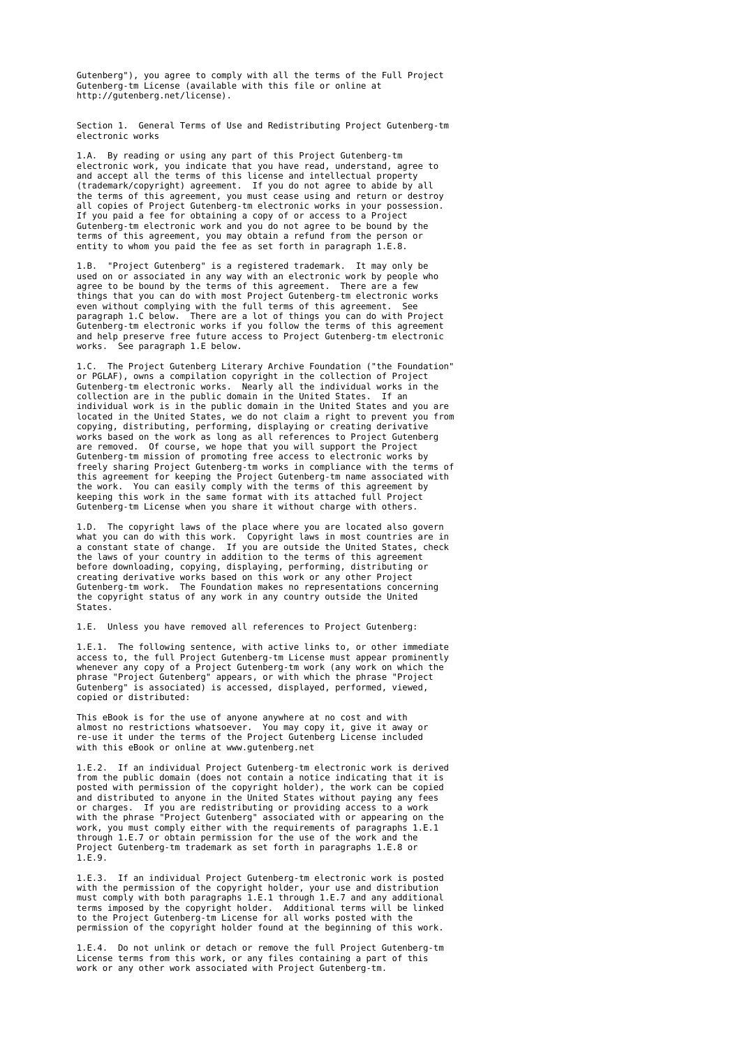Gutenberg"), you agree to comply with all the terms of the Full Project Gutenberg-tm License (available with this file or online at http://gutenberg.net/license).

Section 1. General Terms of Use and Redistributing Project Gutenberg-tm electronic works

1.A. By reading or using any part of this Project Gutenberg-tm electronic work, you indicate that you have read, understand, agree to and accept all the terms of this license and intellectual property (trademark/copyright) agreement. If you do not agree to abide by all the terms of this agreement, you must cease using and return or destroy all copies of Project Gutenberg-tm electronic works in your possession. If you paid a fee for obtaining a copy of or access to a Project Gutenberg-tm electronic work and you do not agree to be bound by the terms of this agreement, you may obtain a refund from the person or entity to whom you paid the fee as set forth in paragraph 1.E.8.

1.B. "Project Gutenberg" is a registered trademark. It may only be used on or associated in any way with an electronic work by people who agree to be bound by the terms of this agreement. There are a few things that you can do with most Project Gutenberg-tm electronic works even without complying with the full terms of this agreement. See paragraph 1.C below. There are a lot of things you can do with Project Gutenberg-tm electronic works if you follow the terms of this agreement and help preserve free future access to Project Gutenberg-tm electronic works. See paragraph 1.E below.

1.C. The Project Gutenberg Literary Archive Foundation ("the Foundation" or PGLAF), owns a compilation copyright in the collection of Project Gutenberg-tm electronic works. Nearly all the individual works in the collection are in the public domain in the United States. If an individual work is in the public domain in the United States and you are located in the United States, we do not claim a right to prevent you from copying, distributing, performing, displaying or creating derivative works based on the work as long as all references to Project Gutenberg are removed. Of course, we hope that you will support the Project Gutenberg-tm mission of promoting free access to electronic works by freely sharing Project Gutenberg-tm works in compliance with the terms of this agreement for keeping the Project Gutenberg-tm name associated with the work. You can easily comply with the terms of this agreement by keeping this work in the same format with its attached full Project Gutenberg-tm License when you share it without charge with others.

1.D. The copyright laws of the place where you are located also govern what you can do with this work. Copyright laws in most countries are in a constant state of change. If you are outside the United States, check the laws of your country in addition to the terms of this agreement before downloading, copying, displaying, performing, distributing or creating derivative works based on this work or any other Project Gutenberg-tm work. The Foundation makes no representations concerning the copyright status of any work in any country outside the United States.

1.E. Unless you have removed all references to Project Gutenberg:

1.E.1. The following sentence, with active links to, or other immediate access to, the full Project Gutenberg-tm License must appear prominently whenever any copy of a Project Gutenberg-tm work (any work on which the phrase "Project Gutenberg" appears, or with which the phrase "Project Gutenberg" is associated) is accessed, displayed, performed, viewed, copied or distributed:

This eBook is for the use of anyone anywhere at no cost and with almost no restrictions whatsoever. You may copy it, give it away or re-use it under the terms of the Project Gutenberg License included with this eBook or online at www.gutenberg.net

1.E.2. If an individual Project Gutenberg-tm electronic work is derived from the public domain (does not contain a notice indicating that it is posted with permission of the copyright holder), the work can be copied and distributed to anyone in the United States without paying any fees or charges. If you are redistributing or providing access to a work with the phrase "Project Gutenberg" associated with or appearing on the work, you must comply either with the requirements of paragraphs 1.E.1 through 1.E.7 or obtain permission for the use of the work and the Project Gutenberg-tm trademark as set forth in paragraphs 1.E.8 or 1.E.9.

1.E.3. If an individual Project Gutenberg-tm electronic work is posted with the permission of the copyright holder, your use and distribution must comply with both paragraphs 1.E.1 through 1.E.7 and any additional terms imposed by the copyright holder. Additional terms will be linked to the Project Gutenberg-tm License for all works posted with the permission of the copyright holder found at the beginning of this work.

1.E.4. Do not unlink or detach or remove the full Project Gutenberg-tm License terms from this work, or any files containing a part of this work or any other work associated with Project Gutenberg-tm.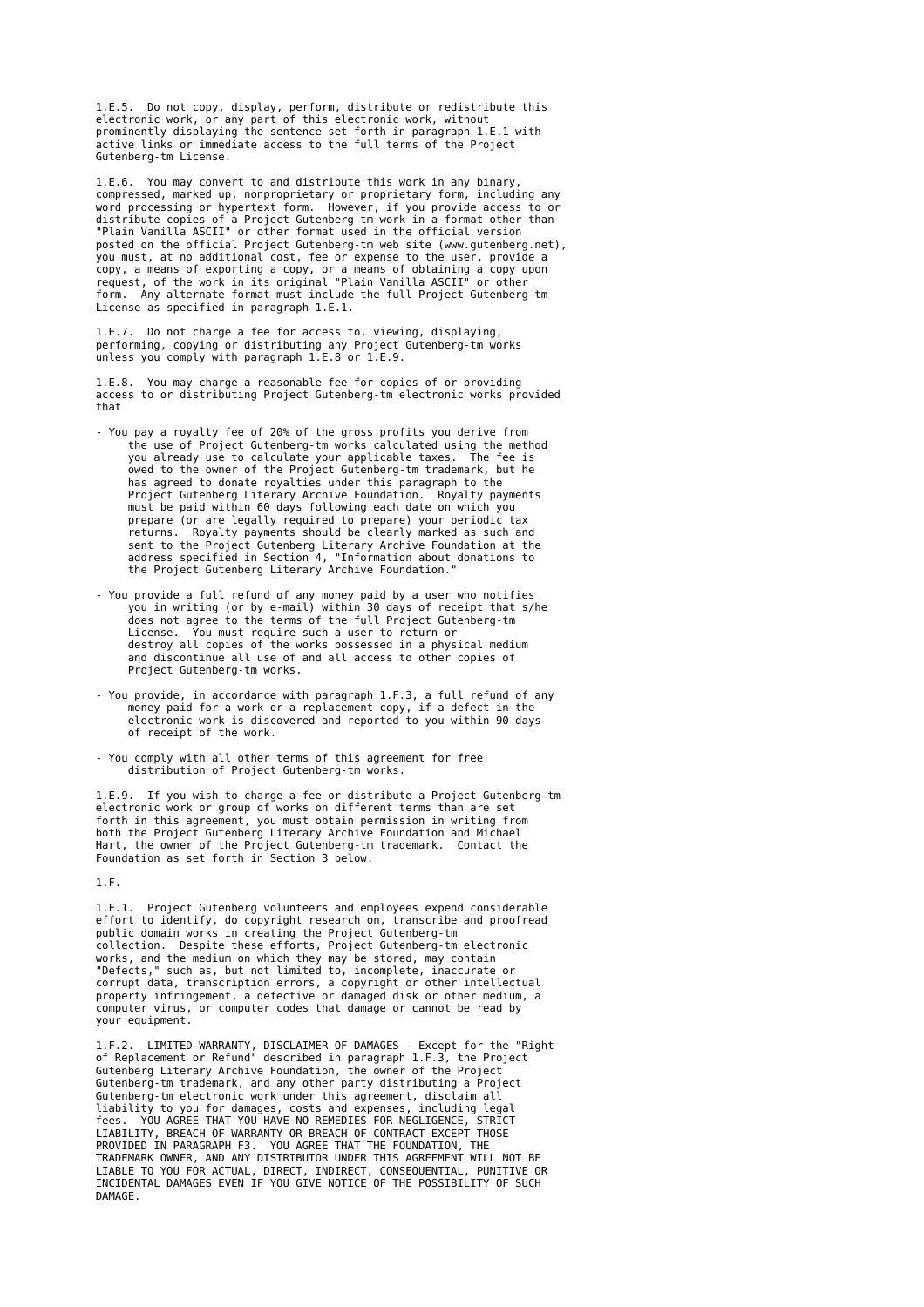1.E.5. Do not copy, display, perform, distribute or redistribute this electronic work, or any part of this electronic work, without prominently displaying the sentence set forth in paragraph 1.E.1 with active links or immediate access to the full terms of the Project Gutenberg-tm License.

1.E.6. You may convert to and distribute this work in any binary, compressed, marked up, nonproprietary or proprietary form, including any word processing or hypertext form. However, if you provide access to or distribute copies of a Project Gutenberg-tm work in a format other than "Plain Vanilla ASCII" or other format used in the official version posted on the official Project Gutenberg-tm web site (www.gutenberg.net), you must, at no additional cost, fee or expense to the user, provide a copy, a means of exporting a copy, or a means of obtaining a copy upon request, of the work in its original "Plain Vanilla ASCII" or other form. Any alternate format must include the full Project Gutenberg-tm License as specified in paragraph 1.E.1.

1.E.7. Do not charge a fee for access to, viewing, displaying, performing, copying or distributing any Project Gutenberg-tm works unless you comply with paragraph 1.E.8 or 1.E.9.

1.E.8. You may charge a reasonable fee for copies of or providing access to or distributing Project Gutenberg-tm electronic works provided that

- You pay a royalty fee of 20% of the gross profits you derive from the use of Project Gutenberg-tm works calculated using the method you already use to calculate your applicable taxes. The fee is owed to the owner of the Project Gutenberg-tm trademark, but he has agreed to donate royalties under this paragraph to the Project Gutenberg Literary Archive Foundation. Royalty payments must be paid within 60 days following each date on which you prepare (or are legally required to prepare) your periodic tax returns. Royalty payments should be clearly marked as such and sent to the Project Gutenberg Literary Archive Foundation at the address specified in Section 4, "Information about donations to the Project Gutenberg Literary Archive Foundation."

- You provide a full refund of any money paid by a user who notifies you in writing (or by e-mail) within 30 days of receipt that s/he does not agree to the terms of the full Project Gutenberg-tm License. You must require such a user to return or destroy all copies of the works possessed in a physical medium and discontinue all use of and all access to other copies of Project Gutenberg-tm works.

- You provide, in accordance with paragraph 1.F.3, a full refund of any money paid for a work or a replacement copy, if a defect in the electronic work is discovered and reported to you within 90 days of receipt of the work.

- You comply with all other terms of this agreement for free distribution of Project Gutenberg-tm works.

1.E.9. If you wish to charge a fee or distribute a Project Gutenberg-tm electronic work or group of works on different terms than are set forth in this agreement, you must obtain permission in writing from both the Project Gutenberg Literary Archive Foundation and Michael Hart, the owner of the Project Gutenberg-tm trademark. Contact the Foundation as set forth in Section 3 below.

1.F.

1.F.1. Project Gutenberg volunteers and employees expend considerable effort to identify, do copyright research on, transcribe and proofread public domain works in creating the Project Gutenberg-tm collection. Despite these efforts, Project Gutenberg-tm electronic works, and the medium on which they may be stored, may contain "Defects," such as, but not limited to, incomplete, inaccurate or corrupt data, transcription errors, a copyright or other intellectual property infringement, a defective or damaged disk or other medium, a computer virus, or computer codes that damage or cannot be read by your equipment.

1.F.2. LIMITED WARRANTY, DISCLAIMER OF DAMAGES - Except for the "Right of Replacement or Refund" described in paragraph 1.F.3, the Project Gutenberg Literary Archive Foundation, the owner of the Project Gutenberg-tm trademark, and any other party distributing a Project Gutenberg-tm electronic work under this agreement, disclaim all liability to you for damages, costs and expenses, including legal fees. YOU AGREE THAT YOU HAVE NO REMEDIES FOR NEGLIGENCE, STRICT LIABILITY, BREACH OF WARRANTY OR BREACH OF CONTRACT EXCEPT THOSE PROVIDED IN PARAGRAPH F3. YOU AGREE THAT THE FOUNDATION, THE TRADEMARK OWNER, AND ANY DISTRIBUTOR UNDER THIS AGREEMENT WILL NOT BE LIABLE TO YOU FOR ACTUAL, DIRECT, INDIRECT, CONSEQUENTIAL, PUNITIVE OR INCIDENTAL DAMAGES EVEN IF YOU GIVE NOTICE OF THE POSSIBILITY OF SUCH DAMAGE.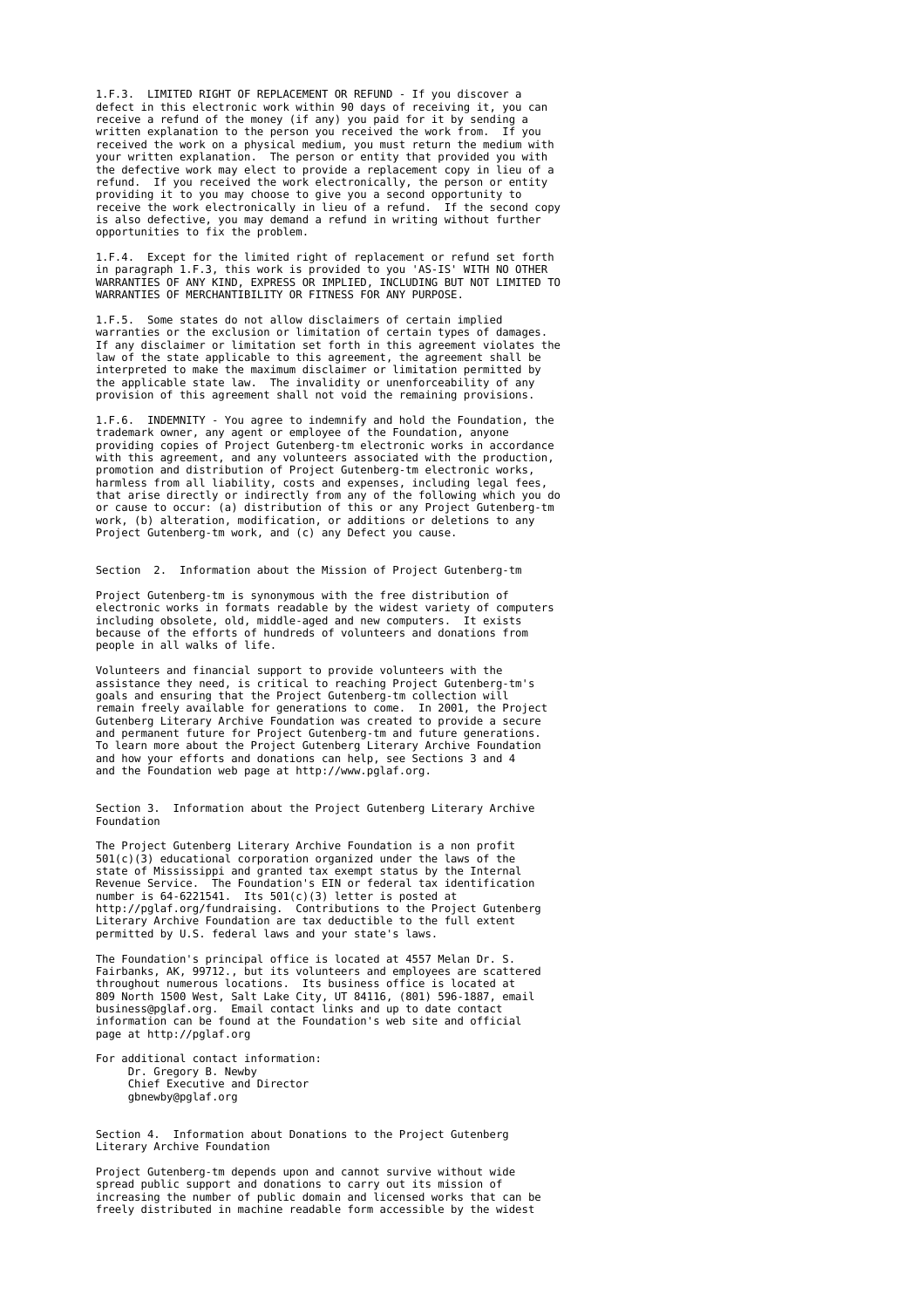1.F.3. LIMITED RIGHT OF REPLACEMENT OR REFUND - If you discover a defect in this electronic work within 90 days of receiving it, you can receive a refund of the money (if any) you paid for it by sending a written explanation to the person you received the work from. If you received the work on a physical medium, you must return the medium with your written explanation. The person or entity that provided you with the defective work may elect to provide a replacement copy in lieu of a refund. If you received the work electronically, the person or entity providing it to you may choose to give you a second opportunity to receive the work electronically in lieu of a refund. If the second copy is also defective, you may demand a refund in writing without further opportunities to fix the problem.

1.F.4. Except for the limited right of replacement or refund set forth in paragraph 1.F.3, this work is provided to you 'AS-IS' WITH NO OTHER WARRANTIES OF ANY KIND, EXPRESS OR IMPLIED, INCLUDING BUT NOT LIMITED TO WARRANTIES OF MERCHANTIBILITY OR FITNESS FOR ANY PURPOSE.

1.F.5. Some states do not allow disclaimers of certain implied warranties or the exclusion or limitation of certain types of damages. If any disclaimer or limitation set forth in this agreement violates the law of the state applicable to this agreement, the agreement shall be interpreted to make the maximum disclaimer or limitation permitted by the applicable state law. The invalidity or unenforceability of any provision of this agreement shall not void the remaining provisions.

1.F.6. INDEMNITY - You agree to indemnify and hold the Foundation, the trademark owner, any agent or employee of the Foundation, anyone providing copies of Project Gutenberg-tm electronic works in accordance with this agreement, and any volunteers associated with the production, promotion and distribution of Project Gutenberg-tm electronic works, harmless from all liability, costs and expenses, including legal fees, that arise directly or indirectly from any of the following which you do or cause to occur: (a) distribution of this or any Project Gutenberg-tm work, (b) alteration, modification, or additions or deletions to any Project Gutenberg-tm work, and (c) any Defect you cause.

## Section 2. Information about the Mission of Project Gutenberg-tm

Project Gutenberg-tm is synonymous with the free distribution of electronic works in formats readable by the widest variety of computers including obsolete, old, middle-aged and new computers. It exists because of the efforts of hundreds of volunteers and donations from people in all walks of life.

Volunteers and financial support to provide volunteers with the assistance they need, is critical to reaching Project Gutenberg-tm's goals and ensuring that the Project Gutenberg-tm collection will remain freely available for generations to come. In 2001, the Project Gutenberg Literary Archive Foundation was created to provide a secure and permanent future for Project Gutenberg-tm and future generations. To learn more about the Project Gutenberg Literary Archive Foundation and how your efforts and donations can help, see Sections 3 and 4 and the Foundation web page at http://www.pglaf.org.

## Section 3. Information about the Project Gutenberg Literary Archive Foundation

The Project Gutenberg Literary Archive Foundation is a non profit 501(c)(3) educational corporation organized under the laws of the state of Mississippi and granted tax exempt status by the Internal Revenue Service. The Foundation's EIN or federal tax identification number is 64-6221541. Its 501(c)(3) letter is posted at http://pglaf.org/fundraising. Contributions to the Project Gutenberg Literary Archive Foundation are tax deductible to the full extent permitted by U.S. federal laws and your state's laws.

The Foundation's principal office is located at 4557 Melan Dr. S. Fairbanks, AK, 99712., but its volunteers and employees are scattered throughout numerous locations. Its business office is located at 809 North 1500 West, Salt Lake City, UT 84116, (801) 596-1887, email business@pglaf.org. Email contact links and up to date contact information can be found at the Foundation's web site and official page at http://pglaf.org

For additional contact information:
Dr. Gregory B. Newby
Chief Executive and Director
gbnewby@pglaf.org

## Section 4. Information about Donations to the Project Gutenberg Literary Archive Foundation

Project Gutenberg-tm depends upon and cannot survive without wide spread public support and donations to carry out its mission of increasing the number of public domain and licensed works that can be freely distributed in machine readable form accessible by the widest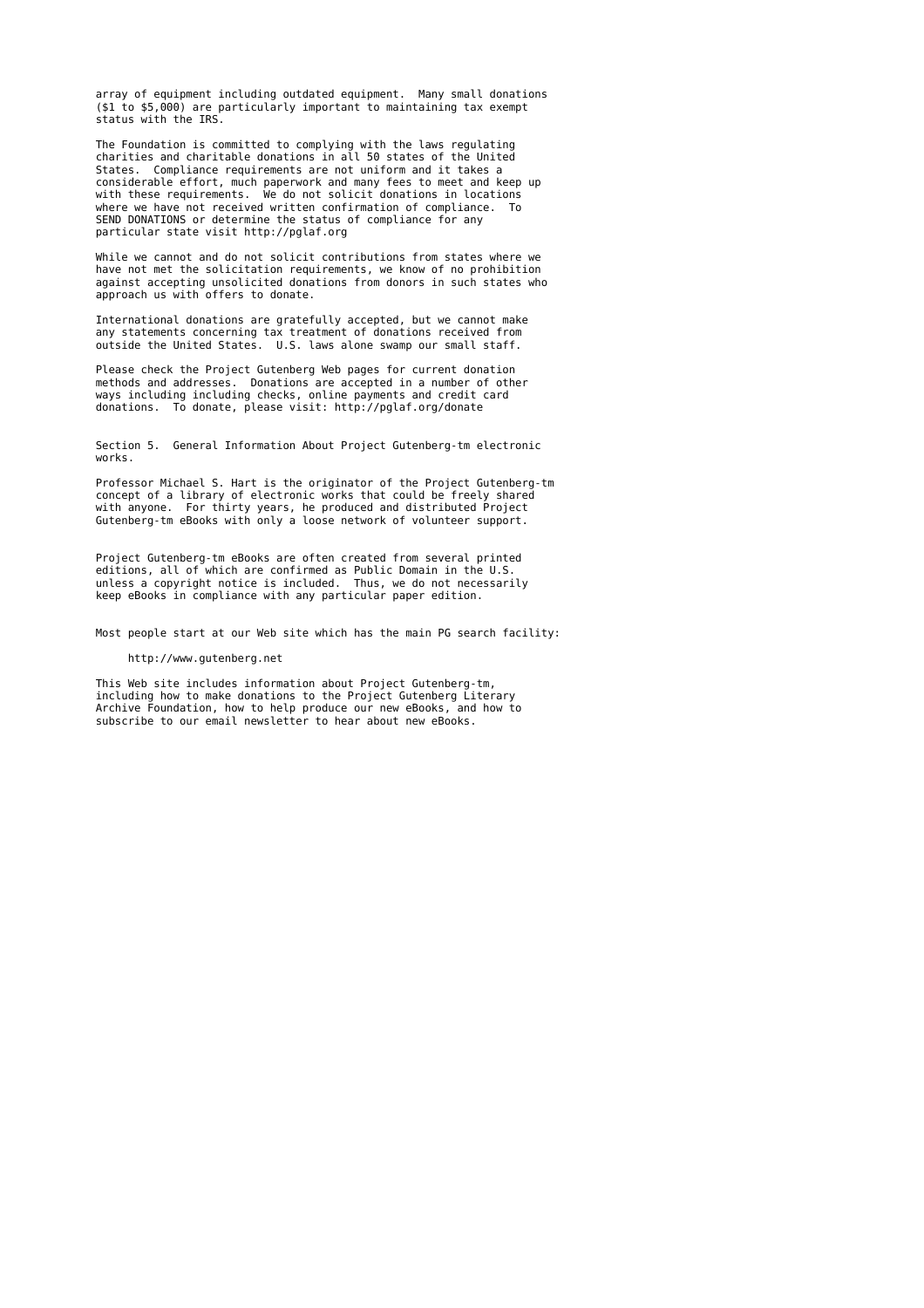array of equipment including outdated equipment. Many small donations ($1 to $5,000) are particularly important to maintaining tax exempt status with the IRS.

The Foundation is committed to complying with the laws regulating charities and charitable donations in all 50 states of the United States. Compliance requirements are not uniform and it takes a considerable effort, much paperwork and many fees to meet and keep up with these requirements. We do not solicit donations in locations where we have not received written confirmation of compliance. To SEND DONATIONS or determine the status of compliance for any particular state visit http://pglaf.org

While we cannot and do not solicit contributions from states where we have not met the solicitation requirements, we know of no prohibition against accepting unsolicited donations from donors in such states who approach us with offers to donate.

International donations are gratefully accepted, but we cannot make any statements concerning tax treatment of donations received from outside the United States. U.S. laws alone swamp our small staff.

Please check the Project Gutenberg Web pages for current donation methods and addresses. Donations are accepted in a number of other ways including including checks, online payments and credit card donations. To donate, please visit: http://pglaf.org/donate

Section 5. General Information About Project Gutenberg-tm electronic works.

Professor Michael S. Hart is the originator of the Project Gutenberg-tm concept of a library of electronic works that could be freely shared with anyone. For thirty years, he produced and distributed Project Gutenberg-tm eBooks with only a loose network of volunteer support.

Project Gutenberg-tm eBooks are often created from several printed editions, all of which are confirmed as Public Domain in the U.S. unless a copyright notice is included. Thus, we do not necessarily keep eBooks in compliance with any particular paper edition.

Most people start at our Web site which has the main PG search facility:

http://www.gutenberg.net

This Web site includes information about Project Gutenberg-tm, including how to make donations to the Project Gutenberg Literary Archive Foundation, how to help produce our new eBooks, and how to subscribe to our email newsletter to hear about new eBooks.